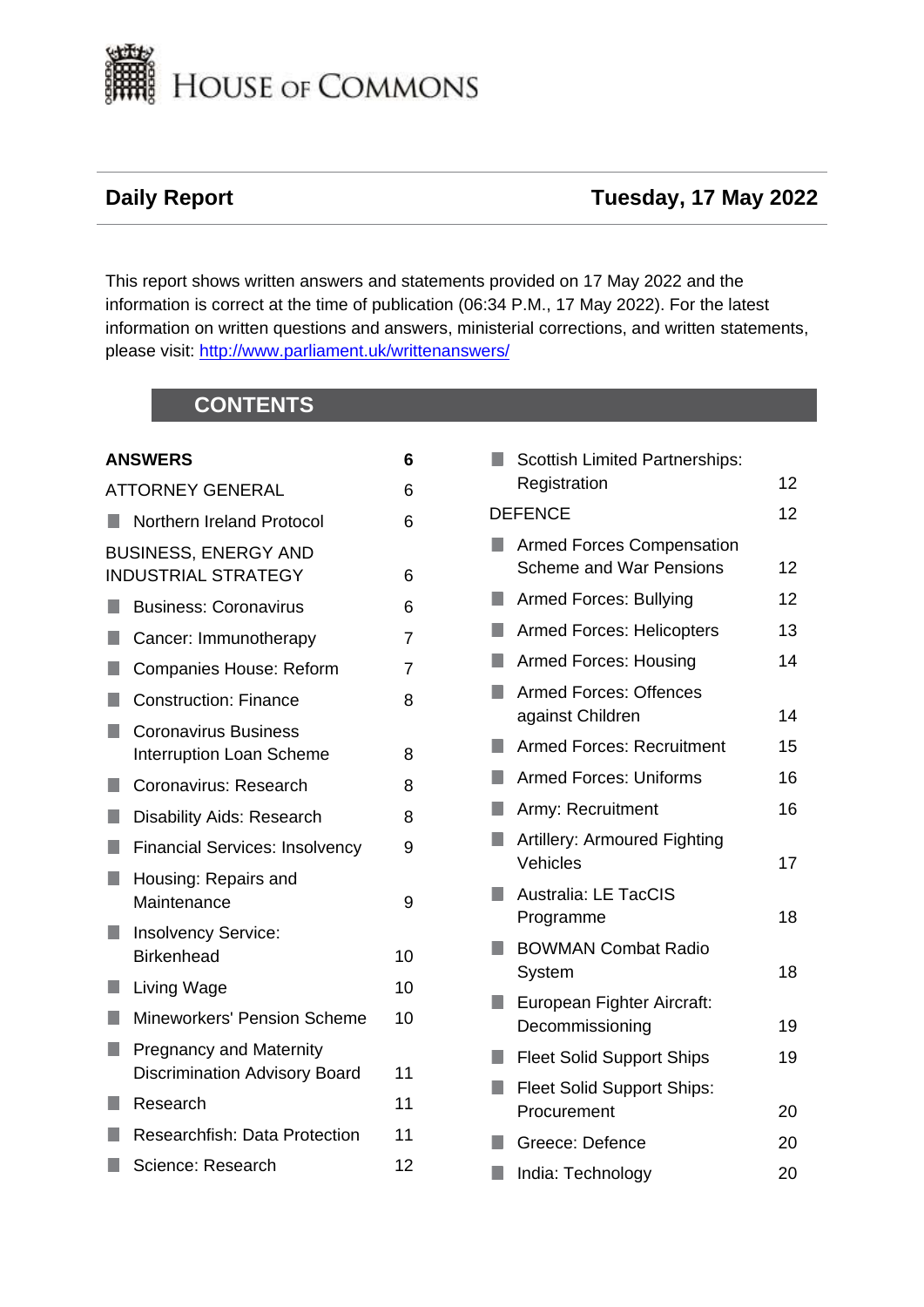# HOUSE OF COMMONS

**Daily Report** **Tuesday, 17 May 2022**

This report shows written answers and statements provided on 17 May 2022 and the information is correct at the time of publication (06:34 P.M., 17 May 2022). For the latest information on written questions and answers, ministerial corrections, and written statements, please visit: http://www.parliament.uk/writtenanswers/

## CONTENTS

| | |
|---|---|
| **ANSWERS** | **6** |
| ATTORNEY GENERAL | 6 |
| ■ Northern Ireland Protocol | 6 |
| BUSINESS, ENERGY AND INDUSTRIAL STRATEGY | 6 |
| ■ Business: Coronavirus | 6 |
| ■ Cancer: Immunotherapy | 7 |
| ■ Companies House: Reform | 7 |
| ■ Construction: Finance | 8 |
| ■ Coronavirus Business Interruption Loan Scheme | 8 |
| ■ Coronavirus: Research | 8 |
| ■ Disability Aids: Research | 8 |
| ■ Financial Services: Insolvency | 9 |
| ■ Housing: Repairs and Maintenance | 9 |
| ■ Insolvency Service: Birkenhead | 10 |
| ■ Living Wage | 10 |
| ■ Mineworkers' Pension Scheme | 10 |
| ■ Pregnancy and Maternity Discrimination Advisory Board | 11 |
| ■ Research | 11 |
| ■ Researchfish: Data Protection | 11 |
| ■ Science: Research | 12 |
| ■ Scottish Limited Partnerships: Registration | 12 |
| DEFENCE | 12 |
| ■ Armed Forces Compensation Scheme and War Pensions | 12 |
| ■ Armed Forces: Bullying | 12 |
| ■ Armed Forces: Helicopters | 13 |
| ■ Armed Forces: Housing | 14 |
| ■ Armed Forces: Offences against Children | 14 |
| ■ Armed Forces: Recruitment | 15 |
| ■ Armed Forces: Uniforms | 16 |
| ■ Army: Recruitment | 16 |
| ■ Artillery: Armoured Fighting Vehicles | 17 |
| ■ Australia: LE TacCIS Programme | 18 |
| ■ BOWMAN Combat Radio System | 18 |
| ■ European Fighter Aircraft: Decommissioning | 19 |
| ■ Fleet Solid Support Ships | 19 |
| ■ Fleet Solid Support Ships: Procurement | 20 |
| ■ Greece: Defence | 20 |
| ■ India: Technology | 20 |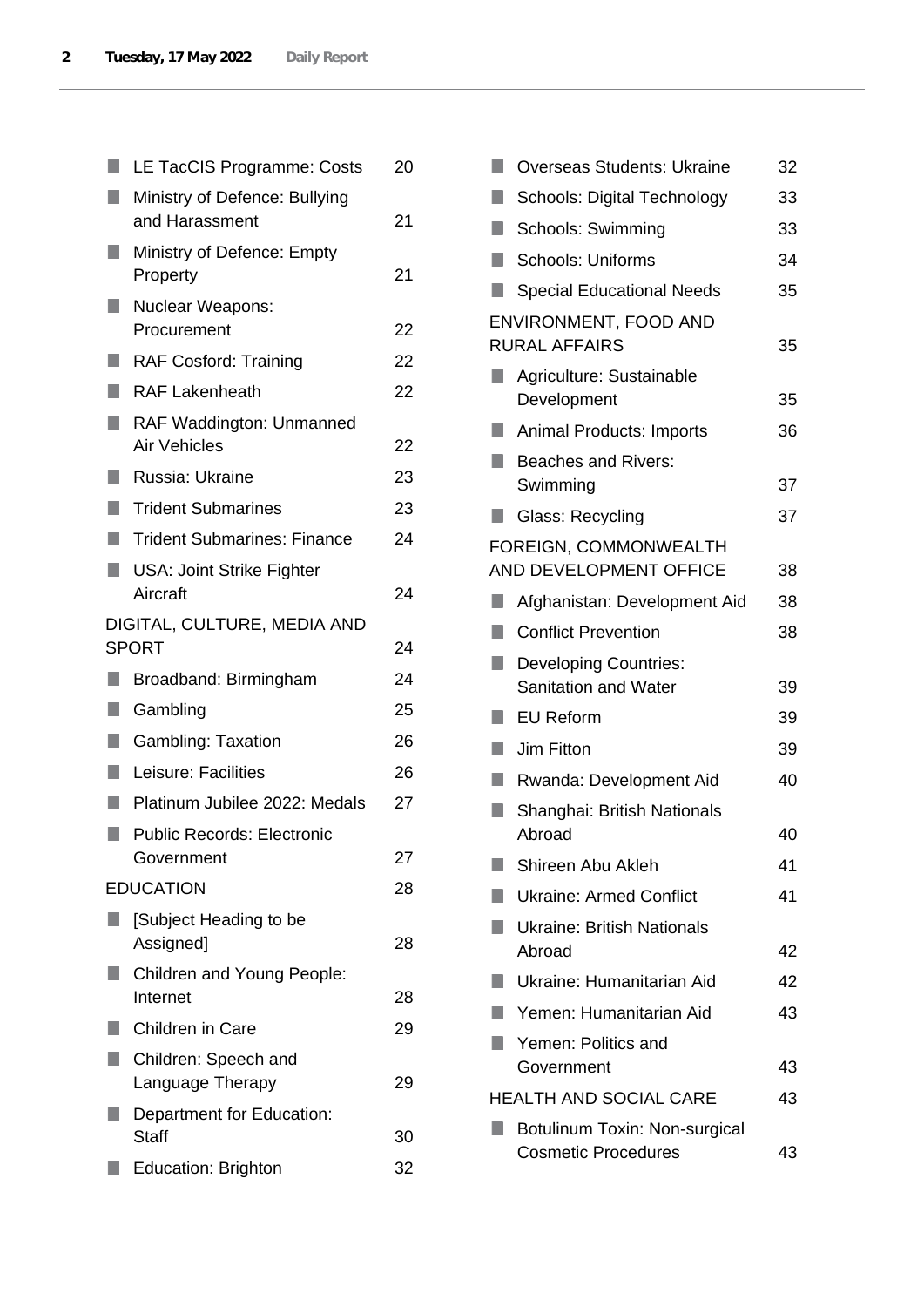- LE TacCIS Programme: Costs 20
- Ministry of Defence: Bullying and Harassment 21
- Ministry of Defence: Empty Property 21
- Nuclear Weapons: Procurement 22
- RAF Cosford: Training 22
- RAF Lakenheath 22
- RAF Waddington: Unmanned Air Vehicles 22
- Russia: Ukraine 23
- Trident Submarines 23
- Trident Submarines: Finance 24
- USA: Joint Strike Fighter Aircraft 24

DIGITAL, CULTURE, MEDIA AND SPORT 24

- Broadband: Birmingham 24
- Gambling 25
- Gambling: Taxation 26
- Leisure: Facilities 26
- Platinum Jubilee 2022: Medals 27
- Public Records: Electronic Government 27

EDUCATION 28

- [Subject Heading to be Assigned] 28
- Children and Young People: Internet 28
- Children in Care 29
- Children: Speech and Language Therapy 29
- Department for Education: Staff 30
- Education: Brighton 32
- Overseas Students: Ukraine 32
- Schools: Digital Technology 33
- Schools: Swimming 33
- Schools: Uniforms 34
- Special Educational Needs 35

ENVIRONMENT, FOOD AND RURAL AFFAIRS 35

- Agriculture: Sustainable Development 35
- Animal Products: Imports 36
- Beaches and Rivers: Swimming 37
- Glass: Recycling 37

FOREIGN, COMMONWEALTH AND DEVELOPMENT OFFICE 38

- Afghanistan: Development Aid 38
- Conflict Prevention 38
- Developing Countries: Sanitation and Water 39
- EU Reform 39
- Jim Fitton 39
- Rwanda: Development Aid 40
- Shanghai: British Nationals Abroad 40
- Shireen Abu Akleh 41
- Ukraine: Armed Conflict 41
- Ukraine: British Nationals Abroad 42
- Ukraine: Humanitarian Aid 42
- Yemen: Humanitarian Aid 43
- Yemen: Politics and Government 43

HEALTH AND SOCIAL CARE 43

- Botulinum Toxin: Non-surgical Cosmetic Procedures 43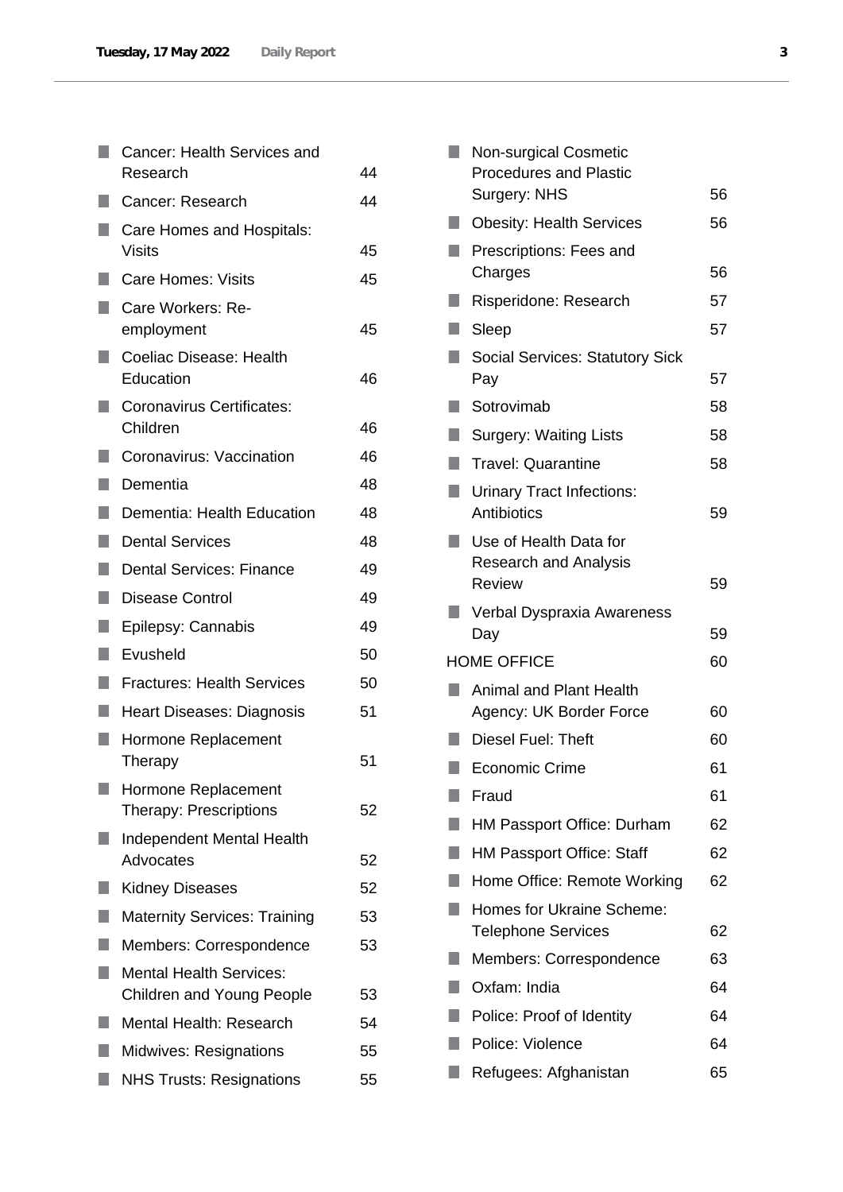- Cancer: Health Services and Research 44
- Cancer: Research 44
- Care Homes and Hospitals: Visits 45
- Care Homes: Visits 45
- Care Workers: Re-employment 45
- Coeliac Disease: Health Education 46
- Coronavirus Certificates: Children 46
- Coronavirus: Vaccination 46
- Dementia 48
- Dementia: Health Education 48
- Dental Services 48
- Dental Services: Finance 49
- Disease Control 49
- Epilepsy: Cannabis 49
- Evusheld 50
- Fractures: Health Services 50
- Heart Diseases: Diagnosis 51
- Hormone Replacement Therapy 51
- Hormone Replacement Therapy: Prescriptions 52
- Independent Mental Health Advocates 52
- Kidney Diseases 52
- Maternity Services: Training 53
- Members: Correspondence 53
- Mental Health Services: Children and Young People 53
- Mental Health: Research 54
- Midwives: Resignations 55
- NHS Trusts: Resignations 55
- Non-surgical Cosmetic Procedures and Plastic Surgery: NHS 56
- Obesity: Health Services 56
- Prescriptions: Fees and Charges 56
- Risperidone: Research 57
- Sleep 57
- Social Services: Statutory Sick Pay 57
- Sotrovimab 58
- Surgery: Waiting Lists 58
- Travel: Quarantine 58
- Urinary Tract Infections: Antibiotics 59
- Use of Health Data for Research and Analysis Review 59
- Verbal Dyspraxia Awareness Day 59

HOME OFFICE 60

- Animal and Plant Health Agency: UK Border Force 60
- Diesel Fuel: Theft 60
- Economic Crime 61
- Fraud 61
- HM Passport Office: Durham 62
- HM Passport Office: Staff 62
- Home Office: Remote Working 62
- Homes for Ukraine Scheme: Telephone Services 62
- Members: Correspondence 63
- Oxfam: India 64
- Police: Proof of Identity 64
- Police: Violence 64
- Refugees: Afghanistan 65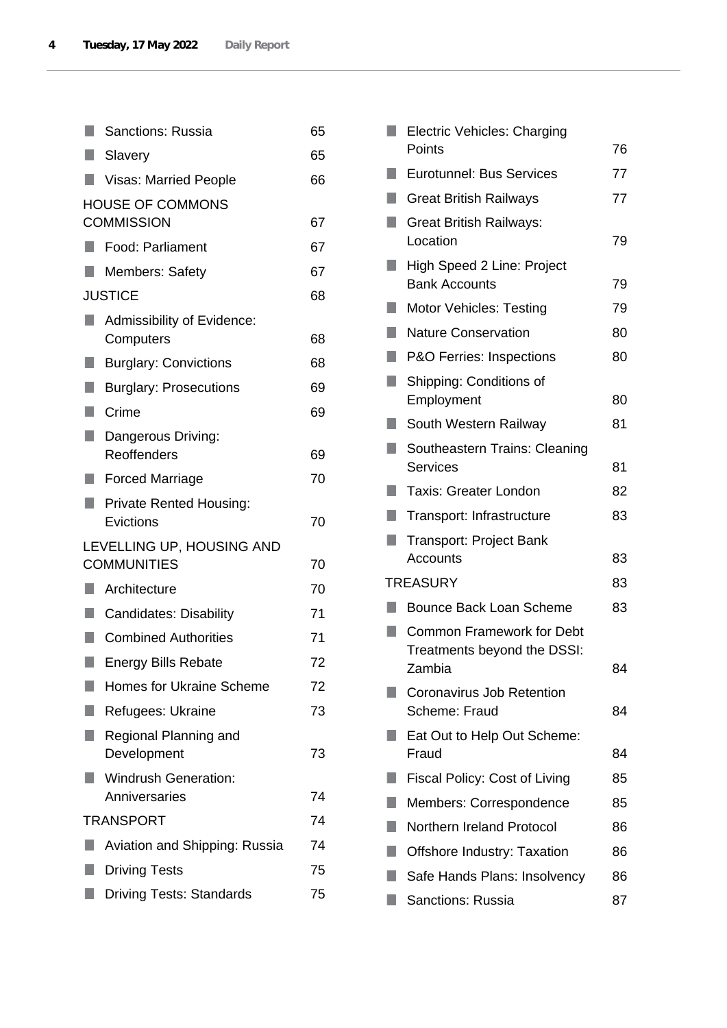| | |
|---|---|
| Sanctions: Russia | 65 |
| Slavery | 65 |
| Visas: Married People | 66 |
| HOUSE OF COMMONS COMMISSION | 67 |
| Food: Parliament | 67 |
| Members: Safety | 67 |
| JUSTICE | 68 |
| Admissibility of Evidence: Computers | 68 |
| Burglary: Convictions | 68 |
| Burglary: Prosecutions | 69 |
| Crime | 69 |
| Dangerous Driving: Reoffenders | 69 |
| Forced Marriage | 70 |
| Private Rented Housing: Evictions | 70 |
| LEVELLING UP, HOUSING AND COMMUNITIES | 70 |
| Architecture | 70 |
| Candidates: Disability | 71 |
| Combined Authorities | 71 |
| Energy Bills Rebate | 72 |
| Homes for Ukraine Scheme | 72 |
| Refugees: Ukraine | 73 |
| Regional Planning and Development | 73 |
| Windrush Generation: Anniversaries | 74 |
| TRANSPORT | 74 |
| Aviation and Shipping: Russia | 74 |
| Driving Tests | 75 |
| Driving Tests: Standards | 75 |
| Electric Vehicles: Charging Points | 76 |
| Eurotunnel: Bus Services | 77 |
| Great British Railways | 77 |
| Great British Railways: Location | 79 |
| High Speed 2 Line: Project Bank Accounts | 79 |
| Motor Vehicles: Testing | 79 |
| Nature Conservation | 80 |
| P&O Ferries: Inspections | 80 |
| Shipping: Conditions of Employment | 80 |
| South Western Railway | 81 |
| Southeastern Trains: Cleaning Services | 81 |
| Taxis: Greater London | 82 |
| Transport: Infrastructure | 83 |
| Transport: Project Bank Accounts | 83 |
| TREASURY | 83 |
| Bounce Back Loan Scheme | 83 |
| Common Framework for Debt Treatments beyond the DSSI: Zambia | 84 |
| Coronavirus Job Retention Scheme: Fraud | 84 |
| Eat Out to Help Out Scheme: Fraud | 84 |
| Fiscal Policy: Cost of Living | 85 |
| Members: Correspondence | 85 |
| Northern Ireland Protocol | 86 |
| Offshore Industry: Taxation | 86 |
| Safe Hands Plans: Insolvency | 86 |
| Sanctions: Russia | 87 |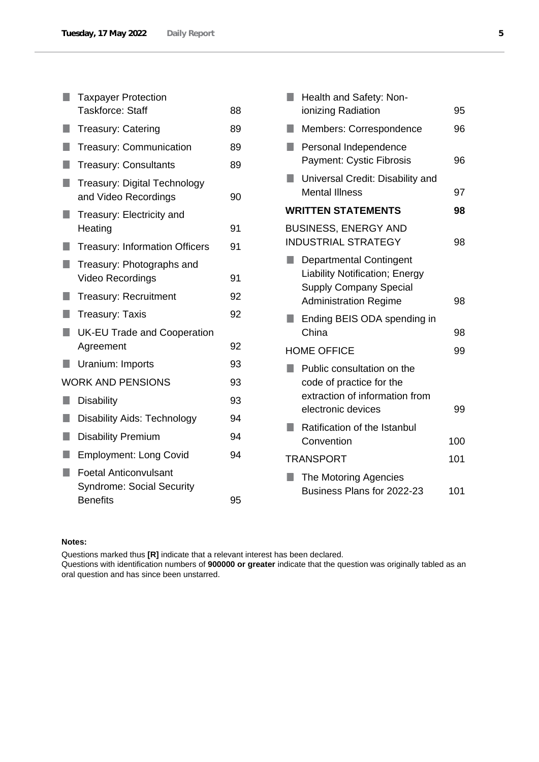- Taxpayer Protection Taskforce: Staff 88
- Treasury: Catering 89
- Treasury: Communication 89
- Treasury: Consultants 89
- Treasury: Digital Technology and Video Recordings 90
- Treasury: Electricity and Heating 91
- Treasury: Information Officers 91
- Treasury: Photographs and Video Recordings 91
- Treasury: Recruitment 92
- Treasury: Taxis 92
- UK-EU Trade and Cooperation Agreement 92
- Uranium: Imports 93

WORK AND PENSIONS 93

- Disability 93
- Disability Aids: Technology 94
- Disability Premium 94
- Employment: Long Covid 94
- Foetal Anticonvulsant Syndrome: Social Security Benefits 95
- Health and Safety: Non-ionizing Radiation 95
- Members: Correspondence 96
- Personal Independence Payment: Cystic Fibrosis 96
- Universal Credit: Disability and Mental Illness 97

**WRITTEN STATEMENTS 98**

BUSINESS, ENERGY AND INDUSTRIAL STRATEGY 98

- Departmental Contingent Liability Notification; Energy Supply Company Special Administration Regime 98
- Ending BEIS ODA spending in China 98

HOME OFFICE 99

- Public consultation on the code of practice for the extraction of information from electronic devices 99
- Ratification of the Istanbul Convention 100

TRANSPORT 101

- The Motoring Agencies Business Plans for 2022-23 101

**Notes:**

Questions marked thus **[R]** indicate that a relevant interest has been declared.
Questions with identification numbers of **900000 or greater** indicate that the question was originally tabled as an oral question and has since been unstarred.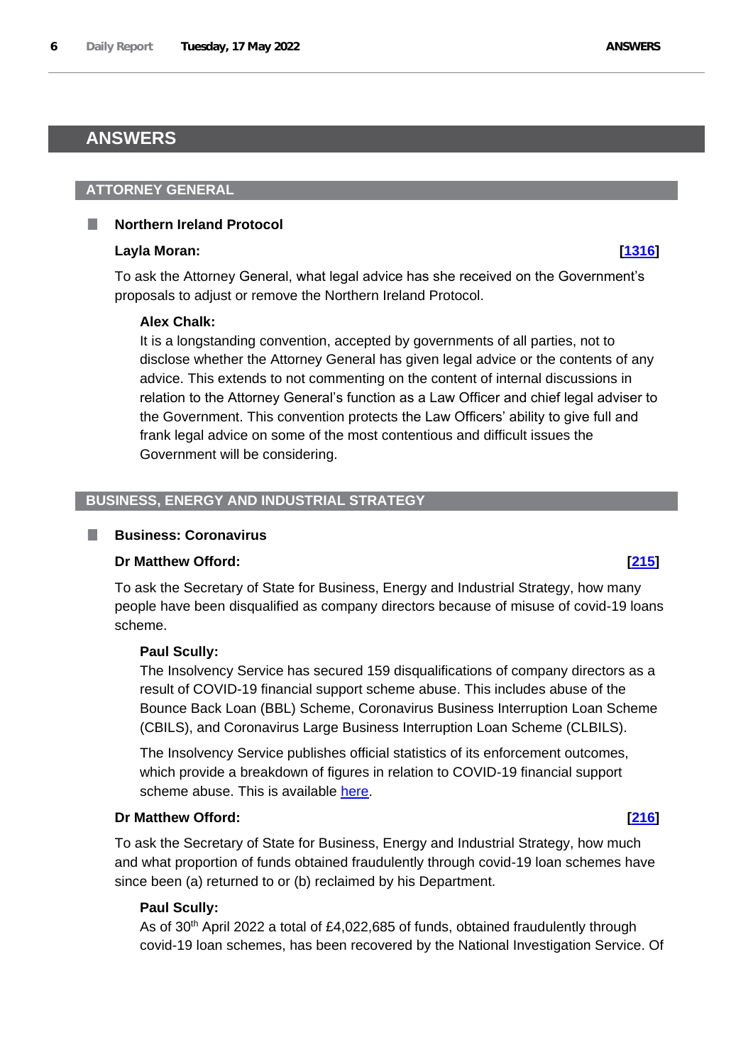# ANSWERS

## ATTORNEY GENERAL

### Northern Ireland Protocol

**Layla Moran:** **[1316]**

To ask the Attorney General, what legal advice has she received on the Government's proposals to adjust or remove the Northern Ireland Protocol.

**Alex Chalk:**

It is a longstanding convention, accepted by governments of all parties, not to disclose whether the Attorney General has given legal advice or the contents of any advice. This extends to not commenting on the content of internal discussions in relation to the Attorney General's function as a Law Officer and chief legal adviser to the Government. This convention protects the Law Officers' ability to give full and frank legal advice on some of the most contentious and difficult issues the Government will be considering.

## BUSINESS, ENERGY AND INDUSTRIAL STRATEGY

### Business: Coronavirus

**Dr Matthew Offord:** **[215]**

To ask the Secretary of State for Business, Energy and Industrial Strategy, how many people have been disqualified as company directors because of misuse of covid-19 loans scheme.

**Paul Scully:**

The Insolvency Service has secured 159 disqualifications of company directors as a result of COVID-19 financial support scheme abuse. This includes abuse of the Bounce Back Loan (BBL) Scheme, Coronavirus Business Interruption Loan Scheme (CBILS), and Coronavirus Large Business Interruption Loan Scheme (CLBILS).

The Insolvency Service publishes official statistics of its enforcement outcomes, which provide a breakdown of figures in relation to COVID-19 financial support scheme abuse. This is available here.

**Dr Matthew Offord:** **[216]**

To ask the Secretary of State for Business, Energy and Industrial Strategy, how much and what proportion of funds obtained fraudulently through covid-19 loan schemes have since been (a) returned to or (b) reclaimed by his Department.

**Paul Scully:**

As of 30th April 2022 a total of £4,022,685 of funds, obtained fraudulently through covid-19 loan schemes, has been recovered by the National Investigation Service. Of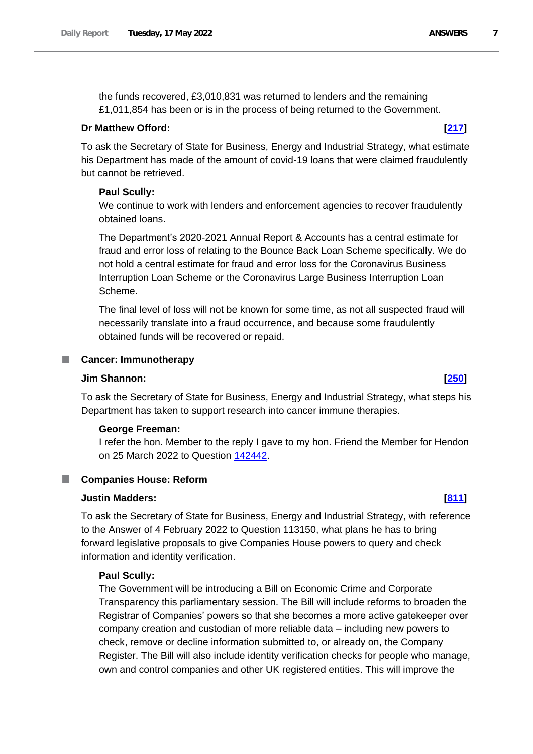the funds recovered, £3,010,831 was returned to lenders and the remaining £1,011,854 has been or is in the process of being returned to the Government.

**Dr Matthew Offord:** **[217]**

To ask the Secretary of State for Business, Energy and Industrial Strategy, what estimate his Department has made of the amount of covid-19 loans that were claimed fraudulently but cannot be retrieved.

**Paul Scully:**

We continue to work with lenders and enforcement agencies to recover fraudulently obtained loans.

The Department's 2020-2021 Annual Report & Accounts has a central estimate for fraud and error loss of relating to the Bounce Back Loan Scheme specifically. We do not hold a central estimate for fraud and error loss for the Coronavirus Business Interruption Loan Scheme or the Coronavirus Large Business Interruption Loan Scheme.

The final level of loss will not be known for some time, as not all suspected fraud will necessarily translate into a fraud occurrence, and because some fraudulently obtained funds will be recovered or repaid.

## Cancer: Immunotherapy

**Jim Shannon:** **[250]**

To ask the Secretary of State for Business, Energy and Industrial Strategy, what steps his Department has taken to support research into cancer immune therapies.

**George Freeman:**

I refer the hon. Member to the reply I gave to my hon. Friend the Member for Hendon on 25 March 2022 to Question 142442.

## Companies House: Reform

**Justin Madders:** **[811]**

To ask the Secretary of State for Business, Energy and Industrial Strategy, with reference to the Answer of 4 February 2022 to Question 113150, what plans he has to bring forward legislative proposals to give Companies House powers to query and check information and identity verification.

**Paul Scully:**

The Government will be introducing a Bill on Economic Crime and Corporate Transparency this parliamentary session. The Bill will include reforms to broaden the Registrar of Companies' powers so that she becomes a more active gatekeeper over company creation and custodian of more reliable data – including new powers to check, remove or decline information submitted to, or already on, the Company Register. The Bill will also include identity verification checks for people who manage, own and control companies and other UK registered entities. This will improve the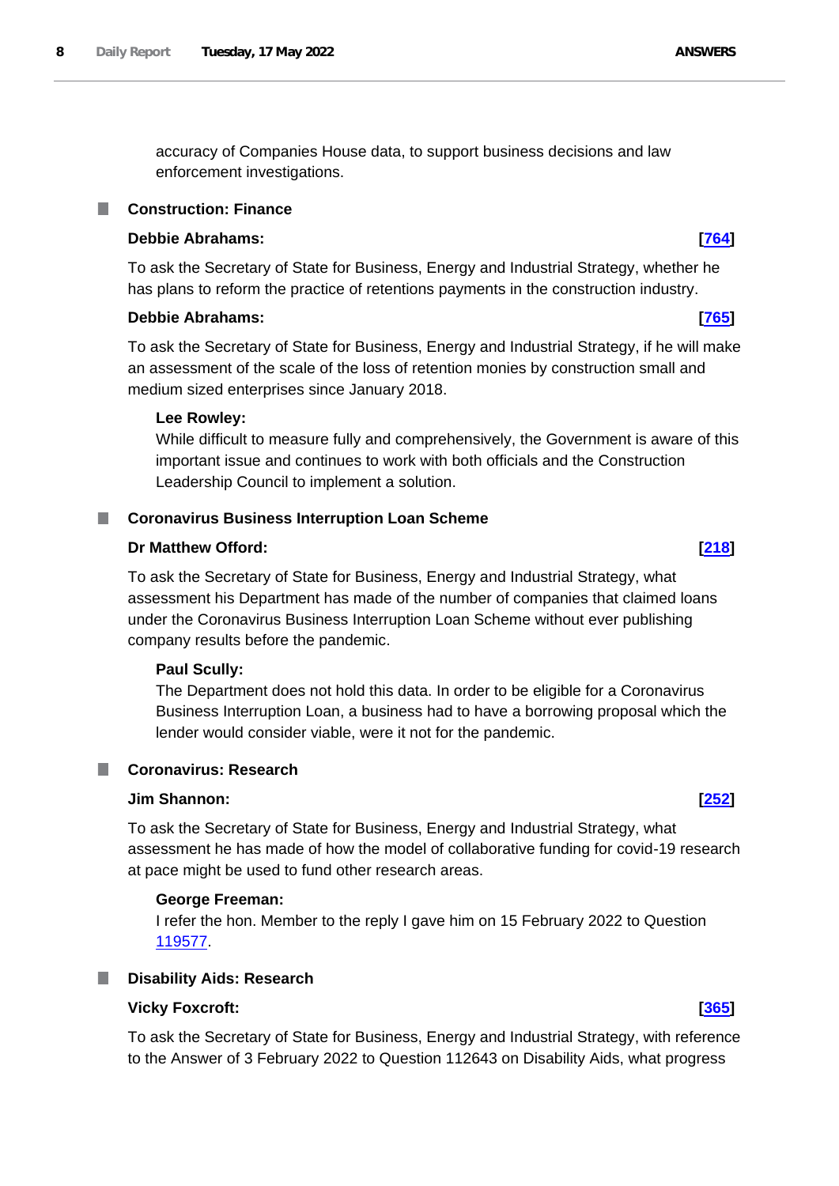accuracy of Companies House data, to support business decisions and law enforcement investigations.

## Construction: Finance

**Debbie Abrahams:** **[764]**

To ask the Secretary of State for Business, Energy and Industrial Strategy, whether he has plans to reform the practice of retentions payments in the construction industry.

**Debbie Abrahams:** **[765]**

To ask the Secretary of State for Business, Energy and Industrial Strategy, if he will make an assessment of the scale of the loss of retention monies by construction small and medium sized enterprises since January 2018.

**Lee Rowley:**

While difficult to measure fully and comprehensively, the Government is aware of this important issue and continues to work with both officials and the Construction Leadership Council to implement a solution.

## Coronavirus Business Interruption Loan Scheme

**Dr Matthew Offord:** **[218]**

To ask the Secretary of State for Business, Energy and Industrial Strategy, what assessment his Department has made of the number of companies that claimed loans under the Coronavirus Business Interruption Loan Scheme without ever publishing company results before the pandemic.

**Paul Scully:**

The Department does not hold this data. In order to be eligible for a Coronavirus Business Interruption Loan, a business had to have a borrowing proposal which the lender would consider viable, were it not for the pandemic.

## Coronavirus: Research

**Jim Shannon:** **[252]**

To ask the Secretary of State for Business, Energy and Industrial Strategy, what assessment he has made of how the model of collaborative funding for covid-19 research at pace might be used to fund other research areas.

**George Freeman:**

I refer the hon. Member to the reply I gave him on 15 February 2022 to Question 119577.

## Disability Aids: Research

**Vicky Foxcroft:** **[365]**

To ask the Secretary of State for Business, Energy and Industrial Strategy, with reference to the Answer of 3 February 2022 to Question 112643 on Disability Aids, what progress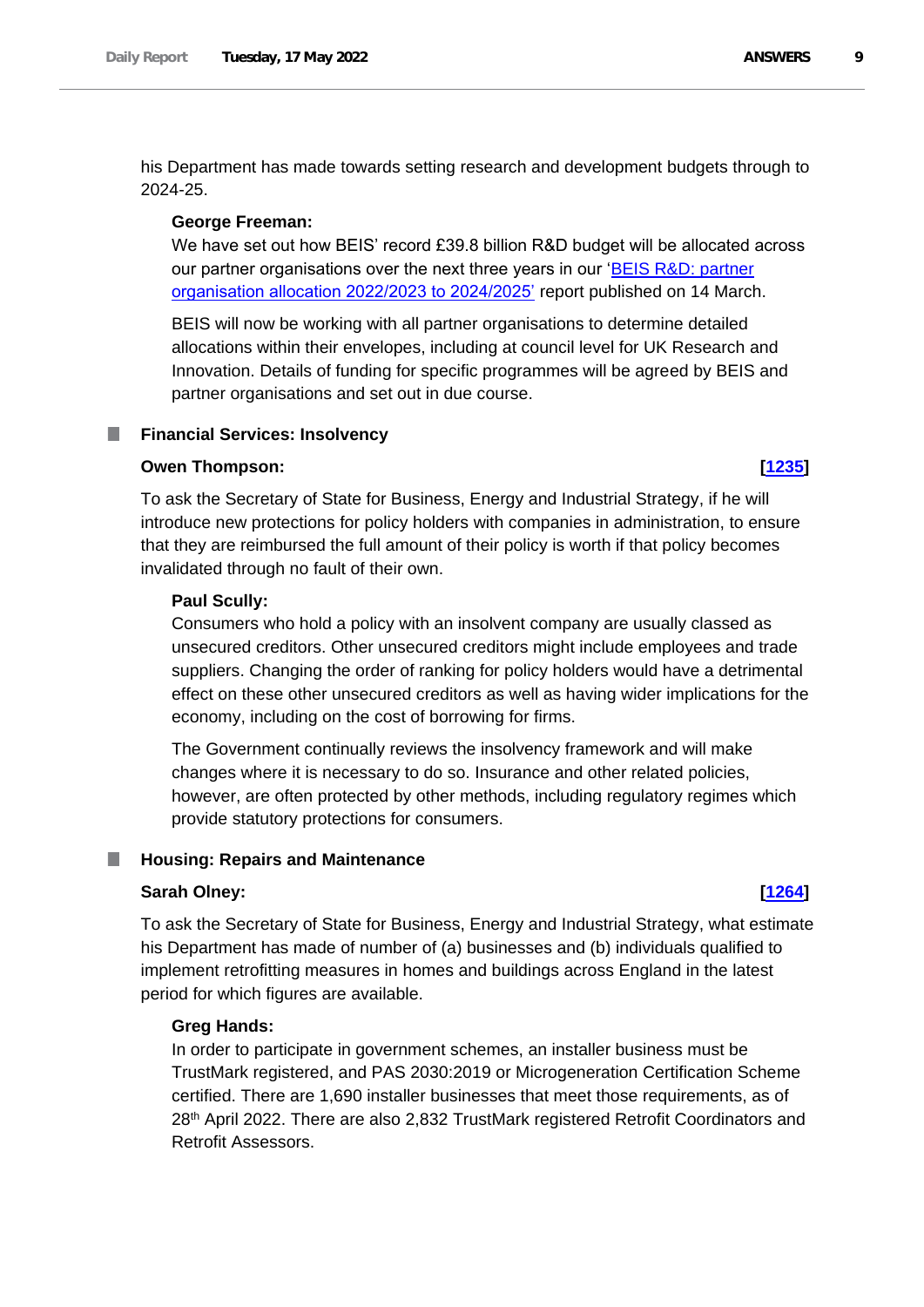his Department has made towards setting research and development budgets through to 2024-25.

**George Freeman:**

We have set out how BEIS' record £39.8 billion R&D budget will be allocated across our partner organisations over the next three years in our '[BEIS R&D: partner organisation allocation 2022/2023 to 2024/2025](#)' report published on 14 March.

BEIS will now be working with all partner organisations to determine detailed allocations within their envelopes, including at council level for UK Research and Innovation. Details of funding for specific programmes will be agreed by BEIS and partner organisations and set out in due course.

## Financial Services: Insolvency

**Owen Thompson:** **[[1235](#)]**

To ask the Secretary of State for Business, Energy and Industrial Strategy, if he will introduce new protections for policy holders with companies in administration, to ensure that they are reimbursed the full amount of their policy is worth if that policy becomes invalidated through no fault of their own.

**Paul Scully:**

Consumers who hold a policy with an insolvent company are usually classed as unsecured creditors. Other unsecured creditors might include employees and trade suppliers. Changing the order of ranking for policy holders would have a detrimental effect on these other unsecured creditors as well as having wider implications for the economy, including on the cost of borrowing for firms.

The Government continually reviews the insolvency framework and will make changes where it is necessary to do so. Insurance and other related policies, however, are often protected by other methods, including regulatory regimes which provide statutory protections for consumers.

## Housing: Repairs and Maintenance

**Sarah Olney:** **[[1264](#)]**

To ask the Secretary of State for Business, Energy and Industrial Strategy, what estimate his Department has made of number of (a) businesses and (b) individuals qualified to implement retrofitting measures in homes and buildings across England in the latest period for which figures are available.

**Greg Hands:**

In order to participate in government schemes, an installer business must be TrustMark registered, and PAS 2030:2019 or Microgeneration Certification Scheme certified. There are 1,690 installer businesses that meet those requirements, as of 28th April 2022. There are also 2,832 TrustMark registered Retrofit Coordinators and Retrofit Assessors.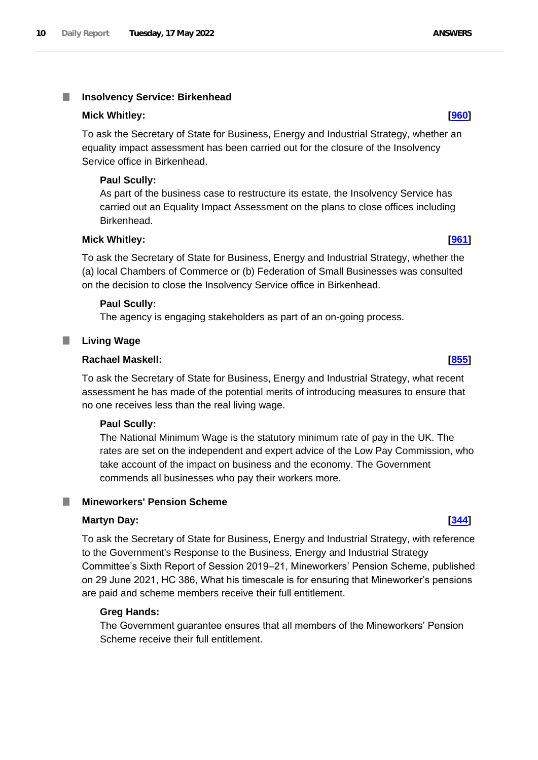## Insolvency Service: Birkenhead

**Mick Whitley:** **[960]**

To ask the Secretary of State for Business, Energy and Industrial Strategy, whether an equality impact assessment has been carried out for the closure of the Insolvency Service office in Birkenhead.

**Paul Scully:**
As part of the business case to restructure its estate, the Insolvency Service has carried out an Equality Impact Assessment on the plans to close offices including Birkenhead.

**Mick Whitley:** **[961]**

To ask the Secretary of State for Business, Energy and Industrial Strategy, whether the (a) local Chambers of Commerce or (b) Federation of Small Businesses was consulted on the decision to close the Insolvency Service office in Birkenhead.

**Paul Scully:**
The agency is engaging stakeholders as part of an on-going process.

## Living Wage

**Rachael Maskell:** **[855]**

To ask the Secretary of State for Business, Energy and Industrial Strategy, what recent assessment he has made of the potential merits of introducing measures to ensure that no one receives less than the real living wage.

**Paul Scully:**
The National Minimum Wage is the statutory minimum rate of pay in the UK. The rates are set on the independent and expert advice of the Low Pay Commission, who take account of the impact on business and the economy. The Government commends all businesses who pay their workers more.

## Mineworkers' Pension Scheme

**Martyn Day:** **[344]**

To ask the Secretary of State for Business, Energy and Industrial Strategy, with reference to the Government's Response to the Business, Energy and Industrial Strategy Committee's Sixth Report of Session 2019–21, Mineworkers' Pension Scheme, published on 29 June 2021, HC 386, What his timescale is for ensuring that Mineworker's pensions are paid and scheme members receive their full entitlement.

**Greg Hands:**
The Government guarantee ensures that all members of the Mineworkers' Pension Scheme receive their full entitlement.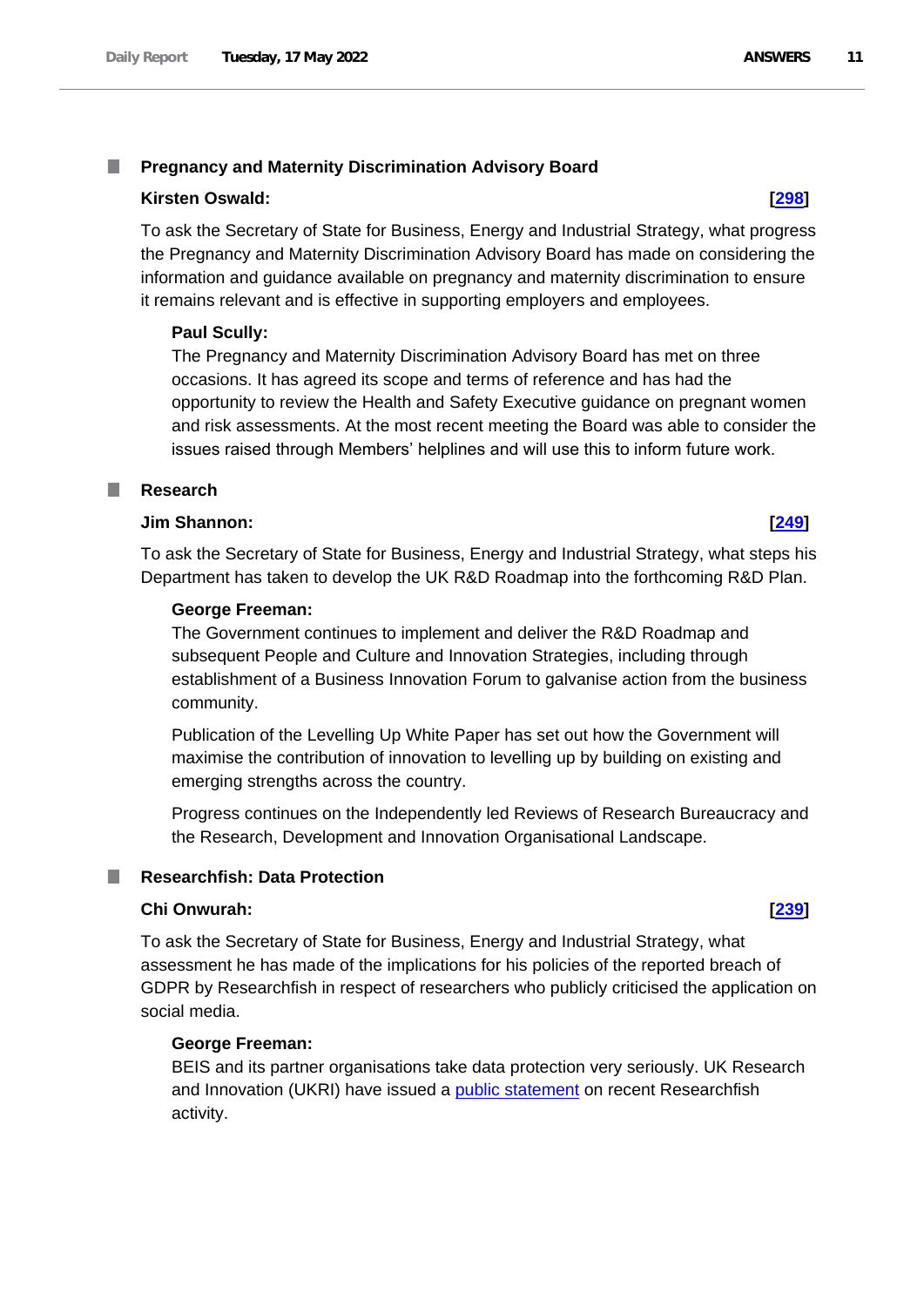## Pregnancy and Maternity Discrimination Advisory Board

**Kirsten Oswald:** **[298]**

To ask the Secretary of State for Business, Energy and Industrial Strategy, what progress the Pregnancy and Maternity Discrimination Advisory Board has made on considering the information and guidance available on pregnancy and maternity discrimination to ensure it remains relevant and is effective in supporting employers and employees.

**Paul Scully:**

The Pregnancy and Maternity Discrimination Advisory Board has met on three occasions. It has agreed its scope and terms of reference and has had the opportunity to review the Health and Safety Executive guidance on pregnant women and risk assessments. At the most recent meeting the Board was able to consider the issues raised through Members' helplines and will use this to inform future work.

## Research

**Jim Shannon:** **[249]**

To ask the Secretary of State for Business, Energy and Industrial Strategy, what steps his Department has taken to develop the UK R&D Roadmap into the forthcoming R&D Plan.

**George Freeman:**

The Government continues to implement and deliver the R&D Roadmap and subsequent People and Culture and Innovation Strategies, including through establishment of a Business Innovation Forum to galvanise action from the business community.

Publication of the Levelling Up White Paper has set out how the Government will maximise the contribution of innovation to levelling up by building on existing and emerging strengths across the country.

Progress continues on the Independently led Reviews of Research Bureaucracy and the Research, Development and Innovation Organisational Landscape.

## Researchfish: Data Protection

**Chi Onwurah:** **[239]**

To ask the Secretary of State for Business, Energy and Industrial Strategy, what assessment he has made of the implications for his policies of the reported breach of GDPR by Researchfish in respect of researchers who publicly criticised the application on social media.

**George Freeman:**

BEIS and its partner organisations take data protection very seriously. UK Research and Innovation (UKRI) have issued a public statement on recent Researchfish activity.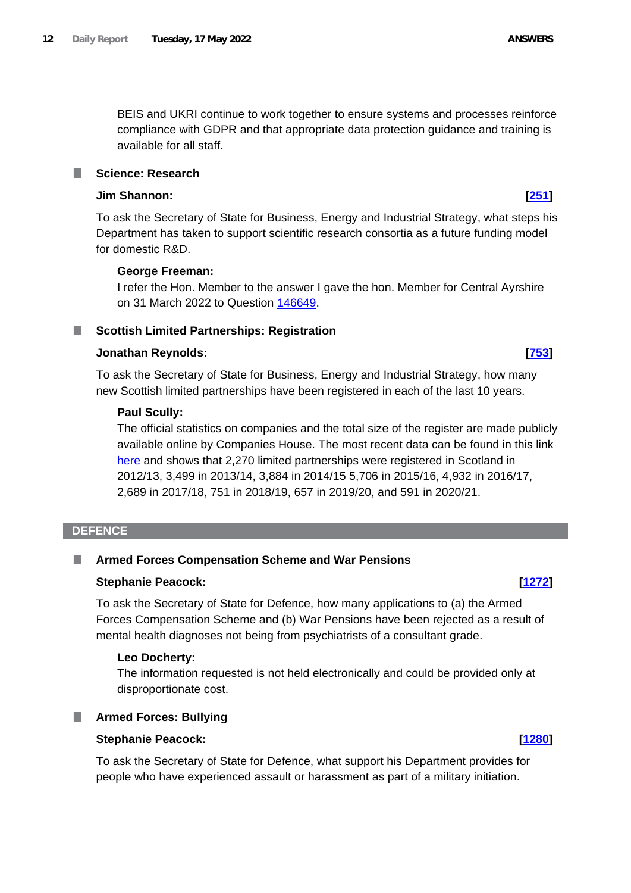BEIS and UKRI continue to work together to ensure systems and processes reinforce compliance with GDPR and that appropriate data protection guidance and training is available for all staff.

### Science: Research

**Jim Shannon:** **[251]**

To ask the Secretary of State for Business, Energy and Industrial Strategy, what steps his Department has taken to support scientific research consortia as a future funding model for domestic R&D.

**George Freeman:**

I refer the Hon. Member to the answer I gave the hon. Member for Central Ayrshire on 31 March 2022 to Question 146649.

### Scottish Limited Partnerships: Registration

**Jonathan Reynolds:** **[753]**

To ask the Secretary of State for Business, Energy and Industrial Strategy, how many new Scottish limited partnerships have been registered in each of the last 10 years.

**Paul Scully:**

The official statistics on companies and the total size of the register are made publicly available online by Companies House. The most recent data can be found in this link here and shows that 2,270 limited partnerships were registered in Scotland in 2012/13, 3,499 in 2013/14, 3,884 in 2014/15 5,706 in 2015/16, 4,932 in 2016/17, 2,689 in 2017/18, 751 in 2018/19, 657 in 2019/20, and 591 in 2020/21.

## DEFENCE

### Armed Forces Compensation Scheme and War Pensions

**Stephanie Peacock:** **[1272]**

To ask the Secretary of State for Defence, how many applications to (a) the Armed Forces Compensation Scheme and (b) War Pensions have been rejected as a result of mental health diagnoses not being from psychiatrists of a consultant grade.

**Leo Docherty:**

The information requested is not held electronically and could be provided only at disproportionate cost.

### Armed Forces: Bullying

**Stephanie Peacock:** **[1280]**

To ask the Secretary of State for Defence, what support his Department provides for people who have experienced assault or harassment as part of a military initiation.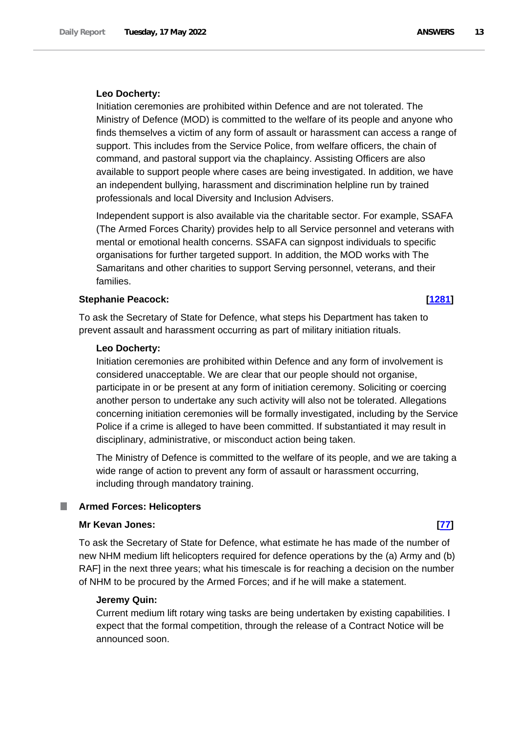**Leo Docherty:**

Initiation ceremonies are prohibited within Defence and are not tolerated. The Ministry of Defence (MOD) is committed to the welfare of its people and anyone who finds themselves a victim of any form of assault or harassment can access a range of support. This includes from the Service Police, from welfare officers, the chain of command, and pastoral support via the chaplaincy. Assisting Officers are also available to support people where cases are being investigated. In addition, we have an independent bullying, harassment and discrimination helpline run by trained professionals and local Diversity and Inclusion Advisers.

Independent support is also available via the charitable sector. For example, SSAFA (The Armed Forces Charity) provides help to all Service personnel and veterans with mental or emotional health concerns. SSAFA can signpost individuals to specific organisations for further targeted support. In addition, the MOD works with The Samaritans and other charities to support Serving personnel, veterans, and their families.

**Stephanie Peacock:** **[1281]**

To ask the Secretary of State for Defence, what steps his Department has taken to prevent assault and harassment occurring as part of military initiation rituals.

**Leo Docherty:**

Initiation ceremonies are prohibited within Defence and any form of involvement is considered unacceptable. We are clear that our people should not organise, participate in or be present at any form of initiation ceremony. Soliciting or coercing another person to undertake any such activity will also not be tolerated. Allegations concerning initiation ceremonies will be formally investigated, including by the Service Police if a crime is alleged to have been committed. If substantiated it may result in disciplinary, administrative, or misconduct action being taken.

The Ministry of Defence is committed to the welfare of its people, and we are taking a wide range of action to prevent any form of assault or harassment occurring, including through mandatory training.

## Armed Forces: Helicopters

**Mr Kevan Jones:** **[77]**

To ask the Secretary of State for Defence, what estimate he has made of the number of new NHM medium lift helicopters required for defence operations by the (a) Army and (b) RAF] in the next three years; what his timescale is for reaching a decision on the number of NHM to be procured by the Armed Forces; and if he will make a statement.

**Jeremy Quin:**

Current medium lift rotary wing tasks are being undertaken by existing capabilities. I expect that the formal competition, through the release of a Contract Notice will be announced soon.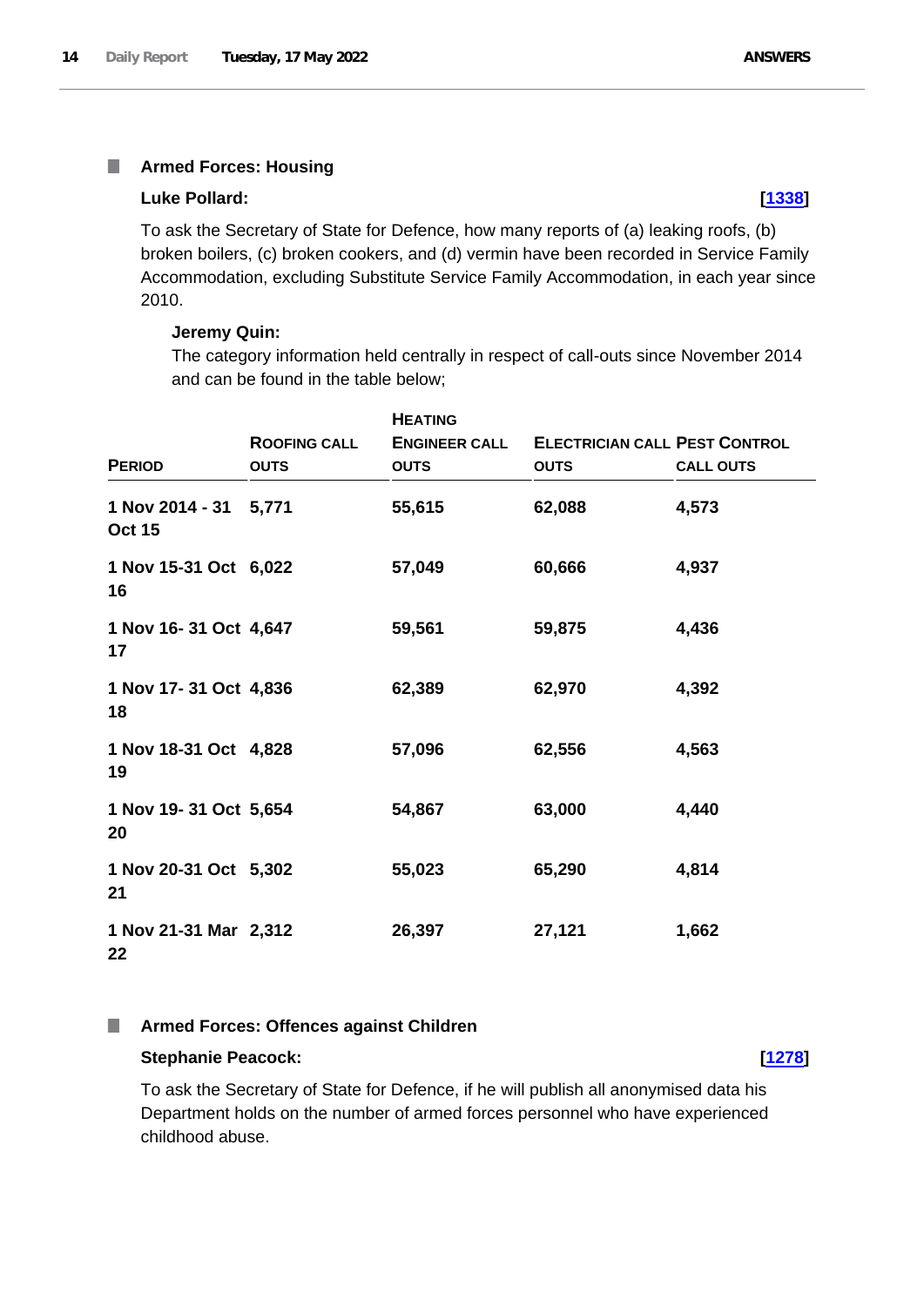### Armed Forces: Housing

**Luke Pollard:** **[1338]**

To ask the Secretary of State for Defence, how many reports of (a) leaking roofs, (b) broken boilers, (c) broken cookers, and (d) vermin have been recorded in Service Family Accommodation, excluding Substitute Service Family Accommodation, in each year since 2010.

**Jeremy Quin:**

The category information held centrally in respect of call-outs since November 2014 and can be found in the table below;

| Period | Roofing call outs | Heating Engineer call outs | Electrician call outs | Pest Control call outs |
|---|---|---|---|---|
| 1 Nov 2014 - 31 Oct 15 | 5,771 | 55,615 | 62,088 | 4,573 |
| 1 Nov 15-31 Oct 16 | 6,022 | 57,049 | 60,666 | 4,937 |
| 1 Nov 16- 31 Oct 17 | 4,647 | 59,561 | 59,875 | 4,436 |
| 1 Nov 17- 31 Oct 18 | 4,836 | 62,389 | 62,970 | 4,392 |
| 1 Nov 18-31 Oct 19 | 4,828 | 57,096 | 62,556 | 4,563 |
| 1 Nov 19- 31 Oct 20 | 5,654 | 54,867 | 63,000 | 4,440 |
| 1 Nov 20-31 Oct 21 | 5,302 | 55,023 | 65,290 | 4,814 |
| 1 Nov 21-31 Mar 22 | 2,312 | 26,397 | 27,121 | 1,662 |

### Armed Forces: Offences against Children

**Stephanie Peacock:** **[1278]**

To ask the Secretary of State for Defence, if he will publish all anonymised data his Department holds on the number of armed forces personnel who have experienced childhood abuse.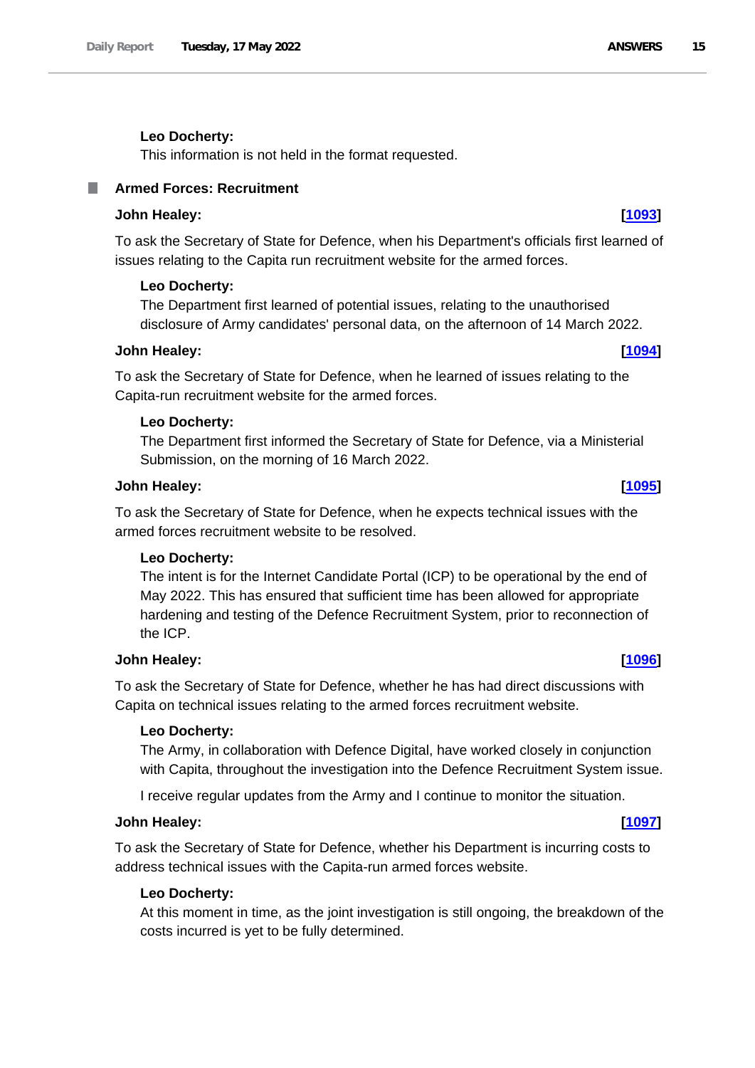**Leo Docherty:**

This information is not held in the format requested.

## Armed Forces: Recruitment

**John Healey:** **[1093]**

To ask the Secretary of State for Defence, when his Department's officials first learned of issues relating to the Capita run recruitment website for the armed forces.

**Leo Docherty:**

The Department first learned of potential issues, relating to the unauthorised disclosure of Army candidates' personal data, on the afternoon of 14 March 2022.

**John Healey:** **[1094]**

To ask the Secretary of State for Defence, when he learned of issues relating to the Capita-run recruitment website for the armed forces.

**Leo Docherty:**

The Department first informed the Secretary of State for Defence, via a Ministerial Submission, on the morning of 16 March 2022.

**John Healey:** **[1095]**

To ask the Secretary of State for Defence, when he expects technical issues with the armed forces recruitment website to be resolved.

**Leo Docherty:**

The intent is for the Internet Candidate Portal (ICP) to be operational by the end of May 2022. This has ensured that sufficient time has been allowed for appropriate hardening and testing of the Defence Recruitment System, prior to reconnection of the ICP.

**John Healey:** **[1096]**

To ask the Secretary of State for Defence, whether he has had direct discussions with Capita on technical issues relating to the armed forces recruitment website.

**Leo Docherty:**

The Army, in collaboration with Defence Digital, have worked closely in conjunction with Capita, throughout the investigation into the Defence Recruitment System issue.

I receive regular updates from the Army and I continue to monitor the situation.

**John Healey:** **[1097]**

To ask the Secretary of State for Defence, whether his Department is incurring costs to address technical issues with the Capita-run armed forces website.

**Leo Docherty:**

At this moment in time, as the joint investigation is still ongoing, the breakdown of the costs incurred is yet to be fully determined.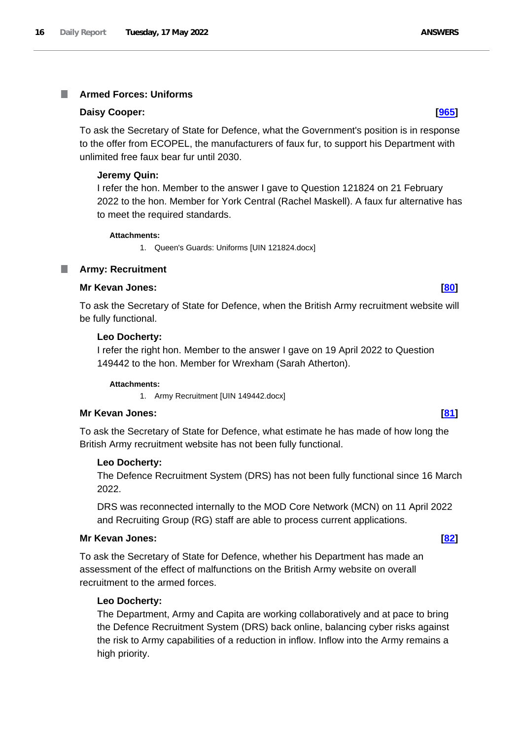## Armed Forces: Uniforms

**Daisy Cooper:** **[965]**

To ask the Secretary of State for Defence, what the Government's position is in response to the offer from ECOPEL, the manufacturers of faux fur, to support his Department with unlimited free faux bear fur until 2030.

**Jeremy Quin:**

I refer the hon. Member to the answer I gave to Question 121824 on 21 February 2022 to the hon. Member for York Central (Rachel Maskell). A faux fur alternative has to meet the required standards.

**Attachments:**

1. Queen's Guards: Uniforms [UIN 121824.docx]

## Army: Recruitment

**Mr Kevan Jones:** **[80]**

To ask the Secretary of State for Defence, when the British Army recruitment website will be fully functional.

**Leo Docherty:**

I refer the right hon. Member to the answer I gave on 19 April 2022 to Question 149442 to the hon. Member for Wrexham (Sarah Atherton).

**Attachments:**

1. Army Recruitment [UIN 149442.docx]

**Mr Kevan Jones:** **[81]**

To ask the Secretary of State for Defence, what estimate he has made of how long the British Army recruitment website has not been fully functional.

**Leo Docherty:**

The Defence Recruitment System (DRS) has not been fully functional since 16 March 2022.

DRS was reconnected internally to the MOD Core Network (MCN) on 11 April 2022 and Recruiting Group (RG) staff are able to process current applications.

**Mr Kevan Jones:** **[82]**

To ask the Secretary of State for Defence, whether his Department has made an assessment of the effect of malfunctions on the British Army website on overall recruitment to the armed forces.

**Leo Docherty:**

The Department, Army and Capita are working collaboratively and at pace to bring the Defence Recruitment System (DRS) back online, balancing cyber risks against the risk to Army capabilities of a reduction in inflow. Inflow into the Army remains a high priority.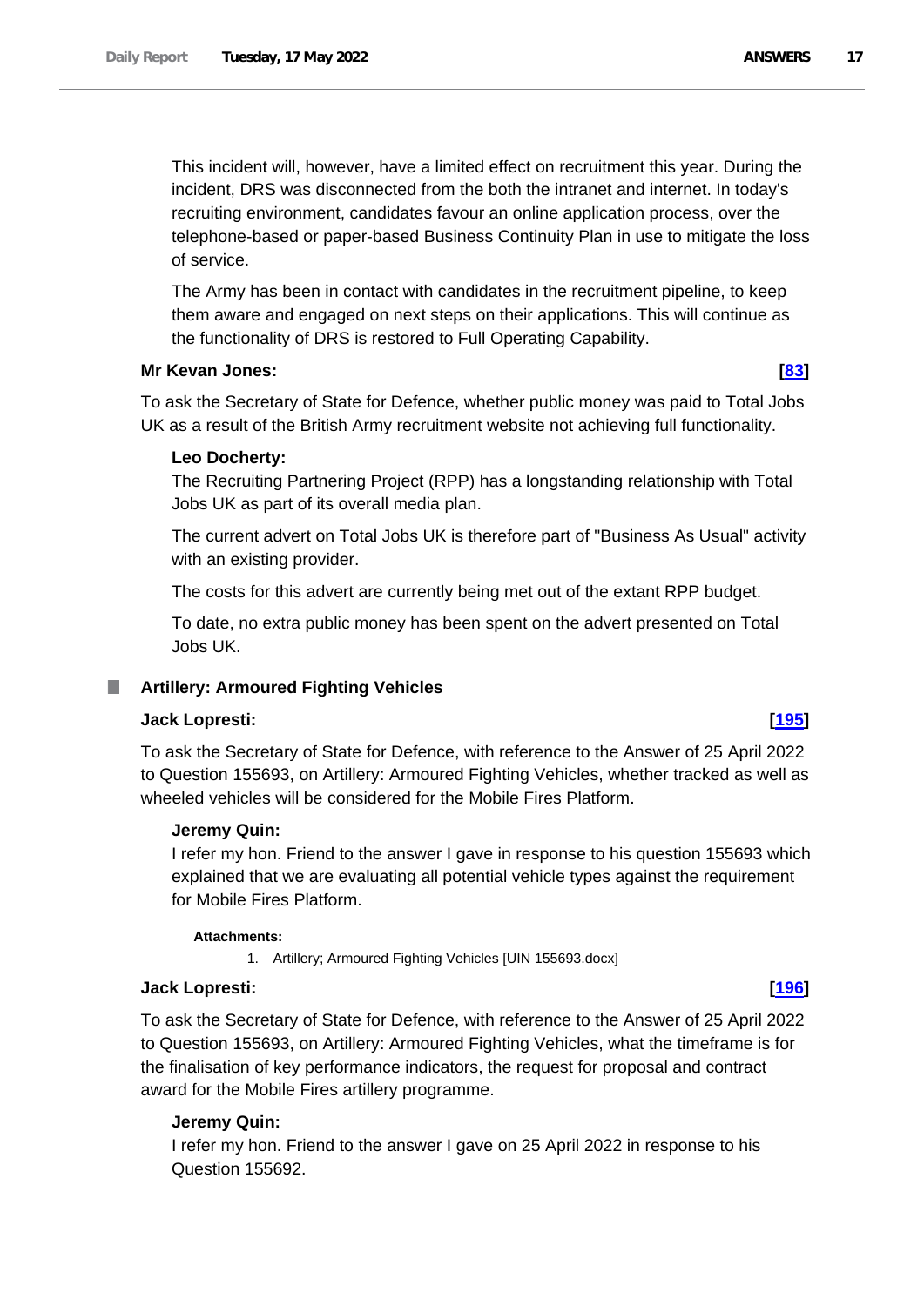This incident will, however, have a limited effect on recruitment this year. During the incident, DRS was disconnected from the both the intranet and internet. In today's recruiting environment, candidates favour an online application process, over the telephone-based or paper-based Business Continuity Plan in use to mitigate the loss of service.

The Army has been in contact with candidates in the recruitment pipeline, to keep them aware and engaged on next steps on their applications. This will continue as the functionality of DRS is restored to Full Operating Capability.

**Mr Kevan Jones:** **[83]**

To ask the Secretary of State for Defence, whether public money was paid to Total Jobs UK as a result of the British Army recruitment website not achieving full functionality.

**Leo Docherty:**

The Recruiting Partnering Project (RPP) has a longstanding relationship with Total Jobs UK as part of its overall media plan.

The current advert on Total Jobs UK is therefore part of "Business As Usual" activity with an existing provider.

The costs for this advert are currently being met out of the extant RPP budget.

To date, no extra public money has been spent on the advert presented on Total Jobs UK.

## Artillery: Armoured Fighting Vehicles

**Jack Lopresti:** **[195]**

To ask the Secretary of State for Defence, with reference to the Answer of 25 April 2022 to Question 155693, on Artillery: Armoured Fighting Vehicles, whether tracked as well as wheeled vehicles will be considered for the Mobile Fires Platform.

**Jeremy Quin:**

I refer my hon. Friend to the answer I gave in response to his question 155693 which explained that we are evaluating all potential vehicle types against the requirement for Mobile Fires Platform.

**Attachments:**

1. Artillery; Armoured Fighting Vehicles [UIN 155693.docx]

**Jack Lopresti:** **[196]**

To ask the Secretary of State for Defence, with reference to the Answer of 25 April 2022 to Question 155693, on Artillery: Armoured Fighting Vehicles, what the timeframe is for the finalisation of key performance indicators, the request for proposal and contract award for the Mobile Fires artillery programme.

**Jeremy Quin:**

I refer my hon. Friend to the answer I gave on 25 April 2022 in response to his Question 155692.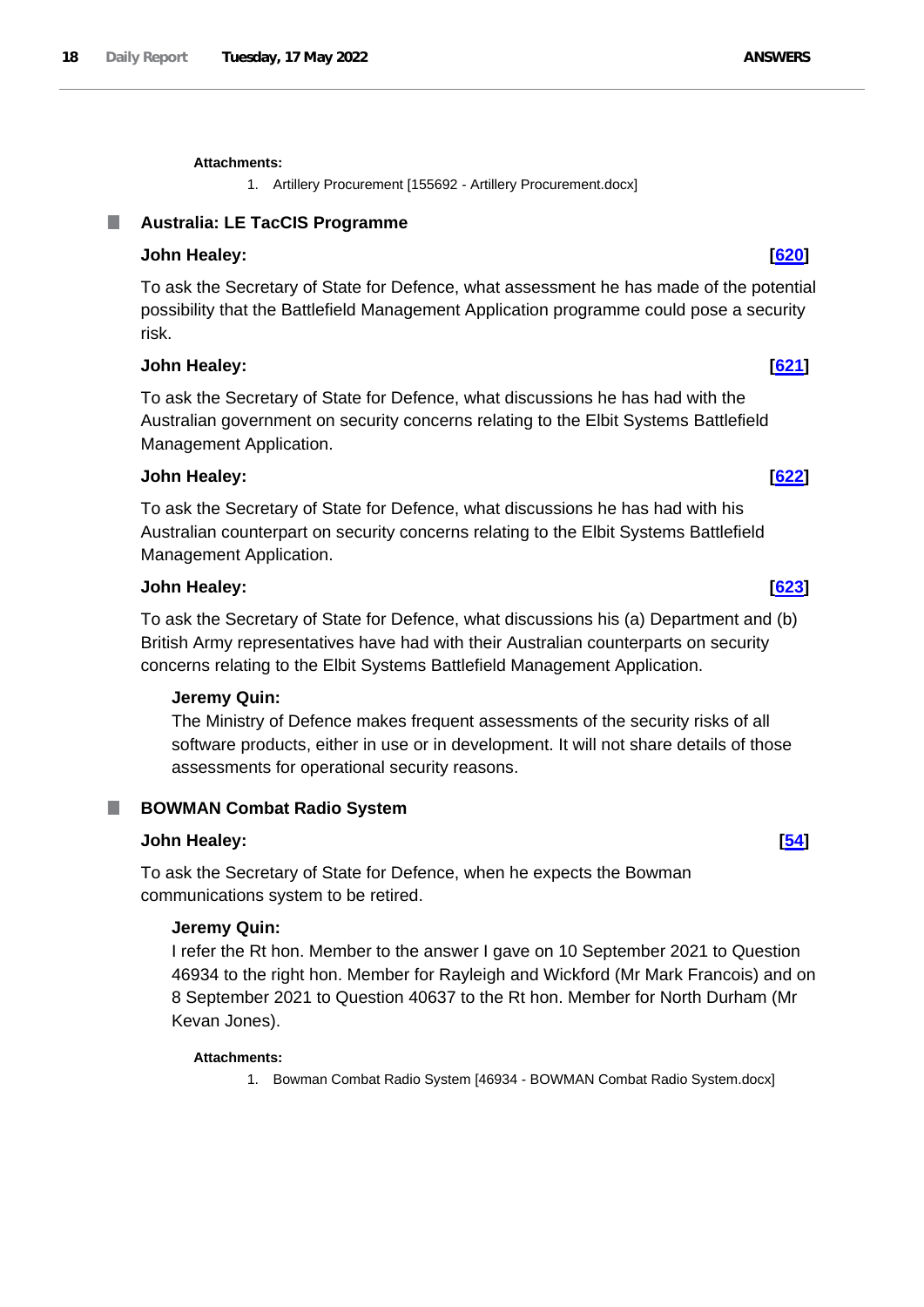**Attachments:**

1. Artillery Procurement [155692 - Artillery Procurement.docx]

## Australia: LE TacCIS Programme

**John Healey:** **[620]**

To ask the Secretary of State for Defence, what assessment he has made of the potential possibility that the Battlefield Management Application programme could pose a security risk.

**John Healey:** **[621]**

To ask the Secretary of State for Defence, what discussions he has had with the Australian government on security concerns relating to the Elbit Systems Battlefield Management Application.

**John Healey:** **[622]**

To ask the Secretary of State for Defence, what discussions he has had with his Australian counterpart on security concerns relating to the Elbit Systems Battlefield Management Application.

**John Healey:** **[623]**

To ask the Secretary of State for Defence, what discussions his (a) Department and (b) British Army representatives have had with their Australian counterparts on security concerns relating to the Elbit Systems Battlefield Management Application.

**Jeremy Quin:**

The Ministry of Defence makes frequent assessments of the security risks of all software products, either in use or in development. It will not share details of those assessments for operational security reasons.

## BOWMAN Combat Radio System

**John Healey:** **[54]**

To ask the Secretary of State for Defence, when he expects the Bowman communications system to be retired.

**Jeremy Quin:**

I refer the Rt hon. Member to the answer I gave on 10 September 2021 to Question 46934 to the right hon. Member for Rayleigh and Wickford (Mr Mark Francois) and on 8 September 2021 to Question 40637 to the Rt hon. Member for North Durham (Mr Kevan Jones).

**Attachments:**

1. Bowman Combat Radio System [46934 - BOWMAN Combat Radio System.docx]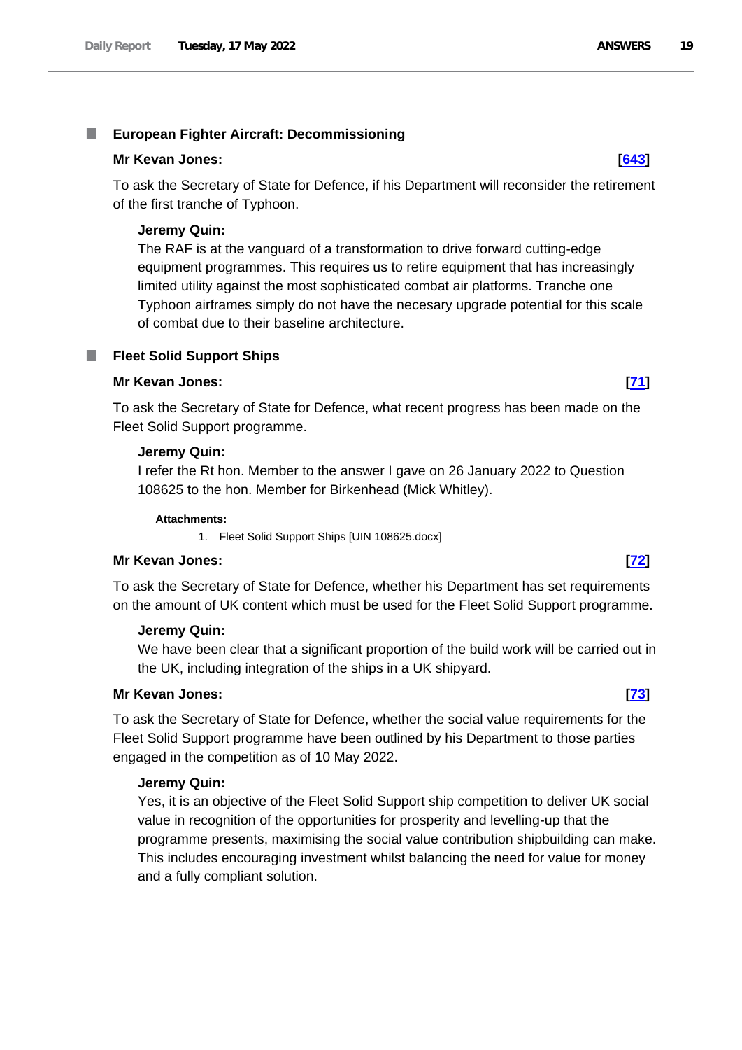## European Fighter Aircraft: Decommissioning

**Mr Kevan Jones:** **[643]**

To ask the Secretary of State for Defence, if his Department will reconsider the retirement of the first tranche of Typhoon.

**Jeremy Quin:**

The RAF is at the vanguard of a transformation to drive forward cutting-edge equipment programmes. This requires us to retire equipment that has increasingly limited utility against the most sophisticated combat air platforms. Tranche one Typhoon airframes simply do not have the necesary upgrade potential for this scale of combat due to their baseline architecture.

## Fleet Solid Support Ships

**Mr Kevan Jones:** **[71]**

To ask the Secretary of State for Defence, what recent progress has been made on the Fleet Solid Support programme.

**Jeremy Quin:**

I refer the Rt hon. Member to the answer I gave on 26 January 2022 to Question 108625 to the hon. Member for Birkenhead (Mick Whitley).

**Attachments:**

1. Fleet Solid Support Ships [UIN 108625.docx]

**Mr Kevan Jones:** **[72]**

To ask the Secretary of State for Defence, whether his Department has set requirements on the amount of UK content which must be used for the Fleet Solid Support programme.

**Jeremy Quin:**

We have been clear that a significant proportion of the build work will be carried out in the UK, including integration of the ships in a UK shipyard.

**Mr Kevan Jones:** **[73]**

To ask the Secretary of State for Defence, whether the social value requirements for the Fleet Solid Support programme have been outlined by his Department to those parties engaged in the competition as of 10 May 2022.

**Jeremy Quin:**

Yes, it is an objective of the Fleet Solid Support ship competition to deliver UK social value in recognition of the opportunities for prosperity and levelling-up that the programme presents, maximising the social value contribution shipbuilding can make. This includes encouraging investment whilst balancing the need for value for money and a fully compliant solution.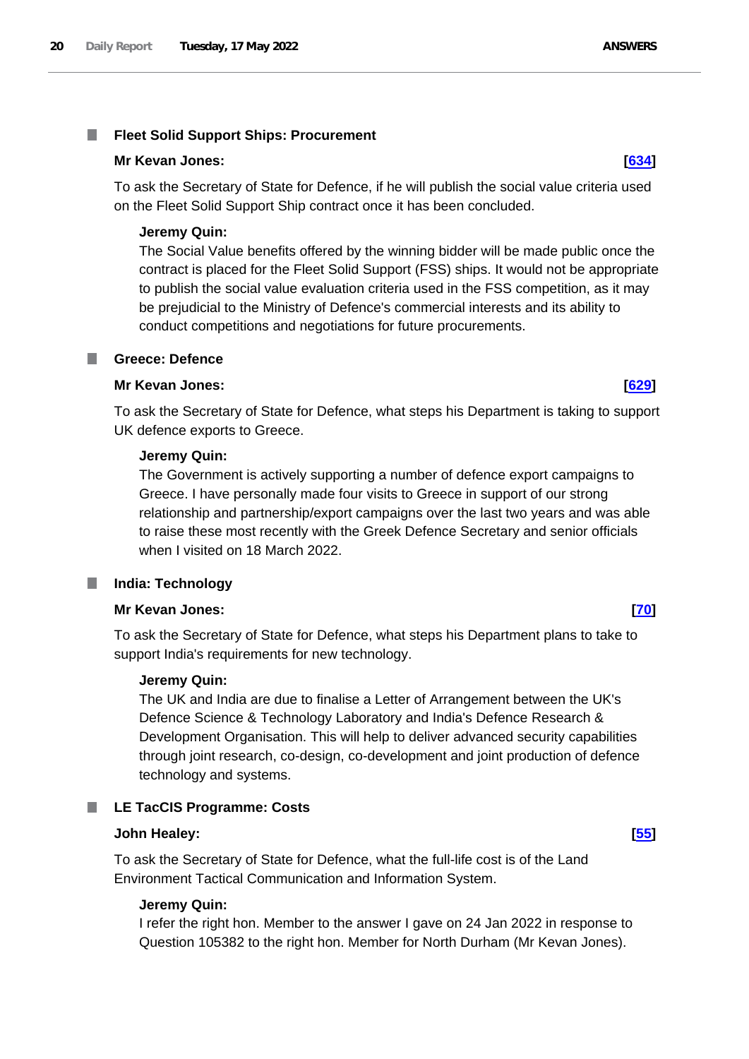### Fleet Solid Support Ships: Procurement

**Mr Kevan Jones:** **[634]**

To ask the Secretary of State for Defence, if he will publish the social value criteria used on the Fleet Solid Support Ship contract once it has been concluded.

**Jeremy Quin:**

The Social Value benefits offered by the winning bidder will be made public once the contract is placed for the Fleet Solid Support (FSS) ships. It would not be appropriate to publish the social value evaluation criteria used in the FSS competition, as it may be prejudicial to the Ministry of Defence's commercial interests and its ability to conduct competitions and negotiations for future procurements.

### Greece: Defence

**Mr Kevan Jones:** **[629]**

To ask the Secretary of State for Defence, what steps his Department is taking to support UK defence exports to Greece.

**Jeremy Quin:**

The Government is actively supporting a number of defence export campaigns to Greece. I have personally made four visits to Greece in support of our strong relationship and partnership/export campaigns over the last two years and was able to raise these most recently with the Greek Defence Secretary and senior officials when I visited on 18 March 2022.

### India: Technology

**Mr Kevan Jones:** **[70]**

To ask the Secretary of State for Defence, what steps his Department plans to take to support India's requirements for new technology.

**Jeremy Quin:**

The UK and India are due to finalise a Letter of Arrangement between the UK's Defence Science & Technology Laboratory and India's Defence Research & Development Organisation. This will help to deliver advanced security capabilities through joint research, co-design, co-development and joint production of defence technology and systems.

### LE TacCIS Programme: Costs

**John Healey:** **[55]**

To ask the Secretary of State for Defence, what the full-life cost is of the Land Environment Tactical Communication and Information System.

**Jeremy Quin:**

I refer the right hon. Member to the answer I gave on 24 Jan 2022 in response to Question 105382 to the right hon. Member for North Durham (Mr Kevan Jones).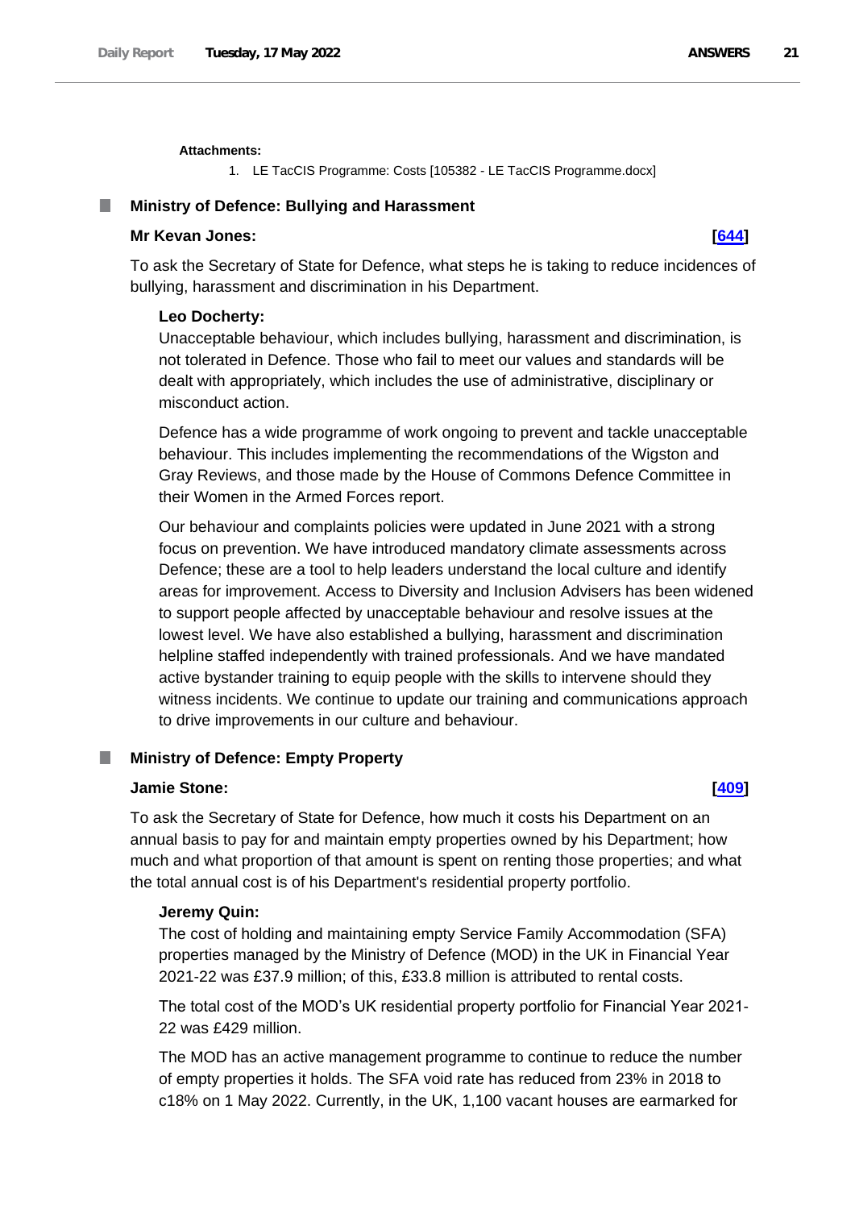**Attachments:**

1. LE TacCIS Programme: Costs [105382 - LE TacCIS Programme.docx]

## Ministry of Defence: Bullying and Harassment

**Mr Kevan Jones:** **[644]**

To ask the Secretary of State for Defence, what steps he is taking to reduce incidences of bullying, harassment and discrimination in his Department.

**Leo Docherty:**

Unacceptable behaviour, which includes bullying, harassment and discrimination, is not tolerated in Defence. Those who fail to meet our values and standards will be dealt with appropriately, which includes the use of administrative, disciplinary or misconduct action.

Defence has a wide programme of work ongoing to prevent and tackle unacceptable behaviour. This includes implementing the recommendations of the Wigston and Gray Reviews, and those made by the House of Commons Defence Committee in their Women in the Armed Forces report.

Our behaviour and complaints policies were updated in June 2021 with a strong focus on prevention. We have introduced mandatory climate assessments across Defence; these are a tool to help leaders understand the local culture and identify areas for improvement. Access to Diversity and Inclusion Advisers has been widened to support people affected by unacceptable behaviour and resolve issues at the lowest level. We have also established a bullying, harassment and discrimination helpline staffed independently with trained professionals. And we have mandated active bystander training to equip people with the skills to intervene should they witness incidents. We continue to update our training and communications approach to drive improvements in our culture and behaviour.

## Ministry of Defence: Empty Property

**Jamie Stone:** **[409]**

To ask the Secretary of State for Defence, how much it costs his Department on an annual basis to pay for and maintain empty properties owned by his Department; how much and what proportion of that amount is spent on renting those properties; and what the total annual cost is of his Department's residential property portfolio.

**Jeremy Quin:**

The cost of holding and maintaining empty Service Family Accommodation (SFA) properties managed by the Ministry of Defence (MOD) in the UK in Financial Year 2021-22 was £37.9 million; of this, £33.8 million is attributed to rental costs.

The total cost of the MOD's UK residential property portfolio for Financial Year 2021-22 was £429 million.

The MOD has an active management programme to continue to reduce the number of empty properties it holds. The SFA void rate has reduced from 23% in 2018 to c18% on 1 May 2022. Currently, in the UK, 1,100 vacant houses are earmarked for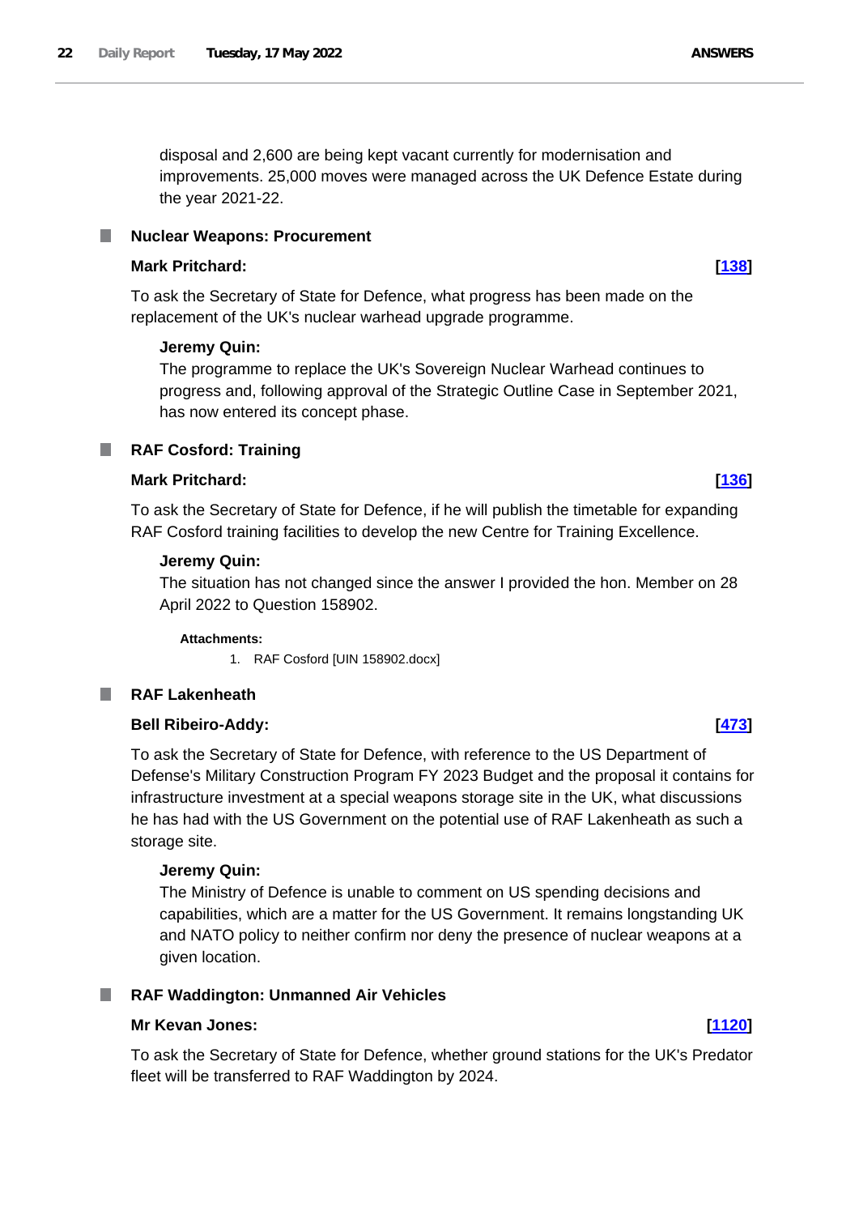disposal and 2,600 are being kept vacant currently for modernisation and improvements. 25,000 moves were managed across the UK Defence Estate during the year 2021-22.

## Nuclear Weapons: Procurement

**Mark Pritchard:** **[138]**

To ask the Secretary of State for Defence, what progress has been made on the replacement of the UK's nuclear warhead upgrade programme.

**Jeremy Quin:**

The programme to replace the UK's Sovereign Nuclear Warhead continues to progress and, following approval of the Strategic Outline Case in September 2021, has now entered its concept phase.

## RAF Cosford: Training

**Mark Pritchard:** **[136]**

To ask the Secretary of State for Defence, if he will publish the timetable for expanding RAF Cosford training facilities to develop the new Centre for Training Excellence.

**Jeremy Quin:**

The situation has not changed since the answer I provided the hon. Member on 28 April 2022 to Question 158902.

**Attachments:**

1. RAF Cosford [UIN 158902.docx]

## RAF Lakenheath

**Bell Ribeiro-Addy:** **[473]**

To ask the Secretary of State for Defence, with reference to the US Department of Defense's Military Construction Program FY 2023 Budget and the proposal it contains for infrastructure investment at a special weapons storage site in the UK, what discussions he has had with the US Government on the potential use of RAF Lakenheath as such a storage site.

**Jeremy Quin:**

The Ministry of Defence is unable to comment on US spending decisions and capabilities, which are a matter for the US Government. It remains longstanding UK and NATO policy to neither confirm nor deny the presence of nuclear weapons at a given location.

## RAF Waddington: Unmanned Air Vehicles

**Mr Kevan Jones:** **[1120]**

To ask the Secretary of State for Defence, whether ground stations for the UK's Predator fleet will be transferred to RAF Waddington by 2024.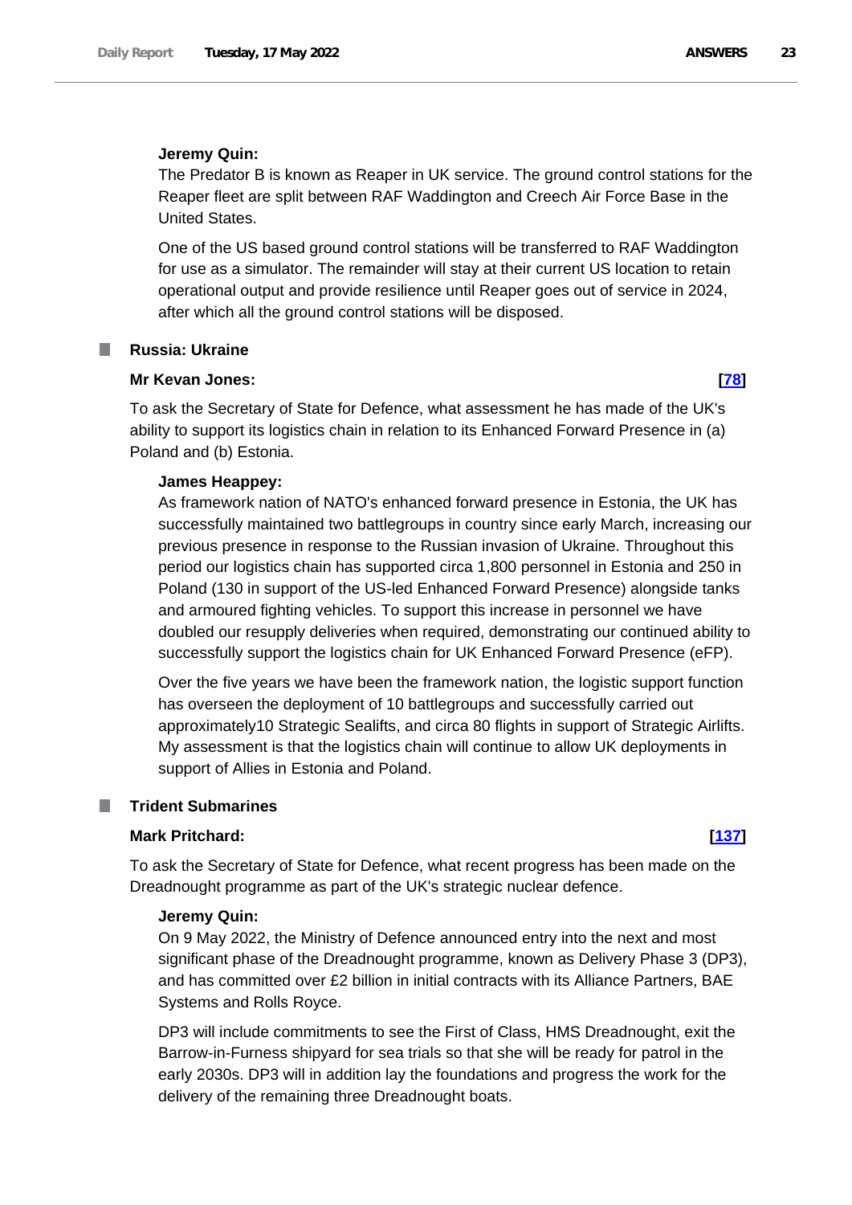**Jeremy Quin:**

The Predator B is known as Reaper in UK service. The ground control stations for the Reaper fleet are split between RAF Waddington and Creech Air Force Base in the United States.

One of the US based ground control stations will be transferred to RAF Waddington for use as a simulator. The remainder will stay at their current US location to retain operational output and provide resilience until Reaper goes out of service in 2024, after which all the ground control stations will be disposed.

## Russia: Ukraine

**Mr Kevan Jones:** **[78]**

To ask the Secretary of State for Defence, what assessment he has made of the UK's ability to support its logistics chain in relation to its Enhanced Forward Presence in (a) Poland and (b) Estonia.

**James Heappey:**

As framework nation of NATO's enhanced forward presence in Estonia, the UK has successfully maintained two battlegroups in country since early March, increasing our previous presence in response to the Russian invasion of Ukraine. Throughout this period our logistics chain has supported circa 1,800 personnel in Estonia and 250 in Poland (130 in support of the US-led Enhanced Forward Presence) alongside tanks and armoured fighting vehicles. To support this increase in personnel we have doubled our resupply deliveries when required, demonstrating our continued ability to successfully support the logistics chain for UK Enhanced Forward Presence (eFP).

Over the five years we have been the framework nation, the logistic support function has overseen the deployment of 10 battlegroups and successfully carried out approximately10 Strategic Sealifts, and circa 80 flights in support of Strategic Airlifts. My assessment is that the logistics chain will continue to allow UK deployments in support of Allies in Estonia and Poland.

## Trident Submarines

**Mark Pritchard:** **[137]**

To ask the Secretary of State for Defence, what recent progress has been made on the Dreadnought programme as part of the UK's strategic nuclear defence.

**Jeremy Quin:**

On 9 May 2022, the Ministry of Defence announced entry into the next and most significant phase of the Dreadnought programme, known as Delivery Phase 3 (DP3), and has committed over £2 billion in initial contracts with its Alliance Partners, BAE Systems and Rolls Royce.

DP3 will include commitments to see the First of Class, HMS Dreadnought, exit the Barrow-in-Furness shipyard for sea trials so that she will be ready for patrol in the early 2030s. DP3 will in addition lay the foundations and progress the work for the delivery of the remaining three Dreadnought boats.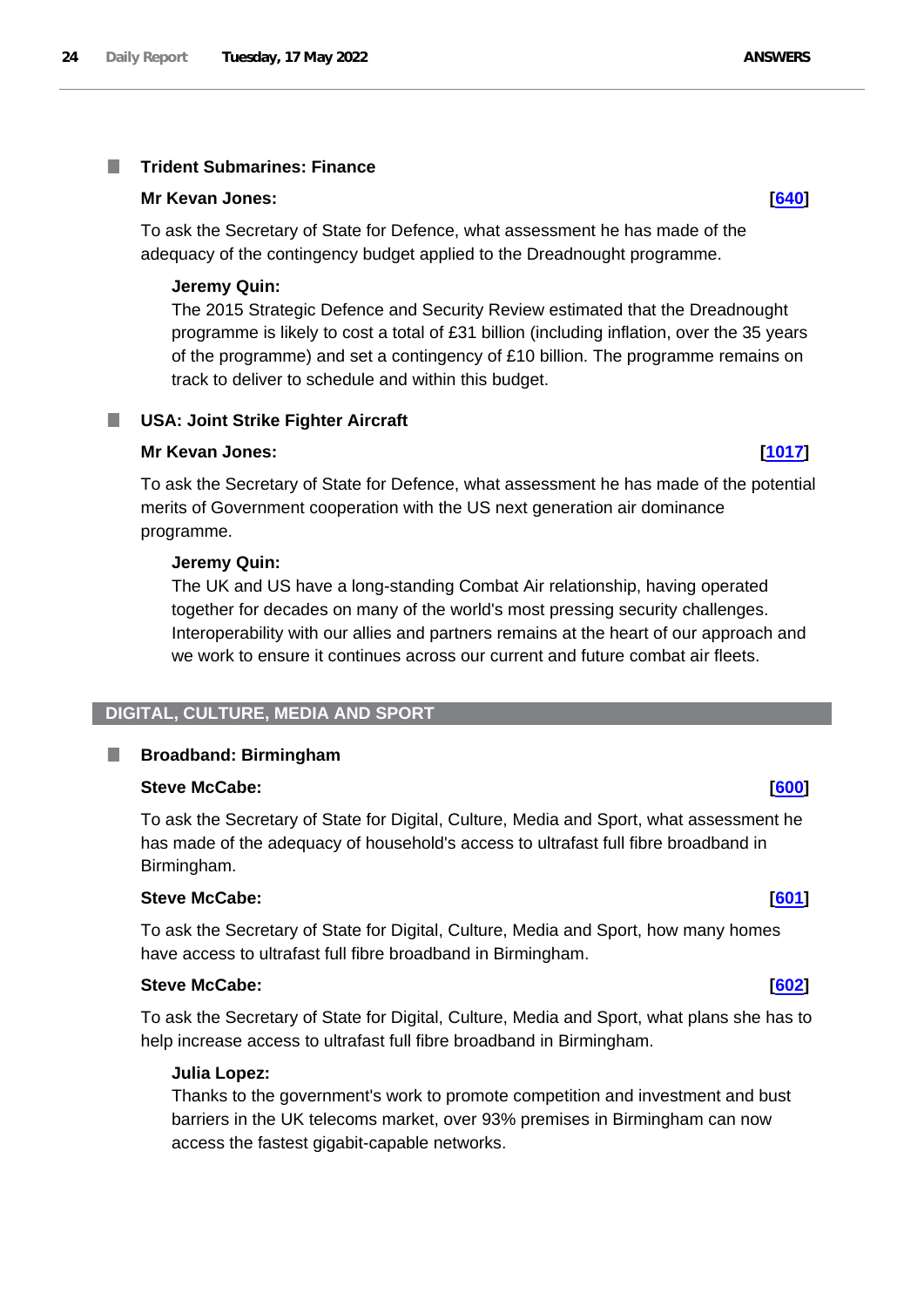### Trident Submarines: Finance

**Mr Kevan Jones:** **[640]**

To ask the Secretary of State for Defence, what assessment he has made of the adequacy of the contingency budget applied to the Dreadnought programme.

**Jeremy Quin:**

The 2015 Strategic Defence and Security Review estimated that the Dreadnought programme is likely to cost a total of £31 billion (including inflation, over the 35 years of the programme) and set a contingency of £10 billion. The programme remains on track to deliver to schedule and within this budget.

### USA: Joint Strike Fighter Aircraft

**Mr Kevan Jones:** **[1017]**

To ask the Secretary of State for Defence, what assessment he has made of the potential merits of Government cooperation with the US next generation air dominance programme.

**Jeremy Quin:**

The UK and US have a long-standing Combat Air relationship, having operated together for decades on many of the world's most pressing security challenges. Interoperability with our allies and partners remains at the heart of our approach and we work to ensure it continues across our current and future combat air fleets.

## DIGITAL, CULTURE, MEDIA AND SPORT

### Broadband: Birmingham

**Steve McCabe:** **[600]**

To ask the Secretary of State for Digital, Culture, Media and Sport, what assessment he has made of the adequacy of household's access to ultrafast full fibre broadband in Birmingham.

**Steve McCabe:** **[601]**

To ask the Secretary of State for Digital, Culture, Media and Sport, how many homes have access to ultrafast full fibre broadband in Birmingham.

**Steve McCabe:** **[602]**

To ask the Secretary of State for Digital, Culture, Media and Sport, what plans she has to help increase access to ultrafast full fibre broadband in Birmingham.

**Julia Lopez:**

Thanks to the government's work to promote competition and investment and bust barriers in the UK telecoms market, over 93% premises in Birmingham can now access the fastest gigabit-capable networks.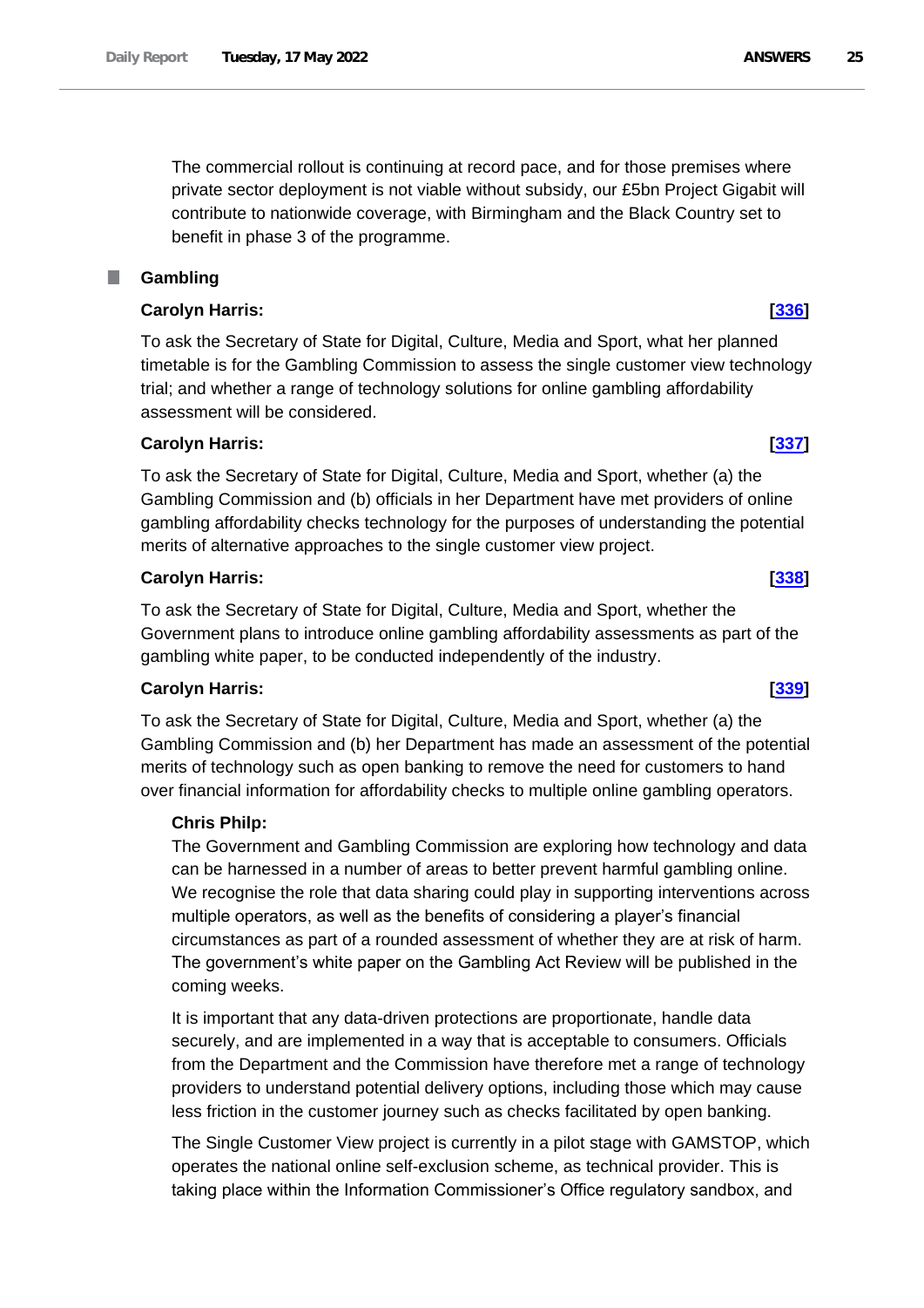The commercial rollout is continuing at record pace, and for those premises where private sector deployment is not viable without subsidy, our £5bn Project Gigabit will contribute to nationwide coverage, with Birmingham and the Black Country set to benefit in phase 3 of the programme.

## Gambling

**Carolyn Harris:** **[336]**

To ask the Secretary of State for Digital, Culture, Media and Sport, what her planned timetable is for the Gambling Commission to assess the single customer view technology trial; and whether a range of technology solutions for online gambling affordability assessment will be considered.

**Carolyn Harris:** **[337]**

To ask the Secretary of State for Digital, Culture, Media and Sport, whether (a) the Gambling Commission and (b) officials in her Department have met providers of online gambling affordability checks technology for the purposes of understanding the potential merits of alternative approaches to the single customer view project.

**Carolyn Harris:** **[338]**

To ask the Secretary of State for Digital, Culture, Media and Sport, whether the Government plans to introduce online gambling affordability assessments as part of the gambling white paper, to be conducted independently of the industry.

**Carolyn Harris:** **[339]**

To ask the Secretary of State for Digital, Culture, Media and Sport, whether (a) the Gambling Commission and (b) her Department has made an assessment of the potential merits of technology such as open banking to remove the need for customers to hand over financial information for affordability checks to multiple online gambling operators.

**Chris Philp:**

The Government and Gambling Commission are exploring how technology and data can be harnessed in a number of areas to better prevent harmful gambling online. We recognise the role that data sharing could play in supporting interventions across multiple operators, as well as the benefits of considering a player's financial circumstances as part of a rounded assessment of whether they are at risk of harm. The government's white paper on the Gambling Act Review will be published in the coming weeks.

It is important that any data-driven protections are proportionate, handle data securely, and are implemented in a way that is acceptable to consumers. Officials from the Department and the Commission have therefore met a range of technology providers to understand potential delivery options, including those which may cause less friction in the customer journey such as checks facilitated by open banking.

The Single Customer View project is currently in a pilot stage with GAMSTOP, which operates the national online self-exclusion scheme, as technical provider. This is taking place within the Information Commissioner's Office regulatory sandbox, and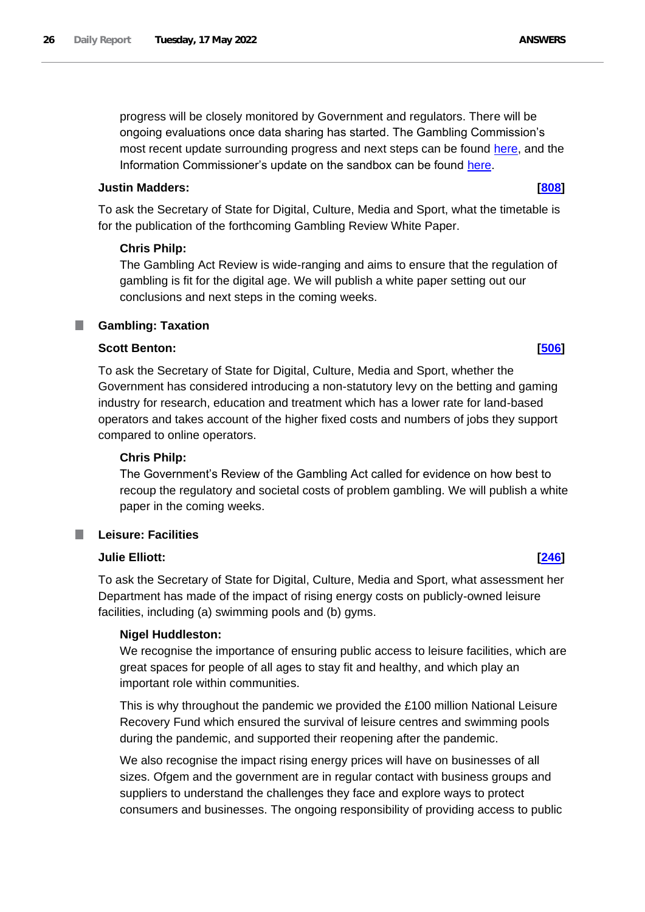progress will be closely monitored by Government and regulators. There will be ongoing evaluations once data sharing has started. The Gambling Commission's most recent update surrounding progress and next steps can be found here, and the Information Commissioner's update on the sandbox can be found here.

**Justin Madders:** **[808]**

To ask the Secretary of State for Digital, Culture, Media and Sport, what the timetable is for the publication of the forthcoming Gambling Review White Paper.

**Chris Philp:**

The Gambling Act Review is wide-ranging and aims to ensure that the regulation of gambling is fit for the digital age. We will publish a white paper setting out our conclusions and next steps in the coming weeks.

### Gambling: Taxation

**Scott Benton:** **[506]**

To ask the Secretary of State for Digital, Culture, Media and Sport, whether the Government has considered introducing a non-statutory levy on the betting and gaming industry for research, education and treatment which has a lower rate for land-based operators and takes account of the higher fixed costs and numbers of jobs they support compared to online operators.

**Chris Philp:**

The Government's Review of the Gambling Act called for evidence on how best to recoup the regulatory and societal costs of problem gambling. We will publish a white paper in the coming weeks.

### Leisure: Facilities

**Julie Elliott:** **[246]**

To ask the Secretary of State for Digital, Culture, Media and Sport, what assessment her Department has made of the impact of rising energy costs on publicly-owned leisure facilities, including (a) swimming pools and (b) gyms.

**Nigel Huddleston:**

We recognise the importance of ensuring public access to leisure facilities, which are great spaces for people of all ages to stay fit and healthy, and which play an important role within communities.

This is why throughout the pandemic we provided the £100 million National Leisure Recovery Fund which ensured the survival of leisure centres and swimming pools during the pandemic, and supported their reopening after the pandemic.

We also recognise the impact rising energy prices will have on businesses of all sizes. Ofgem and the government are in regular contact with business groups and suppliers to understand the challenges they face and explore ways to protect consumers and businesses. The ongoing responsibility of providing access to public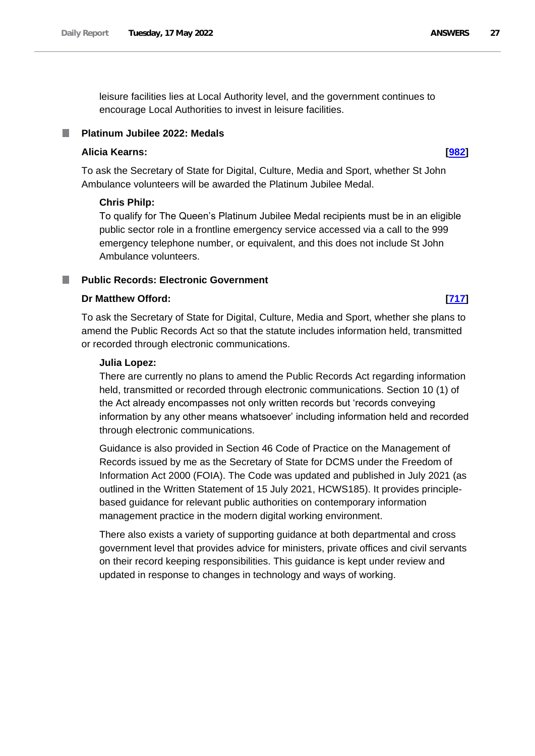leisure facilities lies at Local Authority level, and the government continues to encourage Local Authorities to invest in leisure facilities.

## Platinum Jubilee 2022: Medals

**Alicia Kearns:** **[982]**

To ask the Secretary of State for Digital, Culture, Media and Sport, whether St John Ambulance volunteers will be awarded the Platinum Jubilee Medal.

**Chris Philp:**

To qualify for The Queen's Platinum Jubilee Medal recipients must be in an eligible public sector role in a frontline emergency service accessed via a call to the 999 emergency telephone number, or equivalent, and this does not include St John Ambulance volunteers.

## Public Records: Electronic Government

**Dr Matthew Offord:** **[717]**

To ask the Secretary of State for Digital, Culture, Media and Sport, whether she plans to amend the Public Records Act so that the statute includes information held, transmitted or recorded through electronic communications.

**Julia Lopez:**

There are currently no plans to amend the Public Records Act regarding information held, transmitted or recorded through electronic communications. Section 10 (1) of the Act already encompasses not only written records but 'records conveying information by any other means whatsoever' including information held and recorded through electronic communications.

Guidance is also provided in Section 46 Code of Practice on the Management of Records issued by me as the Secretary of State for DCMS under the Freedom of Information Act 2000 (FOIA). The Code was updated and published in July 2021 (as outlined in the Written Statement of 15 July 2021, HCWS185). It provides principle-based guidance for relevant public authorities on contemporary information management practice in the modern digital working environment.

There also exists a variety of supporting guidance at both departmental and cross government level that provides advice for ministers, private offices and civil servants on their record keeping responsibilities. This guidance is kept under review and updated in response to changes in technology and ways of working.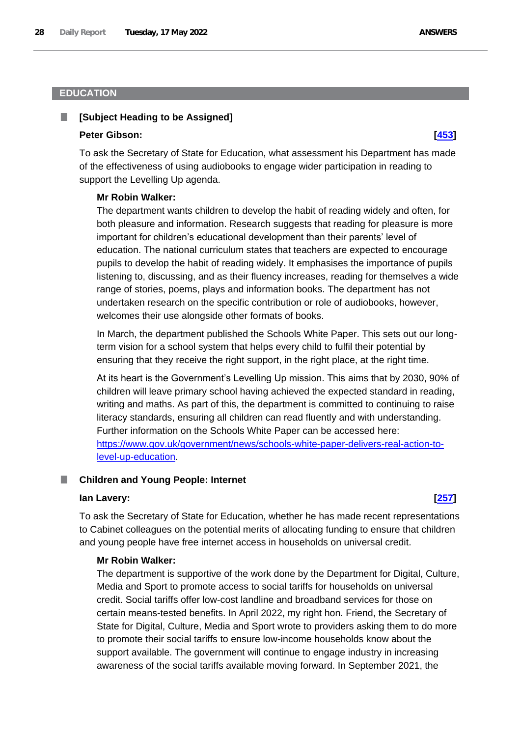## EDUCATION

### [Subject Heading to be Assigned]

**Peter Gibson:** **[453]**

To ask the Secretary of State for Education, what assessment his Department has made of the effectiveness of using audiobooks to engage wider participation in reading to support the Levelling Up agenda.

**Mr Robin Walker:**

The department wants children to develop the habit of reading widely and often, for both pleasure and information. Research suggests that reading for pleasure is more important for children's educational development than their parents' level of education. The national curriculum states that teachers are expected to encourage pupils to develop the habit of reading widely. It emphasises the importance of pupils listening to, discussing, and as their fluency increases, reading for themselves a wide range of stories, poems, plays and information books. The department has not undertaken research on the specific contribution or role of audiobooks, however, welcomes their use alongside other formats of books.

In March, the department published the Schools White Paper. This sets out our long-term vision for a school system that helps every child to fulfil their potential by ensuring that they receive the right support, in the right place, at the right time.

At its heart is the Government's Levelling Up mission. This aims that by 2030, 90% of children will leave primary school having achieved the expected standard in reading, writing and maths. As part of this, the department is committed to continuing to raise literacy standards, ensuring all children can read fluently and with understanding. Further information on the Schools White Paper can be accessed here: https://www.gov.uk/government/news/schools-white-paper-delivers-real-action-to-level-up-education.

### Children and Young People: Internet

**Ian Lavery:** **[257]**

To ask the Secretary of State for Education, whether he has made recent representations to Cabinet colleagues on the potential merits of allocating funding to ensure that children and young people have free internet access in households on universal credit.

**Mr Robin Walker:**

The department is supportive of the work done by the Department for Digital, Culture, Media and Sport to promote access to social tariffs for households on universal credit. Social tariffs offer low-cost landline and broadband services for those on certain means-tested benefits. In April 2022, my right hon. Friend, the Secretary of State for Digital, Culture, Media and Sport wrote to providers asking them to do more to promote their social tariffs to ensure low-income households know about the support available. The government will continue to engage industry in increasing awareness of the social tariffs available moving forward. In September 2021, the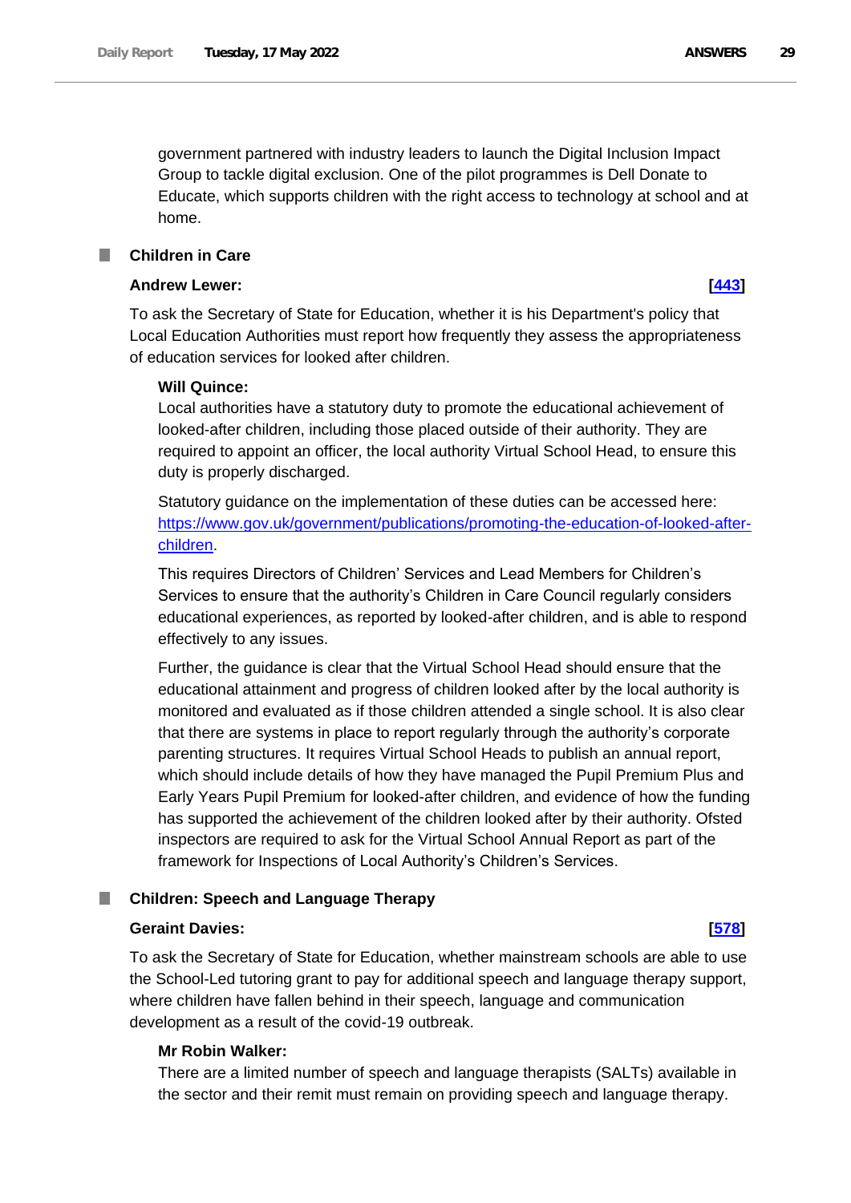government partnered with industry leaders to launch the Digital Inclusion Impact Group to tackle digital exclusion. One of the pilot programmes is Dell Donate to Educate, which supports children with the right access to technology at school and at home.

## Children in Care

**Andrew Lewer:** **[443]**

To ask the Secretary of State for Education, whether it is his Department's policy that Local Education Authorities must report how frequently they assess the appropriateness of education services for looked after children.

**Will Quince:**

Local authorities have a statutory duty to promote the educational achievement of looked-after children, including those placed outside of their authority. They are required to appoint an officer, the local authority Virtual School Head, to ensure this duty is properly discharged.

Statutory guidance on the implementation of these duties can be accessed here: https://www.gov.uk/government/publications/promoting-the-education-of-looked-after-children.

This requires Directors of Children' Services and Lead Members for Children's Services to ensure that the authority's Children in Care Council regularly considers educational experiences, as reported by looked-after children, and is able to respond effectively to any issues.

Further, the guidance is clear that the Virtual School Head should ensure that the educational attainment and progress of children looked after by the local authority is monitored and evaluated as if those children attended a single school. It is also clear that there are systems in place to report regularly through the authority's corporate parenting structures. It requires Virtual School Heads to publish an annual report, which should include details of how they have managed the Pupil Premium Plus and Early Years Pupil Premium for looked-after children, and evidence of how the funding has supported the achievement of the children looked after by their authority. Ofsted inspectors are required to ask for the Virtual School Annual Report as part of the framework for Inspections of Local Authority's Children's Services.

## Children: Speech and Language Therapy

**Geraint Davies:** **[578]**

To ask the Secretary of State for Education, whether mainstream schools are able to use the School-Led tutoring grant to pay for additional speech and language therapy support, where children have fallen behind in their speech, language and communication development as a result of the covid-19 outbreak.

**Mr Robin Walker:**

There are a limited number of speech and language therapists (SALTs) available in the sector and their remit must remain on providing speech and language therapy.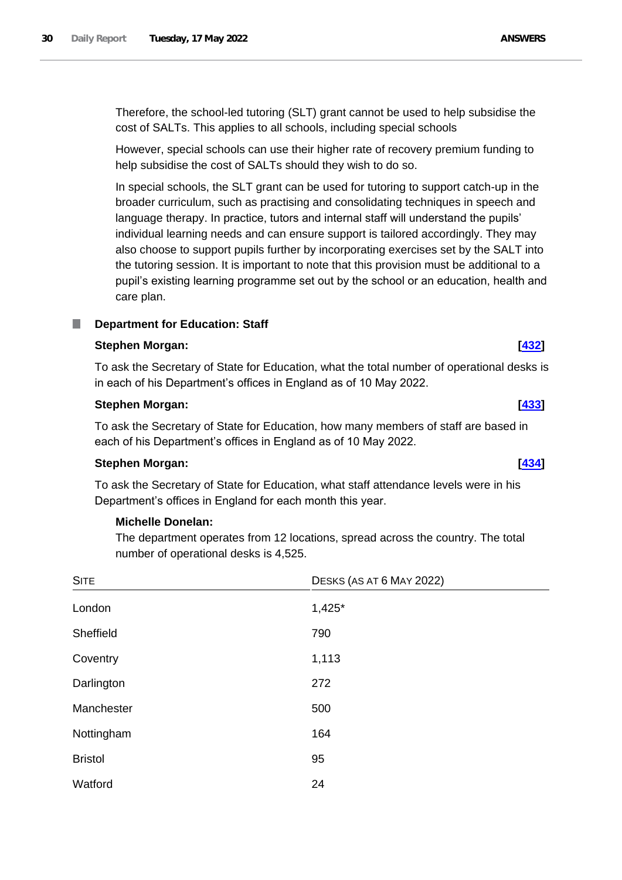Therefore, the school-led tutoring (SLT) grant cannot be used to help subsidise the cost of SALTs. This applies to all schools, including special schools

However, special schools can use their higher rate of recovery premium funding to help subsidise the cost of SALTs should they wish to do so.

In special schools, the SLT grant can be used for tutoring to support catch-up in the broader curriculum, such as practising and consolidating techniques in speech and language therapy. In practice, tutors and internal staff will understand the pupils' individual learning needs and can ensure support is tailored accordingly. They may also choose to support pupils further by incorporating exercises set by the SALT into the tutoring session. It is important to note that this provision must be additional to a pupil's existing learning programme set out by the school or an education, health and care plan.

## Department for Education: Staff

**Stephen Morgan:** **[432]**

To ask the Secretary of State for Education, what the total number of operational desks is in each of his Department's offices in England as of 10 May 2022.

**Stephen Morgan:** **[433]**

To ask the Secretary of State for Education, how many members of staff are based in each of his Department's offices in England as of 10 May 2022.

**Stephen Morgan:** **[434]**

To ask the Secretary of State for Education, what staff attendance levels were in his Department's offices in England for each month this year.

**Michelle Donelan:**

The department operates from 12 locations, spread across the country. The total number of operational desks is 4,525.

| Site | Desks (as at 6 May 2022) |
|---|---|
| London | 1,425* |
| Sheffield | 790 |
| Coventry | 1,113 |
| Darlington | 272 |
| Manchester | 500 |
| Nottingham | 164 |
| Bristol | 95 |
| Watford | 24 |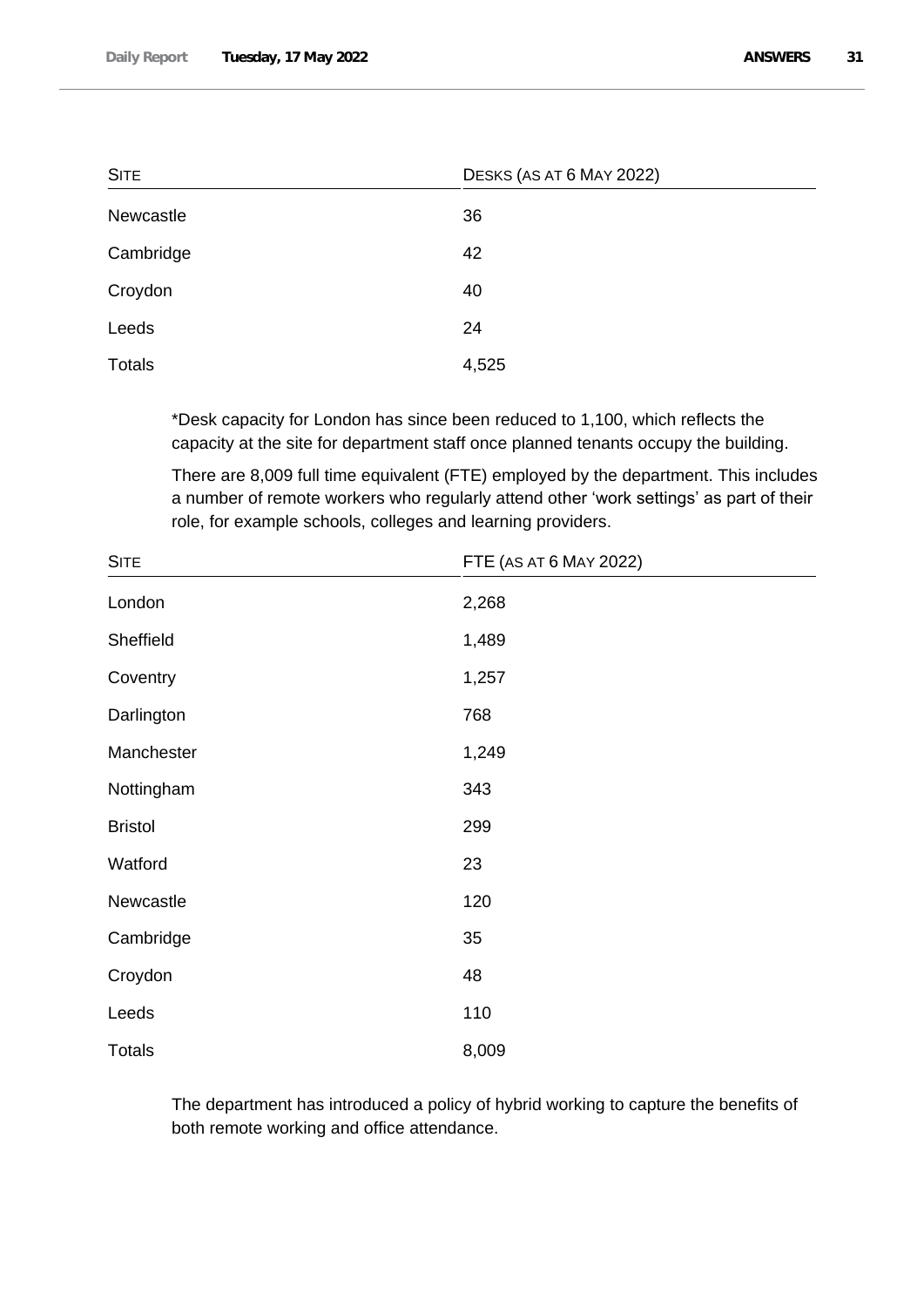| Site | Desks (as at 6 May 2022) |
|---|---|
| Newcastle | 36 |
| Cambridge | 42 |
| Croydon | 40 |
| Leeds | 24 |
| Totals | 4,525 |

*Desk capacity for London has since been reduced to 1,100, which reflects the capacity at the site for department staff once planned tenants occupy the building.

There are 8,009 full time equivalent (FTE) employed by the department. This includes a number of remote workers who regularly attend other 'work settings' as part of their role, for example schools, colleges and learning providers.

| Site | FTE (as at 6 May 2022) |
|---|---|
| London | 2,268 |
| Sheffield | 1,489 |
| Coventry | 1,257 |
| Darlington | 768 |
| Manchester | 1,249 |
| Nottingham | 343 |
| Bristol | 299 |
| Watford | 23 |
| Newcastle | 120 |
| Cambridge | 35 |
| Croydon | 48 |
| Leeds | 110 |
| Totals | 8,009 |

The department has introduced a policy of hybrid working to capture the benefits of both remote working and office attendance.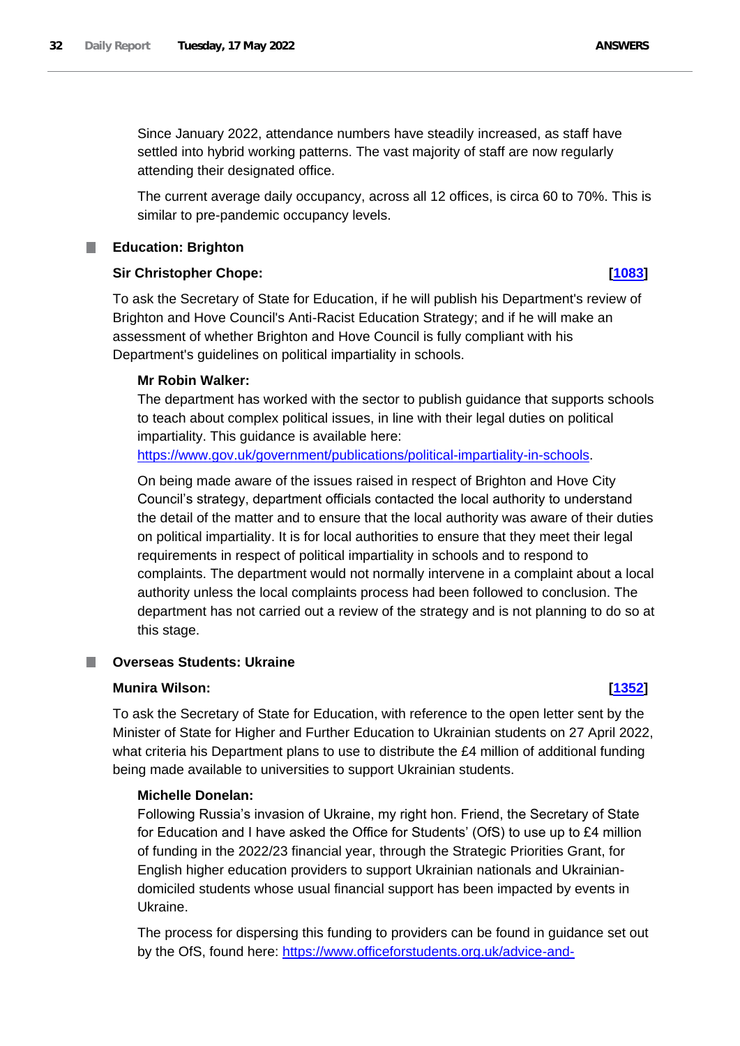Since January 2022, attendance numbers have steadily increased, as staff have settled into hybrid working patterns. The vast majority of staff are now regularly attending their designated office.

The current average daily occupancy, across all 12 offices, is circa 60 to 70%. This is similar to pre-pandemic occupancy levels.

## Education: Brighton

**Sir Christopher Chope:** **[1083]**

To ask the Secretary of State for Education, if he will publish his Department's review of Brighton and Hove Council's Anti-Racist Education Strategy; and if he will make an assessment of whether Brighton and Hove Council is fully compliant with his Department's guidelines on political impartiality in schools.

**Mr Robin Walker:**

The department has worked with the sector to publish guidance that supports schools to teach about complex political issues, in line with their legal duties on political impartiality. This guidance is available here: https://www.gov.uk/government/publications/political-impartiality-in-schools.

On being made aware of the issues raised in respect of Brighton and Hove City Council's strategy, department officials contacted the local authority to understand the detail of the matter and to ensure that the local authority was aware of their duties on political impartiality. It is for local authorities to ensure that they meet their legal requirements in respect of political impartiality in schools and to respond to complaints. The department would not normally intervene in a complaint about a local authority unless the local complaints process had been followed to conclusion. The department has not carried out a review of the strategy and is not planning to do so at this stage.

## Overseas Students: Ukraine

**Munira Wilson:** **[1352]**

To ask the Secretary of State for Education, with reference to the open letter sent by the Minister of State for Higher and Further Education to Ukrainian students on 27 April 2022, what criteria his Department plans to use to distribute the £4 million of additional funding being made available to universities to support Ukrainian students.

**Michelle Donelan:**

Following Russia's invasion of Ukraine, my right hon. Friend, the Secretary of State for Education and I have asked the Office for Students' (OfS) to use up to £4 million of funding in the 2022/23 financial year, through the Strategic Priorities Grant, for English higher education providers to support Ukrainian nationals and Ukrainian-domiciled students whose usual financial support has been impacted by events in Ukraine.

The process for dispersing this funding to providers can be found in guidance set out by the OfS, found here: https://www.officeforstudents.org.uk/advice-and-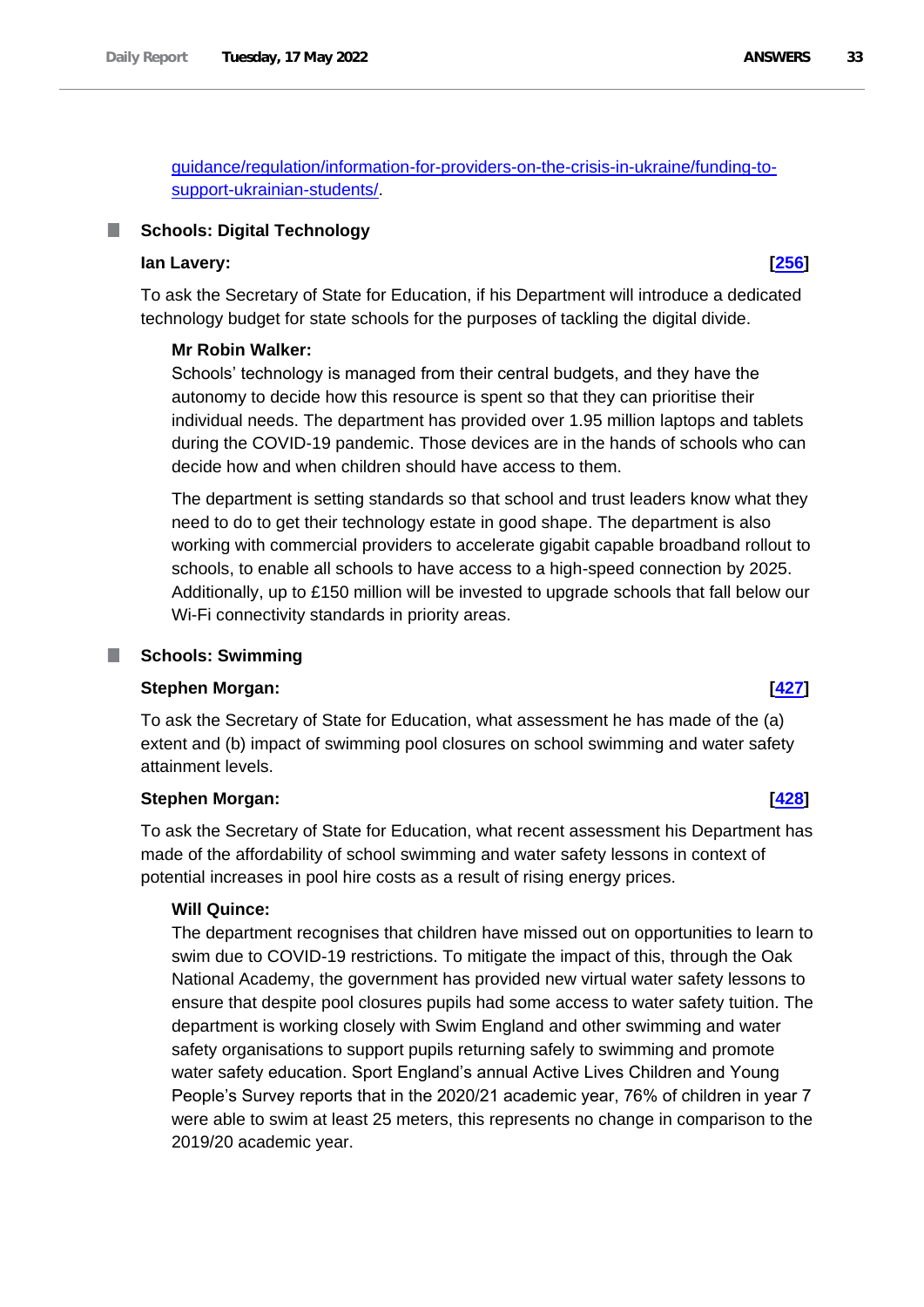[guidance/regulation/information-for-providers-on-the-crisis-in-ukraine/funding-to-support-ukrainian-students/](guidance/regulation/information-for-providers-on-the-crisis-in-ukraine/funding-to-support-ukrainian-students/).

## Schools: Digital Technology

**Ian Lavery:** **[256]**

To ask the Secretary of State for Education, if his Department will introduce a dedicated technology budget for state schools for the purposes of tackling the digital divide.

**Mr Robin Walker:**

Schools' technology is managed from their central budgets, and they have the autonomy to decide how this resource is spent so that they can prioritise their individual needs. The department has provided over 1.95 million laptops and tablets during the COVID-19 pandemic. Those devices are in the hands of schools who can decide how and when children should have access to them.

The department is setting standards so that school and trust leaders know what they need to do to get their technology estate in good shape. The department is also working with commercial providers to accelerate gigabit capable broadband rollout to schools, to enable all schools to have access to a high-speed connection by 2025. Additionally, up to £150 million will be invested to upgrade schools that fall below our Wi-Fi connectivity standards in priority areas.

## Schools: Swimming

**Stephen Morgan:** **[427]**

To ask the Secretary of State for Education, what assessment he has made of the (a) extent and (b) impact of swimming pool closures on school swimming and water safety attainment levels.

**Stephen Morgan:** **[428]**

To ask the Secretary of State for Education, what recent assessment his Department has made of the affordability of school swimming and water safety lessons in context of potential increases in pool hire costs as a result of rising energy prices.

**Will Quince:**

The department recognises that children have missed out on opportunities to learn to swim due to COVID-19 restrictions. To mitigate the impact of this, through the Oak National Academy, the government has provided new virtual water safety lessons to ensure that despite pool closures pupils had some access to water safety tuition. The department is working closely with Swim England and other swimming and water safety organisations to support pupils returning safely to swimming and promote water safety education. Sport England's annual Active Lives Children and Young People's Survey reports that in the 2020/21 academic year, 76% of children in year 7 were able to swim at least 25 meters, this represents no change in comparison to the 2019/20 academic year.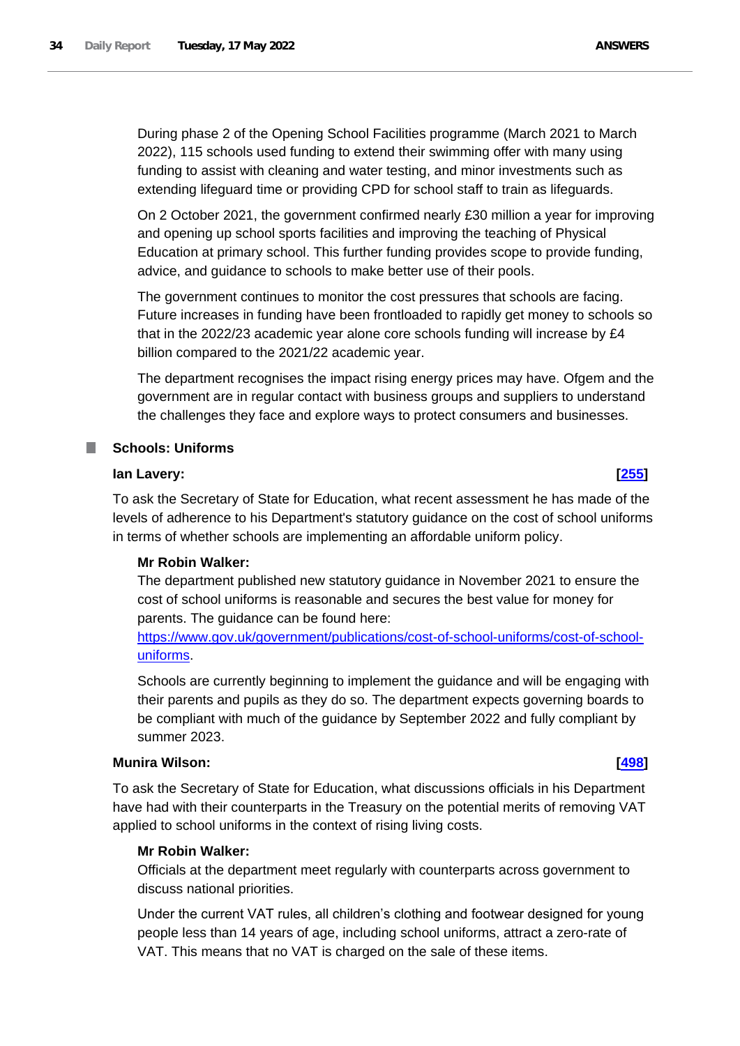During phase 2 of the Opening School Facilities programme (March 2021 to March 2022), 115 schools used funding to extend their swimming offer with many using funding to assist with cleaning and water testing, and minor investments such as extending lifeguard time or providing CPD for school staff to train as lifeguards.

On 2 October 2021, the government confirmed nearly £30 million a year for improving and opening up school sports facilities and improving the teaching of Physical Education at primary school. This further funding provides scope to provide funding, advice, and guidance to schools to make better use of their pools.

The government continues to monitor the cost pressures that schools are facing. Future increases in funding have been frontloaded to rapidly get money to schools so that in the 2022/23 academic year alone core schools funding will increase by £4 billion compared to the 2021/22 academic year.

The department recognises the impact rising energy prices may have. Ofgem and the government are in regular contact with business groups and suppliers to understand the challenges they face and explore ways to protect consumers and businesses.

## Schools: Uniforms

**Ian Lavery:** **[255]**

To ask the Secretary of State for Education, what recent assessment he has made of the levels of adherence to his Department's statutory guidance on the cost of school uniforms in terms of whether schools are implementing an affordable uniform policy.

**Mr Robin Walker:**

The department published new statutory guidance in November 2021 to ensure the cost of school uniforms is reasonable and secures the best value for money for parents. The guidance can be found here: [https://www.gov.uk/government/publications/cost-of-school-uniforms/cost-of-school-uniforms](https://www.gov.uk/government/publications/cost-of-school-uniforms/cost-of-school-uniforms).

Schools are currently beginning to implement the guidance and will be engaging with their parents and pupils as they do so. The department expects governing boards to be compliant with much of the guidance by September 2022 and fully compliant by summer 2023.

**Munira Wilson:** **[498]**

To ask the Secretary of State for Education, what discussions officials in his Department have had with their counterparts in the Treasury on the potential merits of removing VAT applied to school uniforms in the context of rising living costs.

**Mr Robin Walker:**

Officials at the department meet regularly with counterparts across government to discuss national priorities.

Under the current VAT rules, all children's clothing and footwear designed for young people less than 14 years of age, including school uniforms, attract a zero-rate of VAT. This means that no VAT is charged on the sale of these items.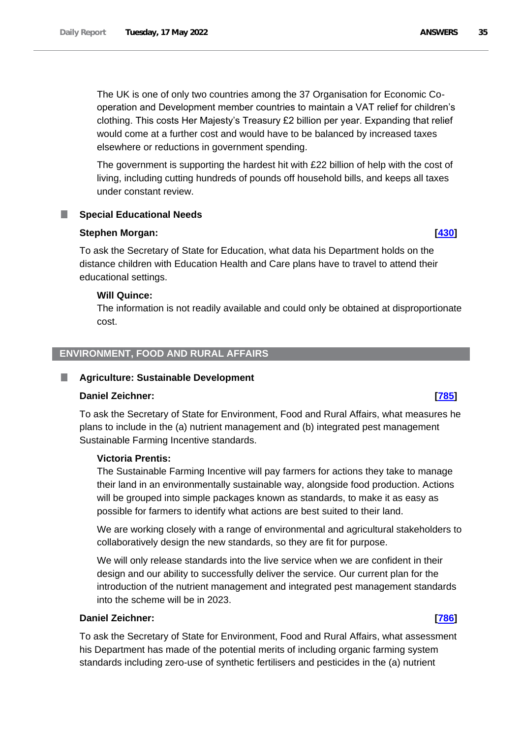The UK is one of only two countries among the 37 Organisation for Economic Co-operation and Development member countries to maintain a VAT relief for children's clothing. This costs Her Majesty's Treasury £2 billion per year. Expanding that relief would come at a further cost and would have to be balanced by increased taxes elsewhere or reductions in government spending.

The government is supporting the hardest hit with £22 billion of help with the cost of living, including cutting hundreds of pounds off household bills, and keeps all taxes under constant review.

### Special Educational Needs

**Stephen Morgan:** **[430]**

To ask the Secretary of State for Education, what data his Department holds on the distance children with Education Health and Care plans have to travel to attend their educational settings.

**Will Quince:**

The information is not readily available and could only be obtained at disproportionate cost.

## ENVIRONMENT, FOOD AND RURAL AFFAIRS

### Agriculture: Sustainable Development

**Daniel Zeichner:** **[785]**

To ask the Secretary of State for Environment, Food and Rural Affairs, what measures he plans to include in the (a) nutrient management and (b) integrated pest management Sustainable Farming Incentive standards.

**Victoria Prentis:**

The Sustainable Farming Incentive will pay farmers for actions they take to manage their land in an environmentally sustainable way, alongside food production. Actions will be grouped into simple packages known as standards, to make it as easy as possible for farmers to identify what actions are best suited to their land.

We are working closely with a range of environmental and agricultural stakeholders to collaboratively design the new standards, so they are fit for purpose.

We will only release standards into the live service when we are confident in their design and our ability to successfully deliver the service. Our current plan for the introduction of the nutrient management and integrated pest management standards into the scheme will be in 2023.

**Daniel Zeichner:** **[786]**

To ask the Secretary of State for Environment, Food and Rural Affairs, what assessment his Department has made of the potential merits of including organic farming system standards including zero-use of synthetic fertilisers and pesticides in the (a) nutrient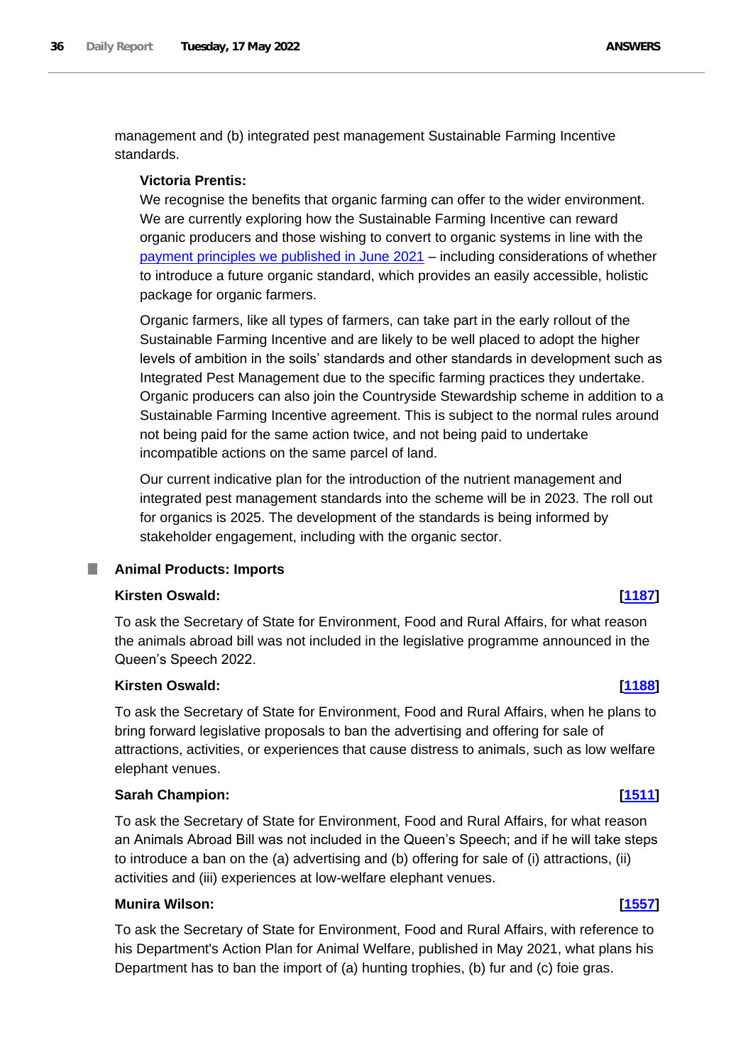management and (b) integrated pest management Sustainable Farming Incentive standards.

**Victoria Prentis:**

We recognise the benefits that organic farming can offer to the wider environment. We are currently exploring how the Sustainable Farming Incentive can reward organic producers and those wishing to convert to organic systems in line with the [payment principles we published in June 2021](#) – including considerations of whether to introduce a future organic standard, which provides an easily accessible, holistic package for organic farmers.

Organic farmers, like all types of farmers, can take part in the early rollout of the Sustainable Farming Incentive and are likely to be well placed to adopt the higher levels of ambition in the soils' standards and other standards in development such as Integrated Pest Management due to the specific farming practices they undertake. Organic producers can also join the Countryside Stewardship scheme in addition to a Sustainable Farming Incentive agreement. This is subject to the normal rules around not being paid for the same action twice, and not being paid to undertake incompatible actions on the same parcel of land.

Our current indicative plan for the introduction of the nutrient management and integrated pest management standards into the scheme will be in 2023. The roll out for organics is 2025. The development of the standards is being informed by stakeholder engagement, including with the organic sector.

## Animal Products: Imports

**Kirsten Oswald:** **[1187]**

To ask the Secretary of State for Environment, Food and Rural Affairs, for what reason the animals abroad bill was not included in the legislative programme announced in the Queen's Speech 2022.

**Kirsten Oswald:** **[1188]**

To ask the Secretary of State for Environment, Food and Rural Affairs, when he plans to bring forward legislative proposals to ban the advertising and offering for sale of attractions, activities, or experiences that cause distress to animals, such as low welfare elephant venues.

**Sarah Champion:** **[1511]**

To ask the Secretary of State for Environment, Food and Rural Affairs, for what reason an Animals Abroad Bill was not included in the Queen's Speech; and if he will take steps to introduce a ban on the (a) advertising and (b) offering for sale of (i) attractions, (ii) activities and (iii) experiences at low-welfare elephant venues.

**Munira Wilson:** **[1557]**

To ask the Secretary of State for Environment, Food and Rural Affairs, with reference to his Department's Action Plan for Animal Welfare, published in May 2021, what plans his Department has to ban the import of (a) hunting trophies, (b) fur and (c) foie gras.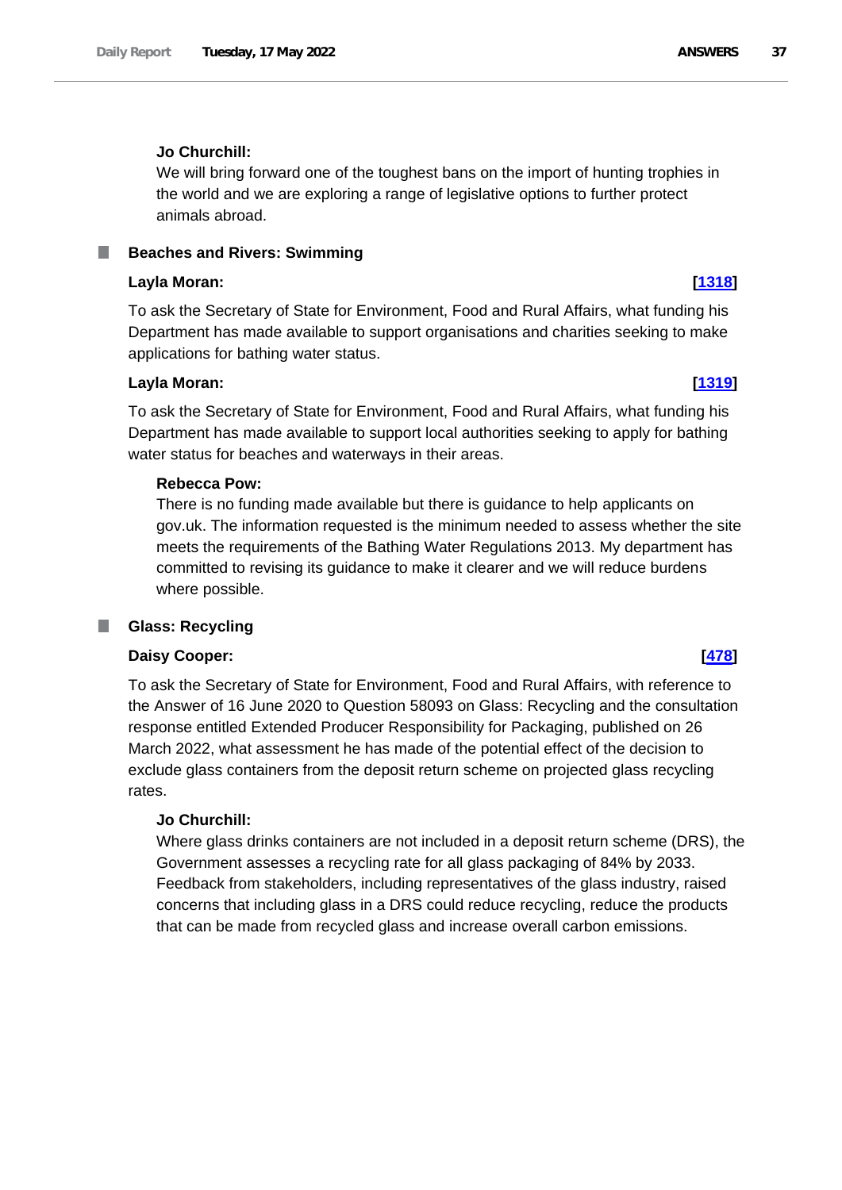**Jo Churchill:**

We will bring forward one of the toughest bans on the import of hunting trophies in the world and we are exploring a range of legislative options to further protect animals abroad.

## Beaches and Rivers: Swimming

**Layla Moran:** **[1318]**

To ask the Secretary of State for Environment, Food and Rural Affairs, what funding his Department has made available to support organisations and charities seeking to make applications for bathing water status.

**Layla Moran:** **[1319]**

To ask the Secretary of State for Environment, Food and Rural Affairs, what funding his Department has made available to support local authorities seeking to apply for bathing water status for beaches and waterways in their areas.

**Rebecca Pow:**

There is no funding made available but there is guidance to help applicants on gov.uk. The information requested is the minimum needed to assess whether the site meets the requirements of the Bathing Water Regulations 2013. My department has committed to revising its guidance to make it clearer and we will reduce burdens where possible.

## Glass: Recycling

**Daisy Cooper:** **[478]**

To ask the Secretary of State for Environment, Food and Rural Affairs, with reference to the Answer of 16 June 2020 to Question 58093 on Glass: Recycling and the consultation response entitled Extended Producer Responsibility for Packaging, published on 26 March 2022, what assessment he has made of the potential effect of the decision to exclude glass containers from the deposit return scheme on projected glass recycling rates.

**Jo Churchill:**

Where glass drinks containers are not included in a deposit return scheme (DRS), the Government assesses a recycling rate for all glass packaging of 84% by 2033. Feedback from stakeholders, including representatives of the glass industry, raised concerns that including glass in a DRS could reduce recycling, reduce the products that can be made from recycled glass and increase overall carbon emissions.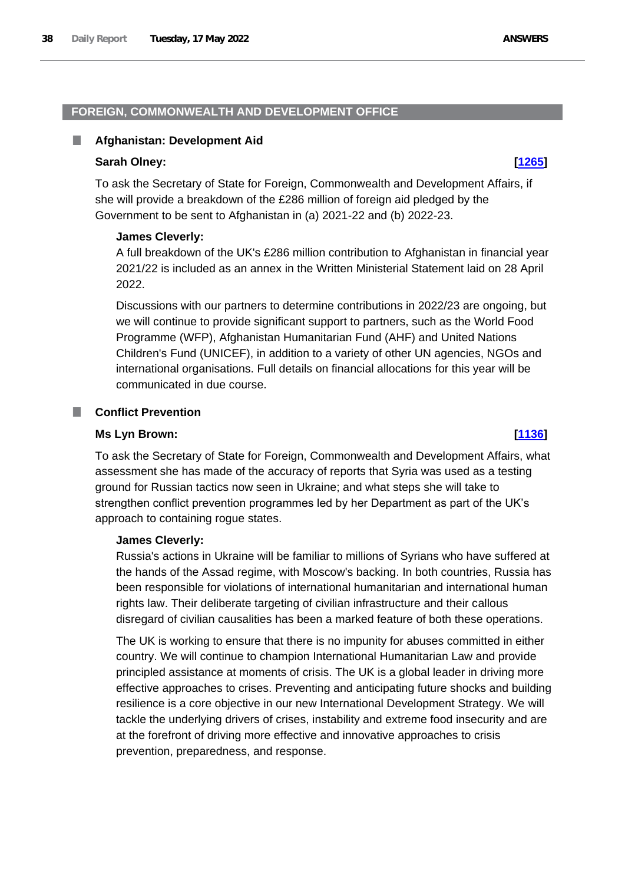## FOREIGN, COMMONWEALTH AND DEVELOPMENT OFFICE

### Afghanistan: Development Aid

**Sarah Olney:** **[1265]**

To ask the Secretary of State for Foreign, Commonwealth and Development Affairs, if she will provide a breakdown of the £286 million of foreign aid pledged by the Government to be sent to Afghanistan in (a) 2021-22 and (b) 2022-23.

**James Cleverly:**

A full breakdown of the UK's £286 million contribution to Afghanistan in financial year 2021/22 is included as an annex in the Written Ministerial Statement laid on 28 April 2022.

Discussions with our partners to determine contributions in 2022/23 are ongoing, but we will continue to provide significant support to partners, such as the World Food Programme (WFP), Afghanistan Humanitarian Fund (AHF) and United Nations Children's Fund (UNICEF), in addition to a variety of other UN agencies, NGOs and international organisations. Full details on financial allocations for this year will be communicated in due course.

### Conflict Prevention

**Ms Lyn Brown:** **[1136]**

To ask the Secretary of State for Foreign, Commonwealth and Development Affairs, what assessment she has made of the accuracy of reports that Syria was used as a testing ground for Russian tactics now seen in Ukraine; and what steps she will take to strengthen conflict prevention programmes led by her Department as part of the UK's approach to containing rogue states.

**James Cleverly:**

Russia's actions in Ukraine will be familiar to millions of Syrians who have suffered at the hands of the Assad regime, with Moscow's backing. In both countries, Russia has been responsible for violations of international humanitarian and international human rights law. Their deliberate targeting of civilian infrastructure and their callous disregard of civilian causalities has been a marked feature of both these operations.

The UK is working to ensure that there is no impunity for abuses committed in either country. We will continue to champion International Humanitarian Law and provide principled assistance at moments of crisis. The UK is a global leader in driving more effective approaches to crises. Preventing and anticipating future shocks and building resilience is a core objective in our new International Development Strategy. We will tackle the underlying drivers of crises, instability and extreme food insecurity and are at the forefront of driving more effective and innovative approaches to crisis prevention, preparedness, and response.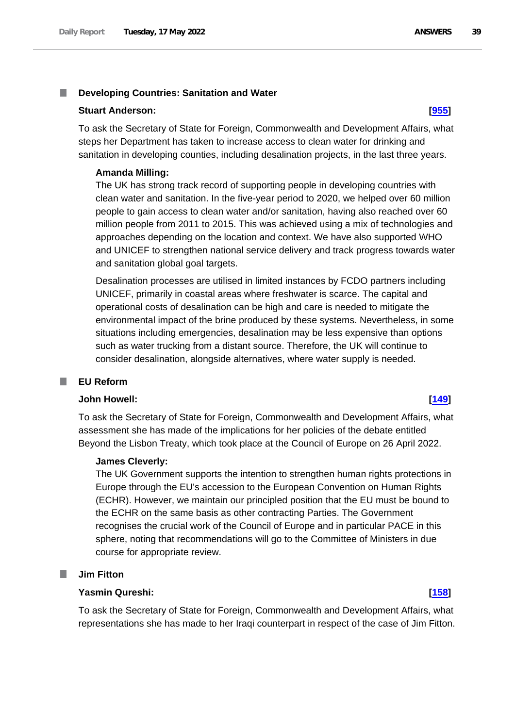## Developing Countries: Sanitation and Water

**Stuart Anderson:** **[955]**

To ask the Secretary of State for Foreign, Commonwealth and Development Affairs, what steps her Department has taken to increase access to clean water for drinking and sanitation in developing counties, including desalination projects, in the last three years.

**Amanda Milling:**

The UK has strong track record of supporting people in developing countries with clean water and sanitation. In the five-year period to 2020, we helped over 60 million people to gain access to clean water and/or sanitation, having also reached over 60 million people from 2011 to 2015. This was achieved using a mix of technologies and approaches depending on the location and context. We have also supported WHO and UNICEF to strengthen national service delivery and track progress towards water and sanitation global goal targets.

Desalination processes are utilised in limited instances by FCDO partners including UNICEF, primarily in coastal areas where freshwater is scarce. The capital and operational costs of desalination can be high and care is needed to mitigate the environmental impact of the brine produced by these systems. Nevertheless, in some situations including emergencies, desalination may be less expensive than options such as water trucking from a distant source. Therefore, the UK will continue to consider desalination, alongside alternatives, where water supply is needed.

## EU Reform

**John Howell:** **[149]**

To ask the Secretary of State for Foreign, Commonwealth and Development Affairs, what assessment she has made of the implications for her policies of the debate entitled Beyond the Lisbon Treaty, which took place at the Council of Europe on 26 April 2022.

**James Cleverly:**

The UK Government supports the intention to strengthen human rights protections in Europe through the EU's accession to the European Convention on Human Rights (ECHR). However, we maintain our principled position that the EU must be bound to the ECHR on the same basis as other contracting Parties. The Government recognises the crucial work of the Council of Europe and in particular PACE in this sphere, noting that recommendations will go to the Committee of Ministers in due course for appropriate review.

## Jim Fitton

**Yasmin Qureshi:** **[158]**

To ask the Secretary of State for Foreign, Commonwealth and Development Affairs, what representations she has made to her Iraqi counterpart in respect of the case of Jim Fitton.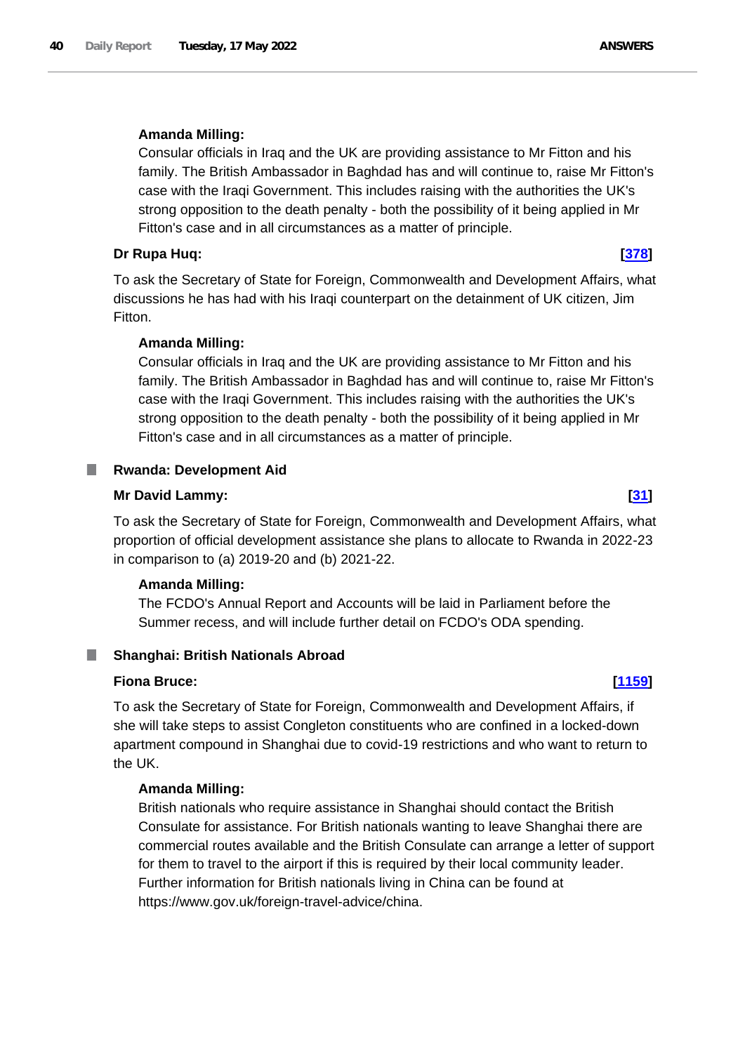**Amanda Milling:**

Consular officials in Iraq and the UK are providing assistance to Mr Fitton and his family. The British Ambassador in Baghdad has and will continue to, raise Mr Fitton's case with the Iraqi Government. This includes raising with the authorities the UK's strong opposition to the death penalty - both the possibility of it being applied in Mr Fitton's case and in all circumstances as a matter of principle.

**Dr Rupa Huq: [378]**

To ask the Secretary of State for Foreign, Commonwealth and Development Affairs, what discussions he has had with his Iraqi counterpart on the detainment of UK citizen, Jim Fitton.

**Amanda Milling:**

Consular officials in Iraq and the UK are providing assistance to Mr Fitton and his family. The British Ambassador in Baghdad has and will continue to, raise Mr Fitton's case with the Iraqi Government. This includes raising with the authorities the UK's strong opposition to the death penalty - both the possibility of it being applied in Mr Fitton's case and in all circumstances as a matter of principle.

## Rwanda: Development Aid

**Mr David Lammy: [31]**

To ask the Secretary of State for Foreign, Commonwealth and Development Affairs, what proportion of official development assistance she plans to allocate to Rwanda in 2022-23 in comparison to (a) 2019-20 and (b) 2021-22.

**Amanda Milling:**

The FCDO's Annual Report and Accounts will be laid in Parliament before the Summer recess, and will include further detail on FCDO's ODA spending.

## Shanghai: British Nationals Abroad

**Fiona Bruce: [1159]**

To ask the Secretary of State for Foreign, Commonwealth and Development Affairs, if she will take steps to assist Congleton constituents who are confined in a locked-down apartment compound in Shanghai due to covid-19 restrictions and who want to return to the UK.

**Amanda Milling:**

British nationals who require assistance in Shanghai should contact the British Consulate for assistance. For British nationals wanting to leave Shanghai there are commercial routes available and the British Consulate can arrange a letter of support for them to travel to the airport if this is required by their local community leader. Further information for British nationals living in China can be found at https://www.gov.uk/foreign-travel-advice/china.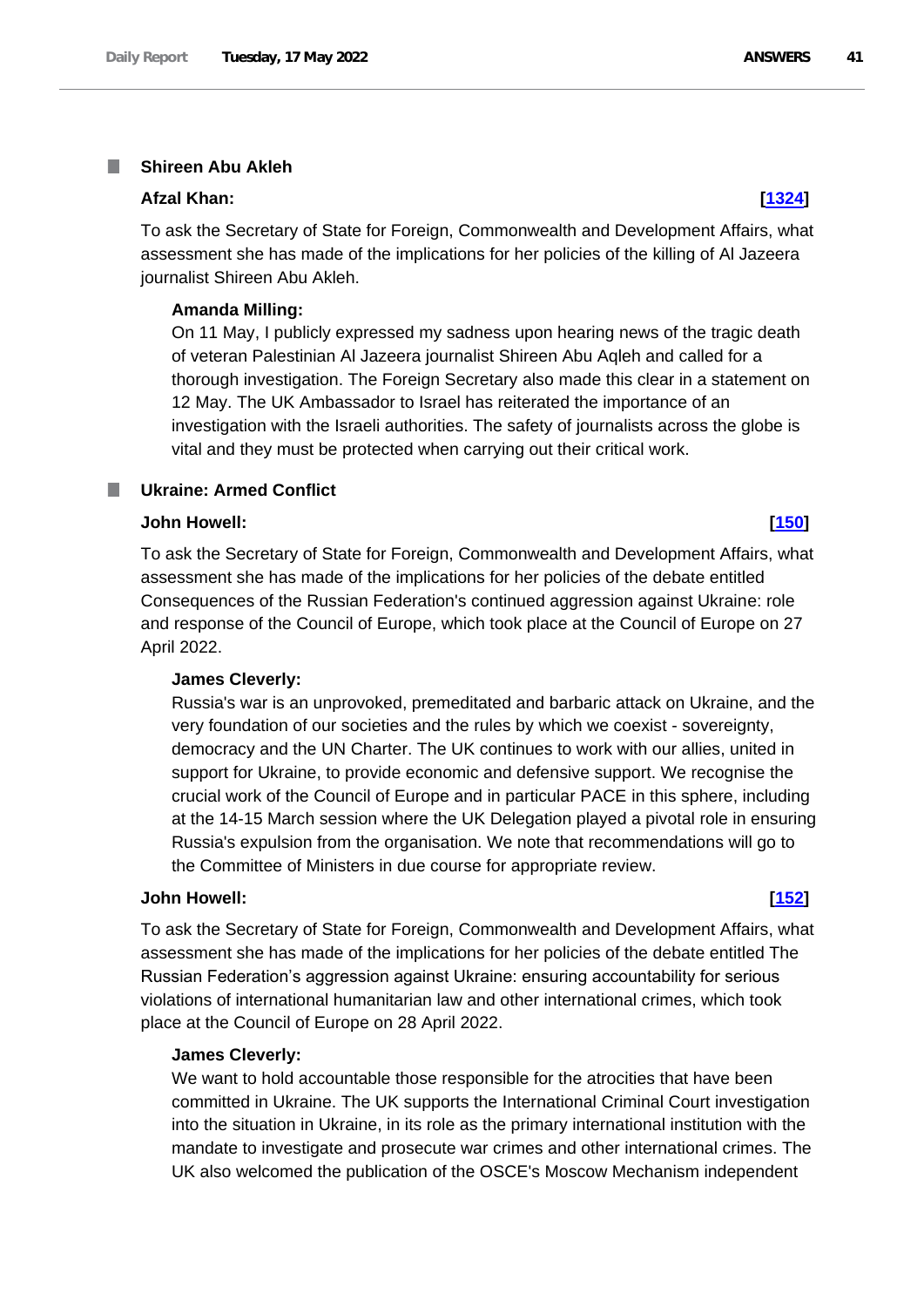## Shireen Abu Akleh

**Afzal Khan:** **[1324]**

To ask the Secretary of State for Foreign, Commonwealth and Development Affairs, what assessment she has made of the implications for her policies of the killing of Al Jazeera journalist Shireen Abu Akleh.

**Amanda Milling:**

On 11 May, I publicly expressed my sadness upon hearing news of the tragic death of veteran Palestinian Al Jazeera journalist Shireen Abu Aqleh and called for a thorough investigation. The Foreign Secretary also made this clear in a statement on 12 May. The UK Ambassador to Israel has reiterated the importance of an investigation with the Israeli authorities. The safety of journalists across the globe is vital and they must be protected when carrying out their critical work.

## Ukraine: Armed Conflict

**John Howell:** **[150]**

To ask the Secretary of State for Foreign, Commonwealth and Development Affairs, what assessment she has made of the implications for her policies of the debate entitled Consequences of the Russian Federation's continued aggression against Ukraine: role and response of the Council of Europe, which took place at the Council of Europe on 27 April 2022.

**James Cleverly:**

Russia's war is an unprovoked, premeditated and barbaric attack on Ukraine, and the very foundation of our societies and the rules by which we coexist - sovereignty, democracy and the UN Charter. The UK continues to work with our allies, united in support for Ukraine, to provide economic and defensive support. We recognise the crucial work of the Council of Europe and in particular PACE in this sphere, including at the 14-15 March session where the UK Delegation played a pivotal role in ensuring Russia's expulsion from the organisation. We note that recommendations will go to the Committee of Ministers in due course for appropriate review.

**John Howell:** **[152]**

To ask the Secretary of State for Foreign, Commonwealth and Development Affairs, what assessment she has made of the implications for her policies of the debate entitled The Russian Federation’s aggression against Ukraine: ensuring accountability for serious violations of international humanitarian law and other international crimes, which took place at the Council of Europe on 28 April 2022.

**James Cleverly:**

We want to hold accountable those responsible for the atrocities that have been committed in Ukraine. The UK supports the International Criminal Court investigation into the situation in Ukraine, in its role as the primary international institution with the mandate to investigate and prosecute war crimes and other international crimes. The UK also welcomed the publication of the OSCE's Moscow Mechanism independent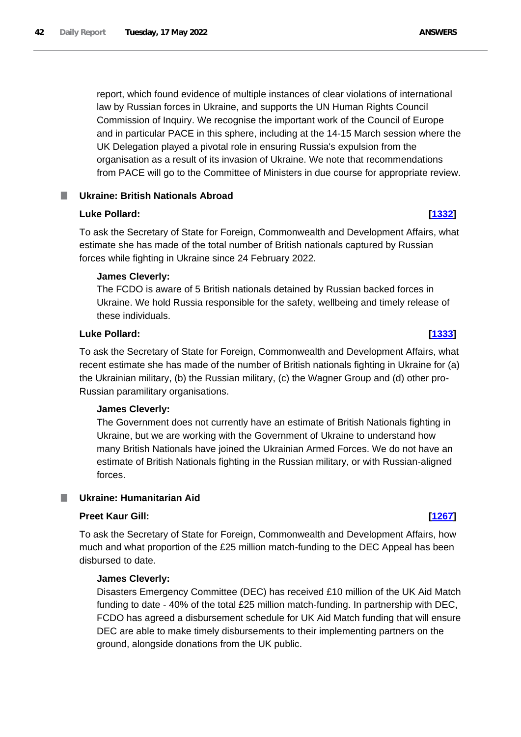report, which found evidence of multiple instances of clear violations of international law by Russian forces in Ukraine, and supports the UN Human Rights Council Commission of Inquiry. We recognise the important work of the Council of Europe and in particular PACE in this sphere, including at the 14-15 March session where the UK Delegation played a pivotal role in ensuring Russia's expulsion from the organisation as a result of its invasion of Ukraine. We note that recommendations from PACE will go to the Committee of Ministers in due course for appropriate review.

### Ukraine: British Nationals Abroad

**Luke Pollard:** **[1332]**

To ask the Secretary of State for Foreign, Commonwealth and Development Affairs, what estimate she has made of the total number of British nationals captured by Russian forces while fighting in Ukraine since 24 February 2022.

**James Cleverly:**

The FCDO is aware of 5 British nationals detained by Russian backed forces in Ukraine. We hold Russia responsible for the safety, wellbeing and timely release of these individuals.

**Luke Pollard:** **[1333]**

To ask the Secretary of State for Foreign, Commonwealth and Development Affairs, what recent estimate she has made of the number of British nationals fighting in Ukraine for (a) the Ukrainian military, (b) the Russian military, (c) the Wagner Group and (d) other pro-Russian paramilitary organisations.

**James Cleverly:**

The Government does not currently have an estimate of British Nationals fighting in Ukraine, but we are working with the Government of Ukraine to understand how many British Nationals have joined the Ukrainian Armed Forces. We do not have an estimate of British Nationals fighting in the Russian military, or with Russian-aligned forces.

### Ukraine: Humanitarian Aid

**Preet Kaur Gill:** **[1267]**

To ask the Secretary of State for Foreign, Commonwealth and Development Affairs, how much and what proportion of the £25 million match-funding to the DEC Appeal has been disbursed to date.

**James Cleverly:**

Disasters Emergency Committee (DEC) has received £10 million of the UK Aid Match funding to date - 40% of the total £25 million match-funding. In partnership with DEC, FCDO has agreed a disbursement schedule for UK Aid Match funding that will ensure DEC are able to make timely disbursements to their implementing partners on the ground, alongside donations from the UK public.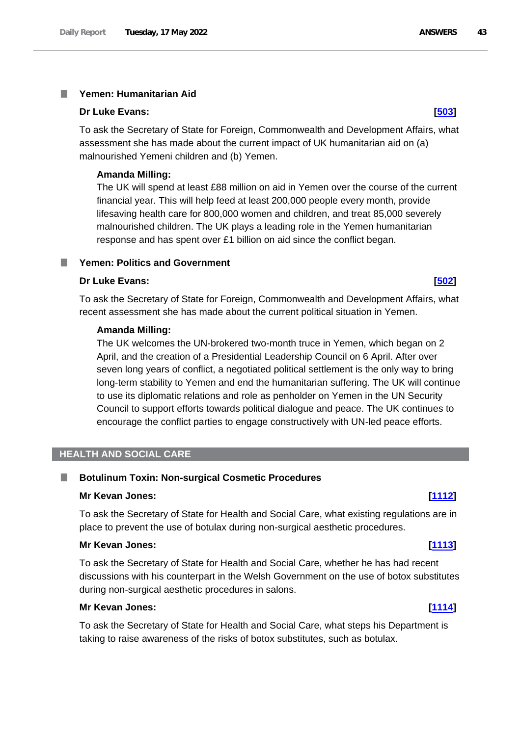### Yemen: Humanitarian Aid

**Dr Luke Evans:** **[503]**

To ask the Secretary of State for Foreign, Commonwealth and Development Affairs, what assessment she has made about the current impact of UK humanitarian aid on (a) malnourished Yemeni children and (b) Yemen.

**Amanda Milling:**

The UK will spend at least £88 million on aid in Yemen over the course of the current financial year. This will help feed at least 200,000 people every month, provide lifesaving health care for 800,000 women and children, and treat 85,000 severely malnourished children. The UK plays a leading role in the Yemen humanitarian response and has spent over £1 billion on aid since the conflict began.

### Yemen: Politics and Government

**Dr Luke Evans:** **[502]**

To ask the Secretary of State for Foreign, Commonwealth and Development Affairs, what recent assessment she has made about the current political situation in Yemen.

**Amanda Milling:**

The UK welcomes the UN-brokered two-month truce in Yemen, which began on 2 April, and the creation of a Presidential Leadership Council on 6 April. After over seven long years of conflict, a negotiated political settlement is the only way to bring long-term stability to Yemen and end the humanitarian suffering. The UK will continue to use its diplomatic relations and role as penholder on Yemen in the UN Security Council to support efforts towards political dialogue and peace. The UK continues to encourage the conflict parties to engage constructively with UN-led peace efforts.

## HEALTH AND SOCIAL CARE

### Botulinum Toxin: Non-surgical Cosmetic Procedures

**Mr Kevan Jones:** **[1112]**

To ask the Secretary of State for Health and Social Care, what existing regulations are in place to prevent the use of botulax during non-surgical aesthetic procedures.

**Mr Kevan Jones:** **[1113]**

To ask the Secretary of State for Health and Social Care, whether he has had recent discussions with his counterpart in the Welsh Government on the use of botox substitutes during non-surgical aesthetic procedures in salons.

**Mr Kevan Jones:** **[1114]**

To ask the Secretary of State for Health and Social Care, what steps his Department is taking to raise awareness of the risks of botox substitutes, such as botulax.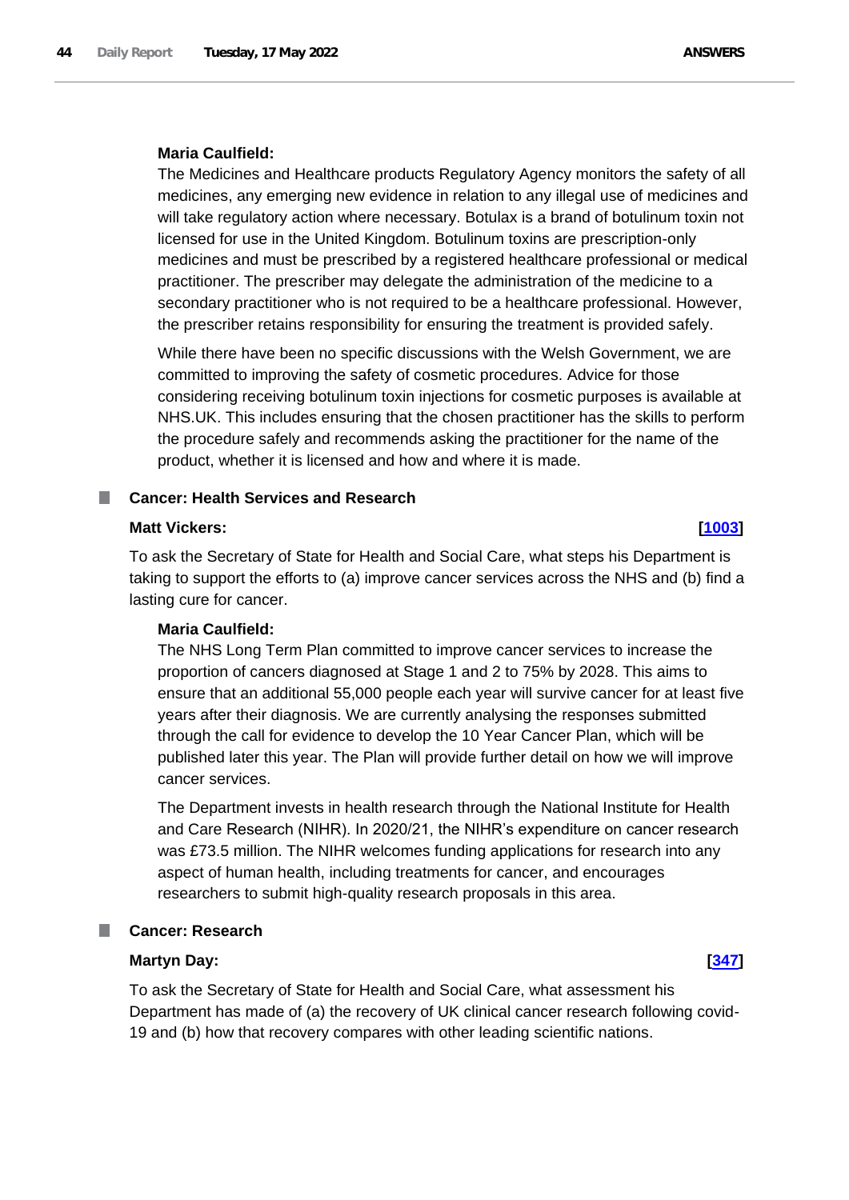**Maria Caulfield:**

The Medicines and Healthcare products Regulatory Agency monitors the safety of all medicines, any emerging new evidence in relation to any illegal use of medicines and will take regulatory action where necessary. Botulax is a brand of botulinum toxin not licensed for use in the United Kingdom. Botulinum toxins are prescription-only medicines and must be prescribed by a registered healthcare professional or medical practitioner. The prescriber may delegate the administration of the medicine to a secondary practitioner who is not required to be a healthcare professional. However, the prescriber retains responsibility for ensuring the treatment is provided safely.

While there have been no specific discussions with the Welsh Government, we are committed to improving the safety of cosmetic procedures. Advice for those considering receiving botulinum toxin injections for cosmetic purposes is available at NHS.UK. This includes ensuring that the chosen practitioner has the skills to perform the procedure safely and recommends asking the practitioner for the name of the product, whether it is licensed and how and where it is made.

### Cancer: Health Services and Research

**Matt Vickers:** **[1003]**

To ask the Secretary of State for Health and Social Care, what steps his Department is taking to support the efforts to (a) improve cancer services across the NHS and (b) find a lasting cure for cancer.

**Maria Caulfield:**

The NHS Long Term Plan committed to improve cancer services to increase the proportion of cancers diagnosed at Stage 1 and 2 to 75% by 2028. This aims to ensure that an additional 55,000 people each year will survive cancer for at least five years after their diagnosis. We are currently analysing the responses submitted through the call for evidence to develop the 10 Year Cancer Plan, which will be published later this year. The Plan will provide further detail on how we will improve cancer services.

The Department invests in health research through the National Institute for Health and Care Research (NIHR). In 2020/21, the NIHR's expenditure on cancer research was £73.5 million. The NIHR welcomes funding applications for research into any aspect of human health, including treatments for cancer, and encourages researchers to submit high-quality research proposals in this area.

### Cancer: Research

**Martyn Day:** **[347]**

To ask the Secretary of State for Health and Social Care, what assessment his Department has made of (a) the recovery of UK clinical cancer research following covid-19 and (b) how that recovery compares with other leading scientific nations.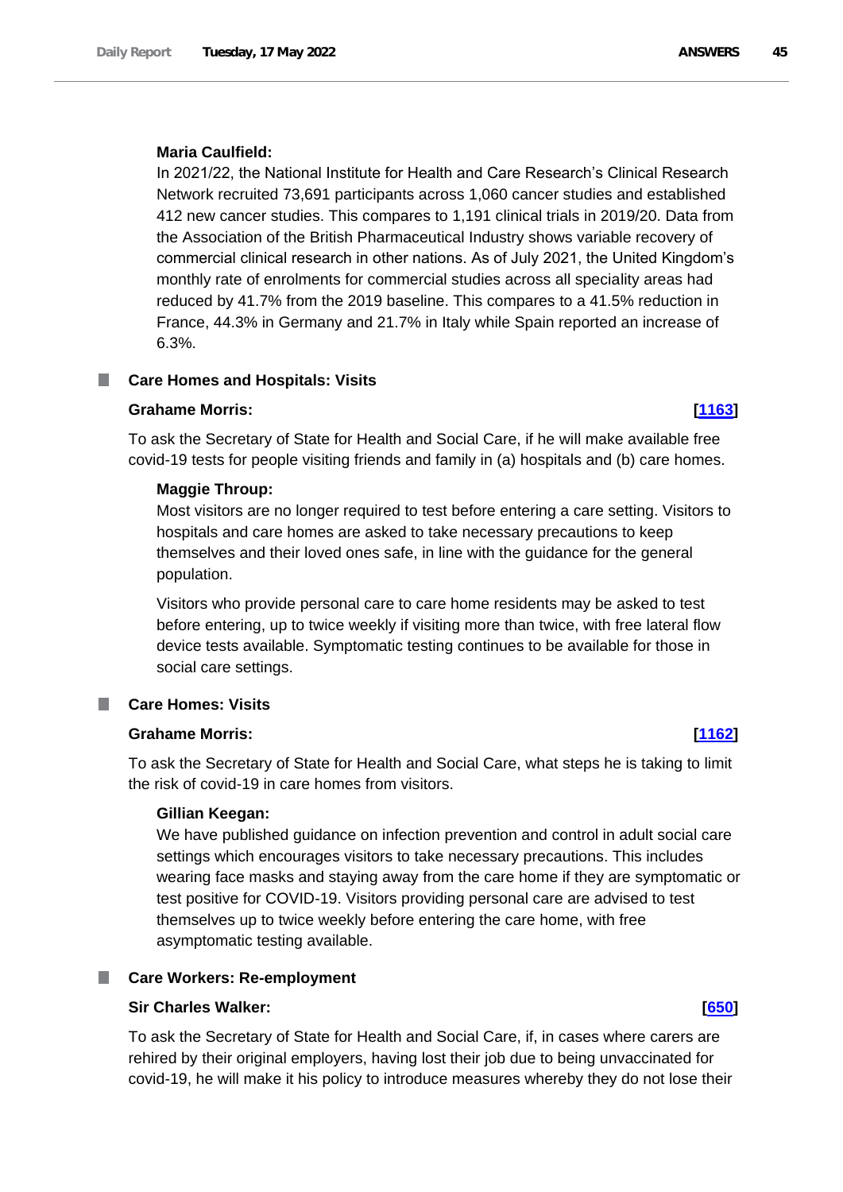**Maria Caulfield:**

In 2021/22, the National Institute for Health and Care Research's Clinical Research Network recruited 73,691 participants across 1,060 cancer studies and established 412 new cancer studies. This compares to 1,191 clinical trials in 2019/20. Data from the Association of the British Pharmaceutical Industry shows variable recovery of commercial clinical research in other nations. As of July 2021, the United Kingdom's monthly rate of enrolments for commercial studies across all speciality areas had reduced by 41.7% from the 2019 baseline. This compares to a 41.5% reduction in France, 44.3% in Germany and 21.7% in Italy while Spain reported an increase of 6.3%.

## Care Homes and Hospitals: Visits

**Grahame Morris:** **[1163]**

To ask the Secretary of State for Health and Social Care, if he will make available free covid-19 tests for people visiting friends and family in (a) hospitals and (b) care homes.

**Maggie Throup:**

Most visitors are no longer required to test before entering a care setting. Visitors to hospitals and care homes are asked to take necessary precautions to keep themselves and their loved ones safe, in line with the guidance for the general population.

Visitors who provide personal care to care home residents may be asked to test before entering, up to twice weekly if visiting more than twice, with free lateral flow device tests available. Symptomatic testing continues to be available for those in social care settings.

## Care Homes: Visits

**Grahame Morris:** **[1162]**

To ask the Secretary of State for Health and Social Care, what steps he is taking to limit the risk of covid-19 in care homes from visitors.

**Gillian Keegan:**

We have published guidance on infection prevention and control in adult social care settings which encourages visitors to take necessary precautions. This includes wearing face masks and staying away from the care home if they are symptomatic or test positive for COVID-19. Visitors providing personal care are advised to test themselves up to twice weekly before entering the care home, with free asymptomatic testing available.

## Care Workers: Re-employment

**Sir Charles Walker:** **[650]**

To ask the Secretary of State for Health and Social Care, if, in cases where carers are rehired by their original employers, having lost their job due to being unvaccinated for covid-19, he will make it his policy to introduce measures whereby they do not lose their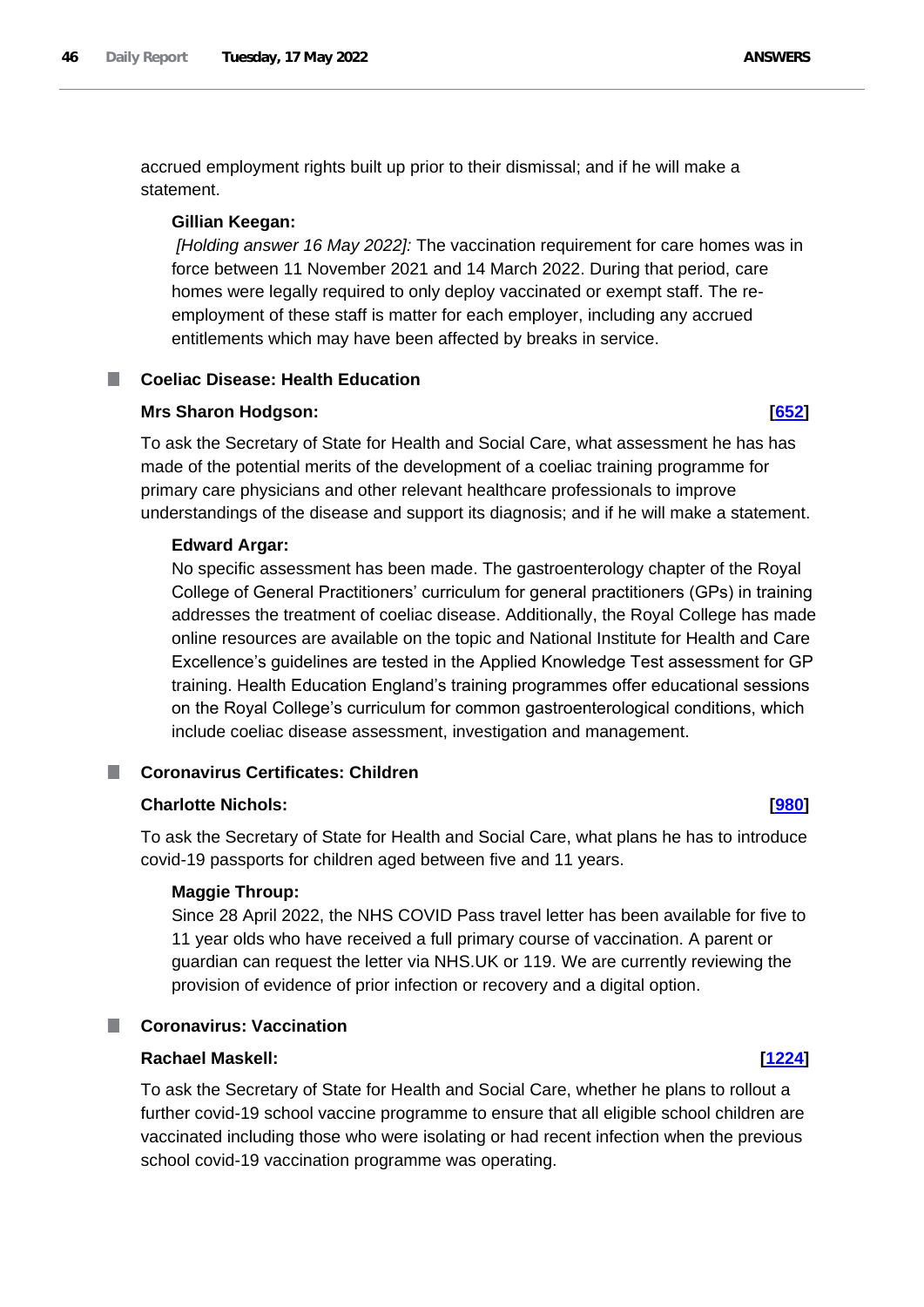accrued employment rights built up prior to their dismissal; and if he will make a statement.

**Gillian Keegan:**

*[Holding answer 16 May 2022]:* The vaccination requirement for care homes was in force between 11 November 2021 and 14 March 2022. During that period, care homes were legally required to only deploy vaccinated or exempt staff. The re-employment of these staff is matter for each employer, including any accrued entitlements which may have been affected by breaks in service.

### Coeliac Disease: Health Education

**Mrs Sharon Hodgson:** **[652]**

To ask the Secretary of State for Health and Social Care, what assessment he has has made of the potential merits of the development of a coeliac training programme for primary care physicians and other relevant healthcare professionals to improve understandings of the disease and support its diagnosis; and if he will make a statement.

**Edward Argar:**

No specific assessment has been made. The gastroenterology chapter of the Royal College of General Practitioners' curriculum for general practitioners (GPs) in training addresses the treatment of coeliac disease. Additionally, the Royal College has made online resources are available on the topic and National Institute for Health and Care Excellence's guidelines are tested in the Applied Knowledge Test assessment for GP training. Health Education England's training programmes offer educational sessions on the Royal College's curriculum for common gastroenterological conditions, which include coeliac disease assessment, investigation and management.

### Coronavirus Certificates: Children

**Charlotte Nichols:** **[980]**

To ask the Secretary of State for Health and Social Care, what plans he has to introduce covid-19 passports for children aged between five and 11 years.

**Maggie Throup:**

Since 28 April 2022, the NHS COVID Pass travel letter has been available for five to 11 year olds who have received a full primary course of vaccination. A parent or guardian can request the letter via NHS.UK or 119. We are currently reviewing the provision of evidence of prior infection or recovery and a digital option.

### Coronavirus: Vaccination

**Rachael Maskell:** **[1224]**

To ask the Secretary of State for Health and Social Care, whether he plans to rollout a further covid-19 school vaccine programme to ensure that all eligible school children are vaccinated including those who were isolating or had recent infection when the previous school covid-19 vaccination programme was operating.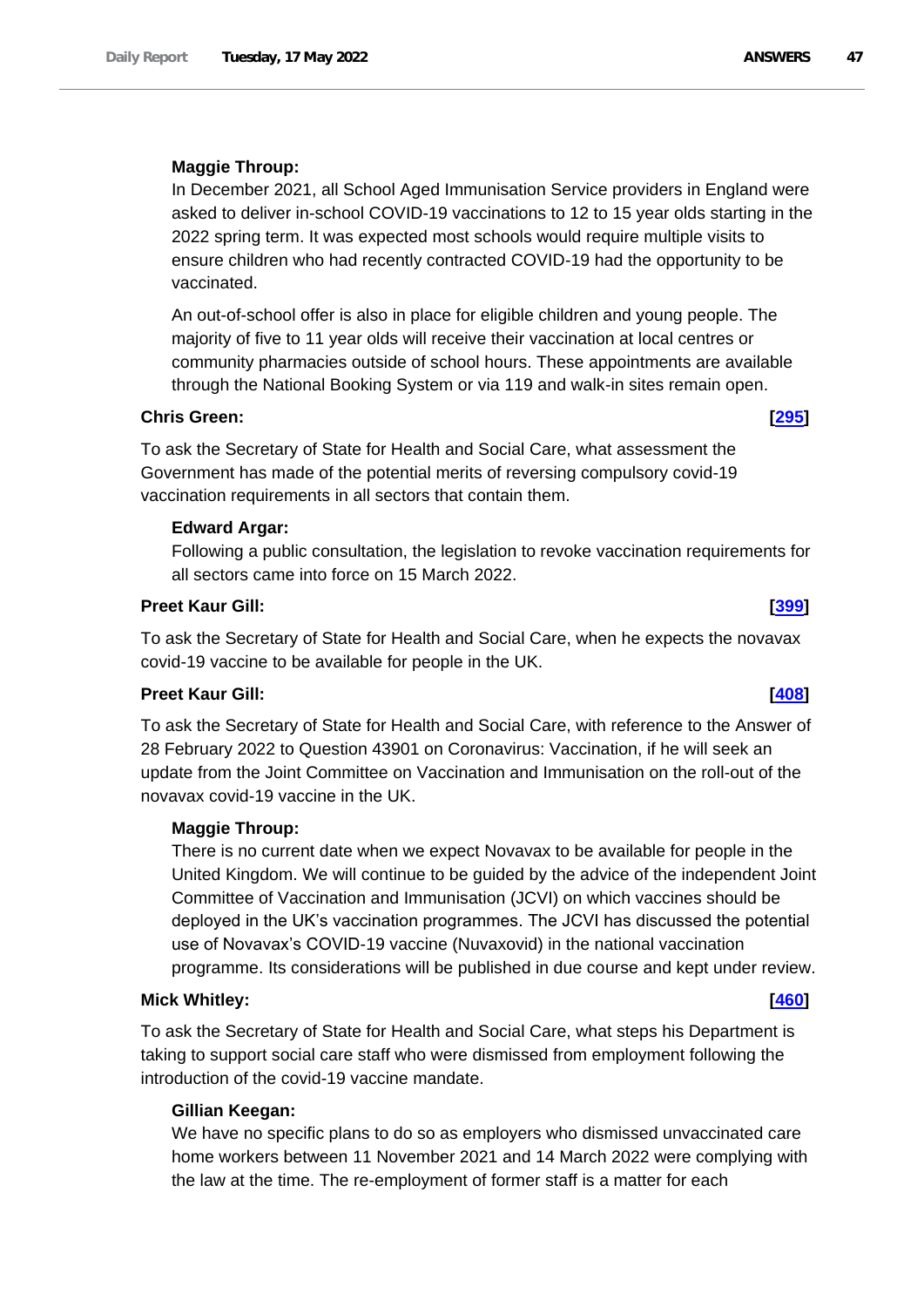**Maggie Throup:**

In December 2021, all School Aged Immunisation Service providers in England were asked to deliver in-school COVID-19 vaccinations to 12 to 15 year olds starting in the 2022 spring term. It was expected most schools would require multiple visits to ensure children who had recently contracted COVID-19 had the opportunity to be vaccinated.

An out-of-school offer is also in place for eligible children and young people. The majority of five to 11 year olds will receive their vaccination at local centres or community pharmacies outside of school hours. These appointments are available through the National Booking System or via 119 and walk-in sites remain open.

**Chris Green:** **[295]**

To ask the Secretary of State for Health and Social Care, what assessment the Government has made of the potential merits of reversing compulsory covid-19 vaccination requirements in all sectors that contain them.

**Edward Argar:**

Following a public consultation, the legislation to revoke vaccination requirements for all sectors came into force on 15 March 2022.

**Preet Kaur Gill:** **[399]**

To ask the Secretary of State for Health and Social Care, when he expects the novavax covid-19 vaccine to be available for people in the UK.

**Preet Kaur Gill:** **[408]**

To ask the Secretary of State for Health and Social Care, with reference to the Answer of 28 February 2022 to Question 43901 on Coronavirus: Vaccination, if he will seek an update from the Joint Committee on Vaccination and Immunisation on the roll-out of the novavax covid-19 vaccine in the UK.

**Maggie Throup:**

There is no current date when we expect Novavax to be available for people in the United Kingdom. We will continue to be guided by the advice of the independent Joint Committee of Vaccination and Immunisation (JCVI) on which vaccines should be deployed in the UK's vaccination programmes. The JCVI has discussed the potential use of Novavax's COVID-19 vaccine (Nuvaxovid) in the national vaccination programme. Its considerations will be published in due course and kept under review.

**Mick Whitley:** **[460]**

To ask the Secretary of State for Health and Social Care, what steps his Department is taking to support social care staff who were dismissed from employment following the introduction of the covid-19 vaccine mandate.

**Gillian Keegan:**

We have no specific plans to do so as employers who dismissed unvaccinated care home workers between 11 November 2021 and 14 March 2022 were complying with the law at the time. The re-employment of former staff is a matter for each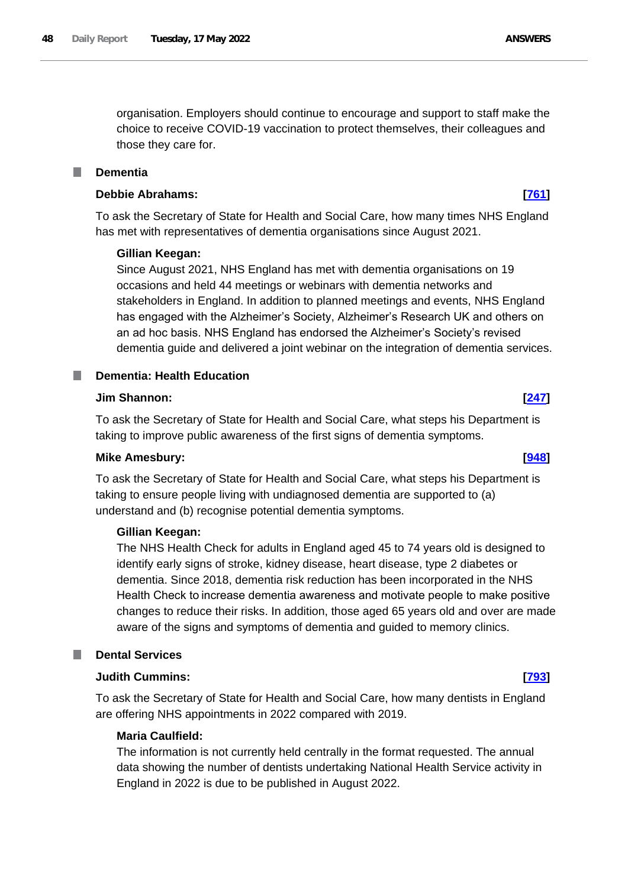organisation. Employers should continue to encourage and support to staff make the choice to receive COVID-19 vaccination to protect themselves, their colleagues and those they care for.

## Dementia

**Debbie Abrahams:** **[761]**

To ask the Secretary of State for Health and Social Care, how many times NHS England has met with representatives of dementia organisations since August 2021.

**Gillian Keegan:**

Since August 2021, NHS England has met with dementia organisations on 19 occasions and held 44 meetings or webinars with dementia networks and stakeholders in England. In addition to planned meetings and events, NHS England has engaged with the Alzheimer's Society, Alzheimer's Research UK and others on an ad hoc basis. NHS England has endorsed the Alzheimer's Society's revised dementia guide and delivered a joint webinar on the integration of dementia services.

## Dementia: Health Education

**Jim Shannon:** **[247]**

To ask the Secretary of State for Health and Social Care, what steps his Department is taking to improve public awareness of the first signs of dementia symptoms.

**Mike Amesbury:** **[948]**

To ask the Secretary of State for Health and Social Care, what steps his Department is taking to ensure people living with undiagnosed dementia are supported to (a) understand and (b) recognise potential dementia symptoms.

**Gillian Keegan:**

The NHS Health Check for adults in England aged 45 to 74 years old is designed to identify early signs of stroke, kidney disease, heart disease, type 2 diabetes or dementia. Since 2018, dementia risk reduction has been incorporated in the NHS Health Check to increase dementia awareness and motivate people to make positive changes to reduce their risks. In addition, those aged 65 years old and over are made aware of the signs and symptoms of dementia and guided to memory clinics.

## Dental Services

**Judith Cummins:** **[793]**

To ask the Secretary of State for Health and Social Care, how many dentists in England are offering NHS appointments in 2022 compared with 2019.

**Maria Caulfield:**

The information is not currently held centrally in the format requested. The annual data showing the number of dentists undertaking National Health Service activity in England in 2022 is due to be published in August 2022.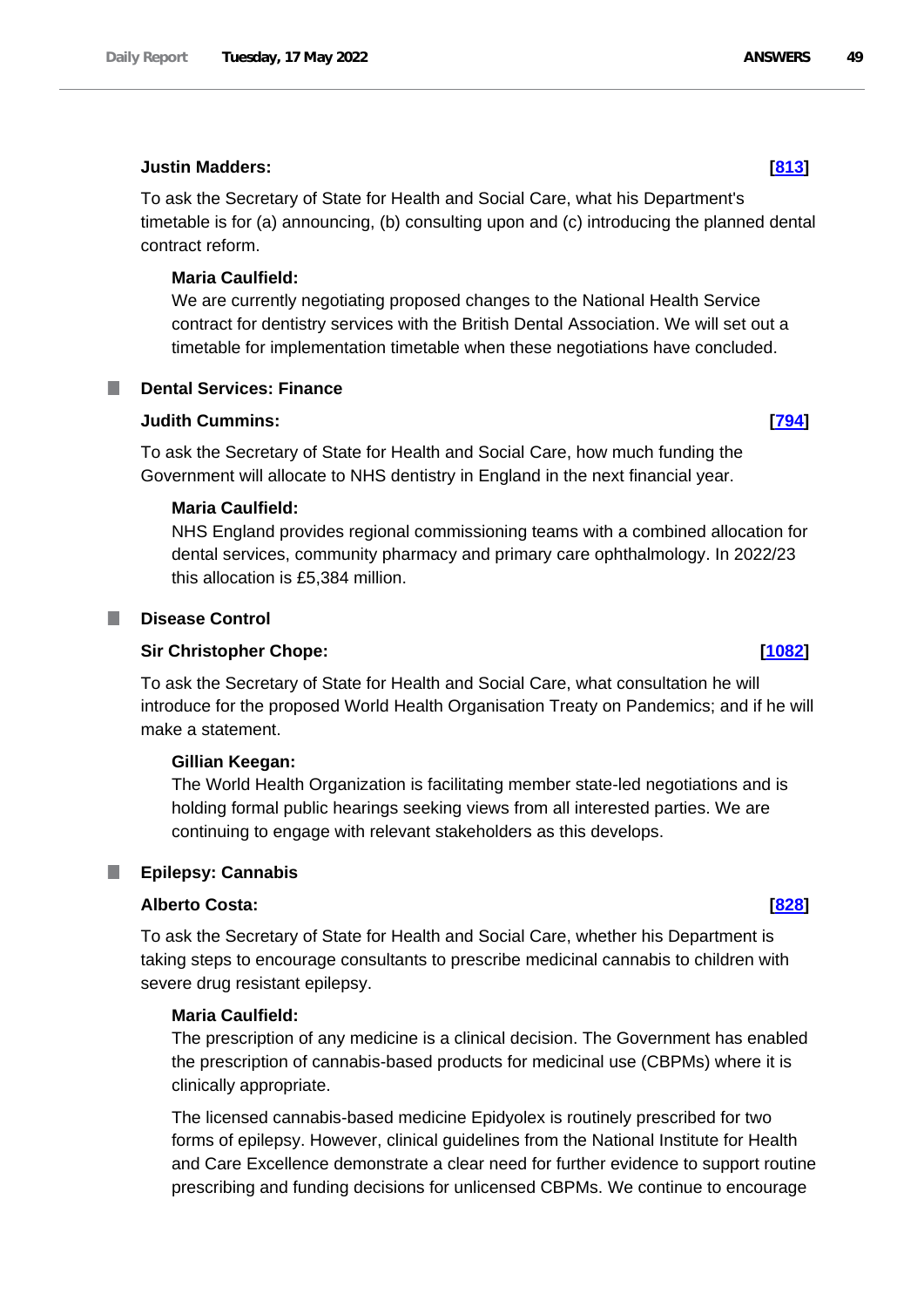**Justin Madders:** **[813]**

To ask the Secretary of State for Health and Social Care, what his Department's timetable is for (a) announcing, (b) consulting upon and (c) introducing the planned dental contract reform.

**Maria Caulfield:**

We are currently negotiating proposed changes to the National Health Service contract for dentistry services with the British Dental Association. We will set out a timetable for implementation timetable when these negotiations have concluded.

## Dental Services: Finance

**Judith Cummins:** **[794]**

To ask the Secretary of State for Health and Social Care, how much funding the Government will allocate to NHS dentistry in England in the next financial year.

**Maria Caulfield:**

NHS England provides regional commissioning teams with a combined allocation for dental services, community pharmacy and primary care ophthalmology. In 2022/23 this allocation is £5,384 million.

## Disease Control

**Sir Christopher Chope:** **[1082]**

To ask the Secretary of State for Health and Social Care, what consultation he will introduce for the proposed World Health Organisation Treaty on Pandemics; and if he will make a statement.

**Gillian Keegan:**

The World Health Organization is facilitating member state-led negotiations and is holding formal public hearings seeking views from all interested parties. We are continuing to engage with relevant stakeholders as this develops.

## Epilepsy: Cannabis

**Alberto Costa:** **[828]**

To ask the Secretary of State for Health and Social Care, whether his Department is taking steps to encourage consultants to prescribe medicinal cannabis to children with severe drug resistant epilepsy.

**Maria Caulfield:**

The prescription of any medicine is a clinical decision. The Government has enabled the prescription of cannabis-based products for medicinal use (CBPMs) where it is clinically appropriate.

The licensed cannabis-based medicine Epidyolex is routinely prescribed for two forms of epilepsy. However, clinical guidelines from the National Institute for Health and Care Excellence demonstrate a clear need for further evidence to support routine prescribing and funding decisions for unlicensed CBPMs. We continue to encourage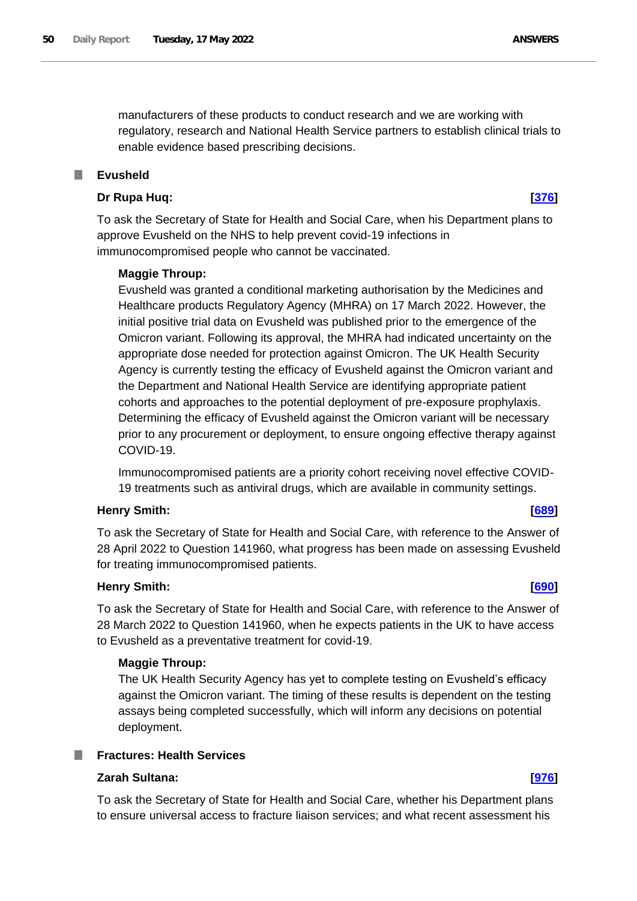manufacturers of these products to conduct research and we are working with regulatory, research and National Health Service partners to establish clinical trials to enable evidence based prescribing decisions.

## Evusheld

**Dr Rupa Huq:** **[376]**

To ask the Secretary of State for Health and Social Care, when his Department plans to approve Evusheld on the NHS to help prevent covid-19 infections in immunocompromised people who cannot be vaccinated.

**Maggie Throup:**

Evusheld was granted a conditional marketing authorisation by the Medicines and Healthcare products Regulatory Agency (MHRA) on 17 March 2022. However, the initial positive trial data on Evusheld was published prior to the emergence of the Omicron variant. Following its approval, the MHRA had indicated uncertainty on the appropriate dose needed for protection against Omicron. The UK Health Security Agency is currently testing the efficacy of Evusheld against the Omicron variant and the Department and National Health Service are identifying appropriate patient cohorts and approaches to the potential deployment of pre-exposure prophylaxis. Determining the efficacy of Evusheld against the Omicron variant will be necessary prior to any procurement or deployment, to ensure ongoing effective therapy against COVID-19.

Immunocompromised patients are a priority cohort receiving novel effective COVID-19 treatments such as antiviral drugs, which are available in community settings.

**Henry Smith:** **[689]**

To ask the Secretary of State for Health and Social Care, with reference to the Answer of 28 April 2022 to Question 141960, what progress has been made on assessing Evusheld for treating immunocompromised patients.

**Henry Smith:** **[690]**

To ask the Secretary of State for Health and Social Care, with reference to the Answer of 28 March 2022 to Question 141960, when he expects patients in the UK to have access to Evusheld as a preventative treatment for covid-19.

**Maggie Throup:**

The UK Health Security Agency has yet to complete testing on Evusheld's efficacy against the Omicron variant. The timing of these results is dependent on the testing assays being completed successfully, which will inform any decisions on potential deployment.

## Fractures: Health Services

**Zarah Sultana:** **[976]**

To ask the Secretary of State for Health and Social Care, whether his Department plans to ensure universal access to fracture liaison services; and what recent assessment his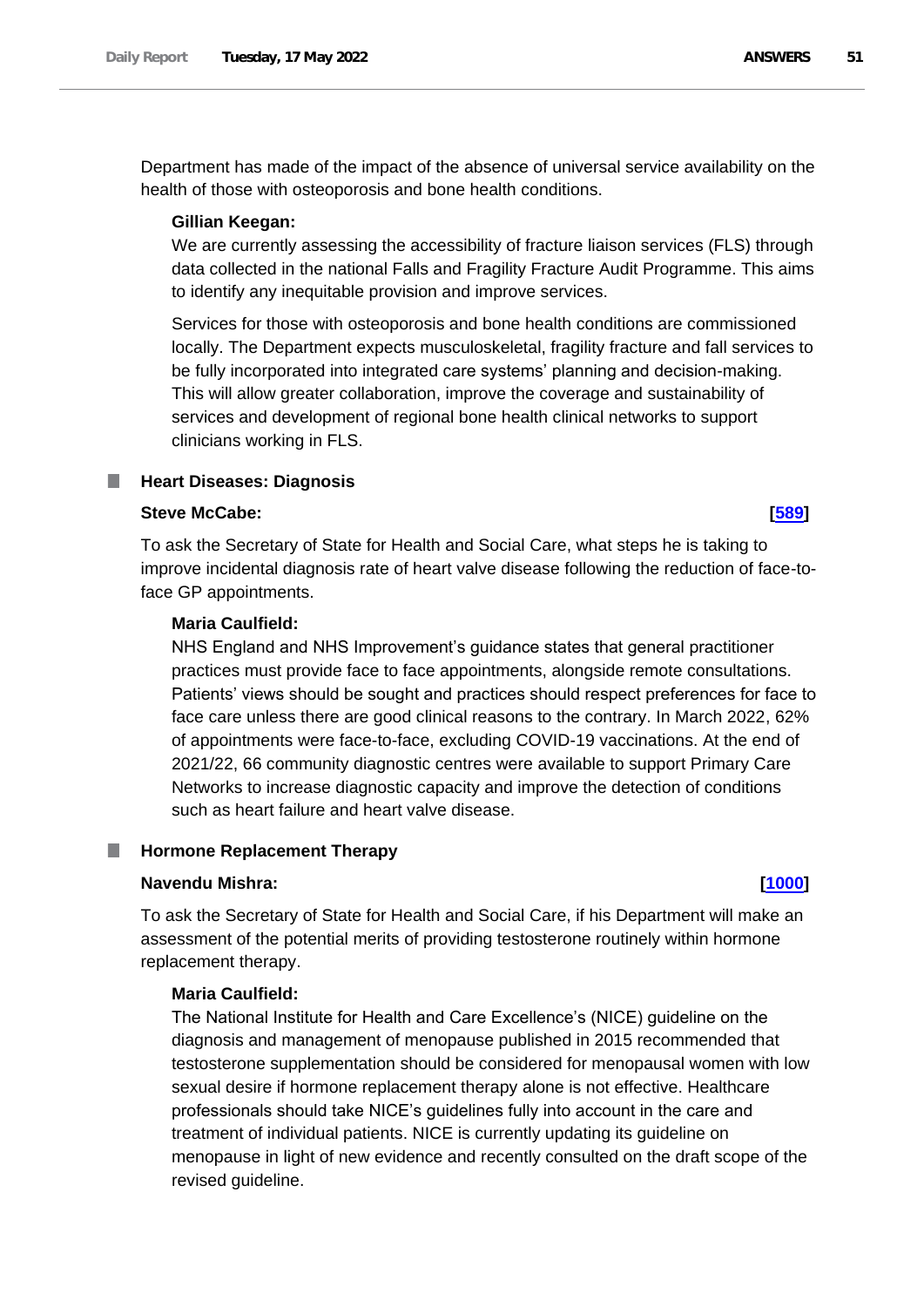Department has made of the impact of the absence of universal service availability on the health of those with osteoporosis and bone health conditions.

**Gillian Keegan:**

We are currently assessing the accessibility of fracture liaison services (FLS) through data collected in the national Falls and Fragility Fracture Audit Programme. This aims to identify any inequitable provision and improve services.

Services for those with osteoporosis and bone health conditions are commissioned locally. The Department expects musculoskeletal, fragility fracture and fall services to be fully incorporated into integrated care systems' planning and decision-making. This will allow greater collaboration, improve the coverage and sustainability of services and development of regional bone health clinical networks to support clinicians working in FLS.

## Heart Diseases: Diagnosis

**Steve McCabe:** **[589]**

To ask the Secretary of State for Health and Social Care, what steps he is taking to improve incidental diagnosis rate of heart valve disease following the reduction of face-to-face GP appointments.

**Maria Caulfield:**

NHS England and NHS Improvement's guidance states that general practitioner practices must provide face to face appointments, alongside remote consultations. Patients' views should be sought and practices should respect preferences for face to face care unless there are good clinical reasons to the contrary. In March 2022, 62% of appointments were face-to-face, excluding COVID-19 vaccinations. At the end of 2021/22, 66 community diagnostic centres were available to support Primary Care Networks to increase diagnostic capacity and improve the detection of conditions such as heart failure and heart valve disease.

## Hormone Replacement Therapy

**Navendu Mishra:** **[1000]**

To ask the Secretary of State for Health and Social Care, if his Department will make an assessment of the potential merits of providing testosterone routinely within hormone replacement therapy.

**Maria Caulfield:**

The National Institute for Health and Care Excellence's (NICE) guideline on the diagnosis and management of menopause published in 2015 recommended that testosterone supplementation should be considered for menopausal women with low sexual desire if hormone replacement therapy alone is not effective. Healthcare professionals should take NICE's guidelines fully into account in the care and treatment of individual patients. NICE is currently updating its guideline on menopause in light of new evidence and recently consulted on the draft scope of the revised guideline.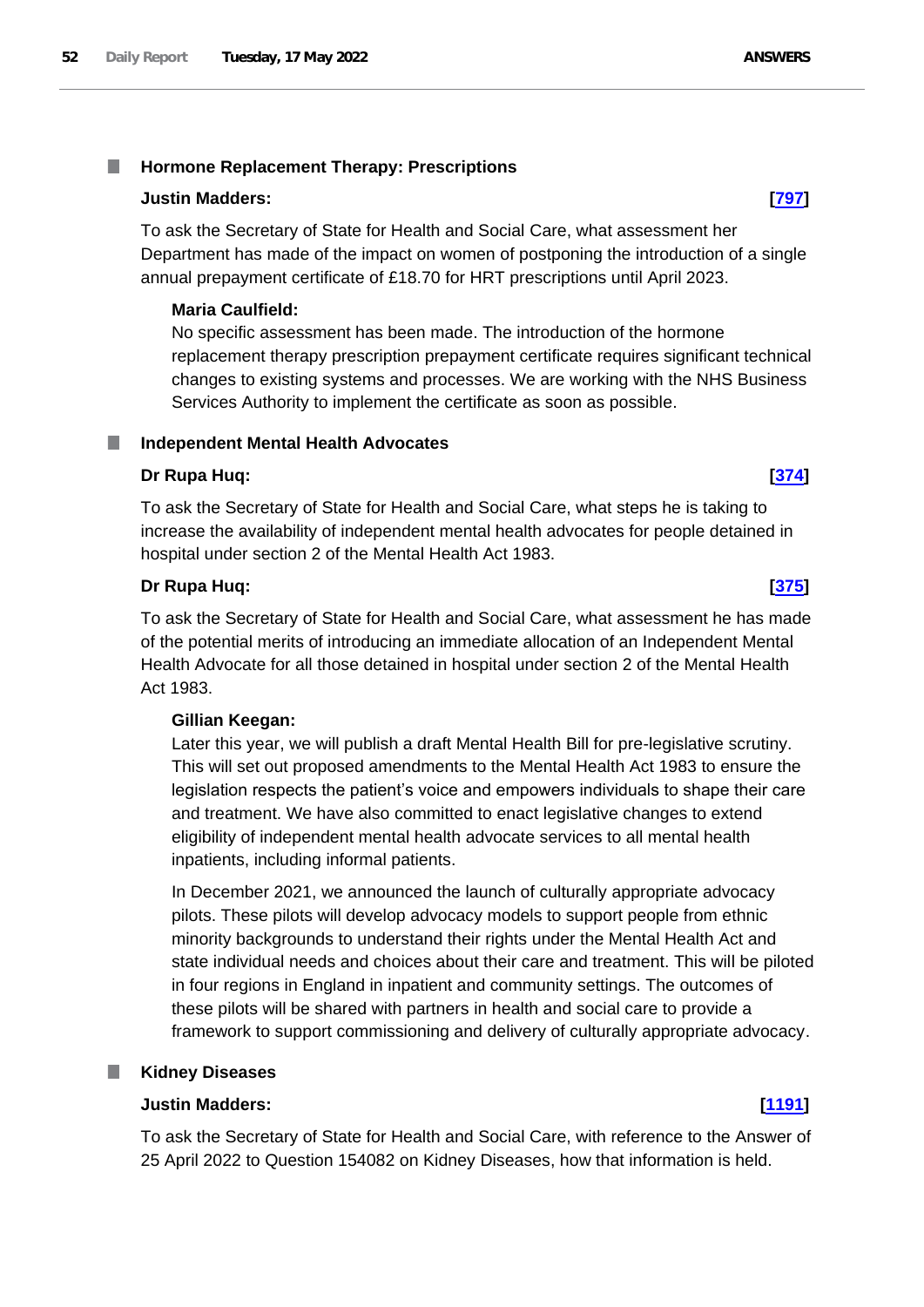## Hormone Replacement Therapy: Prescriptions

**Justin Madders:** **[797]**

To ask the Secretary of State for Health and Social Care, what assessment her Department has made of the impact on women of postponing the introduction of a single annual prepayment certificate of £18.70 for HRT prescriptions until April 2023.

**Maria Caulfield:**

No specific assessment has been made. The introduction of the hormone replacement therapy prescription prepayment certificate requires significant technical changes to existing systems and processes. We are working with the NHS Business Services Authority to implement the certificate as soon as possible.

## Independent Mental Health Advocates

**Dr Rupa Huq:** **[374]**

To ask the Secretary of State for Health and Social Care, what steps he is taking to increase the availability of independent mental health advocates for people detained in hospital under section 2 of the Mental Health Act 1983.

**Dr Rupa Huq:** **[375]**

To ask the Secretary of State for Health and Social Care, what assessment he has made of the potential merits of introducing an immediate allocation of an Independent Mental Health Advocate for all those detained in hospital under section 2 of the Mental Health Act 1983.

**Gillian Keegan:**

Later this year, we will publish a draft Mental Health Bill for pre-legislative scrutiny. This will set out proposed amendments to the Mental Health Act 1983 to ensure the legislation respects the patient's voice and empowers individuals to shape their care and treatment. We have also committed to enact legislative changes to extend eligibility of independent mental health advocate services to all mental health inpatients, including informal patients.

In December 2021, we announced the launch of culturally appropriate advocacy pilots. These pilots will develop advocacy models to support people from ethnic minority backgrounds to understand their rights under the Mental Health Act and state individual needs and choices about their care and treatment. This will be piloted in four regions in England in inpatient and community settings. The outcomes of these pilots will be shared with partners in health and social care to provide a framework to support commissioning and delivery of culturally appropriate advocacy.

## Kidney Diseases

**Justin Madders:** **[1191]**

To ask the Secretary of State for Health and Social Care, with reference to the Answer of 25 April 2022 to Question 154082 on Kidney Diseases, how that information is held.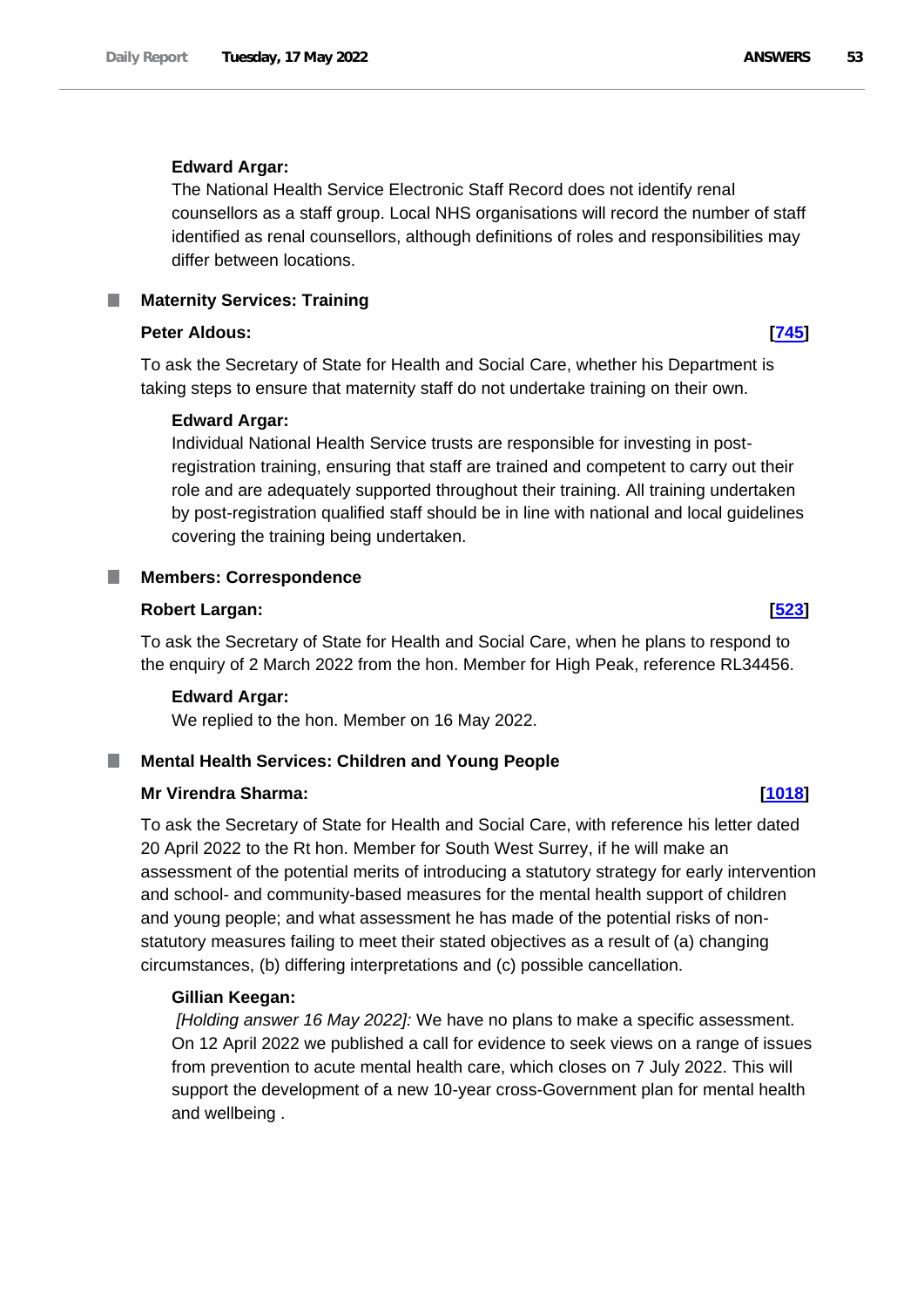**Edward Argar:**

The National Health Service Electronic Staff Record does not identify renal counsellors as a staff group. Local NHS organisations will record the number of staff identified as renal counsellors, although definitions of roles and responsibilities may differ between locations.

## Maternity Services: Training

**Peter Aldous:** **[745]**

To ask the Secretary of State for Health and Social Care, whether his Department is taking steps to ensure that maternity staff do not undertake training on their own.

**Edward Argar:**

Individual National Health Service trusts are responsible for investing in post-registration training, ensuring that staff are trained and competent to carry out their role and are adequately supported throughout their training. All training undertaken by post-registration qualified staff should be in line with national and local guidelines covering the training being undertaken.

## Members: Correspondence

**Robert Largan:** **[523]**

To ask the Secretary of State for Health and Social Care, when he plans to respond to the enquiry of 2 March 2022 from the hon. Member for High Peak, reference RL34456.

**Edward Argar:**

We replied to the hon. Member on 16 May 2022.

## Mental Health Services: Children and Young People

**Mr Virendra Sharma:** **[1018]**

To ask the Secretary of State for Health and Social Care, with reference his letter dated 20 April 2022 to the Rt hon. Member for South West Surrey, if he will make an assessment of the potential merits of introducing a statutory strategy for early intervention and school- and community-based measures for the mental health support of children and young people; and what assessment he has made of the potential risks of non-statutory measures failing to meet their stated objectives as a result of (a) changing circumstances, (b) differing interpretations and (c) possible cancellation.

**Gillian Keegan:**

*[Holding answer 16 May 2022]:* We have no plans to make a specific assessment. On 12 April 2022 we published a call for evidence to seek views on a range of issues from prevention to acute mental health care, which closes on 7 July 2022. This will support the development of a new 10-year cross-Government plan for mental health and wellbeing .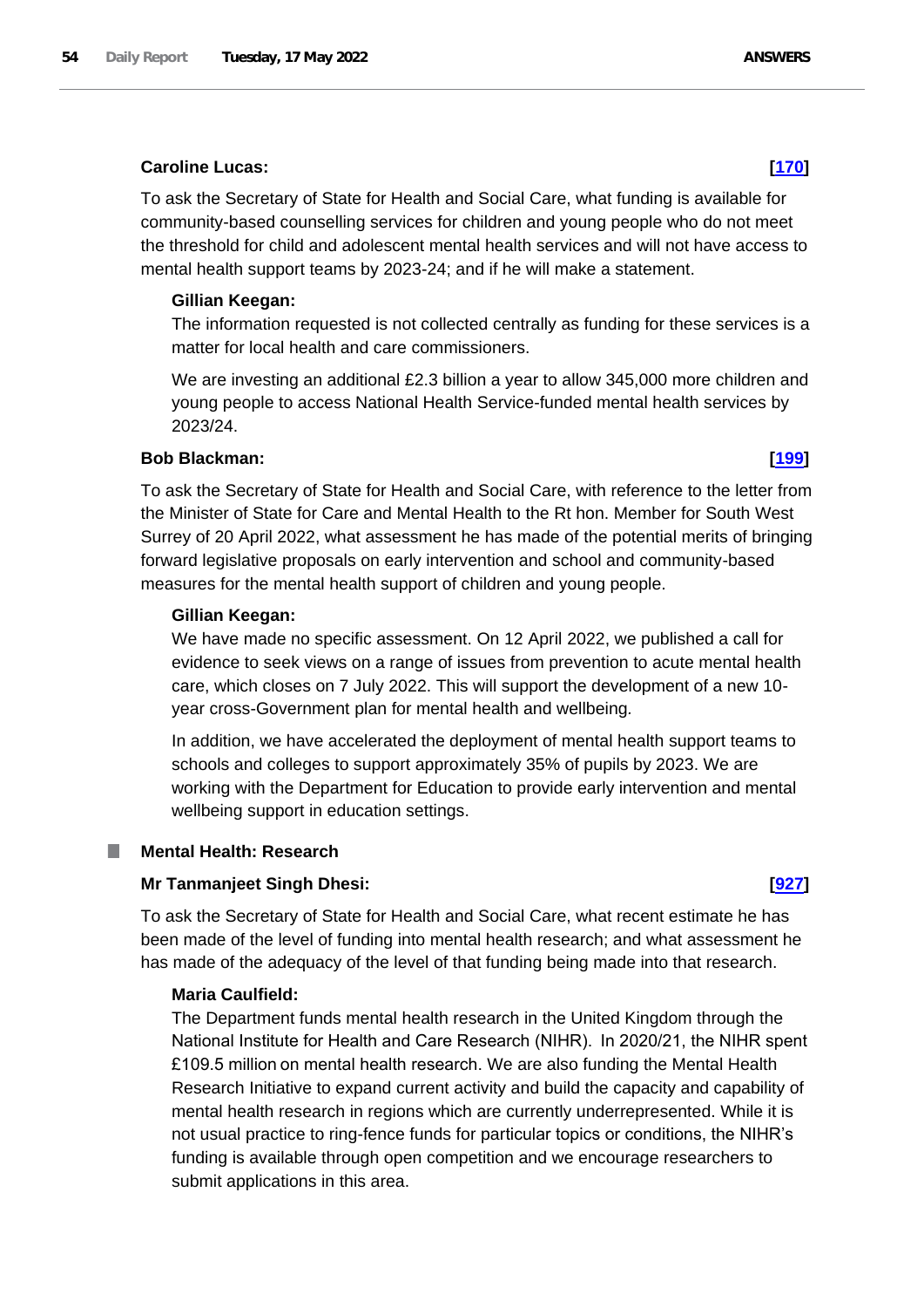**Caroline Lucas:** **[170]**

To ask the Secretary of State for Health and Social Care, what funding is available for community-based counselling services for children and young people who do not meet the threshold for child and adolescent mental health services and will not have access to mental health support teams by 2023-24; and if he will make a statement.

**Gillian Keegan:**

The information requested is not collected centrally as funding for these services is a matter for local health and care commissioners.

We are investing an additional £2.3 billion a year to allow 345,000 more children and young people to access National Health Service-funded mental health services by 2023/24.

**Bob Blackman:** **[199]**

To ask the Secretary of State for Health and Social Care, with reference to the letter from the Minister of State for Care and Mental Health to the Rt hon. Member for South West Surrey of 20 April 2022, what assessment he has made of the potential merits of bringing forward legislative proposals on early intervention and school and community-based measures for the mental health support of children and young people.

**Gillian Keegan:**

We have made no specific assessment. On 12 April 2022, we published a call for evidence to seek views on a range of issues from prevention to acute mental health care, which closes on 7 July 2022. This will support the development of a new 10-year cross-Government plan for mental health and wellbeing.

In addition, we have accelerated the deployment of mental health support teams to schools and colleges to support approximately 35% of pupils by 2023. We are working with the Department for Education to provide early intervention and mental wellbeing support in education settings.

## Mental Health: Research

**Mr Tanmanjeet Singh Dhesi:** **[927]**

To ask the Secretary of State for Health and Social Care, what recent estimate he has been made of the level of funding into mental health research; and what assessment he has made of the adequacy of the level of that funding being made into that research.

**Maria Caulfield:**

The Department funds mental health research in the United Kingdom through the National Institute for Health and Care Research (NIHR). In 2020/21, the NIHR spent £109.5 million on mental health research. We are also funding the Mental Health Research Initiative to expand current activity and build the capacity and capability of mental health research in regions which are currently underrepresented. While it is not usual practice to ring-fence funds for particular topics or conditions, the NIHR's funding is available through open competition and we encourage researchers to submit applications in this area.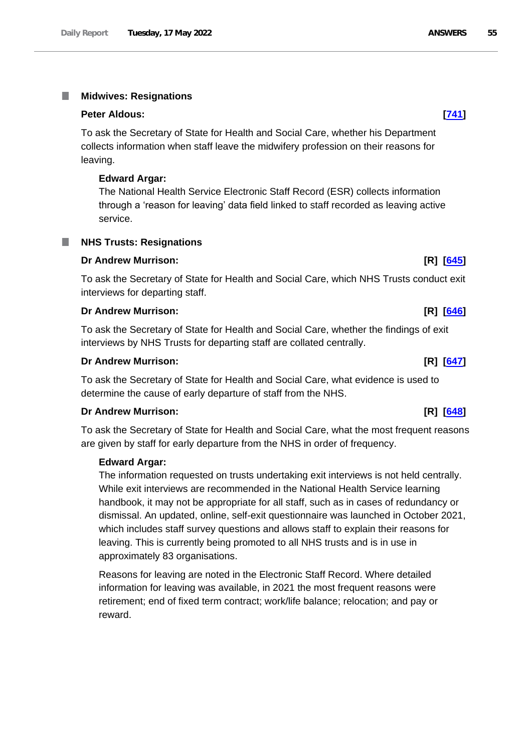## Midwives: Resignations

**Peter Aldous:** **[741]**

To ask the Secretary of State for Health and Social Care, whether his Department collects information when staff leave the midwifery profession on their reasons for leaving.

**Edward Argar:**

The National Health Service Electronic Staff Record (ESR) collects information through a 'reason for leaving' data field linked to staff recorded as leaving active service.

## NHS Trusts: Resignations

**Dr Andrew Murrison:** **[R] [645]**

To ask the Secretary of State for Health and Social Care, which NHS Trusts conduct exit interviews for departing staff.

**Dr Andrew Murrison:** **[R] [646]**

To ask the Secretary of State for Health and Social Care, whether the findings of exit interviews by NHS Trusts for departing staff are collated centrally.

**Dr Andrew Murrison:** **[R] [647]**

To ask the Secretary of State for Health and Social Care, what evidence is used to determine the cause of early departure of staff from the NHS.

**Dr Andrew Murrison:** **[R] [648]**

To ask the Secretary of State for Health and Social Care, what the most frequent reasons are given by staff for early departure from the NHS in order of frequency.

**Edward Argar:**

The information requested on trusts undertaking exit interviews is not held centrally. While exit interviews are recommended in the National Health Service learning handbook, it may not be appropriate for all staff, such as in cases of redundancy or dismissal. An updated, online, self-exit questionnaire was launched in October 2021, which includes staff survey questions and allows staff to explain their reasons for leaving. This is currently being promoted to all NHS trusts and is in use in approximately 83 organisations.

Reasons for leaving are noted in the Electronic Staff Record. Where detailed information for leaving was available, in 2021 the most frequent reasons were retirement; end of fixed term contract; work/life balance; relocation; and pay or reward.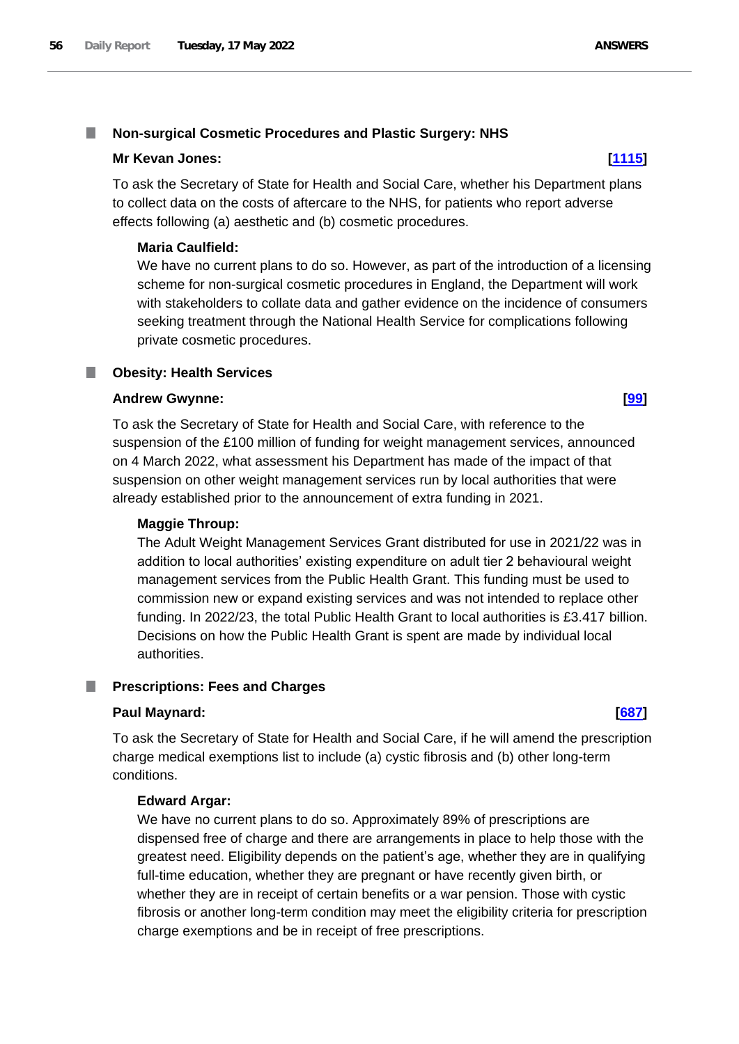## Non-surgical Cosmetic Procedures and Plastic Surgery: NHS

**Mr Kevan Jones:** **[1115]**

To ask the Secretary of State for Health and Social Care, whether his Department plans to collect data on the costs of aftercare to the NHS, for patients who report adverse effects following (a) aesthetic and (b) cosmetic procedures.

**Maria Caulfield:**

We have no current plans to do so. However, as part of the introduction of a licensing scheme for non-surgical cosmetic procedures in England, the Department will work with stakeholders to collate data and gather evidence on the incidence of consumers seeking treatment through the National Health Service for complications following private cosmetic procedures.

## Obesity: Health Services

**Andrew Gwynne:** **[99]**

To ask the Secretary of State for Health and Social Care, with reference to the suspension of the £100 million of funding for weight management services, announced on 4 March 2022, what assessment his Department has made of the impact of that suspension on other weight management services run by local authorities that were already established prior to the announcement of extra funding in 2021.

**Maggie Throup:**

The Adult Weight Management Services Grant distributed for use in 2021/22 was in addition to local authorities' existing expenditure on adult tier 2 behavioural weight management services from the Public Health Grant. This funding must be used to commission new or expand existing services and was not intended to replace other funding. In 2022/23, the total Public Health Grant to local authorities is £3.417 billion. Decisions on how the Public Health Grant is spent are made by individual local authorities.

## Prescriptions: Fees and Charges

**Paul Maynard:** **[687]**

To ask the Secretary of State for Health and Social Care, if he will amend the prescription charge medical exemptions list to include (a) cystic fibrosis and (b) other long-term conditions.

**Edward Argar:**

We have no current plans to do so. Approximately 89% of prescriptions are dispensed free of charge and there are arrangements in place to help those with the greatest need. Eligibility depends on the patient's age, whether they are in qualifying full-time education, whether they are pregnant or have recently given birth, or whether they are in receipt of certain benefits or a war pension. Those with cystic fibrosis or another long-term condition may meet the eligibility criteria for prescription charge exemptions and be in receipt of free prescriptions.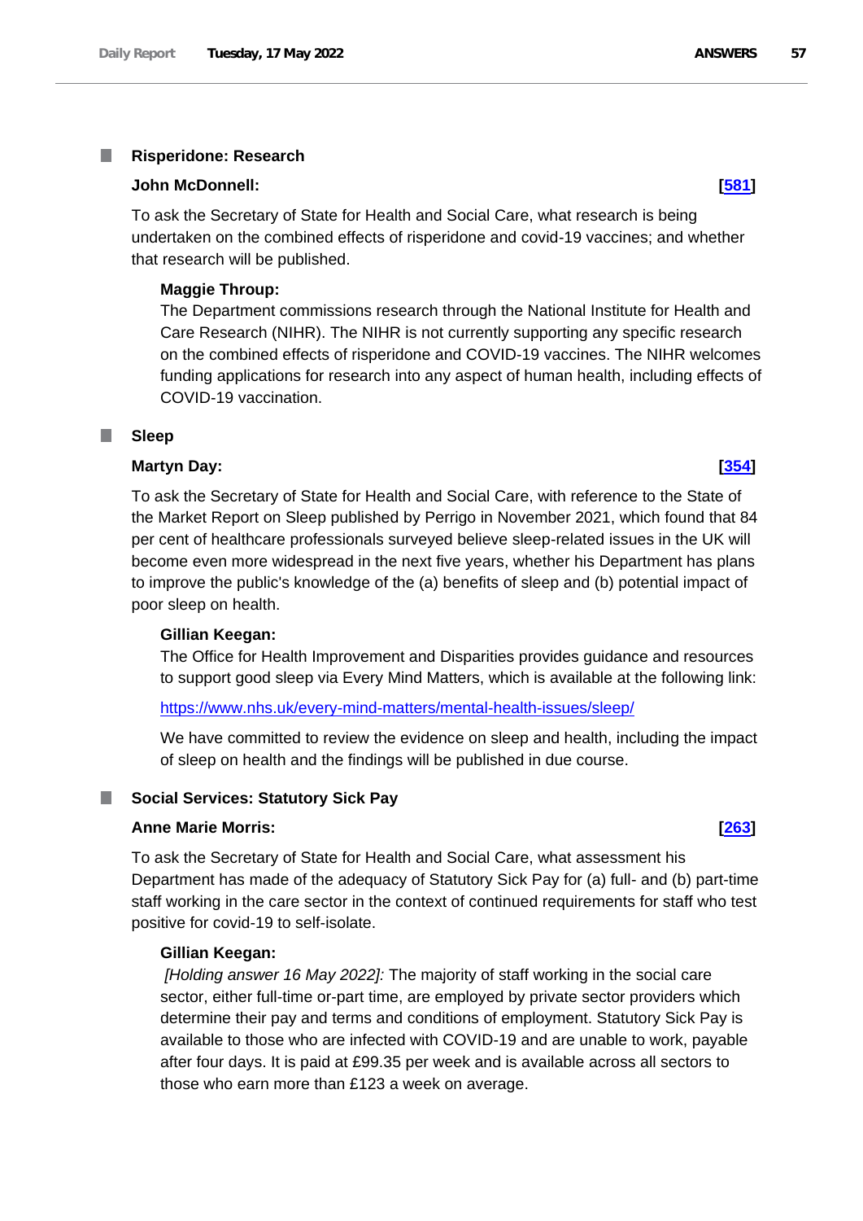## Risperidone: Research

**John McDonnell:** **[581]**

To ask the Secretary of State for Health and Social Care, what research is being undertaken on the combined effects of risperidone and covid-19 vaccines; and whether that research will be published.

**Maggie Throup:**

The Department commissions research through the National Institute for Health and Care Research (NIHR). The NIHR is not currently supporting any specific research on the combined effects of risperidone and COVID-19 vaccines. The NIHR welcomes funding applications for research into any aspect of human health, including effects of COVID-19 vaccination.

## Sleep

**Martyn Day:** **[354]**

To ask the Secretary of State for Health and Social Care, with reference to the State of the Market Report on Sleep published by Perrigo in November 2021, which found that 84 per cent of healthcare professionals surveyed believe sleep-related issues in the UK will become even more widespread in the next five years, whether his Department has plans to improve the public's knowledge of the (a) benefits of sleep and (b) potential impact of poor sleep on health.

**Gillian Keegan:**

The Office for Health Improvement and Disparities provides guidance and resources to support good sleep via Every Mind Matters, which is available at the following link:

https://www.nhs.uk/every-mind-matters/mental-health-issues/sleep/

We have committed to review the evidence on sleep and health, including the impact of sleep on health and the findings will be published in due course.

## Social Services: Statutory Sick Pay

**Anne Marie Morris:** **[263]**

To ask the Secretary of State for Health and Social Care, what assessment his Department has made of the adequacy of Statutory Sick Pay for (a) full- and (b) part-time staff working in the care sector in the context of continued requirements for staff who test positive for covid-19 to self-isolate.

**Gillian Keegan:**

*[Holding answer 16 May 2022]:* The majority of staff working in the social care sector, either full-time or-part time, are employed by private sector providers which determine their pay and terms and conditions of employment. Statutory Sick Pay is available to those who are infected with COVID-19 and are unable to work, payable after four days. It is paid at £99.35 per week and is available across all sectors to those who earn more than £123 a week on average.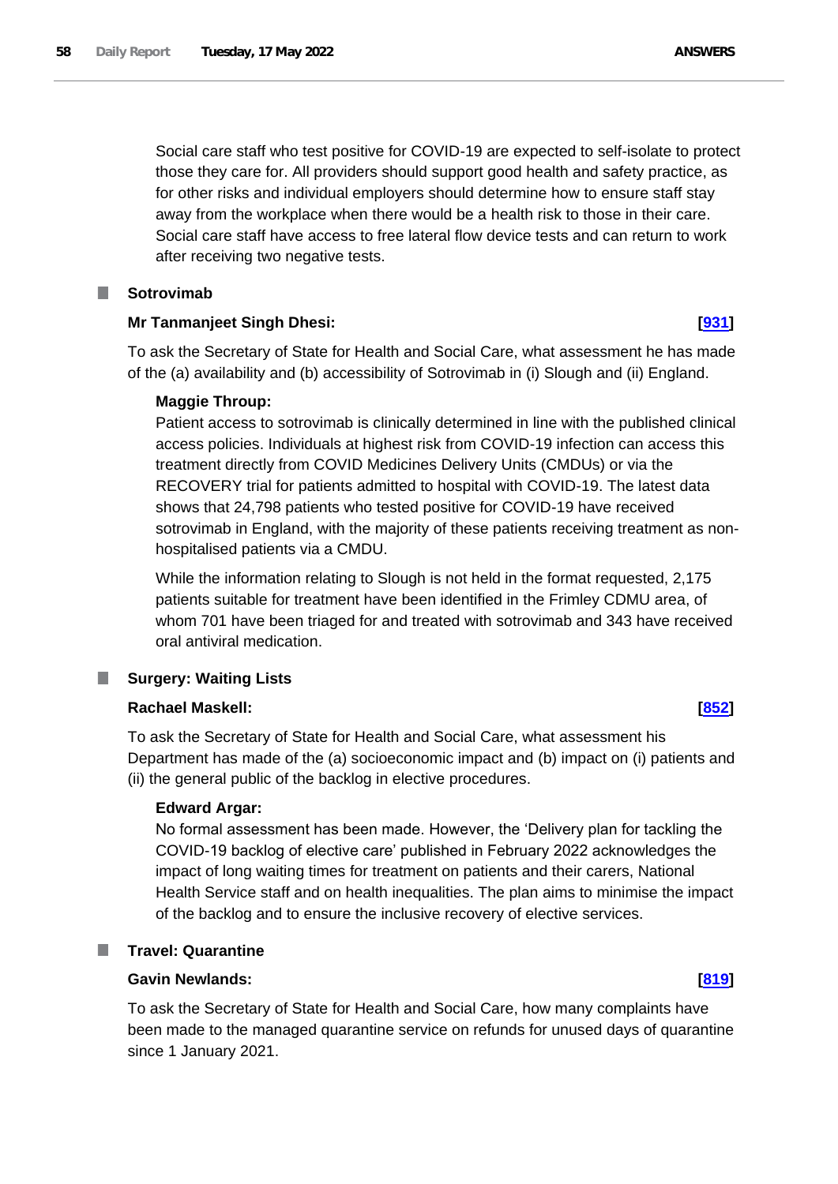Social care staff who test positive for COVID-19 are expected to self-isolate to protect those they care for. All providers should support good health and safety practice, as for other risks and individual employers should determine how to ensure staff stay away from the workplace when there would be a health risk to those in their care. Social care staff have access to free lateral flow device tests and can return to work after receiving two negative tests.

## Sotrovimab

**Mr Tanmanjeet Singh Dhesi:** **[931]**

To ask the Secretary of State for Health and Social Care, what assessment he has made of the (a) availability and (b) accessibility of Sotrovimab in (i) Slough and (ii) England.

**Maggie Throup:**

Patient access to sotrovimab is clinically determined in line with the published clinical access policies. Individuals at highest risk from COVID-19 infection can access this treatment directly from COVID Medicines Delivery Units (CMDUs) or via the RECOVERY trial for patients admitted to hospital with COVID-19. The latest data shows that 24,798 patients who tested positive for COVID-19 have received sotrovimab in England, with the majority of these patients receiving treatment as non-hospitalised patients via a CMDU.

While the information relating to Slough is not held in the format requested, 2,175 patients suitable for treatment have been identified in the Frimley CDMU area, of whom 701 have been triaged for and treated with sotrovimab and 343 have received oral antiviral medication.

## Surgery: Waiting Lists

**Rachael Maskell:** **[852]**

To ask the Secretary of State for Health and Social Care, what assessment his Department has made of the (a) socioeconomic impact and (b) impact on (i) patients and (ii) the general public of the backlog in elective procedures.

**Edward Argar:**

No formal assessment has been made. However, the 'Delivery plan for tackling the COVID-19 backlog of elective care' published in February 2022 acknowledges the impact of long waiting times for treatment on patients and their carers, National Health Service staff and on health inequalities. The plan aims to minimise the impact of the backlog and to ensure the inclusive recovery of elective services.

## Travel: Quarantine

**Gavin Newlands:** **[819]**

To ask the Secretary of State for Health and Social Care, how many complaints have been made to the managed quarantine service on refunds for unused days of quarantine since 1 January 2021.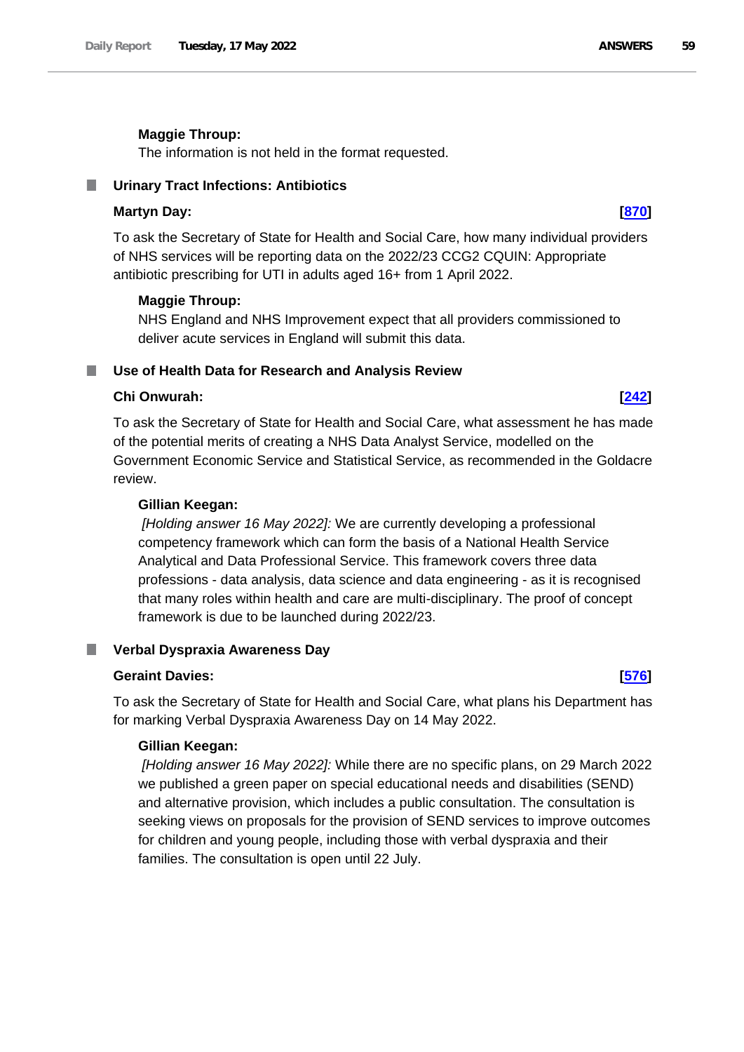**Maggie Throup:**

The information is not held in the format requested.

## Urinary Tract Infections: Antibiotics

**Martyn Day:** **[870]**

To ask the Secretary of State for Health and Social Care, how many individual providers of NHS services will be reporting data on the 2022/23 CCG2 CQUIN: Appropriate antibiotic prescribing for UTI in adults aged 16+ from 1 April 2022.

**Maggie Throup:**

NHS England and NHS Improvement expect that all providers commissioned to deliver acute services in England will submit this data.

## Use of Health Data for Research and Analysis Review

**Chi Onwurah:** **[242]**

To ask the Secretary of State for Health and Social Care, what assessment he has made of the potential merits of creating a NHS Data Analyst Service, modelled on the Government Economic Service and Statistical Service, as recommended in the Goldacre review.

**Gillian Keegan:**

*[Holding answer 16 May 2022]:* We are currently developing a professional competency framework which can form the basis of a National Health Service Analytical and Data Professional Service. This framework covers three data professions - data analysis, data science and data engineering - as it is recognised that many roles within health and care are multi-disciplinary. The proof of concept framework is due to be launched during 2022/23.

## Verbal Dyspraxia Awareness Day

**Geraint Davies:** **[576]**

To ask the Secretary of State for Health and Social Care, what plans his Department has for marking Verbal Dyspraxia Awareness Day on 14 May 2022.

**Gillian Keegan:**

*[Holding answer 16 May 2022]:* While there are no specific plans, on 29 March 2022 we published a green paper on special educational needs and disabilities (SEND) and alternative provision, which includes a public consultation. The consultation is seeking views on proposals for the provision of SEND services to improve outcomes for children and young people, including those with verbal dyspraxia and their families. The consultation is open until 22 July.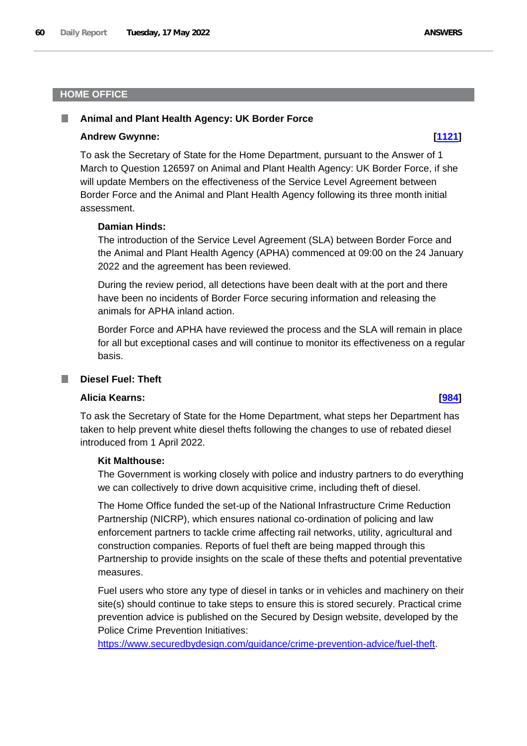## HOME OFFICE

### Animal and Plant Health Agency: UK Border Force

**Andrew Gwynne:** **[1121]**

To ask the Secretary of State for the Home Department, pursuant to the Answer of 1 March to Question 126597 on Animal and Plant Health Agency: UK Border Force, if she will update Members on the effectiveness of the Service Level Agreement between Border Force and the Animal and Plant Health Agency following its three month initial assessment.

**Damian Hinds:**

The introduction of the Service Level Agreement (SLA) between Border Force and the Animal and Plant Health Agency (APHA) commenced at 09:00 on the 24 January 2022 and the agreement has been reviewed.

During the review period, all detections have been dealt with at the port and there have been no incidents of Border Force securing information and releasing the animals for APHA inland action.

Border Force and APHA have reviewed the process and the SLA will remain in place for all but exceptional cases and will continue to monitor its effectiveness on a regular basis.

### Diesel Fuel: Theft

**Alicia Kearns:** **[984]**

To ask the Secretary of State for the Home Department, what steps her Department has taken to help prevent white diesel thefts following the changes to use of rebated diesel introduced from 1 April 2022.

**Kit Malthouse:**

The Government is working closely with police and industry partners to do everything we can collectively to drive down acquisitive crime, including theft of diesel.

The Home Office funded the set-up of the National Infrastructure Crime Reduction Partnership (NICRP), which ensures national co-ordination of policing and law enforcement partners to tackle crime affecting rail networks, utility, agricultural and construction companies. Reports of fuel theft are being mapped through this Partnership to provide insights on the scale of these thefts and potential preventative measures.

Fuel users who store any type of diesel in tanks or in vehicles and machinery on their site(s) should continue to take steps to ensure this is stored securely. Practical crime prevention advice is published on the Secured by Design website, developed by the Police Crime Prevention Initiatives: https://www.securedbydesign.com/guidance/crime-prevention-advice/fuel-theft.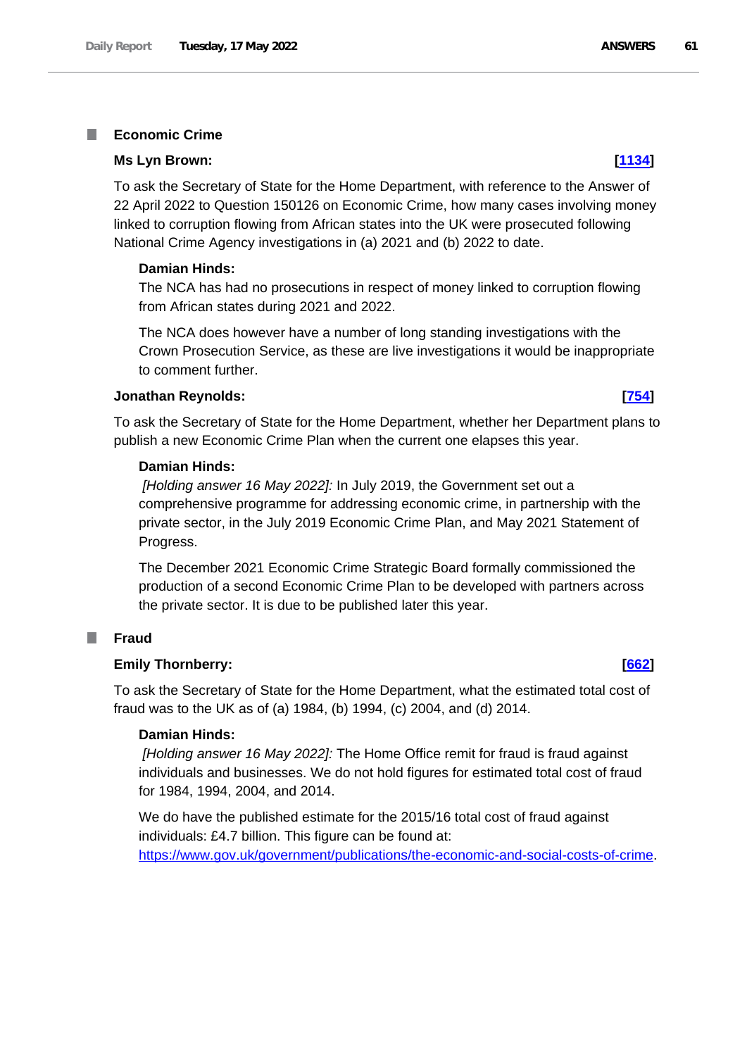## Economic Crime

**Ms Lyn Brown:** **[1134]**

To ask the Secretary of State for the Home Department, with reference to the Answer of 22 April 2022 to Question 150126 on Economic Crime, how many cases involving money linked to corruption flowing from African states into the UK were prosecuted following National Crime Agency investigations in (a) 2021 and (b) 2022 to date.

**Damian Hinds:**

The NCA has had no prosecutions in respect of money linked to corruption flowing from African states during 2021 and 2022.

The NCA does however have a number of long standing investigations with the Crown Prosecution Service, as these are live investigations it would be inappropriate to comment further.

**Jonathan Reynolds:** **[754]**

To ask the Secretary of State for the Home Department, whether her Department plans to publish a new Economic Crime Plan when the current one elapses this year.

**Damian Hinds:**

*[Holding answer 16 May 2022]:* In July 2019, the Government set out a comprehensive programme for addressing economic crime, in partnership with the private sector, in the July 2019 Economic Crime Plan, and May 2021 Statement of Progress.

The December 2021 Economic Crime Strategic Board formally commissioned the production of a second Economic Crime Plan to be developed with partners across the private sector. It is due to be published later this year.

## Fraud

**Emily Thornberry:** **[662]**

To ask the Secretary of State for the Home Department, what the estimated total cost of fraud was to the UK as of (a) 1984, (b) 1994, (c) 2004, and (d) 2014.

**Damian Hinds:**

*[Holding answer 16 May 2022]:* The Home Office remit for fraud is fraud against individuals and businesses. We do not hold figures for estimated total cost of fraud for 1984, 1994, 2004, and 2014.

We do have the published estimate for the 2015/16 total cost of fraud against individuals: £4.7 billion. This figure can be found at: https://www.gov.uk/government/publications/the-economic-and-social-costs-of-crime.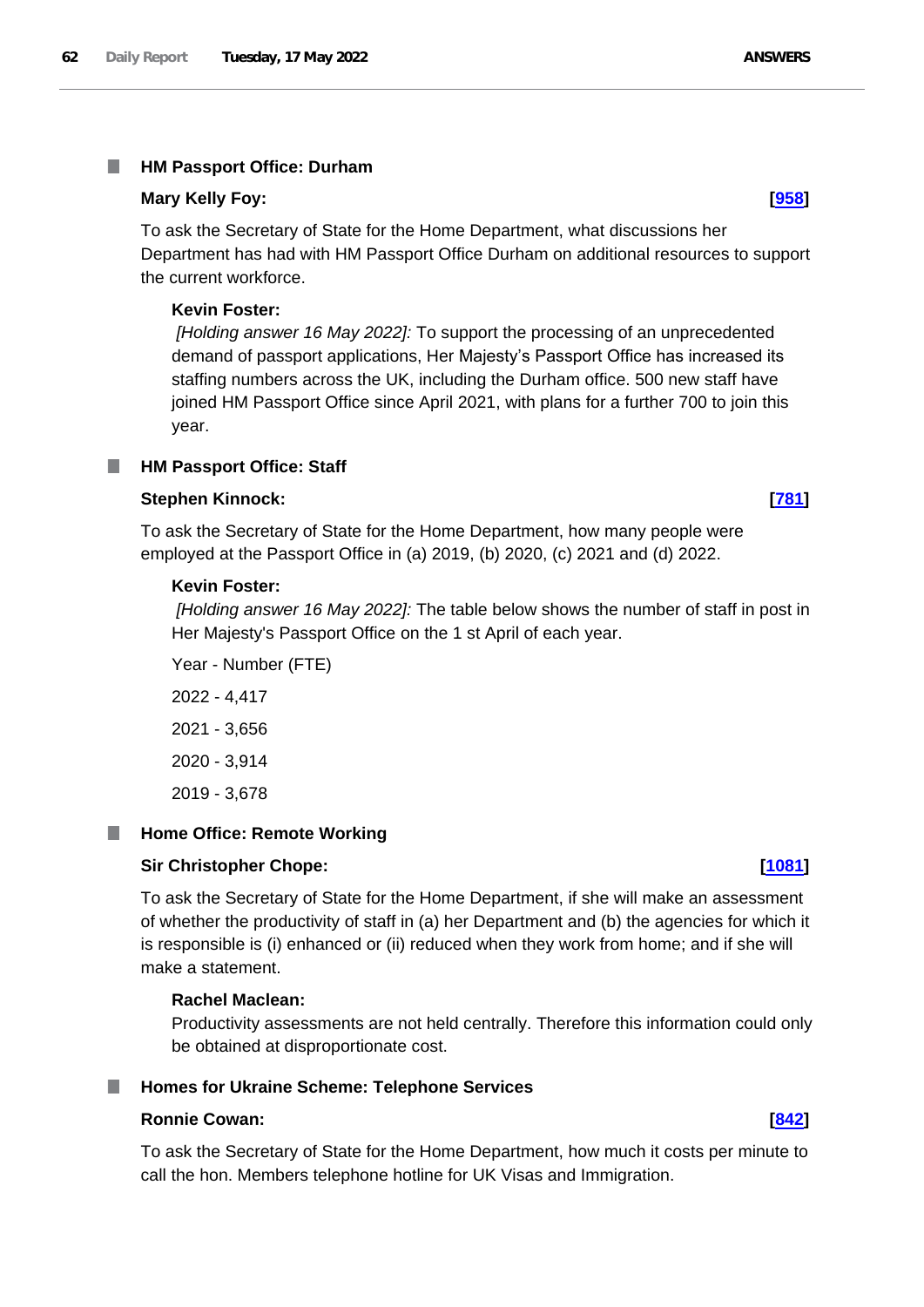## HM Passport Office: Durham

**Mary Kelly Foy:** **[958]**

To ask the Secretary of State for the Home Department, what discussions her Department has had with HM Passport Office Durham on additional resources to support the current workforce.

**Kevin Foster:**

*[Holding answer 16 May 2022]:* To support the processing of an unprecedented demand of passport applications, Her Majesty's Passport Office has increased its staffing numbers across the UK, including the Durham office. 500 new staff have joined HM Passport Office since April 2021, with plans for a further 700 to join this year.

## HM Passport Office: Staff

**Stephen Kinnock:** **[781]**

To ask the Secretary of State for the Home Department, how many people were employed at the Passport Office in (a) 2019, (b) 2020, (c) 2021 and (d) 2022.

**Kevin Foster:**

*[Holding answer 16 May 2022]:* The table below shows the number of staff in post in Her Majesty's Passport Office on the 1 st April of each year.

Year - Number (FTE)

2022 - 4,417

2021 - 3,656

2020 - 3,914

2019 - 3,678

## Home Office: Remote Working

**Sir Christopher Chope:** **[1081]**

To ask the Secretary of State for the Home Department, if she will make an assessment of whether the productivity of staff in (a) her Department and (b) the agencies for which it is responsible is (i) enhanced or (ii) reduced when they work from home; and if she will make a statement.

**Rachel Maclean:**

Productivity assessments are not held centrally. Therefore this information could only be obtained at disproportionate cost.

## Homes for Ukraine Scheme: Telephone Services

**Ronnie Cowan:** **[842]**

To ask the Secretary of State for the Home Department, how much it costs per minute to call the hon. Members telephone hotline for UK Visas and Immigration.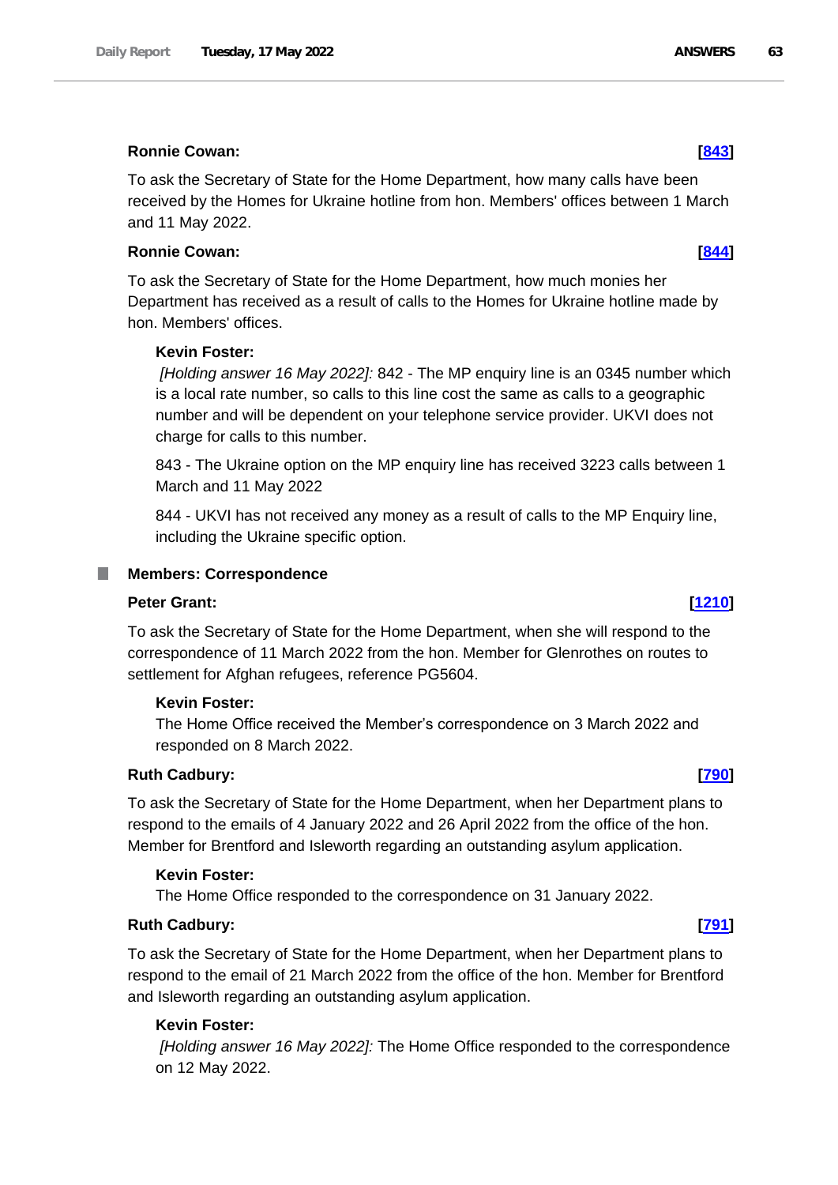**Ronnie Cowan:** **[843]**

To ask the Secretary of State for the Home Department, how many calls have been received by the Homes for Ukraine hotline from hon. Members' offices between 1 March and 11 May 2022.

**Ronnie Cowan:** **[844]**

To ask the Secretary of State for the Home Department, how much monies her Department has received as a result of calls to the Homes for Ukraine hotline made by hon. Members' offices.

**Kevin Foster:**

*[Holding answer 16 May 2022]:* 842 - The MP enquiry line is an 0345 number which is a local rate number, so calls to this line cost the same as calls to a geographic number and will be dependent on your telephone service provider. UKVI does not charge for calls to this number.

843 - The Ukraine option on the MP enquiry line has received 3223 calls between 1 March and 11 May 2022

844 - UKVI has not received any money as a result of calls to the MP Enquiry line, including the Ukraine specific option.

## Members: Correspondence

**Peter Grant:** **[1210]**

To ask the Secretary of State for the Home Department, when she will respond to the correspondence of 11 March 2022 from the hon. Member for Glenrothes on routes to settlement for Afghan refugees, reference PG5604.

**Kevin Foster:**

The Home Office received the Member's correspondence on 3 March 2022 and responded on 8 March 2022.

**Ruth Cadbury:** **[790]**

To ask the Secretary of State for the Home Department, when her Department plans to respond to the emails of 4 January 2022 and 26 April 2022 from the office of the hon. Member for Brentford and Isleworth regarding an outstanding asylum application.

**Kevin Foster:**

The Home Office responded to the correspondence on 31 January 2022.

**Ruth Cadbury:** **[791]**

To ask the Secretary of State for the Home Department, when her Department plans to respond to the email of 21 March 2022 from the office of the hon. Member for Brentford and Isleworth regarding an outstanding asylum application.

**Kevin Foster:**

*[Holding answer 16 May 2022]:* The Home Office responded to the correspondence on 12 May 2022.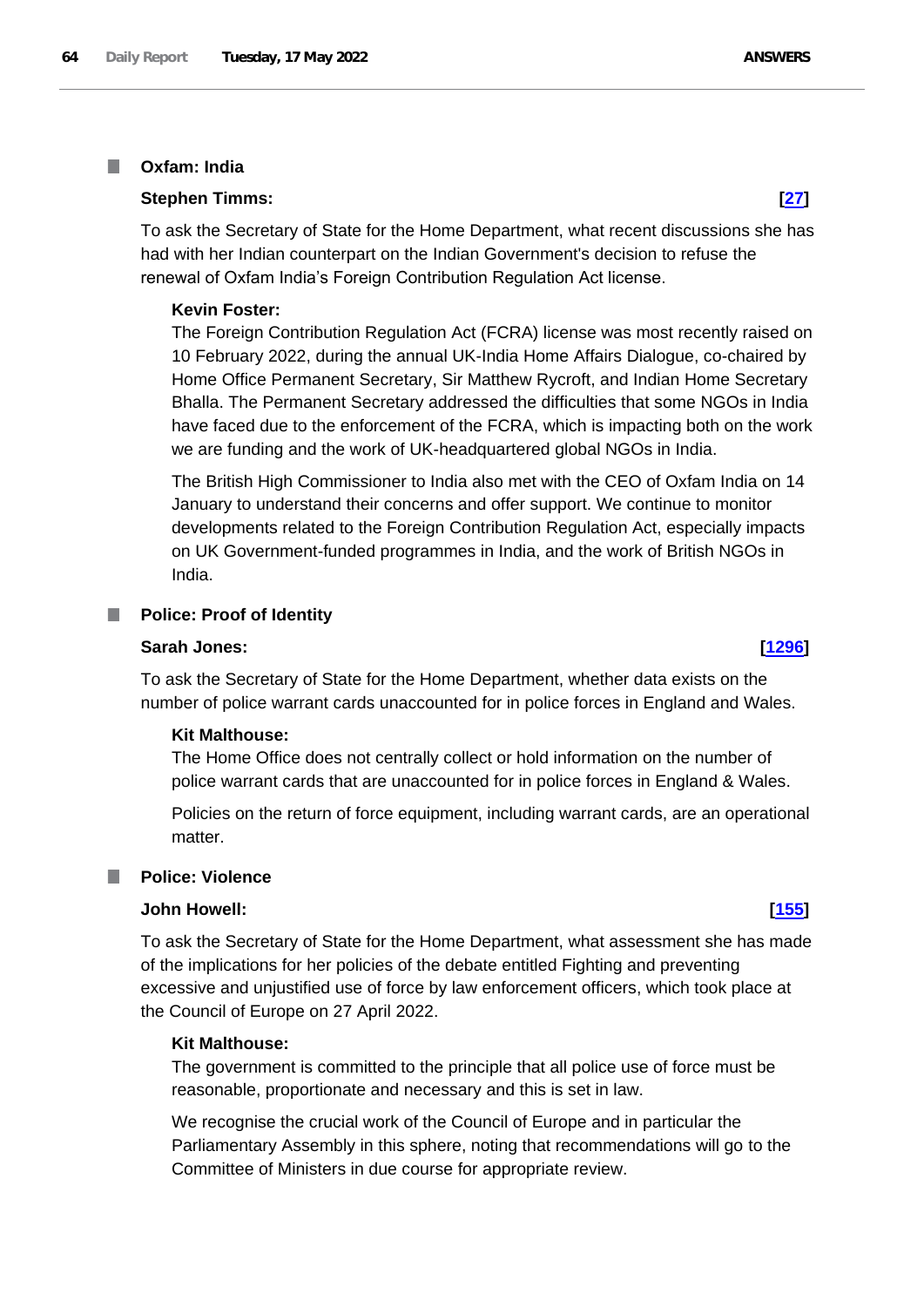## Oxfam: India

**Stephen Timms:** **[27]**

To ask the Secretary of State for the Home Department, what recent discussions she has had with her Indian counterpart on the Indian Government's decision to refuse the renewal of Oxfam India's Foreign Contribution Regulation Act license.

**Kevin Foster:**

The Foreign Contribution Regulation Act (FCRA) license was most recently raised on 10 February 2022, during the annual UK-India Home Affairs Dialogue, co-chaired by Home Office Permanent Secretary, Sir Matthew Rycroft, and Indian Home Secretary Bhalla. The Permanent Secretary addressed the difficulties that some NGOs in India have faced due to the enforcement of the FCRA, which is impacting both on the work we are funding and the work of UK-headquartered global NGOs in India.

The British High Commissioner to India also met with the CEO of Oxfam India on 14 January to understand their concerns and offer support. We continue to monitor developments related to the Foreign Contribution Regulation Act, especially impacts on UK Government-funded programmes in India, and the work of British NGOs in India.

## Police: Proof of Identity

**Sarah Jones:** **[1296]**

To ask the Secretary of State for the Home Department, whether data exists on the number of police warrant cards unaccounted for in police forces in England and Wales.

**Kit Malthouse:**

The Home Office does not centrally collect or hold information on the number of police warrant cards that are unaccounted for in police forces in England & Wales.

Policies on the return of force equipment, including warrant cards, are an operational matter.

## Police: Violence

**John Howell:** **[155]**

To ask the Secretary of State for the Home Department, what assessment she has made of the implications for her policies of the debate entitled Fighting and preventing excessive and unjustified use of force by law enforcement officers, which took place at the Council of Europe on 27 April 2022.

**Kit Malthouse:**

The government is committed to the principle that all police use of force must be reasonable, proportionate and necessary and this is set in law.

We recognise the crucial work of the Council of Europe and in particular the Parliamentary Assembly in this sphere, noting that recommendations will go to the Committee of Ministers in due course for appropriate review.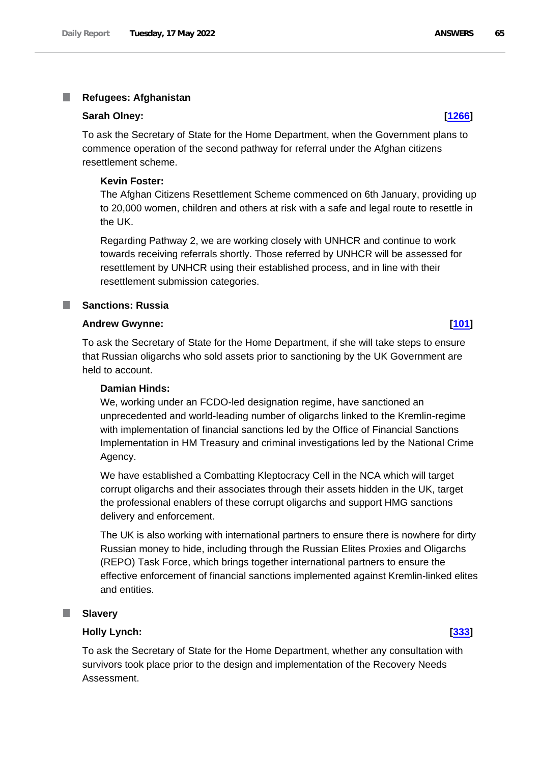## Refugees: Afghanistan

**Sarah Olney:** **[1266]**

To ask the Secretary of State for the Home Department, when the Government plans to commence operation of the second pathway for referral under the Afghan citizens resettlement scheme.

**Kevin Foster:**

The Afghan Citizens Resettlement Scheme commenced on 6th January, providing up to 20,000 women, children and others at risk with a safe and legal route to resettle in the UK.

Regarding Pathway 2, we are working closely with UNHCR and continue to work towards receiving referrals shortly. Those referred by UNHCR will be assessed for resettlement by UNHCR using their established process, and in line with their resettlement submission categories.

## Sanctions: Russia

**Andrew Gwynne:** **[101]**

To ask the Secretary of State for the Home Department, if she will take steps to ensure that Russian oligarchs who sold assets prior to sanctioning by the UK Government are held to account.

**Damian Hinds:**

We, working under an FCDO-led designation regime, have sanctioned an unprecedented and world-leading number of oligarchs linked to the Kremlin-regime with implementation of financial sanctions led by the Office of Financial Sanctions Implementation in HM Treasury and criminal investigations led by the National Crime Agency.

We have established a Combatting Kleptocracy Cell in the NCA which will target corrupt oligarchs and their associates through their assets hidden in the UK, target the professional enablers of these corrupt oligarchs and support HMG sanctions delivery and enforcement.

The UK is also working with international partners to ensure there is nowhere for dirty Russian money to hide, including through the Russian Elites Proxies and Oligarchs (REPO) Task Force, which brings together international partners to ensure the effective enforcement of financial sanctions implemented against Kremlin-linked elites and entities.

## Slavery

**Holly Lynch:** **[333]**

To ask the Secretary of State for the Home Department, whether any consultation with survivors took place prior to the design and implementation of the Recovery Needs Assessment.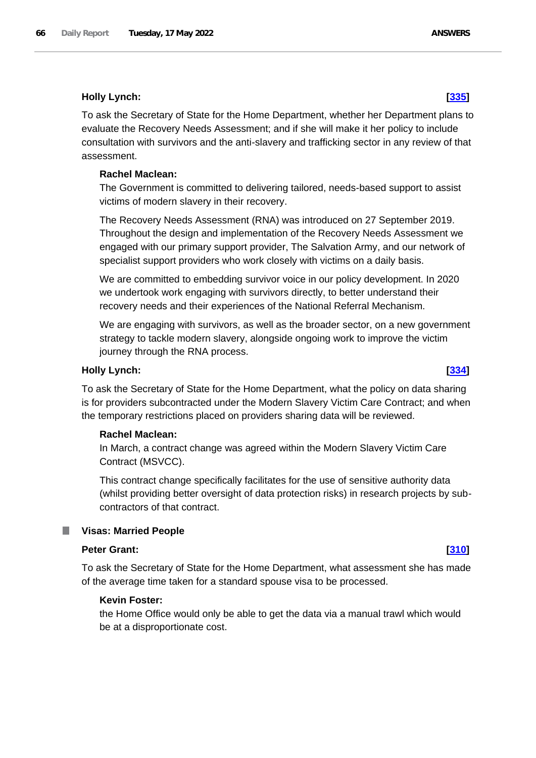**Holly Lynch:** **[335]**

To ask the Secretary of State for the Home Department, whether her Department plans to evaluate the Recovery Needs Assessment; and if she will make it her policy to include consultation with survivors and the anti-slavery and trafficking sector in any review of that assessment.

**Rachel Maclean:**

The Government is committed to delivering tailored, needs-based support to assist victims of modern slavery in their recovery.

The Recovery Needs Assessment (RNA) was introduced on 27 September 2019. Throughout the design and implementation of the Recovery Needs Assessment we engaged with our primary support provider, The Salvation Army, and our network of specialist support providers who work closely with victims on a daily basis.

We are committed to embedding survivor voice in our policy development. In 2020 we undertook work engaging with survivors directly, to better understand their recovery needs and their experiences of the National Referral Mechanism.

We are engaging with survivors, as well as the broader sector, on a new government strategy to tackle modern slavery, alongside ongoing work to improve the victim journey through the RNA process.

**Holly Lynch:** **[334]**

To ask the Secretary of State for the Home Department, what the policy on data sharing is for providers subcontracted under the Modern Slavery Victim Care Contract; and when the temporary restrictions placed on providers sharing data will be reviewed.

**Rachel Maclean:**

In March, a contract change was agreed within the Modern Slavery Victim Care Contract (MSVCC).

This contract change specifically facilitates for the use of sensitive authority data (whilst providing better oversight of data protection risks) in research projects by sub-contractors of that contract.

## Visas: Married People

**Peter Grant:** **[310]**

To ask the Secretary of State for the Home Department, what assessment she has made of the average time taken for a standard spouse visa to be processed.

**Kevin Foster:**

the Home Office would only be able to get the data via a manual trawl which would be at a disproportionate cost.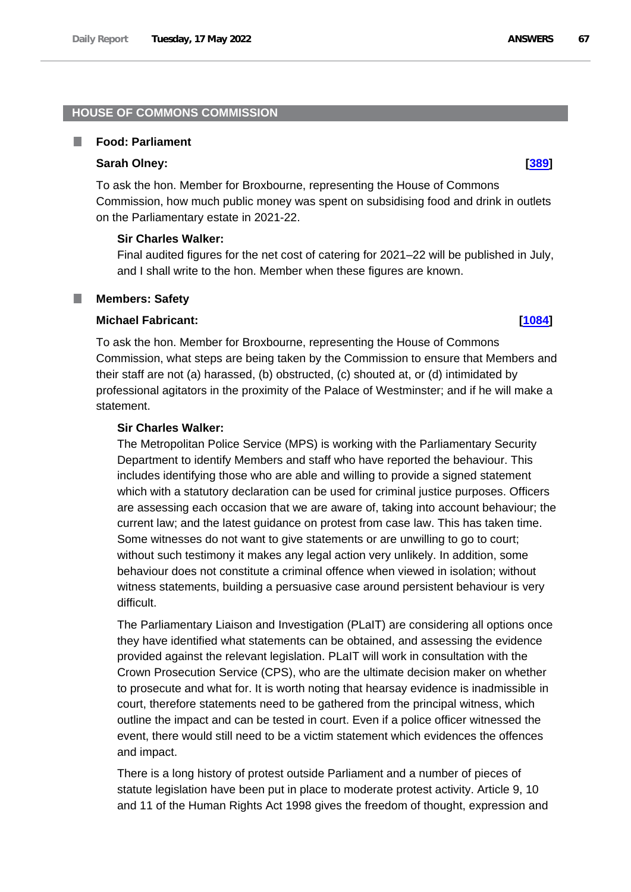## HOUSE OF COMMONS COMMISSION

### Food: Parliament

**Sarah Olney:** **[389]**

To ask the hon. Member for Broxbourne, representing the House of Commons Commission, how much public money was spent on subsidising food and drink in outlets on the Parliamentary estate in 2021-22.

**Sir Charles Walker:**

Final audited figures for the net cost of catering for 2021–22 will be published in July, and I shall write to the hon. Member when these figures are known.

### Members: Safety

**Michael Fabricant:** **[1084]**

To ask the hon. Member for Broxbourne, representing the House of Commons Commission, what steps are being taken by the Commission to ensure that Members and their staff are not (a) harassed, (b) obstructed, (c) shouted at, or (d) intimidated by professional agitators in the proximity of the Palace of Westminster; and if he will make a statement.

**Sir Charles Walker:**

The Metropolitan Police Service (MPS) is working with the Parliamentary Security Department to identify Members and staff who have reported the behaviour. This includes identifying those who are able and willing to provide a signed statement which with a statutory declaration can be used for criminal justice purposes. Officers are assessing each occasion that we are aware of, taking into account behaviour; the current law; and the latest guidance on protest from case law. This has taken time. Some witnesses do not want to give statements or are unwilling to go to court; without such testimony it makes any legal action very unlikely. In addition, some behaviour does not constitute a criminal offence when viewed in isolation; without witness statements, building a persuasive case around persistent behaviour is very difficult.

The Parliamentary Liaison and Investigation (PLaIT) are considering all options once they have identified what statements can be obtained, and assessing the evidence provided against the relevant legislation. PLaIT will work in consultation with the Crown Prosecution Service (CPS), who are the ultimate decision maker on whether to prosecute and what for. It is worth noting that hearsay evidence is inadmissible in court, therefore statements need to be gathered from the principal witness, which outline the impact and can be tested in court. Even if a police officer witnessed the event, there would still need to be a victim statement which evidences the offences and impact.

There is a long history of protest outside Parliament and a number of pieces of statute legislation have been put in place to moderate protest activity. Article 9, 10 and 11 of the Human Rights Act 1998 gives the freedom of thought, expression and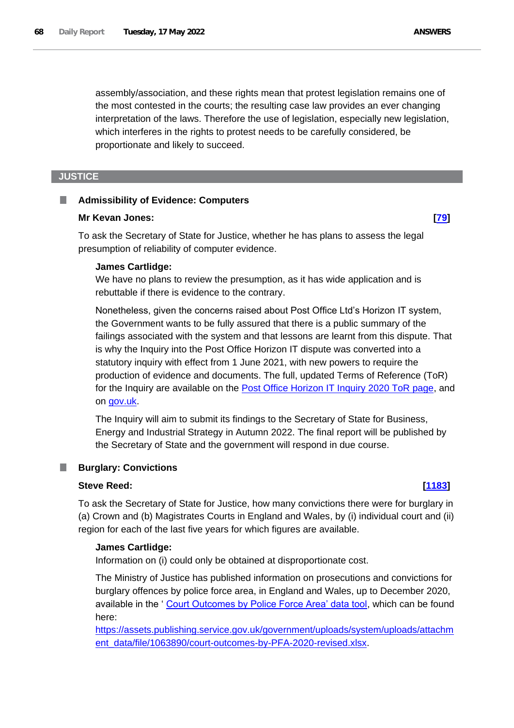assembly/association, and these rights mean that protest legislation remains one of the most contested in the courts; the resulting case law provides an ever changing interpretation of the laws. Therefore the use of legislation, especially new legislation, which interferes in the rights to protest needs to be carefully considered, be proportionate and likely to succeed.

## JUSTICE

### Admissibility of Evidence: Computers

**Mr Kevan Jones:** **[79]**

To ask the Secretary of State for Justice, whether he has plans to assess the legal presumption of reliability of computer evidence.

**James Cartlidge:**

We have no plans to review the presumption, as it has wide application and is rebuttable if there is evidence to the contrary.

Nonetheless, given the concerns raised about Post Office Ltd's Horizon IT system, the Government wants to be fully assured that there is a public summary of the failings associated with the system and that lessons are learnt from this dispute. That is why the Inquiry into the Post Office Horizon IT dispute was converted into a statutory inquiry with effect from 1 June 2021, with new powers to require the production of evidence and documents. The full, updated Terms of Reference (ToR) for the Inquiry are available on the Post Office Horizon IT Inquiry 2020 ToR page, and on gov.uk.

The Inquiry will aim to submit its findings to the Secretary of State for Business, Energy and Industrial Strategy in Autumn 2022. The final report will be published by the Secretary of State and the government will respond in due course.

### Burglary: Convictions

**Steve Reed:** **[1183]**

To ask the Secretary of State for Justice, how many convictions there were for burglary in (a) Crown and (b) Magistrates Courts in England and Wales, by (i) individual court and (ii) region for each of the last five years for which figures are available.

**James Cartlidge:**

Information on (i) could only be obtained at disproportionate cost.

The Ministry of Justice has published information on prosecutions and convictions for burglary offences by police force area, in England and Wales, up to December 2020, available in the ' Court Outcomes by Police Force Area' data tool, which can be found here: https://assets.publishing.service.gov.uk/government/uploads/system/uploads/attachment_data/file/1063890/court-outcomes-by-PFA-2020-revised.xlsx.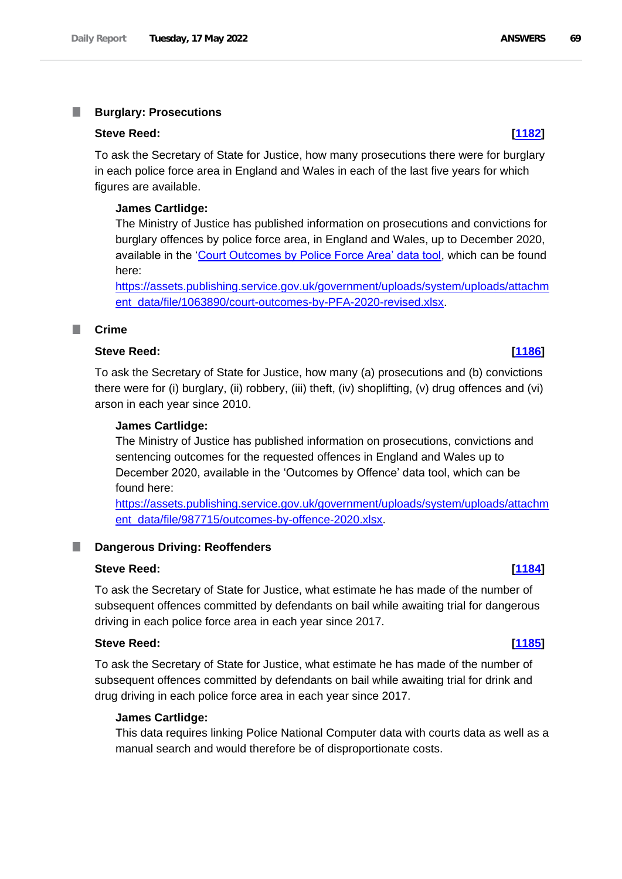### Burglary: Prosecutions

**Steve Reed:** **[1182]**

To ask the Secretary of State for Justice, how many prosecutions there were for burglary in each police force area in England and Wales in each of the last five years for which figures are available.

**James Cartlidge:**

The Ministry of Justice has published information on prosecutions and convictions for burglary offences by police force area, in England and Wales, up to December 2020, available in the 'Court Outcomes by Police Force Area' data tool, which can be found here:

https://assets.publishing.service.gov.uk/government/uploads/system/uploads/attachment_data/file/1063890/court-outcomes-by-PFA-2020-revised.xlsx.

### Crime

**Steve Reed:** **[1186]**

To ask the Secretary of State for Justice, how many (a) prosecutions and (b) convictions there were for (i) burglary, (ii) robbery, (iii) theft, (iv) shoplifting, (v) drug offences and (vi) arson in each year since 2010.

**James Cartlidge:**

The Ministry of Justice has published information on prosecutions, convictions and sentencing outcomes for the requested offences in England and Wales up to December 2020, available in the 'Outcomes by Offence' data tool, which can be found here:

https://assets.publishing.service.gov.uk/government/uploads/system/uploads/attachment_data/file/987715/outcomes-by-offence-2020.xlsx.

### Dangerous Driving: Reoffenders

**Steve Reed:** **[1184]**

To ask the Secretary of State for Justice, what estimate he has made of the number of subsequent offences committed by defendants on bail while awaiting trial for dangerous driving in each police force area in each year since 2017.

**Steve Reed:** **[1185]**

To ask the Secretary of State for Justice, what estimate he has made of the number of subsequent offences committed by defendants on bail while awaiting trial for drink and drug driving in each police force area in each year since 2017.

**James Cartlidge:**

This data requires linking Police National Computer data with courts data as well as a manual search and would therefore be of disproportionate costs.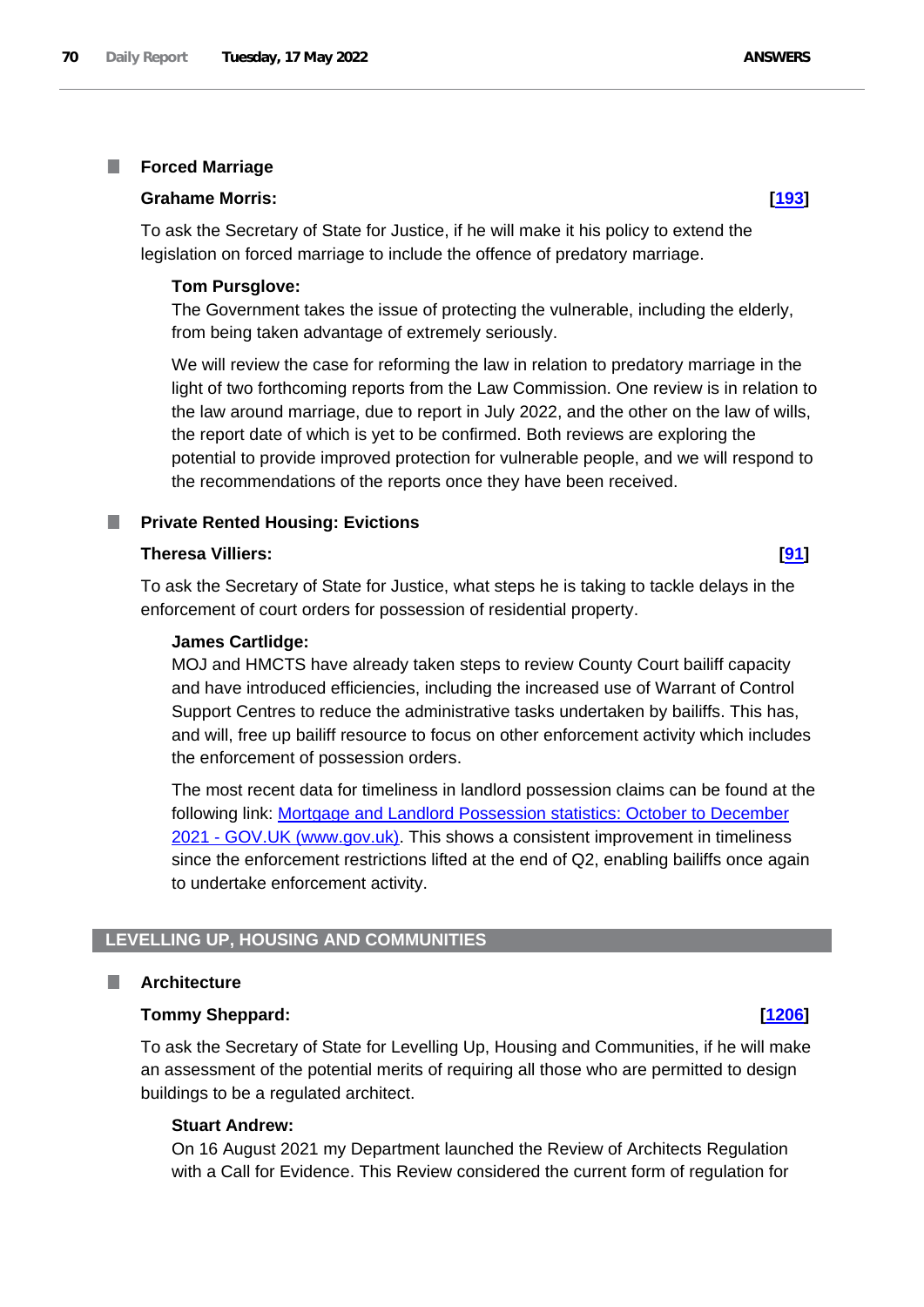## Forced Marriage

**Grahame Morris:** **[193]**

To ask the Secretary of State for Justice, if he will make it his policy to extend the legislation on forced marriage to include the offence of predatory marriage.

**Tom Pursglove:**

The Government takes the issue of protecting the vulnerable, including the elderly, from being taken advantage of extremely seriously.

We will review the case for reforming the law in relation to predatory marriage in the light of two forthcoming reports from the Law Commission. One review is in relation to the law around marriage, due to report in July 2022, and the other on the law of wills, the report date of which is yet to be confirmed. Both reviews are exploring the potential to provide improved protection for vulnerable people, and we will respond to the recommendations of the reports once they have been received.

## Private Rented Housing: Evictions

**Theresa Villiers:** **[91]**

To ask the Secretary of State for Justice, what steps he is taking to tackle delays in the enforcement of court orders for possession of residential property.

**James Cartlidge:**

MOJ and HMCTS have already taken steps to review County Court bailiff capacity and have introduced efficiencies, including the increased use of Warrant of Control Support Centres to reduce the administrative tasks undertaken by bailiffs. This has, and will, free up bailiff resource to focus on other enforcement activity which includes the enforcement of possession orders.

The most recent data for timeliness in landlord possession claims can be found at the following link: Mortgage and Landlord Possession statistics: October to December 2021 - GOV.UK (www.gov.uk). This shows a consistent improvement in timeliness since the enforcement restrictions lifted at the end of Q2, enabling bailiffs once again to undertake enforcement activity.

# LEVELLING UP, HOUSING AND COMMUNITIES

## Architecture

**Tommy Sheppard:** **[1206]**

To ask the Secretary of State for Levelling Up, Housing and Communities, if he will make an assessment of the potential merits of requiring all those who are permitted to design buildings to be a regulated architect.

**Stuart Andrew:**

On 16 August 2021 my Department launched the Review of Architects Regulation with a Call for Evidence. This Review considered the current form of regulation for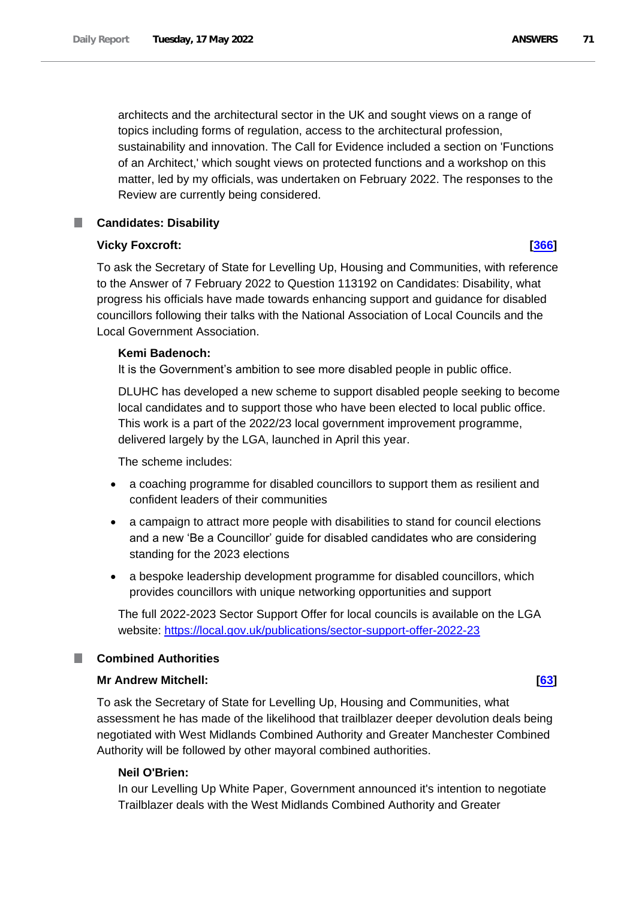architects and the architectural sector in the UK and sought views on a range of topics including forms of regulation, access to the architectural profession, sustainability and innovation. The Call for Evidence included a section on 'Functions of an Architect,' which sought views on protected functions and a workshop on this matter, led by my officials, was undertaken on February 2022. The responses to the Review are currently being considered.

## Candidates: Disability

**Vicky Foxcroft:** **[366]**

To ask the Secretary of State for Levelling Up, Housing and Communities, with reference to the Answer of 7 February 2022 to Question 113192 on Candidates: Disability, what progress his officials have made towards enhancing support and guidance for disabled councillors following their talks with the National Association of Local Councils and the Local Government Association.

**Kemi Badenoch:**

It is the Government's ambition to see more disabled people in public office.

DLUHC has developed a new scheme to support disabled people seeking to become local candidates and to support those who have been elected to local public office. This work is a part of the 2022/23 local government improvement programme, delivered largely by the LGA, launched in April this year.

The scheme includes:

- a coaching programme for disabled councillors to support them as resilient and confident leaders of their communities
- a campaign to attract more people with disabilities to stand for council elections and a new 'Be a Councillor' guide for disabled candidates who are considering standing for the 2023 elections
- a bespoke leadership development programme for disabled councillors, which provides councillors with unique networking opportunities and support

The full 2022-2023 Sector Support Offer for local councils is available on the LGA website: https://local.gov.uk/publications/sector-support-offer-2022-23

## Combined Authorities

**Mr Andrew Mitchell:** **[63]**

To ask the Secretary of State for Levelling Up, Housing and Communities, what assessment he has made of the likelihood that trailblazer deeper devolution deals being negotiated with West Midlands Combined Authority and Greater Manchester Combined Authority will be followed by other mayoral combined authorities.

**Neil O'Brien:**

In our Levelling Up White Paper, Government announced it's intention to negotiate Trailblazer deals with the West Midlands Combined Authority and Greater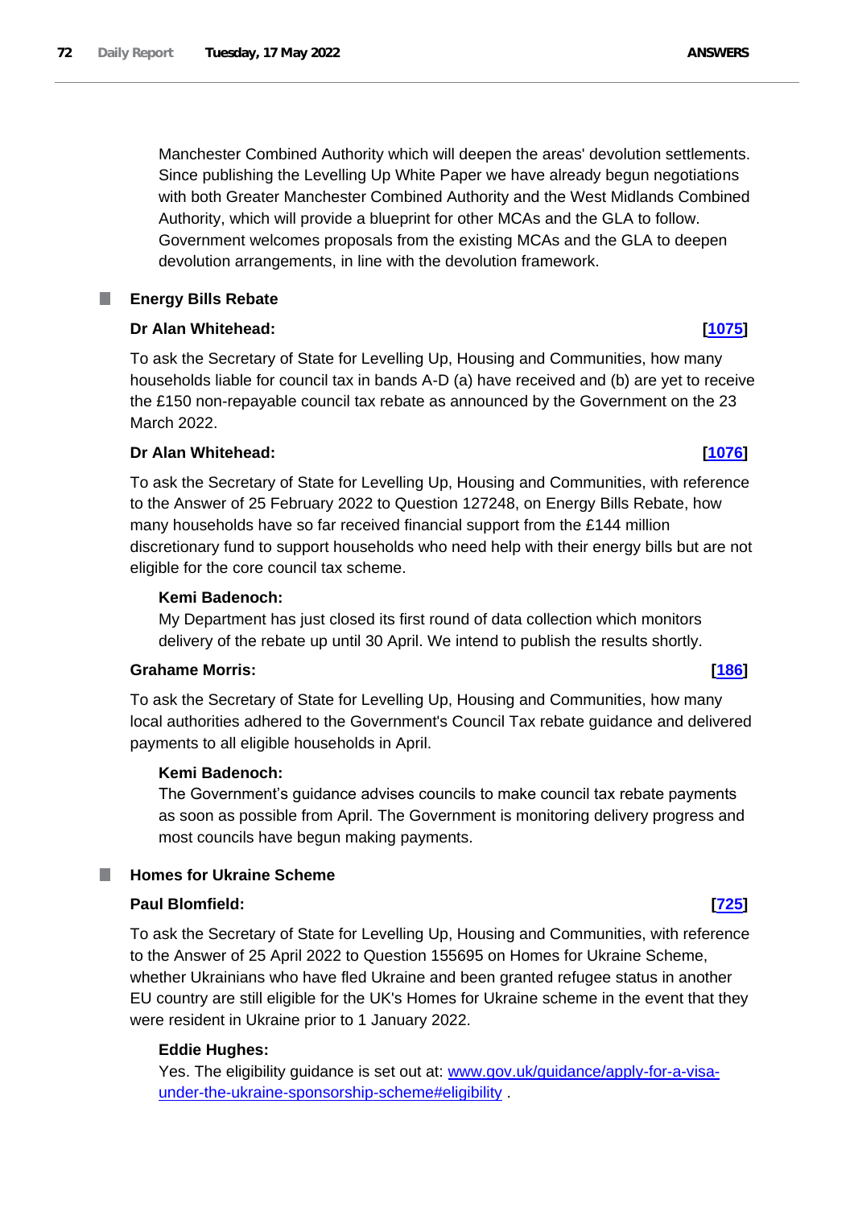Manchester Combined Authority which will deepen the areas' devolution settlements. Since publishing the Levelling Up White Paper we have already begun negotiations with both Greater Manchester Combined Authority and the West Midlands Combined Authority, which will provide a blueprint for other MCAs and the GLA to follow. Government welcomes proposals from the existing MCAs and the GLA to deepen devolution arrangements, in line with the devolution framework.

## Energy Bills Rebate

**Dr Alan Whitehead:** **[1075]**

To ask the Secretary of State for Levelling Up, Housing and Communities, how many households liable for council tax in bands A-D (a) have received and (b) are yet to receive the £150 non-repayable council tax rebate as announced by the Government on the 23 March 2022.

**Dr Alan Whitehead:** **[1076]**

To ask the Secretary of State for Levelling Up, Housing and Communities, with reference to the Answer of 25 February 2022 to Question 127248, on Energy Bills Rebate, how many households have so far received financial support from the £144 million discretionary fund to support households who need help with their energy bills but are not eligible for the core council tax scheme.

**Kemi Badenoch:**

My Department has just closed its first round of data collection which monitors delivery of the rebate up until 30 April. We intend to publish the results shortly.

**Grahame Morris:** **[186]**

To ask the Secretary of State for Levelling Up, Housing and Communities, how many local authorities adhered to the Government's Council Tax rebate guidance and delivered payments to all eligible households in April.

**Kemi Badenoch:**

The Government's guidance advises councils to make council tax rebate payments as soon as possible from April. The Government is monitoring delivery progress and most councils have begun making payments.

## Homes for Ukraine Scheme

**Paul Blomfield:** **[725]**

To ask the Secretary of State for Levelling Up, Housing and Communities, with reference to the Answer of 25 April 2022 to Question 155695 on Homes for Ukraine Scheme, whether Ukrainians who have fled Ukraine and been granted refugee status in another EU country are still eligible for the UK's Homes for Ukraine scheme in the event that they were resident in Ukraine prior to 1 January 2022.

**Eddie Hughes:**

Yes. The eligibility guidance is set out at: www.gov.uk/guidance/apply-for-a-visa-under-the-ukraine-sponsorship-scheme#eligibility .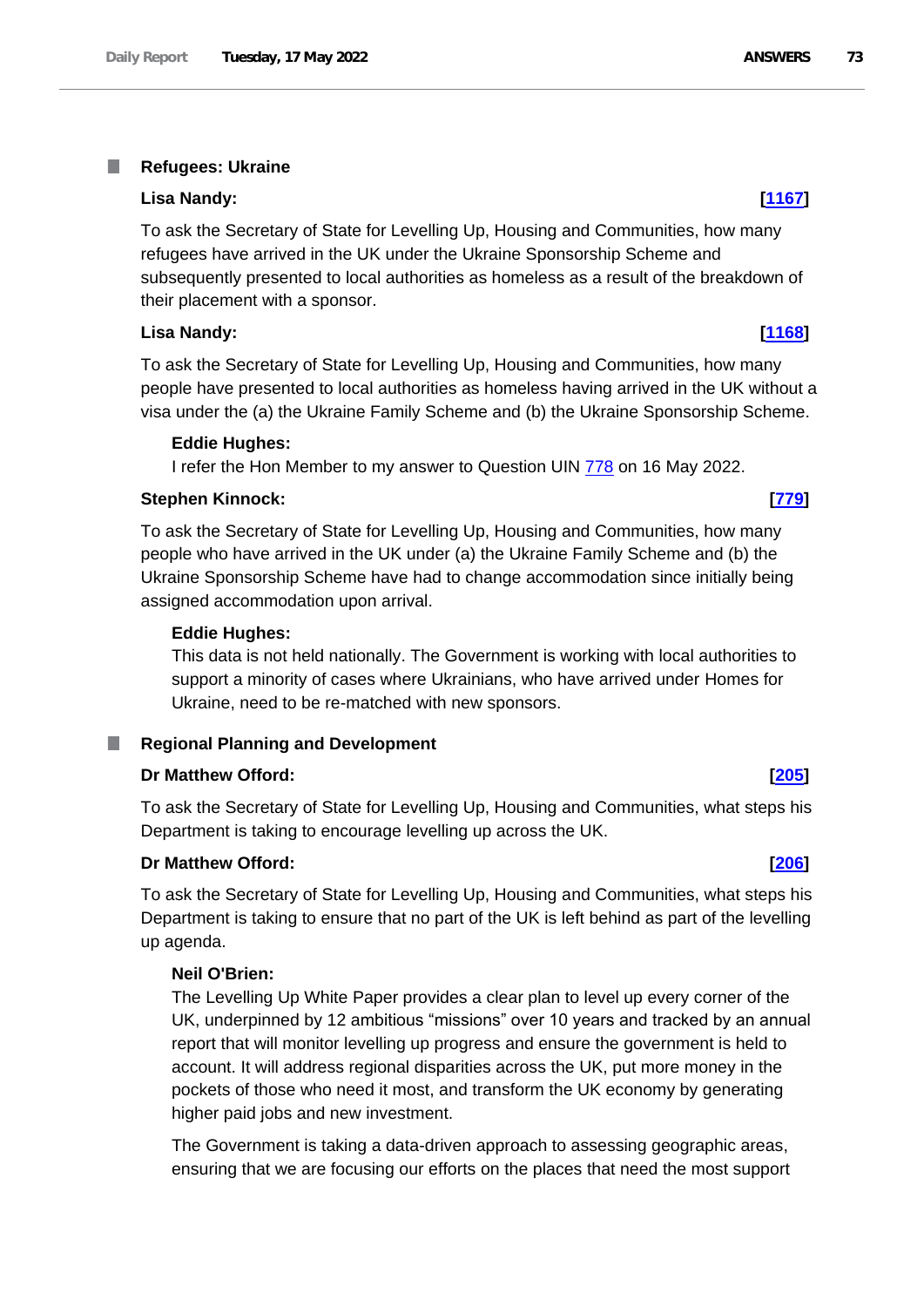## Refugees: Ukraine

**Lisa Nandy:** **[1167]**

To ask the Secretary of State for Levelling Up, Housing and Communities, how many refugees have arrived in the UK under the Ukraine Sponsorship Scheme and subsequently presented to local authorities as homeless as a result of the breakdown of their placement with a sponsor.

**Lisa Nandy:** **[1168]**

To ask the Secretary of State for Levelling Up, Housing and Communities, how many people have presented to local authorities as homeless having arrived in the UK without a visa under the (a) the Ukraine Family Scheme and (b) the Ukraine Sponsorship Scheme.

**Eddie Hughes:**

I refer the Hon Member to my answer to Question UIN 778 on 16 May 2022.

**Stephen Kinnock:** **[779]**

To ask the Secretary of State for Levelling Up, Housing and Communities, how many people who have arrived in the UK under (a) the Ukraine Family Scheme and (b) the Ukraine Sponsorship Scheme have had to change accommodation since initially being assigned accommodation upon arrival.

**Eddie Hughes:**

This data is not held nationally. The Government is working with local authorities to support a minority of cases where Ukrainians, who have arrived under Homes for Ukraine, need to be re-matched with new sponsors.

## Regional Planning and Development

**Dr Matthew Offord:** **[205]**

To ask the Secretary of State for Levelling Up, Housing and Communities, what steps his Department is taking to encourage levelling up across the UK.

**Dr Matthew Offord:** **[206]**

To ask the Secretary of State for Levelling Up, Housing and Communities, what steps his Department is taking to ensure that no part of the UK is left behind as part of the levelling up agenda.

**Neil O'Brien:**

The Levelling Up White Paper provides a clear plan to level up every corner of the UK, underpinned by 12 ambitious "missions" over 10 years and tracked by an annual report that will monitor levelling up progress and ensure the government is held to account. It will address regional disparities across the UK, put more money in the pockets of those who need it most, and transform the UK economy by generating higher paid jobs and new investment.

The Government is taking a data-driven approach to assessing geographic areas, ensuring that we are focusing our efforts on the places that need the most support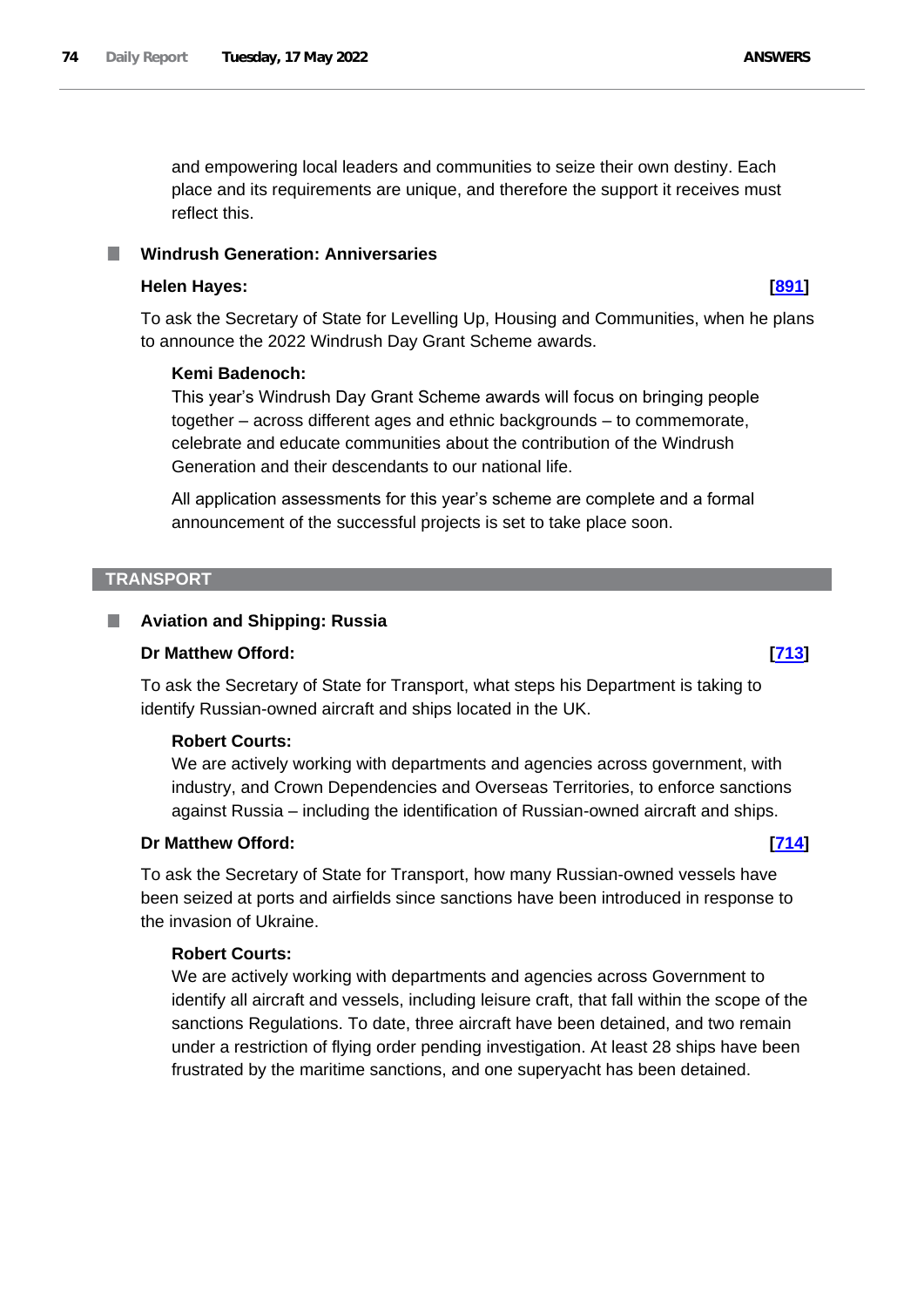and empowering local leaders and communities to seize their own destiny. Each place and its requirements are unique, and therefore the support it receives must reflect this.

### Windrush Generation: Anniversaries

**Helen Hayes:** **[891]**

To ask the Secretary of State for Levelling Up, Housing and Communities, when he plans to announce the 2022 Windrush Day Grant Scheme awards.

**Kemi Badenoch:**

This year's Windrush Day Grant Scheme awards will focus on bringing people together – across different ages and ethnic backgrounds – to commemorate, celebrate and educate communities about the contribution of the Windrush Generation and their descendants to our national life.

All application assessments for this year's scheme are complete and a formal announcement of the successful projects is set to take place soon.

## TRANSPORT

### Aviation and Shipping: Russia

**Dr Matthew Offord:** **[713]**

To ask the Secretary of State for Transport, what steps his Department is taking to identify Russian-owned aircraft and ships located in the UK.

**Robert Courts:**

We are actively working with departments and agencies across government, with industry, and Crown Dependencies and Overseas Territories, to enforce sanctions against Russia – including the identification of Russian-owned aircraft and ships.

**Dr Matthew Offord:** **[714]**

To ask the Secretary of State for Transport, how many Russian-owned vessels have been seized at ports and airfields since sanctions have been introduced in response to the invasion of Ukraine.

**Robert Courts:**

We are actively working with departments and agencies across Government to identify all aircraft and vessels, including leisure craft, that fall within the scope of the sanctions Regulations. To date, three aircraft have been detained, and two remain under a restriction of flying order pending investigation. At least 28 ships have been frustrated by the maritime sanctions, and one superyacht has been detained.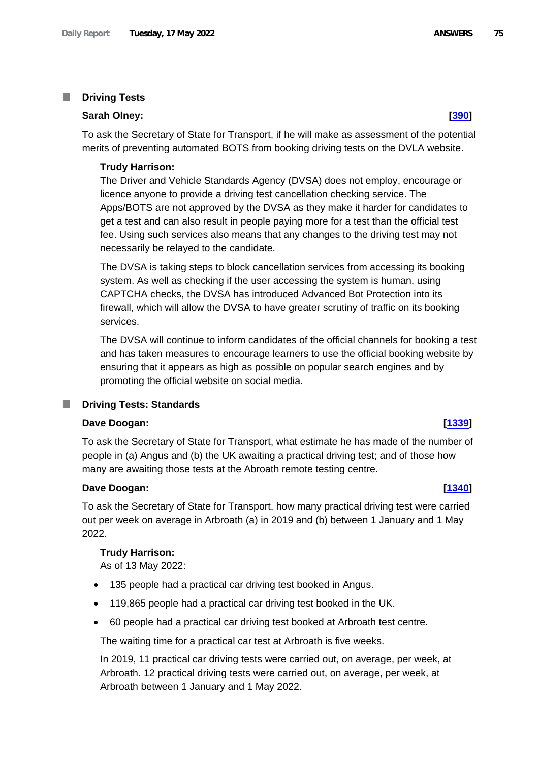## Driving Tests

**Sarah Olney:** **[390]**

To ask the Secretary of State for Transport, if he will make as assessment of the potential merits of preventing automated BOTS from booking driving tests on the DVLA website.

**Trudy Harrison:**

The Driver and Vehicle Standards Agency (DVSA) does not employ, encourage or licence anyone to provide a driving test cancellation checking service. The Apps/BOTS are not approved by the DVSA as they make it harder for candidates to get a test and can also result in people paying more for a test than the official test fee. Using such services also means that any changes to the driving test may not necessarily be relayed to the candidate.

The DVSA is taking steps to block cancellation services from accessing its booking system. As well as checking if the user accessing the system is human, using CAPTCHA checks, the DVSA has introduced Advanced Bot Protection into its firewall, which will allow the DVSA to have greater scrutiny of traffic on its booking services.

The DVSA will continue to inform candidates of the official channels for booking a test and has taken measures to encourage learners to use the official booking website by ensuring that it appears as high as possible on popular search engines and by promoting the official website on social media.

## Driving Tests: Standards

**Dave Doogan:** **[1339]**

To ask the Secretary of State for Transport, what estimate he has made of the number of people in (a) Angus and (b) the UK awaiting a practical driving test; and of those how many are awaiting those tests at the Abroath remote testing centre.

**Dave Doogan:** **[1340]**

To ask the Secretary of State for Transport, how many practical driving test were carried out per week on average in Arbroath (a) in 2019 and (b) between 1 January and 1 May 2022.

**Trudy Harrison:**

As of 13 May 2022:

- 135 people had a practical car driving test booked in Angus.
- 119,865 people had a practical car driving test booked in the UK.
- 60 people had a practical car driving test booked at Arbroath test centre.

The waiting time for a practical car test at Arbroath is five weeks.

In 2019, 11 practical car driving tests were carried out, on average, per week, at Arbroath. 12 practical driving tests were carried out, on average, per week, at Arbroath between 1 January and 1 May 2022.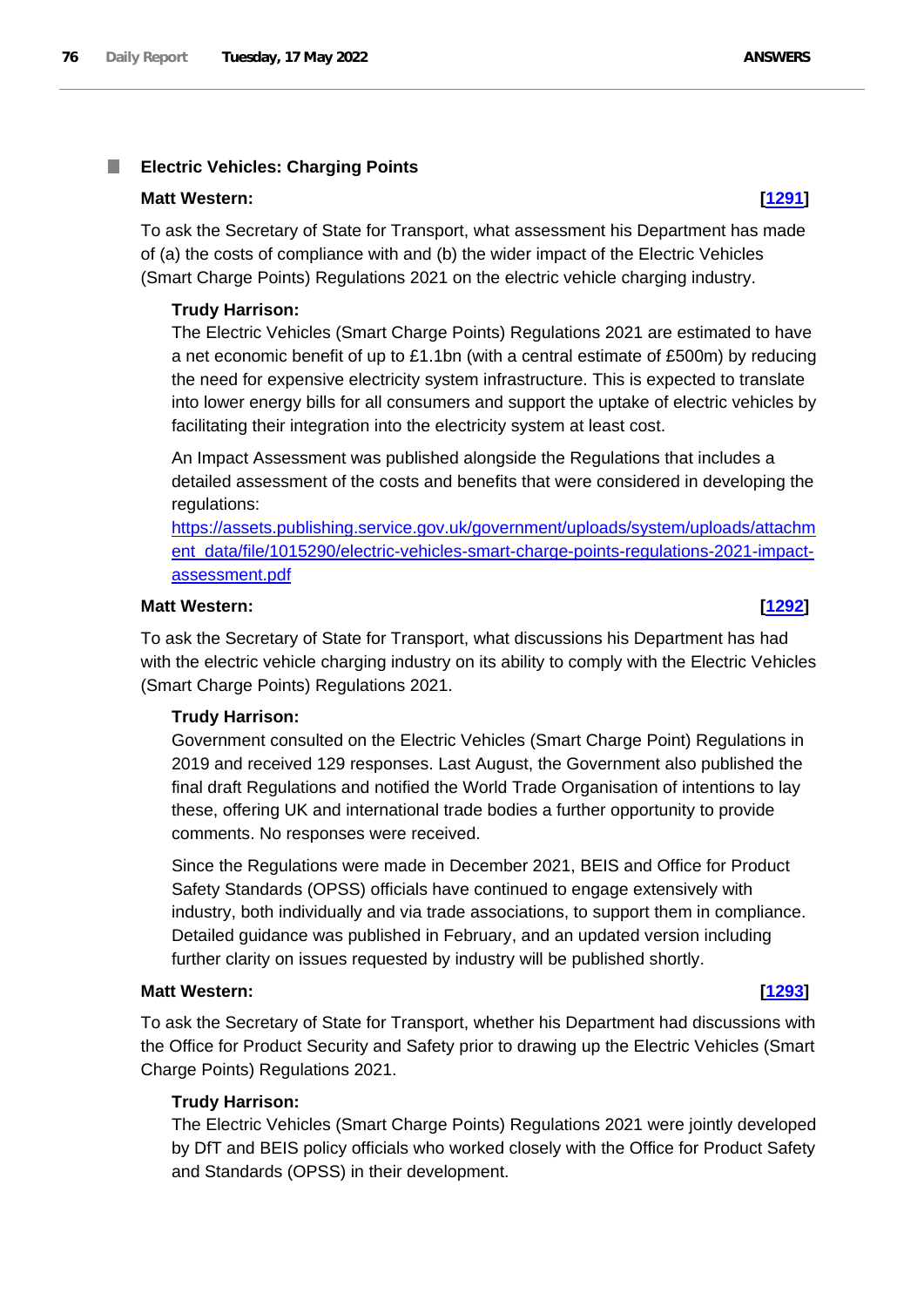### Electric Vehicles: Charging Points

**Matt Western:** **[1291]**

To ask the Secretary of State for Transport, what assessment his Department has made of (a) the costs of compliance with and (b) the wider impact of the Electric Vehicles (Smart Charge Points) Regulations 2021 on the electric vehicle charging industry.

**Trudy Harrison:**

The Electric Vehicles (Smart Charge Points) Regulations 2021 are estimated to have a net economic benefit of up to £1.1bn (with a central estimate of £500m) by reducing the need for expensive electricity system infrastructure. This is expected to translate into lower energy bills for all consumers and support the uptake of electric vehicles by facilitating their integration into the electricity system at least cost.

An Impact Assessment was published alongside the Regulations that includes a detailed assessment of the costs and benefits that were considered in developing the regulations:
https://assets.publishing.service.gov.uk/government/uploads/system/uploads/attachment_data/file/1015290/electric-vehicles-smart-charge-points-regulations-2021-impact-assessment.pdf

**Matt Western:** **[1292]**

To ask the Secretary of State for Transport, what discussions his Department has had with the electric vehicle charging industry on its ability to comply with the Electric Vehicles (Smart Charge Points) Regulations 2021.

**Trudy Harrison:**

Government consulted on the Electric Vehicles (Smart Charge Point) Regulations in 2019 and received 129 responses. Last August, the Government also published the final draft Regulations and notified the World Trade Organisation of intentions to lay these, offering UK and international trade bodies a further opportunity to provide comments. No responses were received.

Since the Regulations were made in December 2021, BEIS and Office for Product Safety Standards (OPSS) officials have continued to engage extensively with industry, both individually and via trade associations, to support them in compliance. Detailed guidance was published in February, and an updated version including further clarity on issues requested by industry will be published shortly.

**Matt Western:** **[1293]**

To ask the Secretary of State for Transport, whether his Department had discussions with the Office for Product Security and Safety prior to drawing up the Electric Vehicles (Smart Charge Points) Regulations 2021.

**Trudy Harrison:**

The Electric Vehicles (Smart Charge Points) Regulations 2021 were jointly developed by DfT and BEIS policy officials who worked closely with the Office for Product Safety and Standards (OPSS) in their development.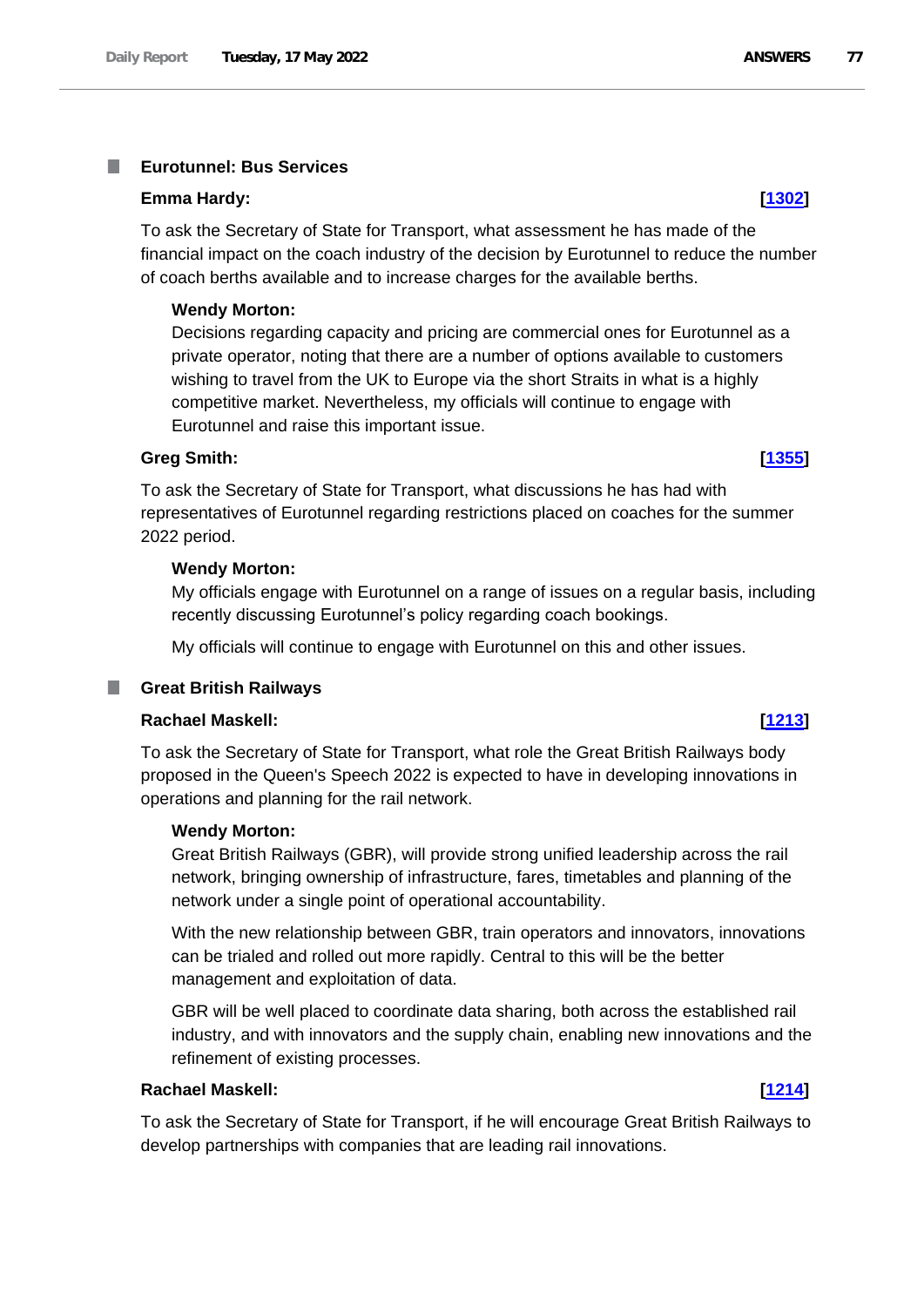## Eurotunnel: Bus Services

**Emma Hardy:** **[1302]**

To ask the Secretary of State for Transport, what assessment he has made of the financial impact on the coach industry of the decision by Eurotunnel to reduce the number of coach berths available and to increase charges for the available berths.

**Wendy Morton:**

Decisions regarding capacity and pricing are commercial ones for Eurotunnel as a private operator, noting that there are a number of options available to customers wishing to travel from the UK to Europe via the short Straits in what is a highly competitive market. Nevertheless, my officials will continue to engage with Eurotunnel and raise this important issue.

**Greg Smith:** **[1355]**

To ask the Secretary of State for Transport, what discussions he has had with representatives of Eurotunnel regarding restrictions placed on coaches for the summer 2022 period.

**Wendy Morton:**

My officials engage with Eurotunnel on a range of issues on a regular basis, including recently discussing Eurotunnel's policy regarding coach bookings.

My officials will continue to engage with Eurotunnel on this and other issues.

## Great British Railways

**Rachael Maskell:** **[1213]**

To ask the Secretary of State for Transport, what role the Great British Railways body proposed in the Queen's Speech 2022 is expected to have in developing innovations in operations and planning for the rail network.

**Wendy Morton:**

Great British Railways (GBR), will provide strong unified leadership across the rail network, bringing ownership of infrastructure, fares, timetables and planning of the network under a single point of operational accountability.

With the new relationship between GBR, train operators and innovators, innovations can be trialed and rolled out more rapidly. Central to this will be the better management and exploitation of data.

GBR will be well placed to coordinate data sharing, both across the established rail industry, and with innovators and the supply chain, enabling new innovations and the refinement of existing processes.

**Rachael Maskell:** **[1214]**

To ask the Secretary of State for Transport, if he will encourage Great British Railways to develop partnerships with companies that are leading rail innovations.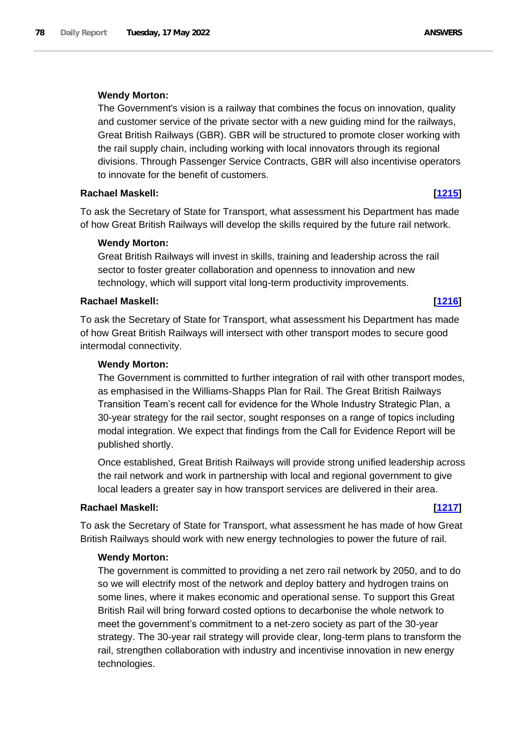**Wendy Morton:**

The Government's vision is a railway that combines the focus on innovation, quality and customer service of the private sector with a new guiding mind for the railways, Great British Railways (GBR). GBR will be structured to promote closer working with the rail supply chain, including working with local innovators through its regional divisions. Through Passenger Service Contracts, GBR will also incentivise operators to innovate for the benefit of customers.

**Rachael Maskell:** **[1215]**

To ask the Secretary of State for Transport, what assessment his Department has made of how Great British Railways will develop the skills required by the future rail network.

**Wendy Morton:**

Great British Railways will invest in skills, training and leadership across the rail sector to foster greater collaboration and openness to innovation and new technology, which will support vital long-term productivity improvements.

**Rachael Maskell:** **[1216]**

To ask the Secretary of State for Transport, what assessment his Department has made of how Great British Railways will intersect with other transport modes to secure good intermodal connectivity.

**Wendy Morton:**

The Government is committed to further integration of rail with other transport modes, as emphasised in the Williams-Shapps Plan for Rail. The Great British Railways Transition Team's recent call for evidence for the Whole Industry Strategic Plan, a 30-year strategy for the rail sector, sought responses on a range of topics including modal integration. We expect that findings from the Call for Evidence Report will be published shortly.

Once established, Great British Railways will provide strong unified leadership across the rail network and work in partnership with local and regional government to give local leaders a greater say in how transport services are delivered in their area.

**Rachael Maskell:** **[1217]**

To ask the Secretary of State for Transport, what assessment he has made of how Great British Railways should work with new energy technologies to power the future of rail.

**Wendy Morton:**

The government is committed to providing a net zero rail network by 2050, and to do so we will electrify most of the network and deploy battery and hydrogen trains on some lines, where it makes economic and operational sense. To support this Great British Rail will bring forward costed options to decarbonise the whole network to meet the government's commitment to a net-zero society as part of the 30-year strategy. The 30-year rail strategy will provide clear, long-term plans to transform the rail, strengthen collaboration with industry and incentivise innovation in new energy technologies.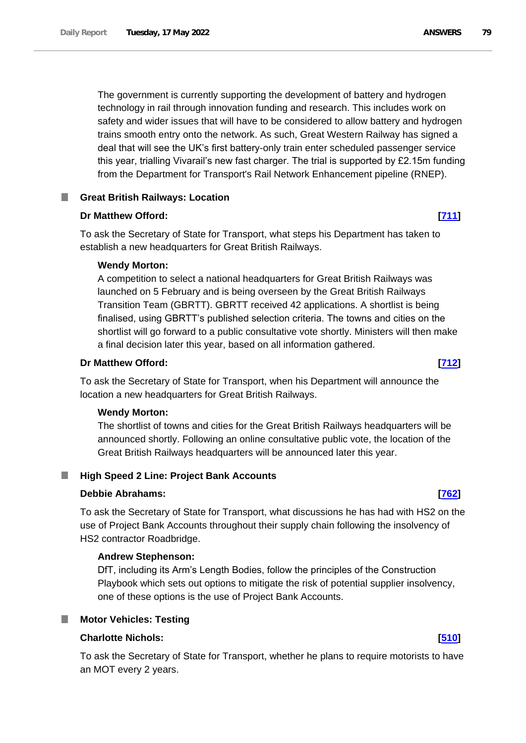The government is currently supporting the development of battery and hydrogen technology in rail through innovation funding and research. This includes work on safety and wider issues that will have to be considered to allow battery and hydrogen trains smooth entry onto the network. As such, Great Western Railway has signed a deal that will see the UK's first battery-only train enter scheduled passenger service this year, trialling Vivarail's new fast charger. The trial is supported by £2.15m funding from the Department for Transport's Rail Network Enhancement pipeline (RNEP).

## Great British Railways: Location

**Dr Matthew Offord:** **[711]**

To ask the Secretary of State for Transport, what steps his Department has taken to establish a new headquarters for Great British Railways.

**Wendy Morton:**

A competition to select a national headquarters for Great British Railways was launched on 5 February and is being overseen by the Great British Railways Transition Team (GBRTT). GBRTT received 42 applications. A shortlist is being finalised, using GBRTT's published selection criteria. The towns and cities on the shortlist will go forward to a public consultative vote shortly. Ministers will then make a final decision later this year, based on all information gathered.

**Dr Matthew Offord:** **[712]**

To ask the Secretary of State for Transport, when his Department will announce the location a new headquarters for Great British Railways.

**Wendy Morton:**

The shortlist of towns and cities for the Great British Railways headquarters will be announced shortly. Following an online consultative public vote, the location of the Great British Railways headquarters will be announced later this year.

## High Speed 2 Line: Project Bank Accounts

**Debbie Abrahams:** **[762]**

To ask the Secretary of State for Transport, what discussions he has had with HS2 on the use of Project Bank Accounts throughout their supply chain following the insolvency of HS2 contractor Roadbridge.

**Andrew Stephenson:**

DfT, including its Arm's Length Bodies, follow the principles of the Construction Playbook which sets out options to mitigate the risk of potential supplier insolvency, one of these options is the use of Project Bank Accounts.

## Motor Vehicles: Testing

**Charlotte Nichols:** **[510]**

To ask the Secretary of State for Transport, whether he plans to require motorists to have an MOT every 2 years.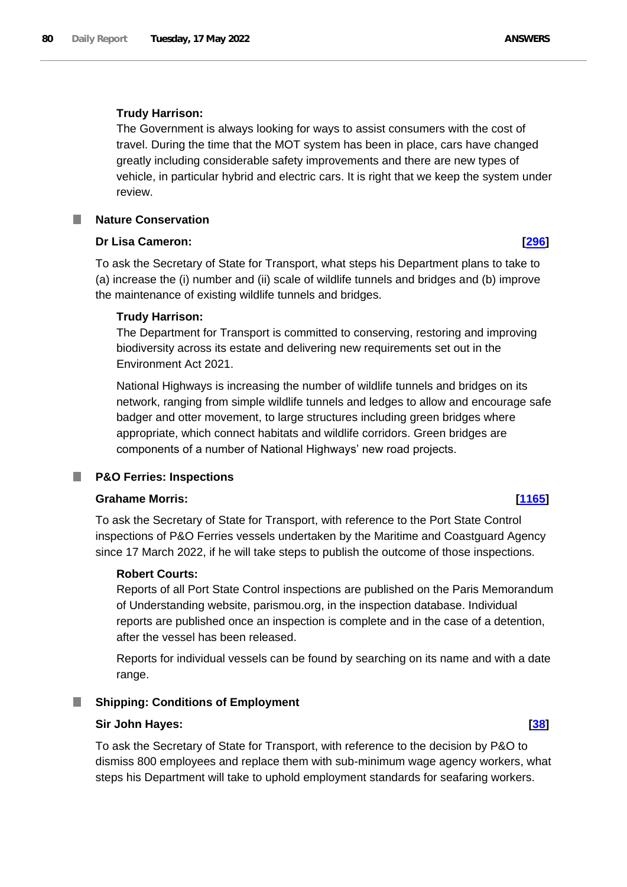**Trudy Harrison:**

The Government is always looking for ways to assist consumers with the cost of travel. During the time that the MOT system has been in place, cars have changed greatly including considerable safety improvements and there are new types of vehicle, in particular hybrid and electric cars. It is right that we keep the system under review.

### Nature Conservation

**Dr Lisa Cameron:** **[296]**

To ask the Secretary of State for Transport, what steps his Department plans to take to (a) increase the (i) number and (ii) scale of wildlife tunnels and bridges and (b) improve the maintenance of existing wildlife tunnels and bridges.

**Trudy Harrison:**

The Department for Transport is committed to conserving, restoring and improving biodiversity across its estate and delivering new requirements set out in the Environment Act 2021.

National Highways is increasing the number of wildlife tunnels and bridges on its network, ranging from simple wildlife tunnels and ledges to allow and encourage safe badger and otter movement, to large structures including green bridges where appropriate, which connect habitats and wildlife corridors. Green bridges are components of a number of National Highways' new road projects.

### P&O Ferries: Inspections

**Grahame Morris:** **[1165]**

To ask the Secretary of State for Transport, with reference to the Port State Control inspections of P&O Ferries vessels undertaken by the Maritime and Coastguard Agency since 17 March 2022, if he will take steps to publish the outcome of those inspections.

**Robert Courts:**

Reports of all Port State Control inspections are published on the Paris Memorandum of Understanding website, parismou.org, in the inspection database. Individual reports are published once an inspection is complete and in the case of a detention, after the vessel has been released.

Reports for individual vessels can be found by searching on its name and with a date range.

### Shipping: Conditions of Employment

**Sir John Hayes:** **[38]**

To ask the Secretary of State for Transport, with reference to the decision by P&O to dismiss 800 employees and replace them with sub-minimum wage agency workers, what steps his Department will take to uphold employment standards for seafaring workers.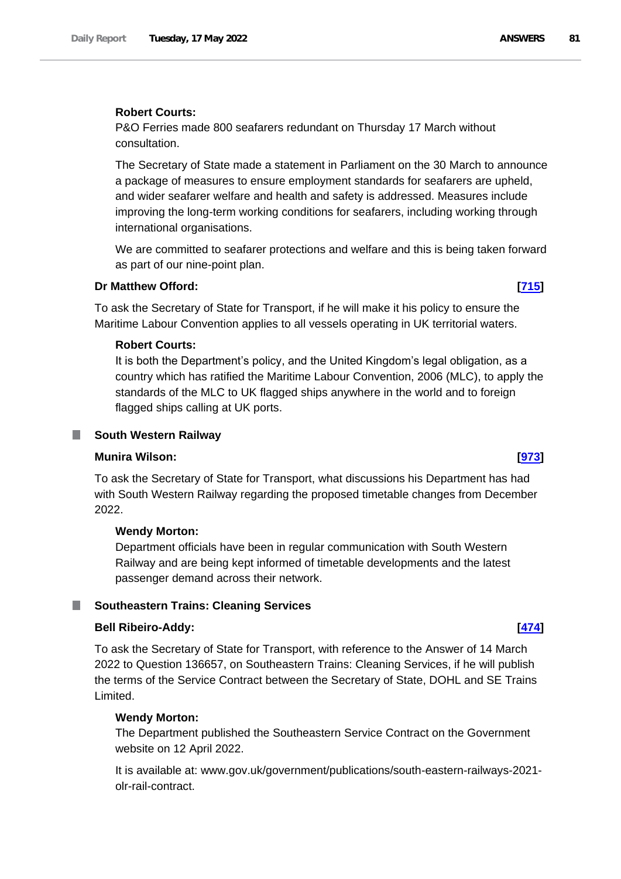**Robert Courts:**

P&O Ferries made 800 seafarers redundant on Thursday 17 March without consultation.

The Secretary of State made a statement in Parliament on the 30 March to announce a package of measures to ensure employment standards for seafarers are upheld, and wider seafarer welfare and health and safety is addressed. Measures include improving the long-term working conditions for seafarers, including working through international organisations.

We are committed to seafarer protections and welfare and this is being taken forward as part of our nine-point plan.

**Dr Matthew Offord:** **[715]**

To ask the Secretary of State for Transport, if he will make it his policy to ensure the Maritime Labour Convention applies to all vessels operating in UK territorial waters.

**Robert Courts:**

It is both the Department's policy, and the United Kingdom's legal obligation, as a country which has ratified the Maritime Labour Convention, 2006 (MLC), to apply the standards of the MLC to UK flagged ships anywhere in the world and to foreign flagged ships calling at UK ports.

## South Western Railway

**Munira Wilson:** **[973]**

To ask the Secretary of State for Transport, what discussions his Department has had with South Western Railway regarding the proposed timetable changes from December 2022.

**Wendy Morton:**

Department officials have been in regular communication with South Western Railway and are being kept informed of timetable developments and the latest passenger demand across their network.

## Southeastern Trains: Cleaning Services

**Bell Ribeiro-Addy:** **[474]**

To ask the Secretary of State for Transport, with reference to the Answer of 14 March 2022 to Question 136657, on Southeastern Trains: Cleaning Services, if he will publish the terms of the Service Contract between the Secretary of State, DOHL and SE Trains Limited.

**Wendy Morton:**

The Department published the Southeastern Service Contract on the Government website on 12 April 2022.

It is available at: www.gov.uk/government/publications/south-eastern-railways-2021-olr-rail-contract.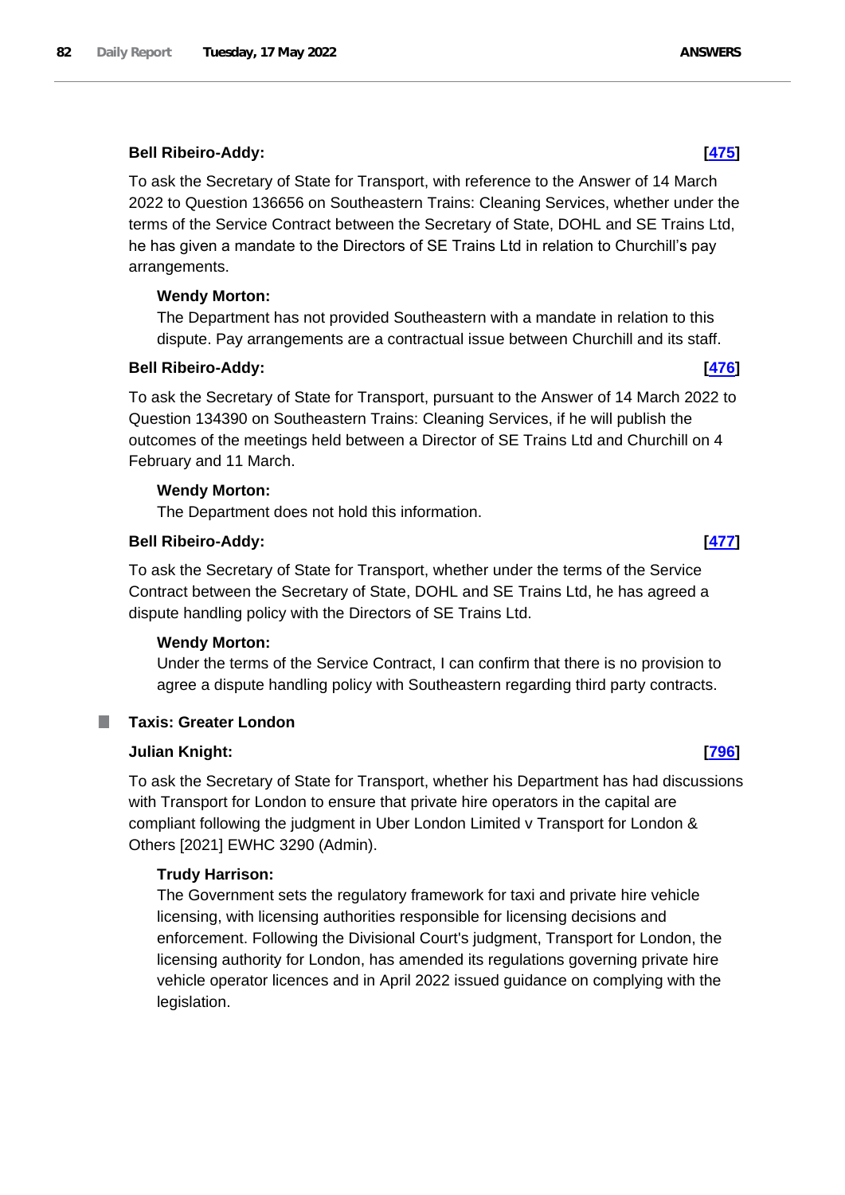**Bell Ribeiro-Addy:** **[475]**

To ask the Secretary of State for Transport, with reference to the Answer of 14 March 2022 to Question 136656 on Southeastern Trains: Cleaning Services, whether under the terms of the Service Contract between the Secretary of State, DOHL and SE Trains Ltd, he has given a mandate to the Directors of SE Trains Ltd in relation to Churchill's pay arrangements.

**Wendy Morton:**

The Department has not provided Southeastern with a mandate in relation to this dispute. Pay arrangements are a contractual issue between Churchill and its staff.

**Bell Ribeiro-Addy:** **[476]**

To ask the Secretary of State for Transport, pursuant to the Answer of 14 March 2022 to Question 134390 on Southeastern Trains: Cleaning Services, if he will publish the outcomes of the meetings held between a Director of SE Trains Ltd and Churchill on 4 February and 11 March.

**Wendy Morton:**

The Department does not hold this information.

**Bell Ribeiro-Addy:** **[477]**

To ask the Secretary of State for Transport, whether under the terms of the Service Contract between the Secretary of State, DOHL and SE Trains Ltd, he has agreed a dispute handling policy with the Directors of SE Trains Ltd.

**Wendy Morton:**

Under the terms of the Service Contract, I can confirm that there is no provision to agree a dispute handling policy with Southeastern regarding third party contracts.

## Taxis: Greater London

**Julian Knight:** **[796]**

To ask the Secretary of State for Transport, whether his Department has had discussions with Transport for London to ensure that private hire operators in the capital are compliant following the judgment in Uber London Limited v Transport for London & Others [2021] EWHC 3290 (Admin).

**Trudy Harrison:**

The Government sets the regulatory framework for taxi and private hire vehicle licensing, with licensing authorities responsible for licensing decisions and enforcement. Following the Divisional Court's judgment, Transport for London, the licensing authority for London, has amended its regulations governing private hire vehicle operator licences and in April 2022 issued guidance on complying with the legislation.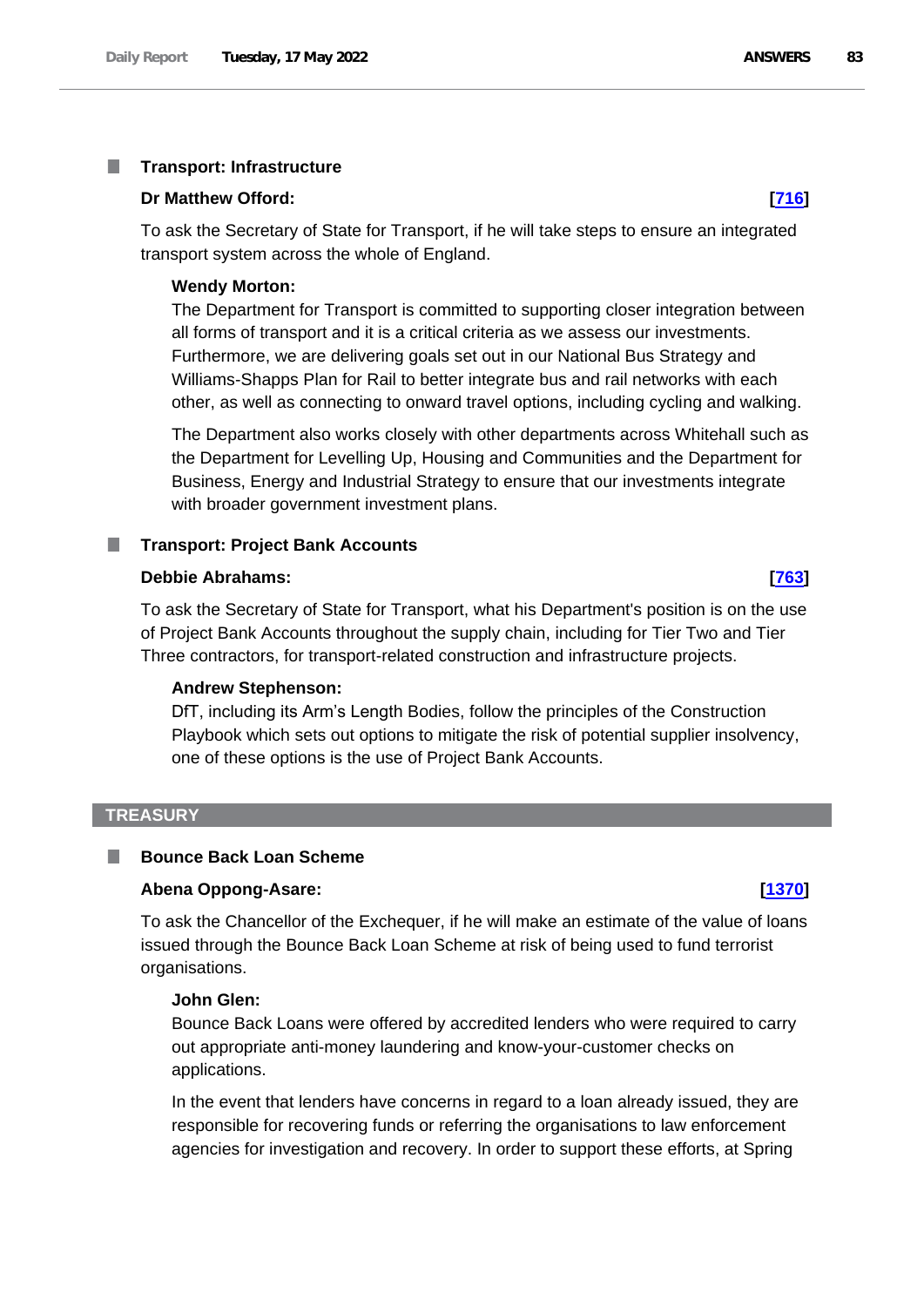### Transport: Infrastructure

**Dr Matthew Offord:** **[716]**

To ask the Secretary of State for Transport, if he will take steps to ensure an integrated transport system across the whole of England.

**Wendy Morton:**

The Department for Transport is committed to supporting closer integration between all forms of transport and it is a critical criteria as we assess our investments. Furthermore, we are delivering goals set out in our National Bus Strategy and Williams-Shapps Plan for Rail to better integrate bus and rail networks with each other, as well as connecting to onward travel options, including cycling and walking.

The Department also works closely with other departments across Whitehall such as the Department for Levelling Up, Housing and Communities and the Department for Business, Energy and Industrial Strategy to ensure that our investments integrate with broader government investment plans.

### Transport: Project Bank Accounts

**Debbie Abrahams:** **[763]**

To ask the Secretary of State for Transport, what his Department's position is on the use of Project Bank Accounts throughout the supply chain, including for Tier Two and Tier Three contractors, for transport-related construction and infrastructure projects.

**Andrew Stephenson:**

DfT, including its Arm's Length Bodies, follow the principles of the Construction Playbook which sets out options to mitigate the risk of potential supplier insolvency, one of these options is the use of Project Bank Accounts.

## TREASURY

### Bounce Back Loan Scheme

**Abena Oppong-Asare:** **[1370]**

To ask the Chancellor of the Exchequer, if he will make an estimate of the value of loans issued through the Bounce Back Loan Scheme at risk of being used to fund terrorist organisations.

**John Glen:**

Bounce Back Loans were offered by accredited lenders who were required to carry out appropriate anti-money laundering and know-your-customer checks on applications.

In the event that lenders have concerns in regard to a loan already issued, they are responsible for recovering funds or referring the organisations to law enforcement agencies for investigation and recovery. In order to support these efforts, at Spring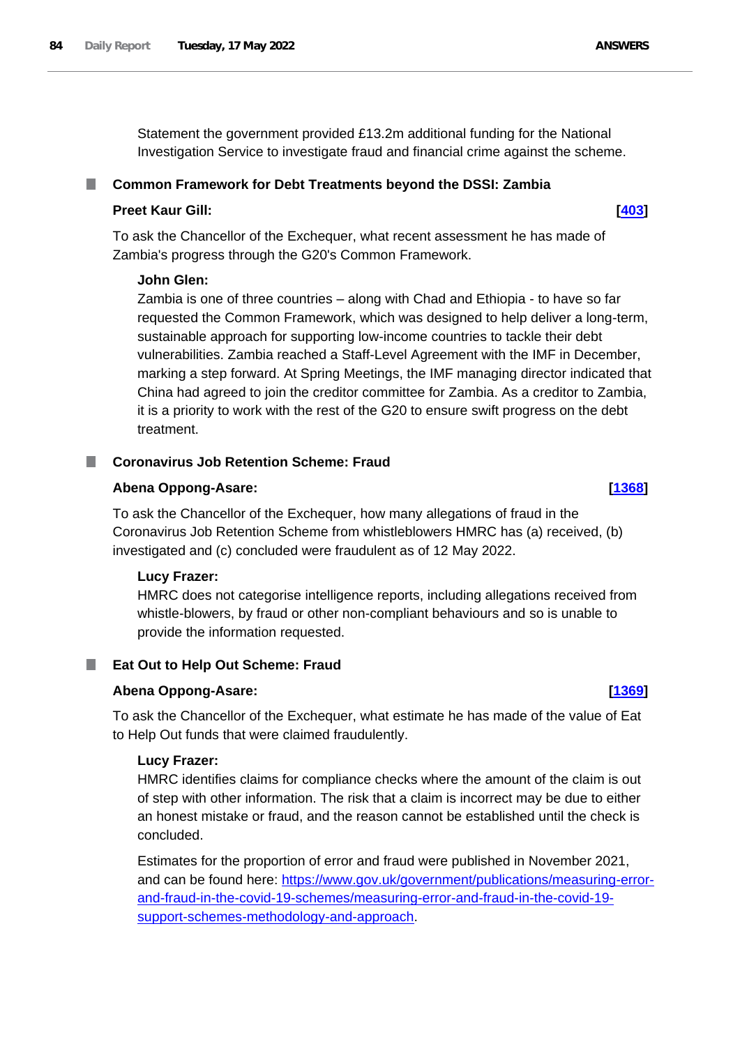Statement the government provided £13.2m additional funding for the National Investigation Service to investigate fraud and financial crime against the scheme.

### Common Framework for Debt Treatments beyond the DSSI: Zambia

**Preet Kaur Gill:** **[403]**

To ask the Chancellor of the Exchequer, what recent assessment he has made of Zambia's progress through the G20's Common Framework.

**John Glen:**

Zambia is one of three countries – along with Chad and Ethiopia - to have so far requested the Common Framework, which was designed to help deliver a long-term, sustainable approach for supporting low-income countries to tackle their debt vulnerabilities. Zambia reached a Staff-Level Agreement with the IMF in December, marking a step forward. At Spring Meetings, the IMF managing director indicated that China had agreed to join the creditor committee for Zambia. As a creditor to Zambia, it is a priority to work with the rest of the G20 to ensure swift progress on the debt treatment.

### Coronavirus Job Retention Scheme: Fraud

**Abena Oppong-Asare:** **[1368]**

To ask the Chancellor of the Exchequer, how many allegations of fraud in the Coronavirus Job Retention Scheme from whistleblowers HMRC has (a) received, (b) investigated and (c) concluded were fraudulent as of 12 May 2022.

**Lucy Frazer:**

HMRC does not categorise intelligence reports, including allegations received from whistle-blowers, by fraud or other non-compliant behaviours and so is unable to provide the information requested.

### Eat Out to Help Out Scheme: Fraud

**Abena Oppong-Asare:** **[1369]**

To ask the Chancellor of the Exchequer, what estimate he has made of the value of Eat to Help Out funds that were claimed fraudulently.

**Lucy Frazer:**

HMRC identifies claims for compliance checks where the amount of the claim is out of step with other information. The risk that a claim is incorrect may be due to either an honest mistake or fraud, and the reason cannot be established until the check is concluded.

Estimates for the proportion of error and fraud were published in November 2021, and can be found here: https://www.gov.uk/government/publications/measuring-error-and-fraud-in-the-covid-19-schemes/measuring-error-and-fraud-in-the-covid-19-support-schemes-methodology-and-approach.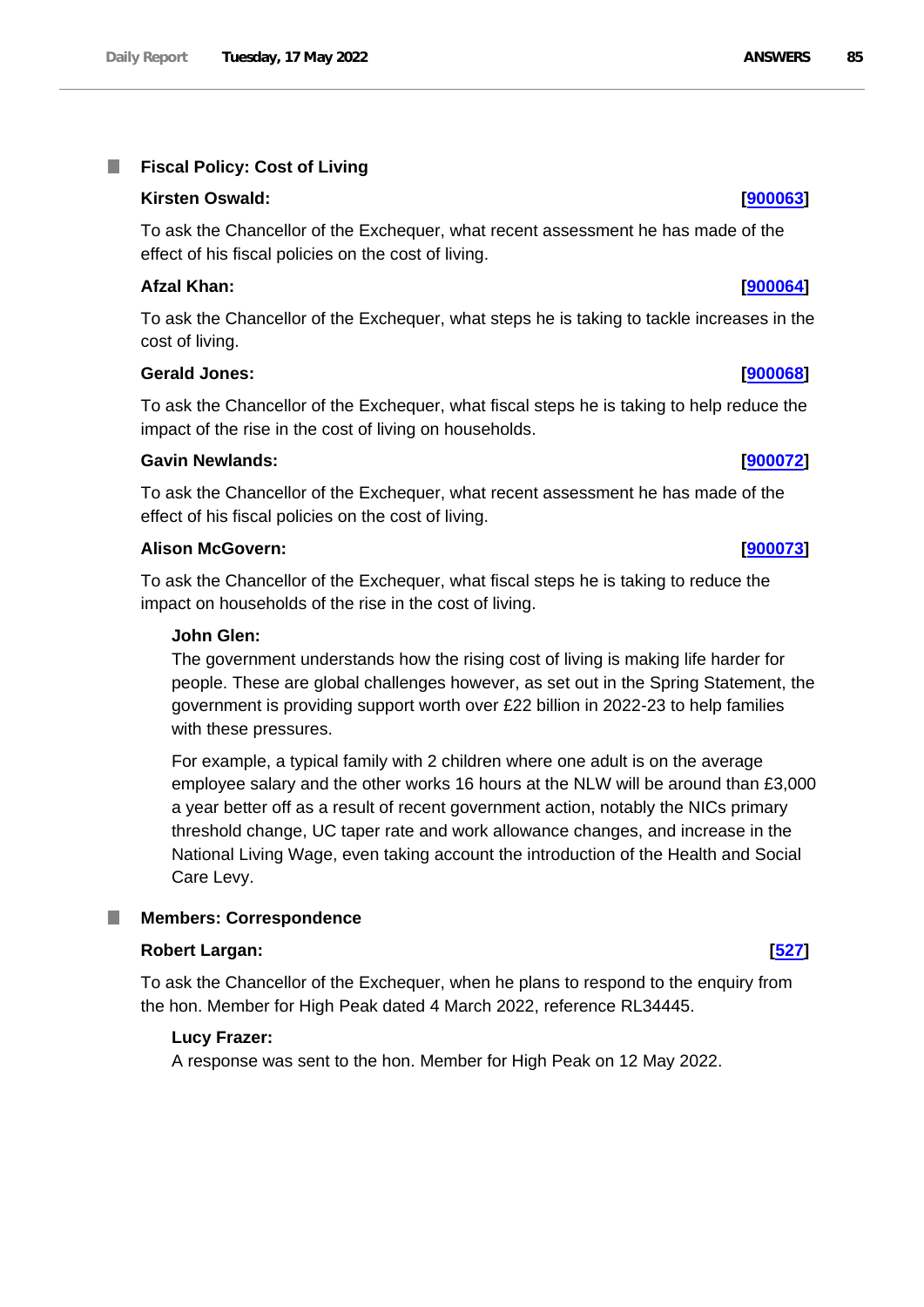## Fiscal Policy: Cost of Living

**Kirsten Oswald:** **[900063]**

To ask the Chancellor of the Exchequer, what recent assessment he has made of the effect of his fiscal policies on the cost of living.

**Afzal Khan:** **[900064]**

To ask the Chancellor of the Exchequer, what steps he is taking to tackle increases in the cost of living.

**Gerald Jones:** **[900068]**

To ask the Chancellor of the Exchequer, what fiscal steps he is taking to help reduce the impact of the rise in the cost of living on households.

**Gavin Newlands:** **[900072]**

To ask the Chancellor of the Exchequer, what recent assessment he has made of the effect of his fiscal policies on the cost of living.

**Alison McGovern:** **[900073]**

To ask the Chancellor of the Exchequer, what fiscal steps he is taking to reduce the impact on households of the rise in the cost of living.

**John Glen:**

The government understands how the rising cost of living is making life harder for people. These are global challenges however, as set out in the Spring Statement, the government is providing support worth over £22 billion in 2022-23 to help families with these pressures.

For example, a typical family with 2 children where one adult is on the average employee salary and the other works 16 hours at the NLW will be around than £3,000 a year better off as a result of recent government action, notably the NICs primary threshold change, UC taper rate and work allowance changes, and increase in the National Living Wage, even taking account the introduction of the Health and Social Care Levy.

## Members: Correspondence

**Robert Largan:** **[527]**

To ask the Chancellor of the Exchequer, when he plans to respond to the enquiry from the hon. Member for High Peak dated 4 March 2022, reference RL34445.

**Lucy Frazer:**

A response was sent to the hon. Member for High Peak on 12 May 2022.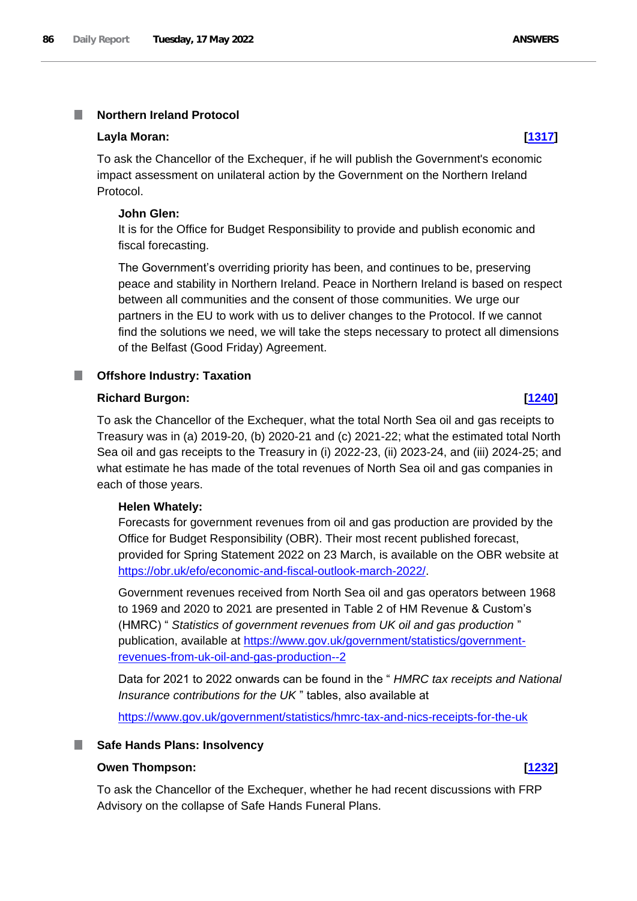### Northern Ireland Protocol

**Layla Moran:** **[1317]**

To ask the Chancellor of the Exchequer, if he will publish the Government's economic impact assessment on unilateral action by the Government on the Northern Ireland Protocol.

**John Glen:**

It is for the Office for Budget Responsibility to provide and publish economic and fiscal forecasting.

The Government's overriding priority has been, and continues to be, preserving peace and stability in Northern Ireland. Peace in Northern Ireland is based on respect between all communities and the consent of those communities. We urge our partners in the EU to work with us to deliver changes to the Protocol. If we cannot find the solutions we need, we will take the steps necessary to protect all dimensions of the Belfast (Good Friday) Agreement.

### Offshore Industry: Taxation

**Richard Burgon:** **[1240]**

To ask the Chancellor of the Exchequer, what the total North Sea oil and gas receipts to Treasury was in (a) 2019-20, (b) 2020-21 and (c) 2021-22; what the estimated total North Sea oil and gas receipts to the Treasury in (i) 2022-23, (ii) 2023-24, and (iii) 2024-25; and what estimate he has made of the total revenues of North Sea oil and gas companies in each of those years.

**Helen Whately:**

Forecasts for government revenues from oil and gas production are provided by the Office for Budget Responsibility (OBR). Their most recent published forecast, provided for Spring Statement 2022 on 23 March, is available on the OBR website at https://obr.uk/efo/economic-and-fiscal-outlook-march-2022/.

Government revenues received from North Sea oil and gas operators between 1968 to 1969 and 2020 to 2021 are presented in Table 2 of HM Revenue & Custom's (HMRC) " *Statistics of government revenues from UK oil and gas production* " publication, available at https://www.gov.uk/government/statistics/government-revenues-from-uk-oil-and-gas-production--2

Data for 2021 to 2022 onwards can be found in the " *HMRC tax receipts and National Insurance contributions for the UK* " tables, also available at

https://www.gov.uk/government/statistics/hmrc-tax-and-nics-receipts-for-the-uk

### Safe Hands Plans: Insolvency

**Owen Thompson:** **[1232]**

To ask the Chancellor of the Exchequer, whether he had recent discussions with FRP Advisory on the collapse of Safe Hands Funeral Plans.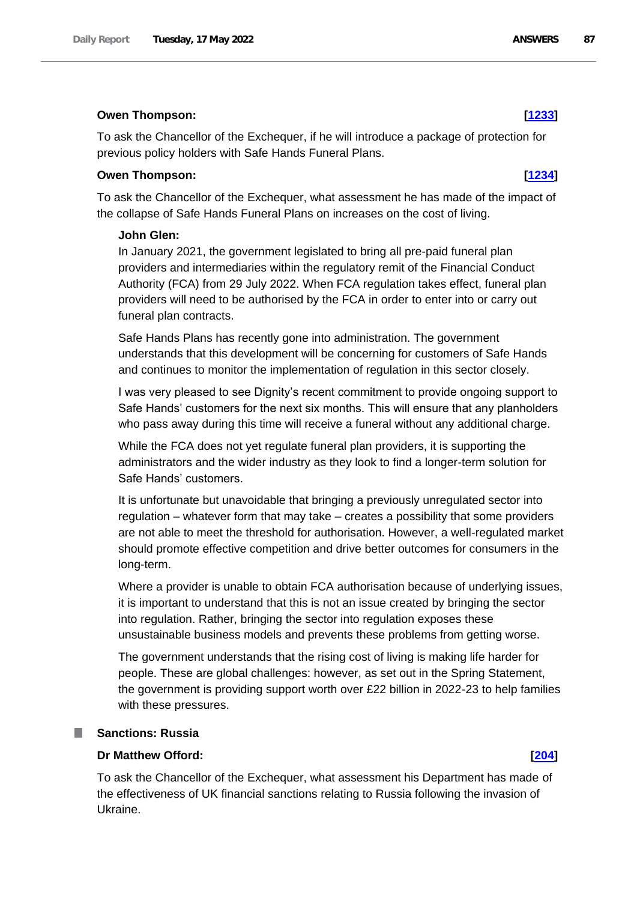**Owen Thompson:** **[1233]**

To ask the Chancellor of the Exchequer, if he will introduce a package of protection for previous policy holders with Safe Hands Funeral Plans.

**Owen Thompson:** **[1234]**

To ask the Chancellor of the Exchequer, what assessment he has made of the impact of the collapse of Safe Hands Funeral Plans on increases on the cost of living.

**John Glen:**

In January 2021, the government legislated to bring all pre-paid funeral plan providers and intermediaries within the regulatory remit of the Financial Conduct Authority (FCA) from 29 July 2022. When FCA regulation takes effect, funeral plan providers will need to be authorised by the FCA in order to enter into or carry out funeral plan contracts.

Safe Hands Plans has recently gone into administration. The government understands that this development will be concerning for customers of Safe Hands and continues to monitor the implementation of regulation in this sector closely.

I was very pleased to see Dignity's recent commitment to provide ongoing support to Safe Hands' customers for the next six months. This will ensure that any planholders who pass away during this time will receive a funeral without any additional charge.

While the FCA does not yet regulate funeral plan providers, it is supporting the administrators and the wider industry as they look to find a longer-term solution for Safe Hands' customers.

It is unfortunate but unavoidable that bringing a previously unregulated sector into regulation – whatever form that may take – creates a possibility that some providers are not able to meet the threshold for authorisation. However, a well-regulated market should promote effective competition and drive better outcomes for consumers in the long-term.

Where a provider is unable to obtain FCA authorisation because of underlying issues, it is important to understand that this is not an issue created by bringing the sector into regulation. Rather, bringing the sector into regulation exposes these unsustainable business models and prevents these problems from getting worse.

The government understands that the rising cost of living is making life harder for people. These are global challenges: however, as set out in the Spring Statement, the government is providing support worth over £22 billion in 2022-23 to help families with these pressures.

### Sanctions: Russia

**Dr Matthew Offord:** **[204]**

To ask the Chancellor of the Exchequer, what assessment his Department has made of the effectiveness of UK financial sanctions relating to Russia following the invasion of Ukraine.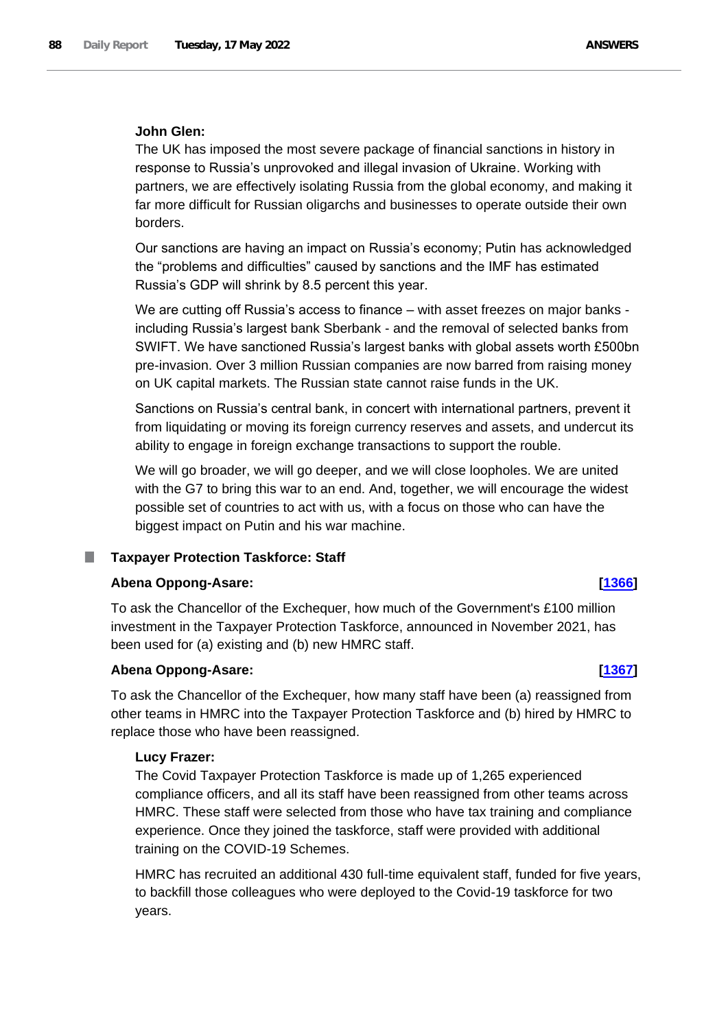**John Glen:**

The UK has imposed the most severe package of financial sanctions in history in response to Russia's unprovoked and illegal invasion of Ukraine. Working with partners, we are effectively isolating Russia from the global economy, and making it far more difficult for Russian oligarchs and businesses to operate outside their own borders.

Our sanctions are having an impact on Russia's economy; Putin has acknowledged the "problems and difficulties" caused by sanctions and the IMF has estimated Russia's GDP will shrink by 8.5 percent this year.

We are cutting off Russia's access to finance – with asset freezes on major banks - including Russia's largest bank Sberbank - and the removal of selected banks from SWIFT. We have sanctioned Russia's largest banks with global assets worth £500bn pre-invasion. Over 3 million Russian companies are now barred from raising money on UK capital markets. The Russian state cannot raise funds in the UK.

Sanctions on Russia's central bank, in concert with international partners, prevent it from liquidating or moving its foreign currency reserves and assets, and undercut its ability to engage in foreign exchange transactions to support the rouble.

We will go broader, we will go deeper, and we will close loopholes. We are united with the G7 to bring this war to an end. And, together, we will encourage the widest possible set of countries to act with us, with a focus on those who can have the biggest impact on Putin and his war machine.

### Taxpayer Protection Taskforce: Staff

**Abena Oppong-Asare:** **[1366]**

To ask the Chancellor of the Exchequer, how much of the Government's £100 million investment in the Taxpayer Protection Taskforce, announced in November 2021, has been used for (a) existing and (b) new HMRC staff.

**Abena Oppong-Asare:** **[1367]**

To ask the Chancellor of the Exchequer, how many staff have been (a) reassigned from other teams in HMRC into the Taxpayer Protection Taskforce and (b) hired by HMRC to replace those who have been reassigned.

**Lucy Frazer:**

The Covid Taxpayer Protection Taskforce is made up of 1,265 experienced compliance officers, and all its staff have been reassigned from other teams across HMRC. These staff were selected from those who have tax training and compliance experience. Once they joined the taskforce, staff were provided with additional training on the COVID-19 Schemes.

HMRC has recruited an additional 430 full-time equivalent staff, funded for five years, to backfill those colleagues who were deployed to the Covid-19 taskforce for two years.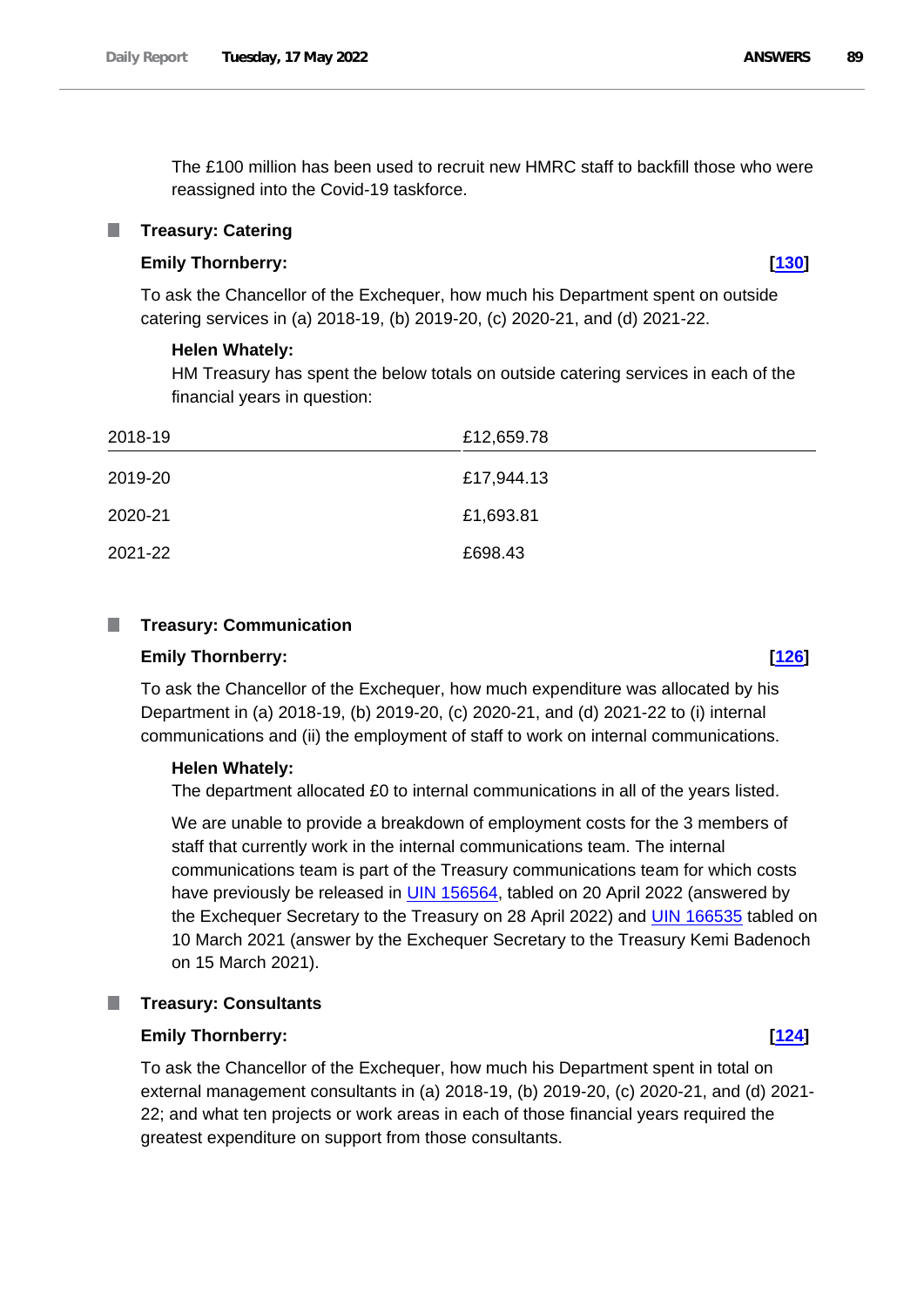The £100 million has been used to recruit new HMRC staff to backfill those who were reassigned into the Covid-19 taskforce.

## Treasury: Catering

**Emily Thornberry:** **[130]**

To ask the Chancellor of the Exchequer, how much his Department spent on outside catering services in (a) 2018-19, (b) 2019-20, (c) 2020-21, and (d) 2021-22.

**Helen Whately:**

HM Treasury has spent the below totals on outside catering services in each of the financial years in question:

| 2018-19 | £12,659.78 |
|---|---|
| 2019-20 | £17,944.13 |
| 2020-21 | £1,693.81 |
| 2021-22 | £698.43 |

## Treasury: Communication

**Emily Thornberry:** **[126]**

To ask the Chancellor of the Exchequer, how much expenditure was allocated by his Department in (a) 2018-19, (b) 2019-20, (c) 2020-21, and (d) 2021-22 to (i) internal communications and (ii) the employment of staff to work on internal communications.

**Helen Whately:**

The department allocated £0 to internal communications in all of the years listed.

We are unable to provide a breakdown of employment costs for the 3 members of staff that currently work in the internal communications team. The internal communications team is part of the Treasury communications team for which costs have previously be released in UIN 156564, tabled on 20 April 2022 (answered by the Exchequer Secretary to the Treasury on 28 April 2022) and UIN 166535 tabled on 10 March 2021 (answer by the Exchequer Secretary to the Treasury Kemi Badenoch on 15 March 2021).

## Treasury: Consultants

**Emily Thornberry:** **[124]**

To ask the Chancellor of the Exchequer, how much his Department spent in total on external management consultants in (a) 2018-19, (b) 2019-20, (c) 2020-21, and (d) 2021-22; and what ten projects or work areas in each of those financial years required the greatest expenditure on support from those consultants.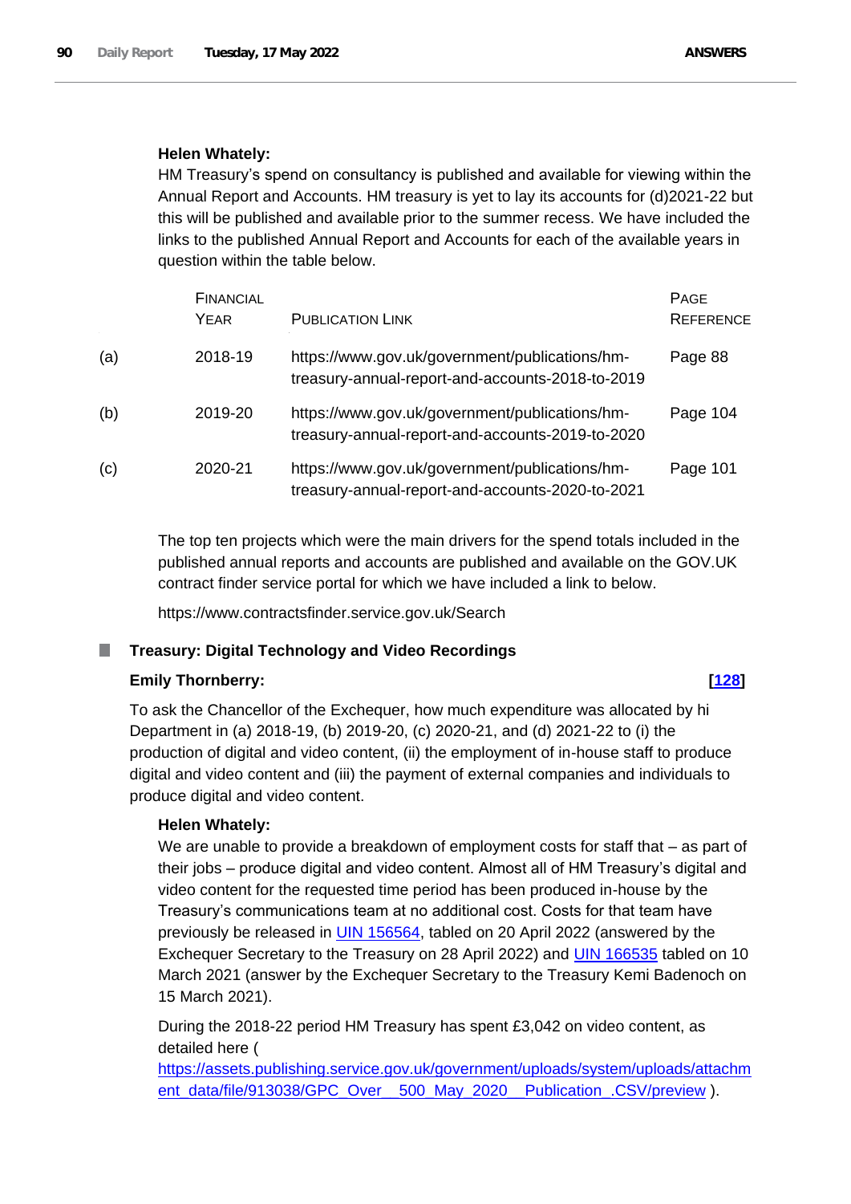**Helen Whately:**

HM Treasury's spend on consultancy is published and available for viewing within the Annual Report and Accounts. HM treasury is yet to lay its accounts for (d)2021-22 but this will be published and available prior to the summer recess. We have included the links to the published Annual Report and Accounts for each of the available years in question within the table below.

| | Financial Year | Publication Link | Page Reference |
|---|---|---|---|
| (a) | 2018-19 | https://www.gov.uk/government/publications/hm-treasury-annual-report-and-accounts-2018-to-2019 | Page 88 |
| (b) | 2019-20 | https://www.gov.uk/government/publications/hm-treasury-annual-report-and-accounts-2019-to-2020 | Page 104 |
| (c) | 2020-21 | https://www.gov.uk/government/publications/hm-treasury-annual-report-and-accounts-2020-to-2021 | Page 101 |

The top ten projects which were the main drivers for the spend totals included in the published annual reports and accounts are published and available on the GOV.UK contract finder service portal for which we have included a link to below.

https://www.contractsfinder.service.gov.uk/Search

## Treasury: Digital Technology and Video Recordings

**Emily Thornberry:** **[128]**

To ask the Chancellor of the Exchequer, how much expenditure was allocated by hi Department in (a) 2018-19, (b) 2019-20, (c) 2020-21, and (d) 2021-22 to (i) the production of digital and video content, (ii) the employment of in-house staff to produce digital and video content and (iii) the payment of external companies and individuals to produce digital and video content.

**Helen Whately:**

We are unable to provide a breakdown of employment costs for staff that – as part of their jobs – produce digital and video content. Almost all of HM Treasury's digital and video content for the requested time period has been produced in-house by the Treasury's communications team at no additional cost. Costs for that team have previously be released in UIN 156564, tabled on 20 April 2022 (answered by the Exchequer Secretary to the Treasury on 28 April 2022) and UIN 166535 tabled on 10 March 2021 (answer by the Exchequer Secretary to the Treasury Kemi Badenoch on 15 March 2021).

During the 2018-22 period HM Treasury has spent £3,042 on video content, as detailed here ( https://assets.publishing.service.gov.uk/government/uploads/system/uploads/attachment_data/file/913038/GPC_Over__500_May_2020__Publication_.CSV/preview ).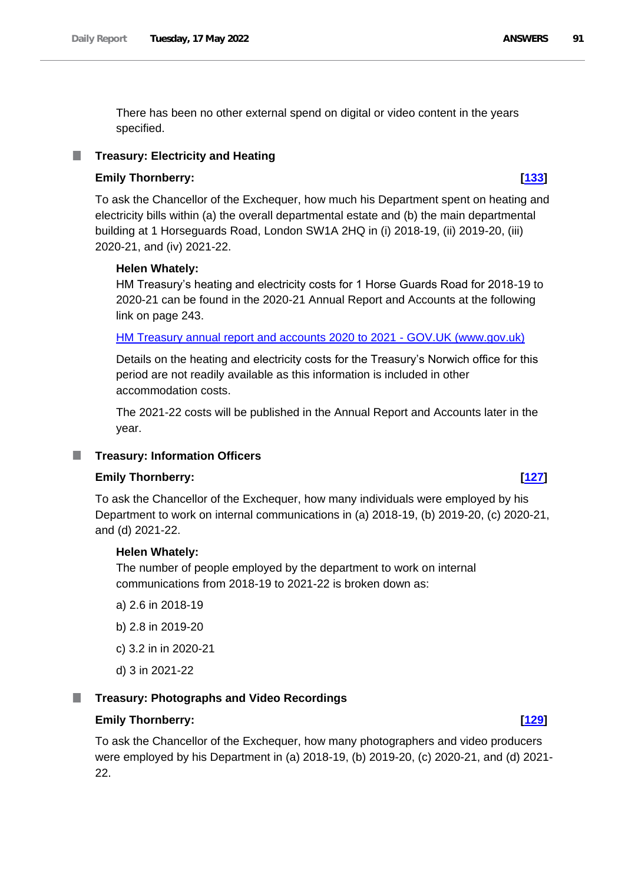There has been no other external spend on digital or video content in the years specified.

## Treasury: Electricity and Heating

**Emily Thornberry:** **[133]**

To ask the Chancellor of the Exchequer, how much his Department spent on heating and electricity bills within (a) the overall departmental estate and (b) the main departmental building at 1 Horseguards Road, London SW1A 2HQ in (i) 2018-19, (ii) 2019-20, (iii) 2020-21, and (iv) 2021-22.

**Helen Whately:**

HM Treasury's heating and electricity costs for 1 Horse Guards Road for 2018-19 to 2020-21 can be found in the 2020-21 Annual Report and Accounts at the following link on page 243.

HM Treasury annual report and accounts 2020 to 2021 - GOV.UK (www.gov.uk)

Details on the heating and electricity costs for the Treasury's Norwich office for this period are not readily available as this information is included in other accommodation costs.

The 2021-22 costs will be published in the Annual Report and Accounts later in the year.

## Treasury: Information Officers

**Emily Thornberry:** **[127]**

To ask the Chancellor of the Exchequer, how many individuals were employed by his Department to work on internal communications in (a) 2018-19, (b) 2019-20, (c) 2020-21, and (d) 2021-22.

**Helen Whately:**

The number of people employed by the department to work on internal communications from 2018-19 to 2021-22 is broken down as:

a) 2.6 in 2018-19

b) 2.8 in 2019-20

c) 3.2 in in 2020-21

d) 3 in 2021-22

## Treasury: Photographs and Video Recordings

**Emily Thornberry:** **[129]**

To ask the Chancellor of the Exchequer, how many photographers and video producers were employed by his Department in (a) 2018-19, (b) 2019-20, (c) 2020-21, and (d) 2021-22.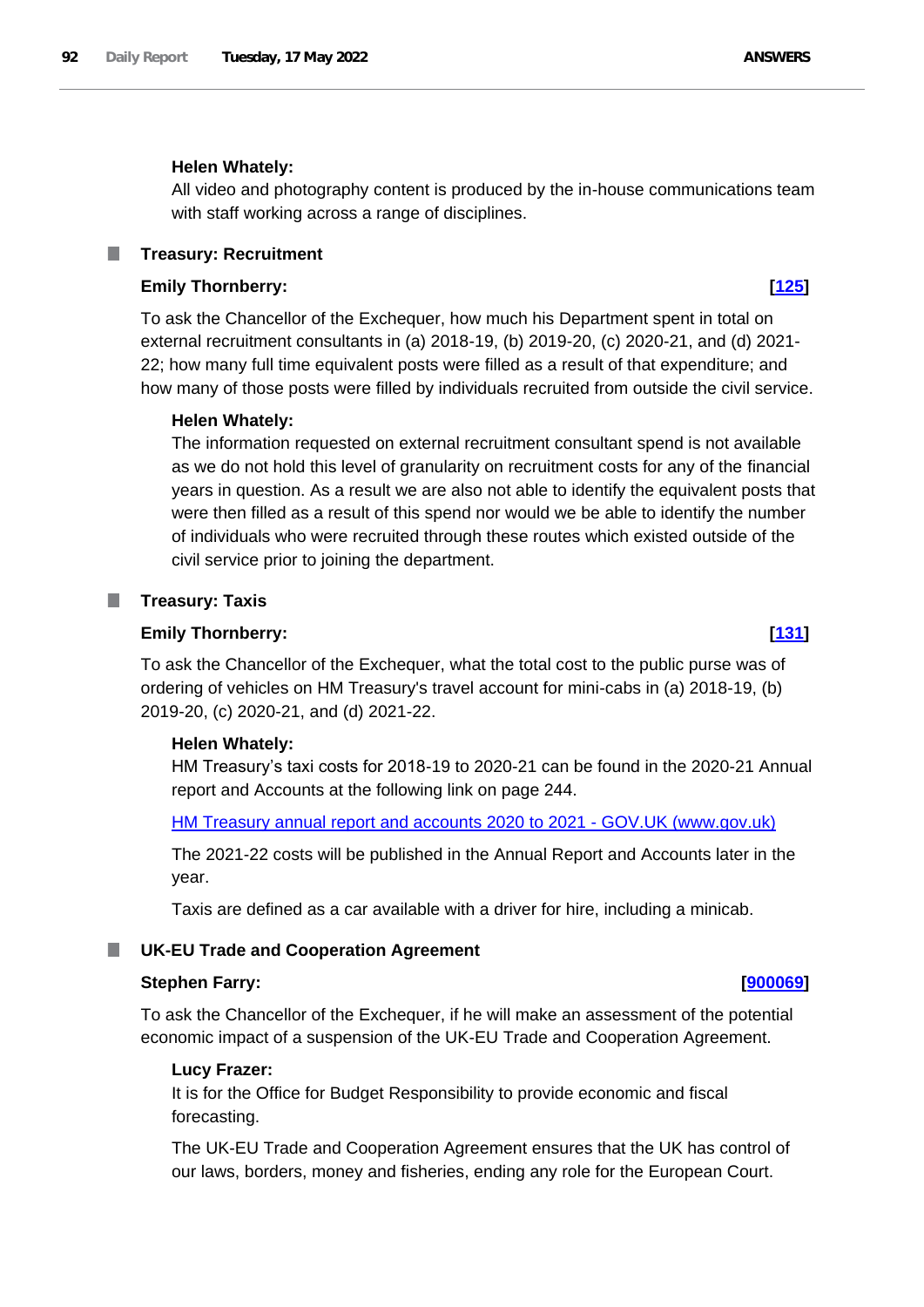**Helen Whately:**

All video and photography content is produced by the in-house communications team with staff working across a range of disciplines.

## Treasury: Recruitment

**Emily Thornberry:** **[125]**

To ask the Chancellor of the Exchequer, how much his Department spent in total on external recruitment consultants in (a) 2018-19, (b) 2019-20, (c) 2020-21, and (d) 2021-22; how many full time equivalent posts were filled as a result of that expenditure; and how many of those posts were filled by individuals recruited from outside the civil service.

**Helen Whately:**

The information requested on external recruitment consultant spend is not available as we do not hold this level of granularity on recruitment costs for any of the financial years in question. As a result we are also not able to identify the equivalent posts that were then filled as a result of this spend nor would we be able to identify the number of individuals who were recruited through these routes which existed outside of the civil service prior to joining the department.

## Treasury: Taxis

**Emily Thornberry:** **[131]**

To ask the Chancellor of the Exchequer, what the total cost to the public purse was of ordering of vehicles on HM Treasury's travel account for mini-cabs in (a) 2018-19, (b) 2019-20, (c) 2020-21, and (d) 2021-22.

**Helen Whately:**

HM Treasury's taxi costs for 2018-19 to 2020-21 can be found in the 2020-21 Annual report and Accounts at the following link on page 244.

HM Treasury annual report and accounts 2020 to 2021 - GOV.UK (www.gov.uk)

The 2021-22 costs will be published in the Annual Report and Accounts later in the year.

Taxis are defined as a car available with a driver for hire, including a minicab.

## UK-EU Trade and Cooperation Agreement

**Stephen Farry:** **[900069]**

To ask the Chancellor of the Exchequer, if he will make an assessment of the potential economic impact of a suspension of the UK-EU Trade and Cooperation Agreement.

**Lucy Frazer:**

It is for the Office for Budget Responsibility to provide economic and fiscal forecasting.

The UK-EU Trade and Cooperation Agreement ensures that the UK has control of our laws, borders, money and fisheries, ending any role for the European Court.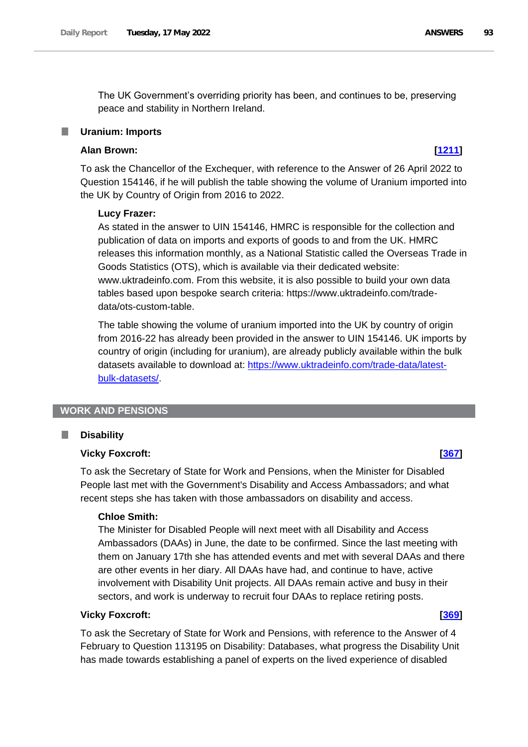The UK Government's overriding priority has been, and continues to be, preserving peace and stability in Northern Ireland.

### Uranium: Imports

**Alan Brown:** **[1211]**

To ask the Chancellor of the Exchequer, with reference to the Answer of 26 April 2022 to Question 154146, if he will publish the table showing the volume of Uranium imported into the UK by Country of Origin from 2016 to 2022.

**Lucy Frazer:**

As stated in the answer to UIN 154146, HMRC is responsible for the collection and publication of data on imports and exports of goods to and from the UK. HMRC releases this information monthly, as a National Statistic called the Overseas Trade in Goods Statistics (OTS), which is available via their dedicated website: www.uktradeinfo.com. From this website, it is also possible to build your own data tables based upon bespoke search criteria: https://www.uktradeinfo.com/trade-data/ots-custom-table.

The table showing the volume of uranium imported into the UK by country of origin from 2016-22 has already been provided in the answer to UIN 154146. UK imports by country of origin (including for uranium), are already publicly available within the bulk datasets available to download at: https://www.uktradeinfo.com/trade-data/latest-bulk-datasets/.

## WORK AND PENSIONS

### Disability

**Vicky Foxcroft:** **[367]**

To ask the Secretary of State for Work and Pensions, when the Minister for Disabled People last met with the Government's Disability and Access Ambassadors; and what recent steps she has taken with those ambassadors on disability and access.

**Chloe Smith:**

The Minister for Disabled People will next meet with all Disability and Access Ambassadors (DAAs) in June, the date to be confirmed. Since the last meeting with them on January 17th she has attended events and met with several DAAs and there are other events in her diary. All DAAs have had, and continue to have, active involvement with Disability Unit projects. All DAAs remain active and busy in their sectors, and work is underway to recruit four DAAs to replace retiring posts.

**Vicky Foxcroft:** **[369]**

To ask the Secretary of State for Work and Pensions, with reference to the Answer of 4 February to Question 113195 on Disability: Databases, what progress the Disability Unit has made towards establishing a panel of experts on the lived experience of disabled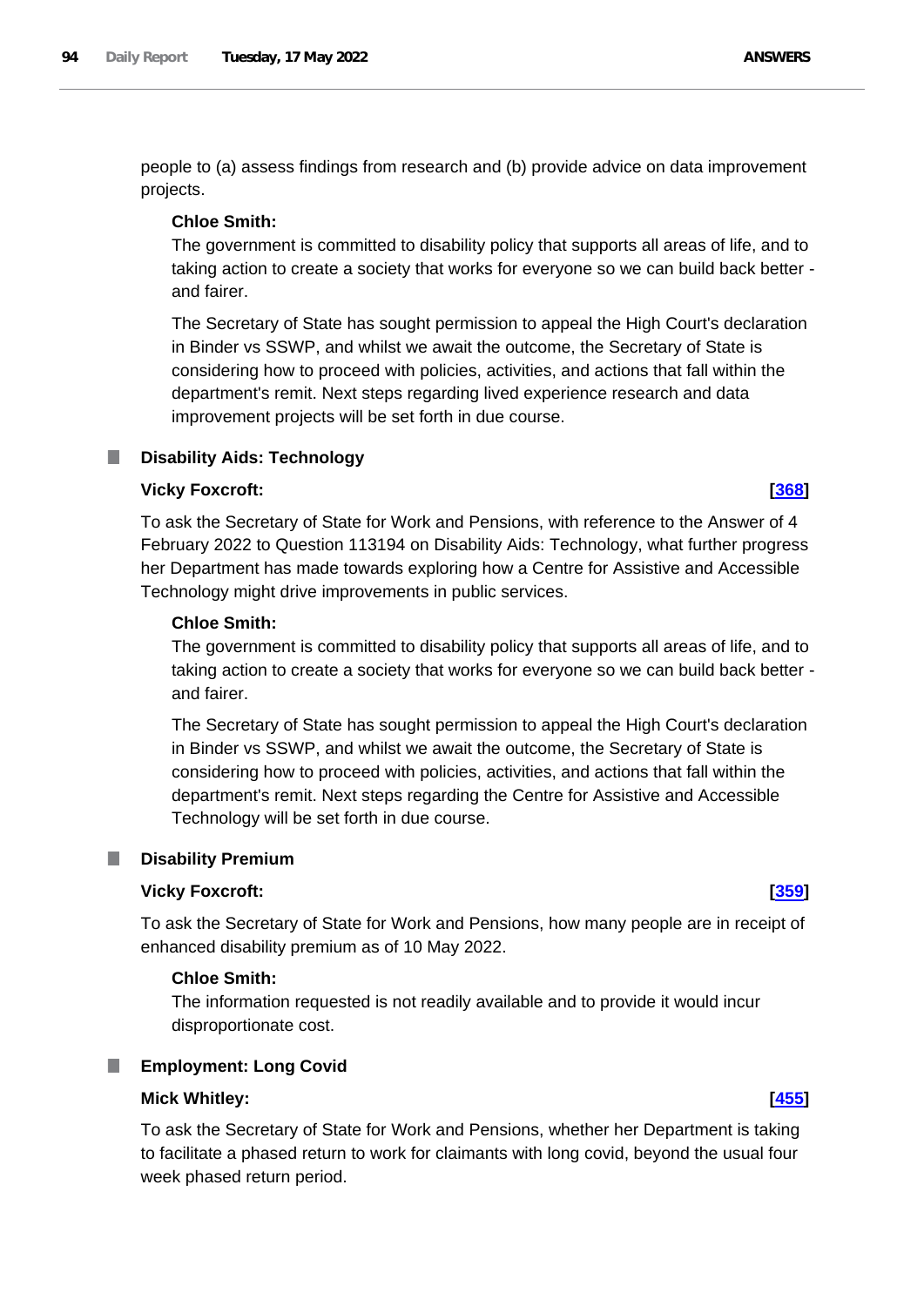people to (a) assess findings from research and (b) provide advice on data improvement projects.

**Chloe Smith:**

The government is committed to disability policy that supports all areas of life, and to taking action to create a society that works for everyone so we can build back better - and fairer.

The Secretary of State has sought permission to appeal the High Court's declaration in Binder vs SSWP, and whilst we await the outcome, the Secretary of State is considering how to proceed with policies, activities, and actions that fall within the department's remit. Next steps regarding lived experience research and data improvement projects will be set forth in due course.

### Disability Aids: Technology

**Vicky Foxcroft:** **[368]**

To ask the Secretary of State for Work and Pensions, with reference to the Answer of 4 February 2022 to Question 113194 on Disability Aids: Technology, what further progress her Department has made towards exploring how a Centre for Assistive and Accessible Technology might drive improvements in public services.

**Chloe Smith:**

The government is committed to disability policy that supports all areas of life, and to taking action to create a society that works for everyone so we can build back better - and fairer.

The Secretary of State has sought permission to appeal the High Court's declaration in Binder vs SSWP, and whilst we await the outcome, the Secretary of State is considering how to proceed with policies, activities, and actions that fall within the department's remit. Next steps regarding the Centre for Assistive and Accessible Technology will be set forth in due course.

### Disability Premium

**Vicky Foxcroft:** **[359]**

To ask the Secretary of State for Work and Pensions, how many people are in receipt of enhanced disability premium as of 10 May 2022.

**Chloe Smith:**

The information requested is not readily available and to provide it would incur disproportionate cost.

### Employment: Long Covid

**Mick Whitley:** **[455]**

To ask the Secretary of State for Work and Pensions, whether her Department is taking to facilitate a phased return to work for claimants with long covid, beyond the usual four week phased return period.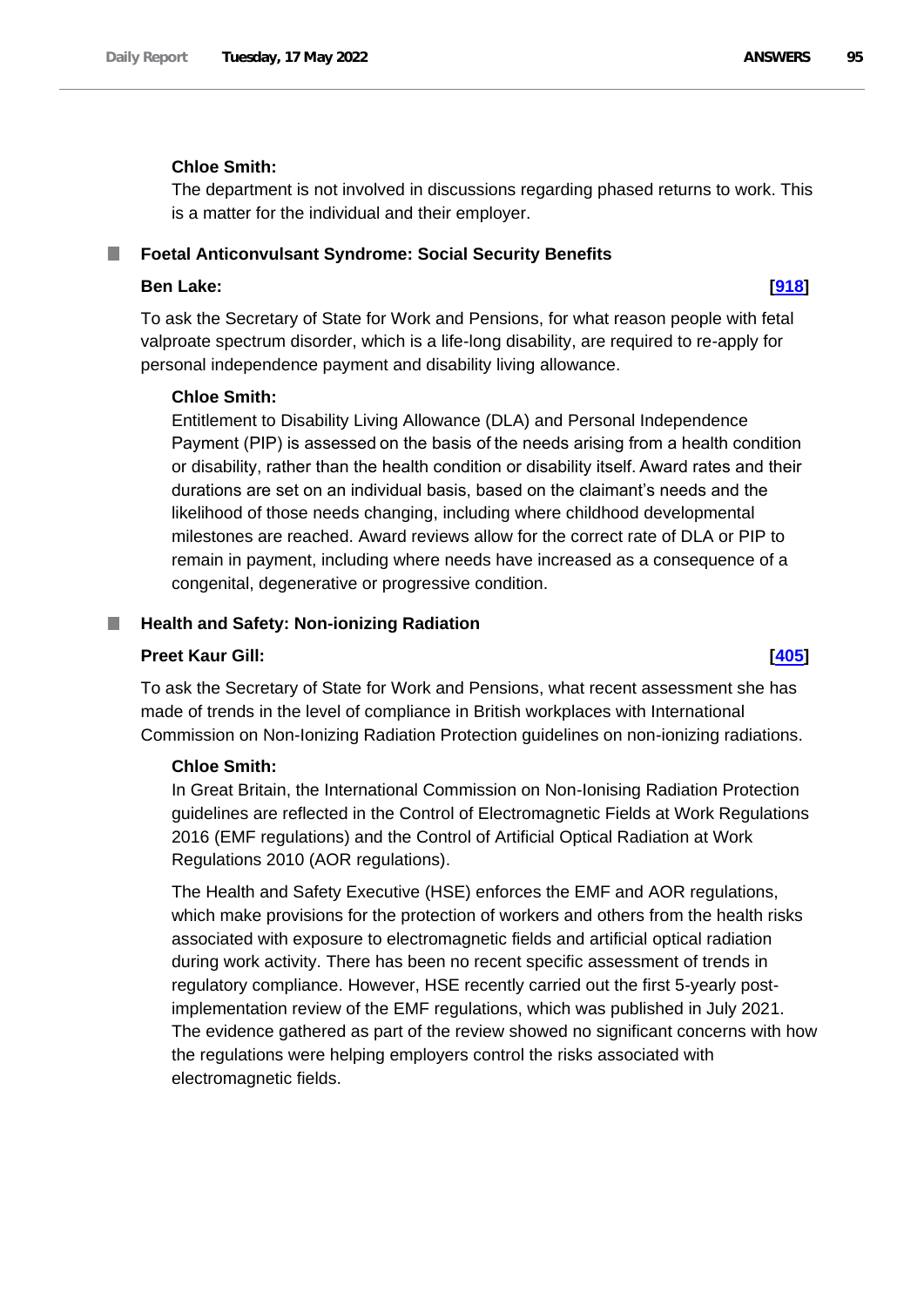**Chloe Smith:**

The department is not involved in discussions regarding phased returns to work. This is a matter for the individual and their employer.

### Foetal Anticonvulsant Syndrome: Social Security Benefits

**Ben Lake:** **[918]**

To ask the Secretary of State for Work and Pensions, for what reason people with fetal valproate spectrum disorder, which is a life-long disability, are required to re-apply for personal independence payment and disability living allowance.

**Chloe Smith:**

Entitlement to Disability Living Allowance (DLA) and Personal Independence Payment (PIP) is assessed on the basis of the needs arising from a health condition or disability, rather than the health condition or disability itself. Award rates and their durations are set on an individual basis, based on the claimant's needs and the likelihood of those needs changing, including where childhood developmental milestones are reached. Award reviews allow for the correct rate of DLA or PIP to remain in payment, including where needs have increased as a consequence of a congenital, degenerative or progressive condition.

### Health and Safety: Non-ionizing Radiation

**Preet Kaur Gill:** **[405]**

To ask the Secretary of State for Work and Pensions, what recent assessment she has made of trends in the level of compliance in British workplaces with International Commission on Non-Ionizing Radiation Protection guidelines on non-ionizing radiations.

**Chloe Smith:**

In Great Britain, the International Commission on Non-Ionising Radiation Protection guidelines are reflected in the Control of Electromagnetic Fields at Work Regulations 2016 (EMF regulations) and the Control of Artificial Optical Radiation at Work Regulations 2010 (AOR regulations).

The Health and Safety Executive (HSE) enforces the EMF and AOR regulations, which make provisions for the protection of workers and others from the health risks associated with exposure to electromagnetic fields and artificial optical radiation during work activity. There has been no recent specific assessment of trends in regulatory compliance. However, HSE recently carried out the first 5-yearly post-implementation review of the EMF regulations, which was published in July 2021. The evidence gathered as part of the review showed no significant concerns with how the regulations were helping employers control the risks associated with electromagnetic fields.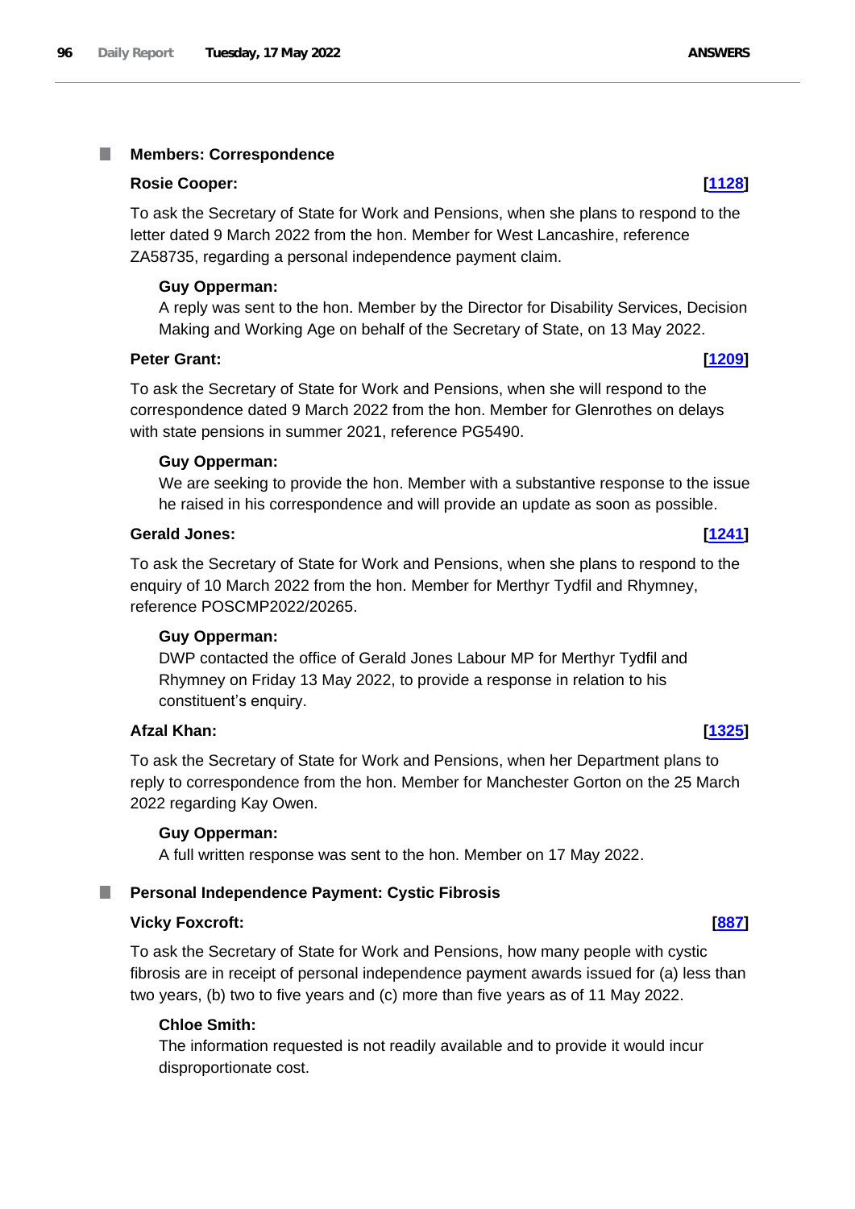## Members: Correspondence

**Rosie Cooper:** **[1128]**

To ask the Secretary of State for Work and Pensions, when she plans to respond to the letter dated 9 March 2022 from the hon. Member for West Lancashire, reference ZA58735, regarding a personal independence payment claim.

**Guy Opperman:**

A reply was sent to the hon. Member by the Director for Disability Services, Decision Making and Working Age on behalf of the Secretary of State, on 13 May 2022.

**Peter Grant:** **[1209]**

To ask the Secretary of State for Work and Pensions, when she will respond to the correspondence dated 9 March 2022 from the hon. Member for Glenrothes on delays with state pensions in summer 2021, reference PG5490.

**Guy Opperman:**

We are seeking to provide the hon. Member with a substantive response to the issue he raised in his correspondence and will provide an update as soon as possible.

**Gerald Jones:** **[1241]**

To ask the Secretary of State for Work and Pensions, when she plans to respond to the enquiry of 10 March 2022 from the hon. Member for Merthyr Tydfil and Rhymney, reference POSCMP2022/20265.

**Guy Opperman:**

DWP contacted the office of Gerald Jones Labour MP for Merthyr Tydfil and Rhymney on Friday 13 May 2022, to provide a response in relation to his constituent's enquiry.

**Afzal Khan:** **[1325]**

To ask the Secretary of State for Work and Pensions, when her Department plans to reply to correspondence from the hon. Member for Manchester Gorton on the 25 March 2022 regarding Kay Owen.

**Guy Opperman:**

A full written response was sent to the hon. Member on 17 May 2022.

## Personal Independence Payment: Cystic Fibrosis

**Vicky Foxcroft:** **[887]**

To ask the Secretary of State for Work and Pensions, how many people with cystic fibrosis are in receipt of personal independence payment awards issued for (a) less than two years, (b) two to five years and (c) more than five years as of 11 May 2022.

**Chloe Smith:**

The information requested is not readily available and to provide it would incur disproportionate cost.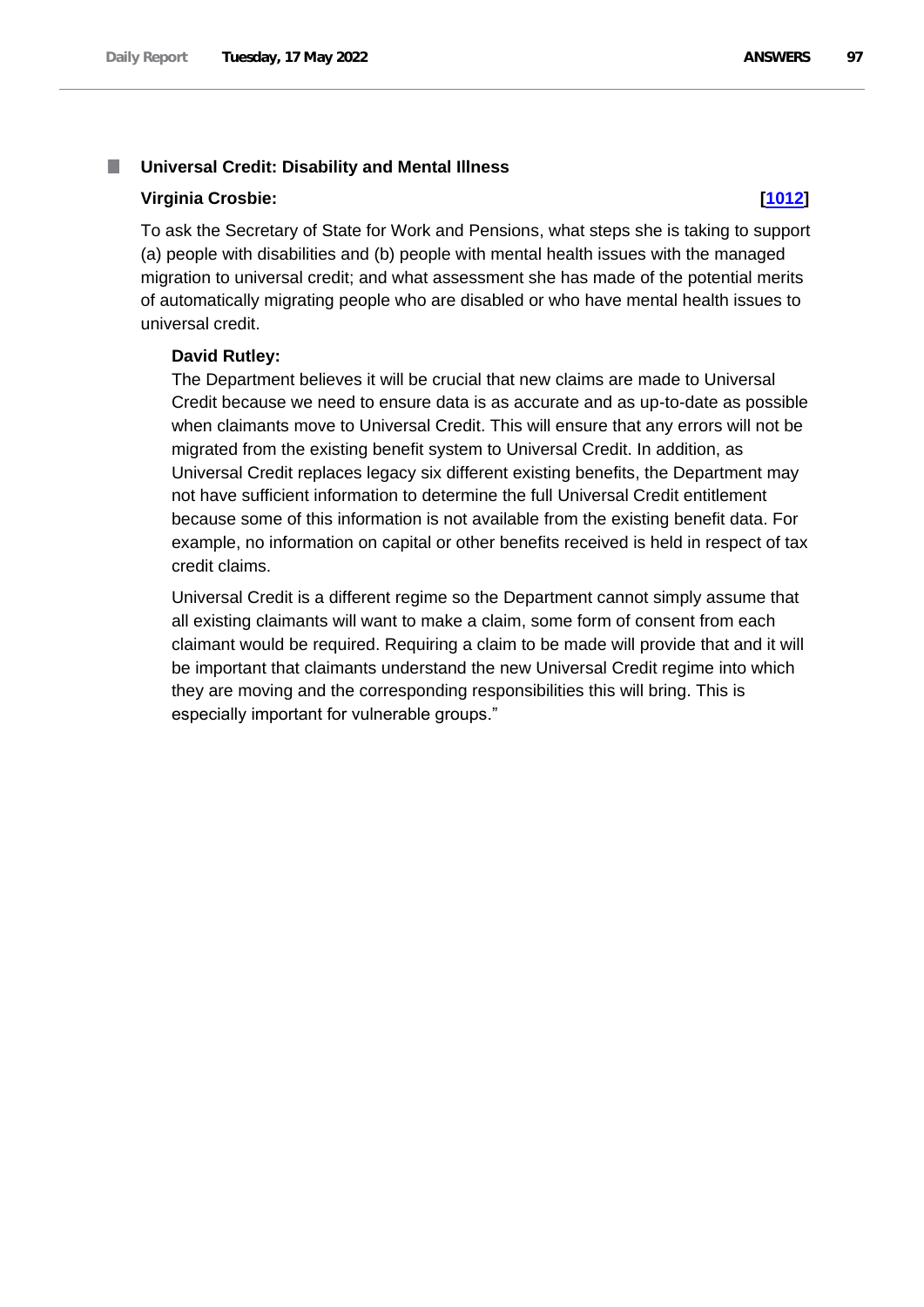### Universal Credit: Disability and Mental Illness

**Virginia Crosbie:** **[1012]**

To ask the Secretary of State for Work and Pensions, what steps she is taking to support (a) people with disabilities and (b) people with mental health issues with the managed migration to universal credit; and what assessment she has made of the potential merits of automatically migrating people who are disabled or who have mental health issues to universal credit.

**David Rutley:**

The Department believes it will be crucial that new claims are made to Universal Credit because we need to ensure data is as accurate and as up-to-date as possible when claimants move to Universal Credit. This will ensure that any errors will not be migrated from the existing benefit system to Universal Credit. In addition, as Universal Credit replaces legacy six different existing benefits, the Department may not have sufficient information to determine the full Universal Credit entitlement because some of this information is not available from the existing benefit data. For example, no information on capital or other benefits received is held in respect of tax credit claims.

Universal Credit is a different regime so the Department cannot simply assume that all existing claimants will want to make a claim, some form of consent from each claimant would be required. Requiring a claim to be made will provide that and it will be important that claimants understand the new Universal Credit regime into which they are moving and the corresponding responsibilities this will bring. This is especially important for vulnerable groups."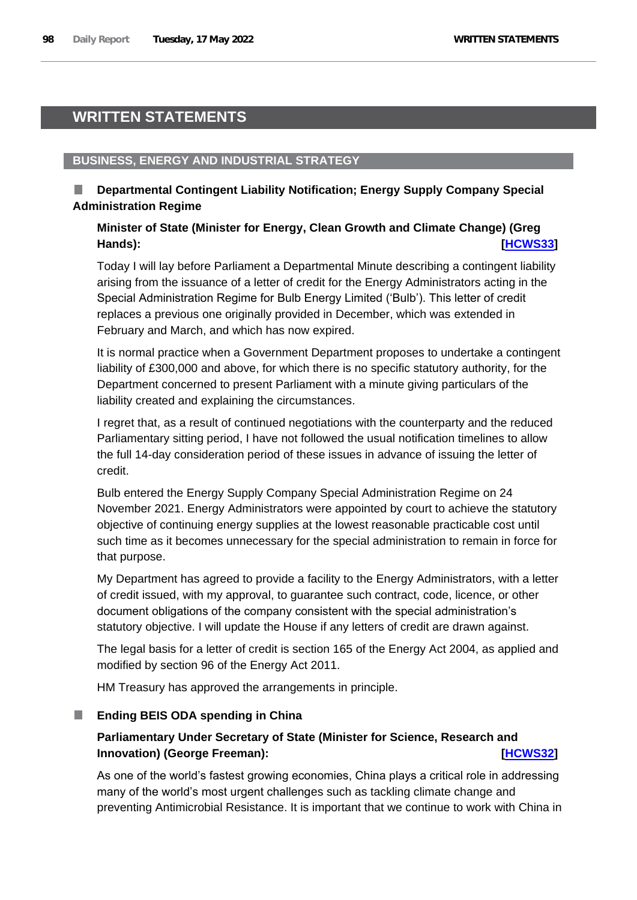# WRITTEN STATEMENTS

## BUSINESS, ENERGY AND INDUSTRIAL STRATEGY

### Departmental Contingent Liability Notification; Energy Supply Company Special Administration Regime

**Minister of State (Minister for Energy, Clean Growth and Climate Change) (Greg Hands):** **[HCWS33]**

Today I will lay before Parliament a Departmental Minute describing a contingent liability arising from the issuance of a letter of credit for the Energy Administrators acting in the Special Administration Regime for Bulb Energy Limited ('Bulb'). This letter of credit replaces a previous one originally provided in December, which was extended in February and March, and which has now expired.

It is normal practice when a Government Department proposes to undertake a contingent liability of £300,000 and above, for which there is no specific statutory authority, for the Department concerned to present Parliament with a minute giving particulars of the liability created and explaining the circumstances.

I regret that, as a result of continued negotiations with the counterparty and the reduced Parliamentary sitting period, I have not followed the usual notification timelines to allow the full 14-day consideration period of these issues in advance of issuing the letter of credit.

Bulb entered the Energy Supply Company Special Administration Regime on 24 November 2021. Energy Administrators were appointed by court to achieve the statutory objective of continuing energy supplies at the lowest reasonable practicable cost until such time as it becomes unnecessary for the special administration to remain in force for that purpose.

My Department has agreed to provide a facility to the Energy Administrators, with a letter of credit issued, with my approval, to guarantee such contract, code, licence, or other document obligations of the company consistent with the special administration's statutory objective. I will update the House if any letters of credit are drawn against.

The legal basis for a letter of credit is section 165 of the Energy Act 2004, as applied and modified by section 96 of the Energy Act 2011.

HM Treasury has approved the arrangements in principle.

### Ending BEIS ODA spending in China

**Parliamentary Under Secretary of State (Minister for Science, Research and Innovation) (George Freeman):** **[HCWS32]**

As one of the world's fastest growing economies, China plays a critical role in addressing many of the world's most urgent challenges such as tackling climate change and preventing Antimicrobial Resistance. It is important that we continue to work with China in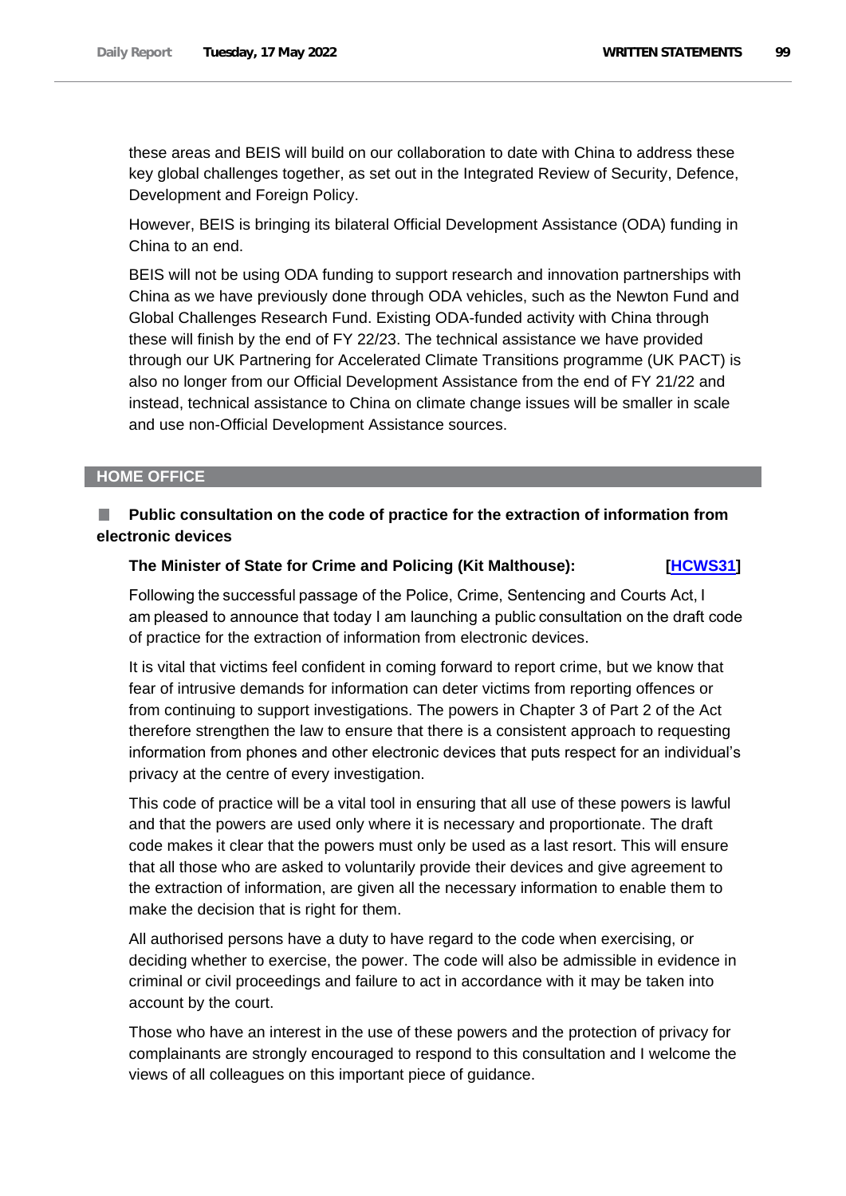these areas and BEIS will build on our collaboration to date with China to address these key global challenges together, as set out in the Integrated Review of Security, Defence, Development and Foreign Policy.

However, BEIS is bringing its bilateral Official Development Assistance (ODA) funding in China to an end.

BEIS will not be using ODA funding to support research and innovation partnerships with China as we have previously done through ODA vehicles, such as the Newton Fund and Global Challenges Research Fund. Existing ODA-funded activity with China through these will finish by the end of FY 22/23. The technical assistance we have provided through our UK Partnering for Accelerated Climate Transitions programme (UK PACT) is also no longer from our Official Development Assistance from the end of FY 21/22 and instead, technical assistance to China on climate change issues will be smaller in scale and use non-Official Development Assistance sources.

## HOME OFFICE

### Public consultation on the code of practice for the extraction of information from electronic devices

**The Minister of State for Crime and Policing (Kit Malthouse):** **[HCWS31]**

Following the successful passage of the Police, Crime, Sentencing and Courts Act, I am pleased to announce that today I am launching a public consultation on the draft code of practice for the extraction of information from electronic devices.

It is vital that victims feel confident in coming forward to report crime, but we know that fear of intrusive demands for information can deter victims from reporting offences or from continuing to support investigations. The powers in Chapter 3 of Part 2 of the Act therefore strengthen the law to ensure that there is a consistent approach to requesting information from phones and other electronic devices that puts respect for an individual's privacy at the centre of every investigation.

This code of practice will be a vital tool in ensuring that all use of these powers is lawful and that the powers are used only where it is necessary and proportionate. The draft code makes it clear that the powers must only be used as a last resort. This will ensure that all those who are asked to voluntarily provide their devices and give agreement to the extraction of information, are given all the necessary information to enable them to make the decision that is right for them.

All authorised persons have a duty to have regard to the code when exercising, or deciding whether to exercise, the power. The code will also be admissible in evidence in criminal or civil proceedings and failure to act in accordance with it may be taken into account by the court.

Those who have an interest in the use of these powers and the protection of privacy for complainants are strongly encouraged to respond to this consultation and I welcome the views of all colleagues on this important piece of guidance.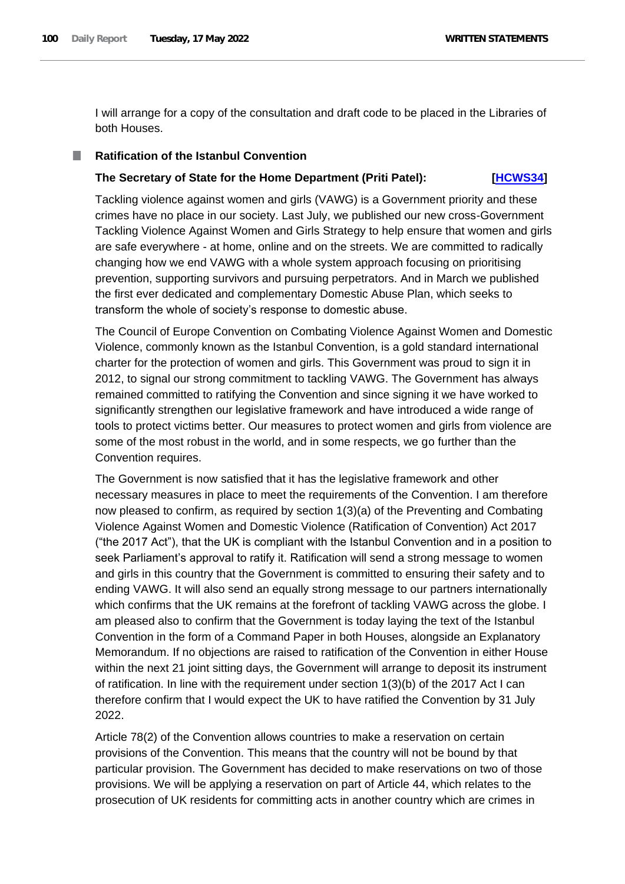I will arrange for a copy of the consultation and draft code to be placed in the Libraries of both Houses.

## Ratification of the Istanbul Convention

**The Secretary of State for the Home Department (Priti Patel): [HCWS34]**

Tackling violence against women and girls (VAWG) is a Government priority and these crimes have no place in our society. Last July, we published our new cross-Government Tackling Violence Against Women and Girls Strategy to help ensure that women and girls are safe everywhere - at home, online and on the streets. We are committed to radically changing how we end VAWG with a whole system approach focusing on prioritising prevention, supporting survivors and pursuing perpetrators. And in March we published the first ever dedicated and complementary Domestic Abuse Plan, which seeks to transform the whole of society's response to domestic abuse.

The Council of Europe Convention on Combating Violence Against Women and Domestic Violence, commonly known as the Istanbul Convention, is a gold standard international charter for the protection of women and girls. This Government was proud to sign it in 2012, to signal our strong commitment to tackling VAWG. The Government has always remained committed to ratifying the Convention and since signing it we have worked to significantly strengthen our legislative framework and have introduced a wide range of tools to protect victims better. Our measures to protect women and girls from violence are some of the most robust in the world, and in some respects, we go further than the Convention requires.

The Government is now satisfied that it has the legislative framework and other necessary measures in place to meet the requirements of the Convention. I am therefore now pleased to confirm, as required by section 1(3)(a) of the Preventing and Combating Violence Against Women and Domestic Violence (Ratification of Convention) Act 2017 ("the 2017 Act"), that the UK is compliant with the Istanbul Convention and in a position to seek Parliament's approval to ratify it. Ratification will send a strong message to women and girls in this country that the Government is committed to ensuring their safety and to ending VAWG. It will also send an equally strong message to our partners internationally which confirms that the UK remains at the forefront of tackling VAWG across the globe. I am pleased also to confirm that the Government is today laying the text of the Istanbul Convention in the form of a Command Paper in both Houses, alongside an Explanatory Memorandum. If no objections are raised to ratification of the Convention in either House within the next 21 joint sitting days, the Government will arrange to deposit its instrument of ratification. In line with the requirement under section 1(3)(b) of the 2017 Act I can therefore confirm that I would expect the UK to have ratified the Convention by 31 July 2022.

Article 78(2) of the Convention allows countries to make a reservation on certain provisions of the Convention. This means that the country will not be bound by that particular provision. The Government has decided to make reservations on two of those provisions. We will be applying a reservation on part of Article 44, which relates to the prosecution of UK residents for committing acts in another country which are crimes in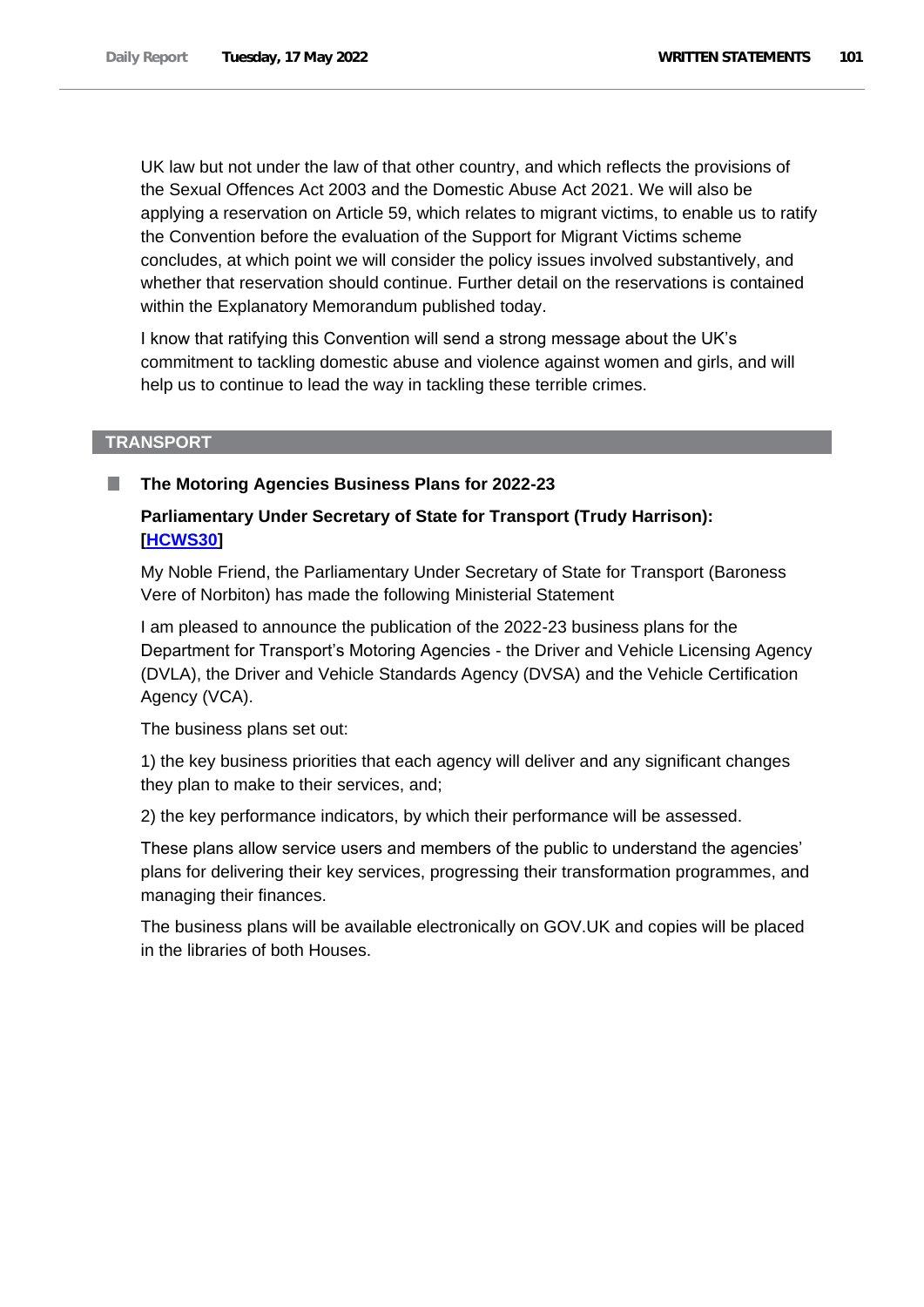UK law but not under the law of that other country, and which reflects the provisions of the Sexual Offences Act 2003 and the Domestic Abuse Act 2021. We will also be applying a reservation on Article 59, which relates to migrant victims, to enable us to ratify the Convention before the evaluation of the Support for Migrant Victims scheme concludes, at which point we will consider the policy issues involved substantively, and whether that reservation should continue. Further detail on the reservations is contained within the Explanatory Memorandum published today.

I know that ratifying this Convention will send a strong message about the UK's commitment to tackling domestic abuse and violence against women and girls, and will help us to continue to lead the way in tackling these terrible crimes.

## TRANSPORT

### The Motoring Agencies Business Plans for 2022-23

**Parliamentary Under Secretary of State for Transport (Trudy Harrison): [HCWS30]**

My Noble Friend, the Parliamentary Under Secretary of State for Transport (Baroness Vere of Norbiton) has made the following Ministerial Statement

I am pleased to announce the publication of the 2022-23 business plans for the Department for Transport's Motoring Agencies - the Driver and Vehicle Licensing Agency (DVLA), the Driver and Vehicle Standards Agency (DVSA) and the Vehicle Certification Agency (VCA).

The business plans set out:

1) the key business priorities that each agency will deliver and any significant changes they plan to make to their services, and;

2) the key performance indicators, by which their performance will be assessed.

These plans allow service users and members of the public to understand the agencies' plans for delivering their key services, progressing their transformation programmes, and managing their finances.

The business plans will be available electronically on GOV.UK and copies will be placed in the libraries of both Houses.